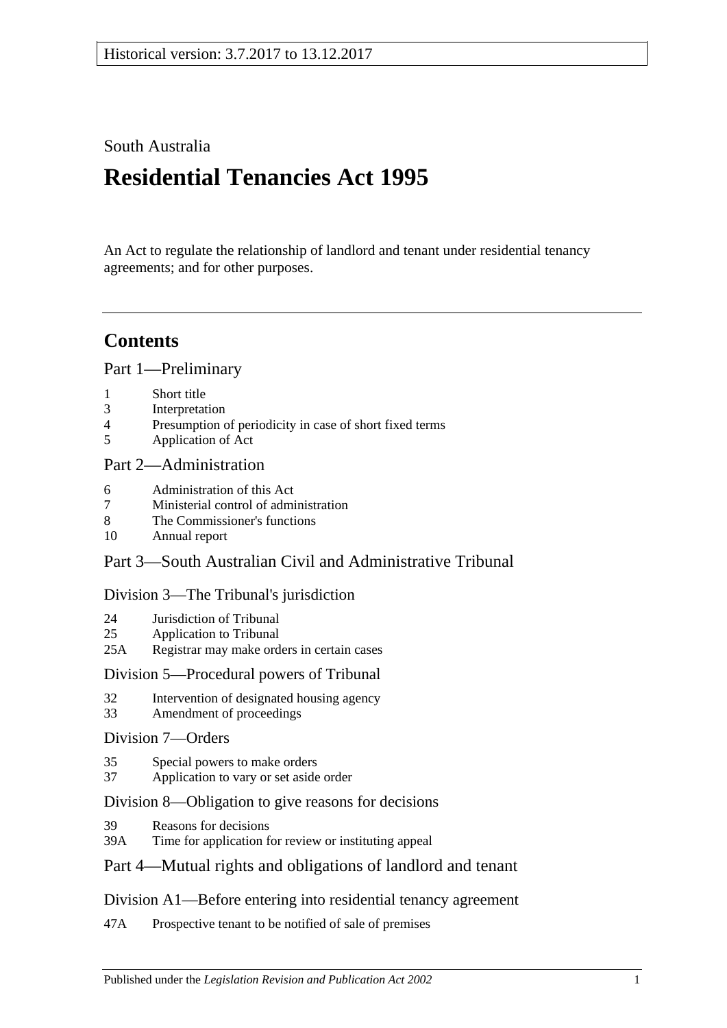Historical version: 3.7.2017 to 13.12.2017

South Australia

# Residential Tenancies Act 1995

An Act to regulate the relationship of landlord and tenant under residential tenancy agreements; and for other purposes.

## Contents

Part 1—Preliminary

1 Short title
3 Interpretation
4 Presumption of periodicity in case of short fixed terms
5 Application of Act

Part 2—Administration

6 Administration of this Act
7 Ministerial control of administration
8 The Commissioner's functions
10 Annual report

Part 3—South Australian Civil and Administrative Tribunal

Division 3—The Tribunal's jurisdiction

24 Jurisdiction of Tribunal
25 Application to Tribunal
25A Registrar may make orders in certain cases

Division 5—Procedural powers of Tribunal

32 Intervention of designated housing agency
33 Amendment of proceedings

Division 7—Orders

35 Special powers to make orders
37 Application to vary or set aside order

Division 8—Obligation to give reasons for decisions

39 Reasons for decisions
39A Time for application for review or instituting appeal

Part 4—Mutual rights and obligations of landlord and tenant

Division A1—Before entering into residential tenancy agreement

47A Prospective tenant to be notified of sale of premises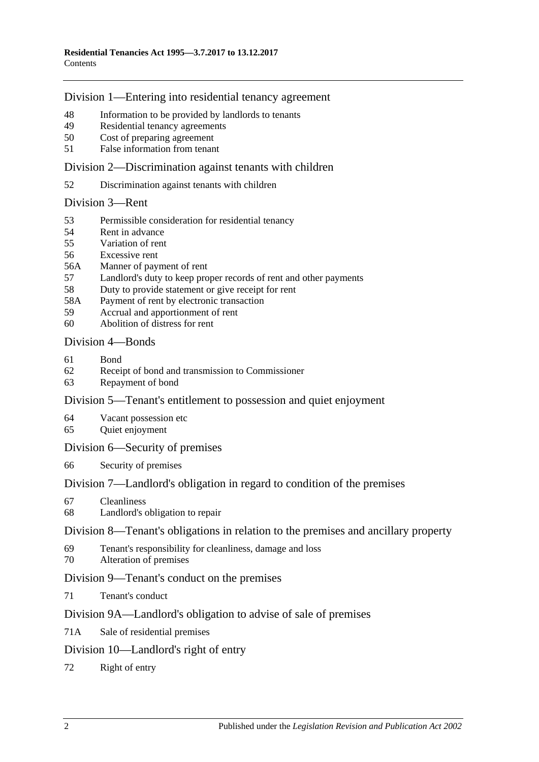## Division 1—Entering into residential tenancy agreement

48 Information to be provided by landlords to tenants
49 Residential tenancy agreements
50 Cost of preparing agreement
51 False information from tenant

## Division 2—Discrimination against tenants with children

52 Discrimination against tenants with children

## Division 3—Rent

53 Permissible consideration for residential tenancy
54 Rent in advance
55 Variation of rent
56 Excessive rent
56A Manner of payment of rent
57 Landlord's duty to keep proper records of rent and other payments
58 Duty to provide statement or give receipt for rent
58A Payment of rent by electronic transaction
59 Accrual and apportionment of rent
60 Abolition of distress for rent

## Division 4—Bonds

61 Bond
62 Receipt of bond and transmission to Commissioner
63 Repayment of bond

## Division 5—Tenant's entitlement to possession and quiet enjoyment

64 Vacant possession etc
65 Quiet enjoyment

## Division 6—Security of premises

66 Security of premises

## Division 7—Landlord's obligation in regard to condition of the premises

67 Cleanliness
68 Landlord's obligation to repair

## Division 8—Tenant's obligations in relation to the premises and ancillary property

69 Tenant's responsibility for cleanliness, damage and loss
70 Alteration of premises

## Division 9—Tenant's conduct on the premises

71 Tenant's conduct

## Division 9A—Landlord's obligation to advise of sale of premises

71A Sale of residential premises

## Division 10—Landlord's right of entry

72 Right of entry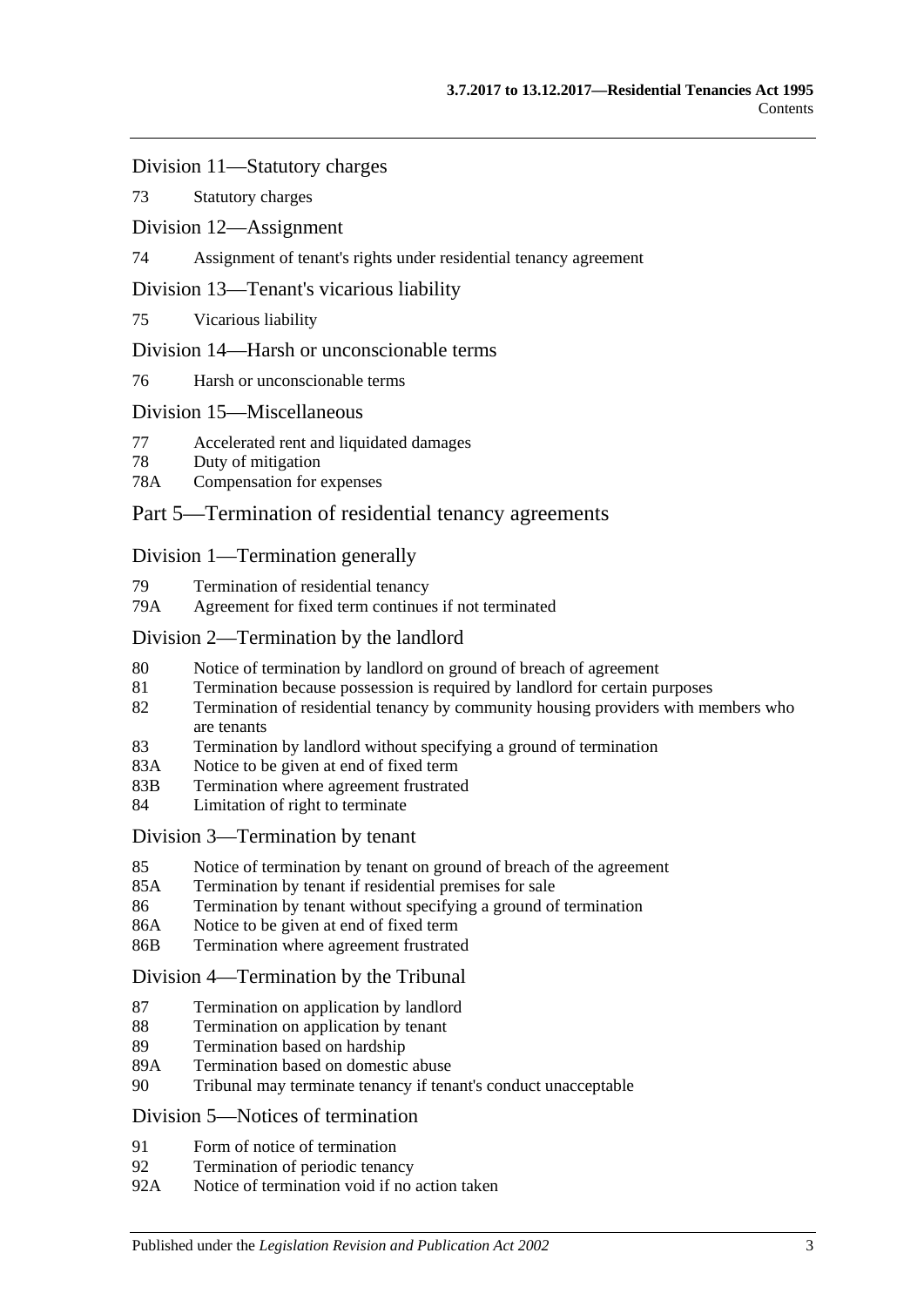## Division 11—Statutory charges

73 Statutory charges

## Division 12—Assignment

74 Assignment of tenant's rights under residential tenancy agreement

## Division 13—Tenant's vicarious liability

75 Vicarious liability

## Division 14—Harsh or unconscionable terms

76 Harsh or unconscionable terms

## Division 15—Miscellaneous

77 Accelerated rent and liquidated damages
78 Duty of mitigation
78A Compensation for expenses

# Part 5—Termination of residential tenancy agreements

## Division 1—Termination generally

79 Termination of residential tenancy
79A Agreement for fixed term continues if not terminated

## Division 2—Termination by the landlord

80 Notice of termination by landlord on ground of breach of agreement
81 Termination because possession is required by landlord for certain purposes
82 Termination of residential tenancy by community housing providers with members who are tenants
83 Termination by landlord without specifying a ground of termination
83A Notice to be given at end of fixed term
83B Termination where agreement frustrated
84 Limitation of right to terminate

## Division 3—Termination by tenant

85 Notice of termination by tenant on ground of breach of the agreement
85A Termination by tenant if residential premises for sale
86 Termination by tenant without specifying a ground of termination
86A Notice to be given at end of fixed term
86B Termination where agreement frustrated

## Division 4—Termination by the Tribunal

87 Termination on application by landlord
88 Termination on application by tenant
89 Termination based on hardship
89A Termination based on domestic abuse
90 Tribunal may terminate tenancy if tenant's conduct unacceptable

## Division 5—Notices of termination

91 Form of notice of termination
92 Termination of periodic tenancy
92A Notice of termination void if no action taken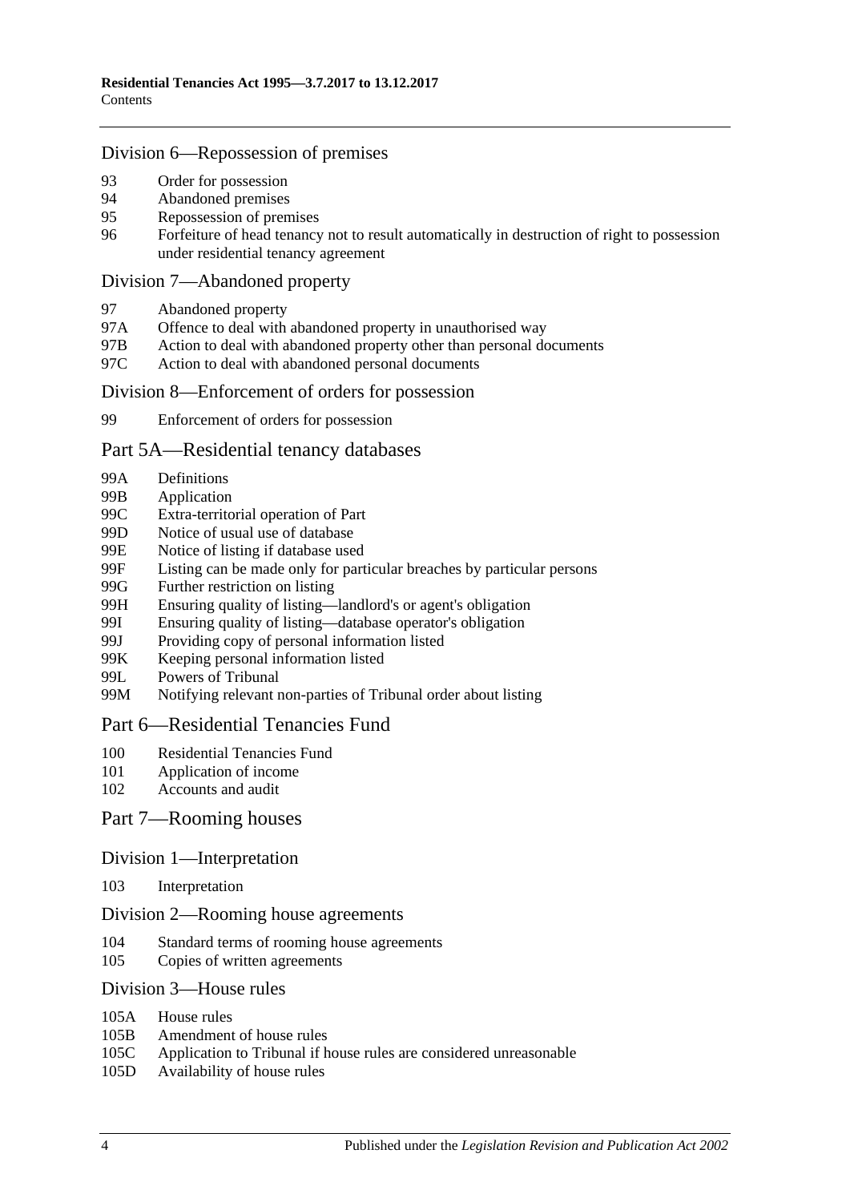## Division 6—Repossession of premises

93 Order for possession
94 Abandoned premises
95 Repossession of premises
96 Forfeiture of head tenancy not to result automatically in destruction of right to possession under residential tenancy agreement

## Division 7—Abandoned property

97 Abandoned property
97A Offence to deal with abandoned property in unauthorised way
97B Action to deal with abandoned property other than personal documents
97C Action to deal with abandoned personal documents

## Division 8—Enforcement of orders for possession

99 Enforcement of orders for possession

# Part 5A—Residential tenancy databases

99A Definitions
99B Application
99C Extra-territorial operation of Part
99D Notice of usual use of database
99E Notice of listing if database used
99F Listing can be made only for particular breaches by particular persons
99G Further restriction on listing
99H Ensuring quality of listing—landlord's or agent's obligation
99I Ensuring quality of listing—database operator's obligation
99J Providing copy of personal information listed
99K Keeping personal information listed
99L Powers of Tribunal
99M Notifying relevant non-parties of Tribunal order about listing

# Part 6—Residential Tenancies Fund

100 Residential Tenancies Fund
101 Application of income
102 Accounts and audit

# Part 7—Rooming houses

## Division 1—Interpretation

103 Interpretation

## Division 2—Rooming house agreements

104 Standard terms of rooming house agreements
105 Copies of written agreements

## Division 3—House rules

105A House rules
105B Amendment of house rules
105C Application to Tribunal if house rules are considered unreasonable
105D Availability of house rules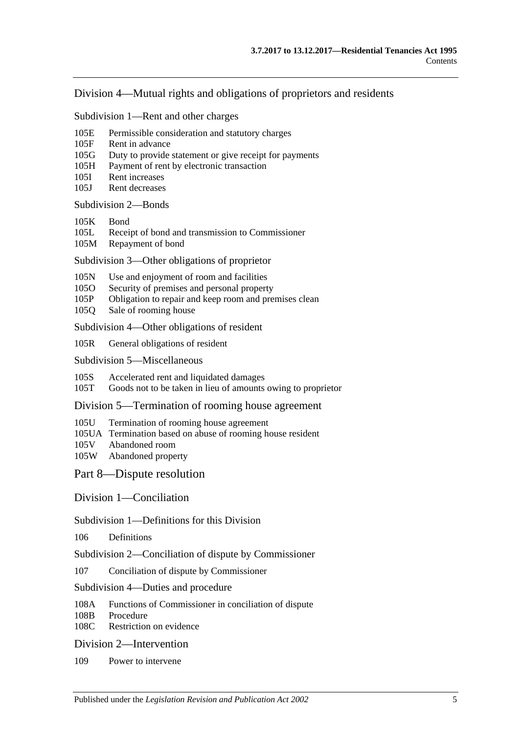## Division 4—Mutual rights and obligations of proprietors and residents

### Subdivision 1—Rent and other charges

105E Permissible consideration and statutory charges
105F Rent in advance
105G Duty to provide statement or give receipt for payments
105H Payment of rent by electronic transaction
105I Rent increases
105J Rent decreases

### Subdivision 2—Bonds

105K Bond
105L Receipt of bond and transmission to Commissioner
105M Repayment of bond

### Subdivision 3—Other obligations of proprietor

105N Use and enjoyment of room and facilities
105O Security of premises and personal property
105P Obligation to repair and keep room and premises clean
105Q Sale of rooming house

### Subdivision 4—Other obligations of resident

105R General obligations of resident

### Subdivision 5—Miscellaneous

105S Accelerated rent and liquidated damages
105T Goods not to be taken in lieu of amounts owing to proprietor

## Division 5—Termination of rooming house agreement

105U Termination of rooming house agreement
105UA Termination based on abuse of rooming house resident
105V Abandoned room
105W Abandoned property

# Part 8—Dispute resolution

## Division 1—Conciliation

### Subdivision 1—Definitions for this Division

106 Definitions

### Subdivision 2—Conciliation of dispute by Commissioner

107 Conciliation of dispute by Commissioner

### Subdivision 4—Duties and procedure

108A Functions of Commissioner in conciliation of dispute
108B Procedure
108C Restriction on evidence

## Division 2—Intervention

109 Power to intervene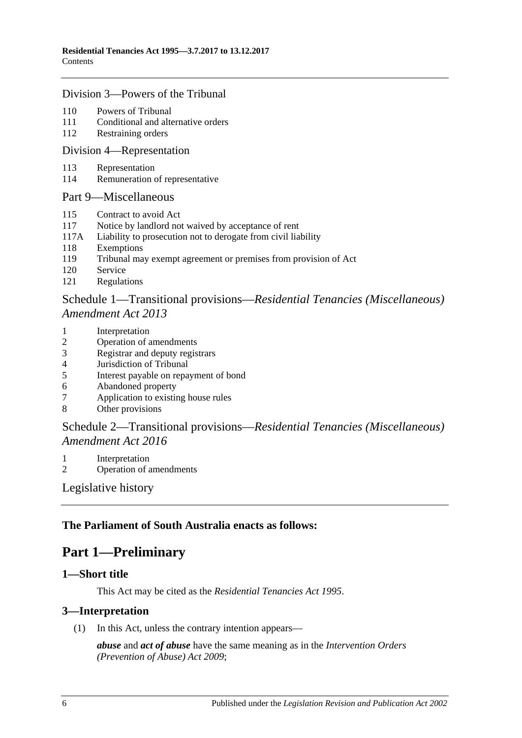## Division 3—Powers of the Tribunal

110 Powers of Tribunal
111 Conditional and alternative orders
112 Restraining orders

## Division 4—Representation

113 Representation
114 Remuneration of representative

## Part 9—Miscellaneous

115 Contract to avoid Act
117 Notice by landlord not waived by acceptance of rent
117A Liability to prosecution not to derogate from civil liability
118 Exemptions
119 Tribunal may exempt agreement or premises from provision of Act
120 Service
121 Regulations

## Schedule 1—Transitional provisions—*Residential Tenancies (Miscellaneous) Amendment Act 2013*

1 Interpretation
2 Operation of amendments
3 Registrar and deputy registrars
4 Jurisdiction of Tribunal
5 Interest payable on repayment of bond
6 Abandoned property
7 Application to existing house rules
8 Other provisions

## Schedule 2—Transitional provisions—*Residential Tenancies (Miscellaneous) Amendment Act 2016*

1 Interpretation
2 Operation of amendments

## Legislative history

---

**The Parliament of South Australia enacts as follows:**

# Part 1—Preliminary

### 1—Short title

This Act may be cited as the *Residential Tenancies Act 1995*.

### 3—Interpretation

(1) In this Act, unless the contrary intention appears—

***abuse*** and ***act of abuse*** have the same meaning as in the *Intervention Orders (Prevention of Abuse) Act 2009*;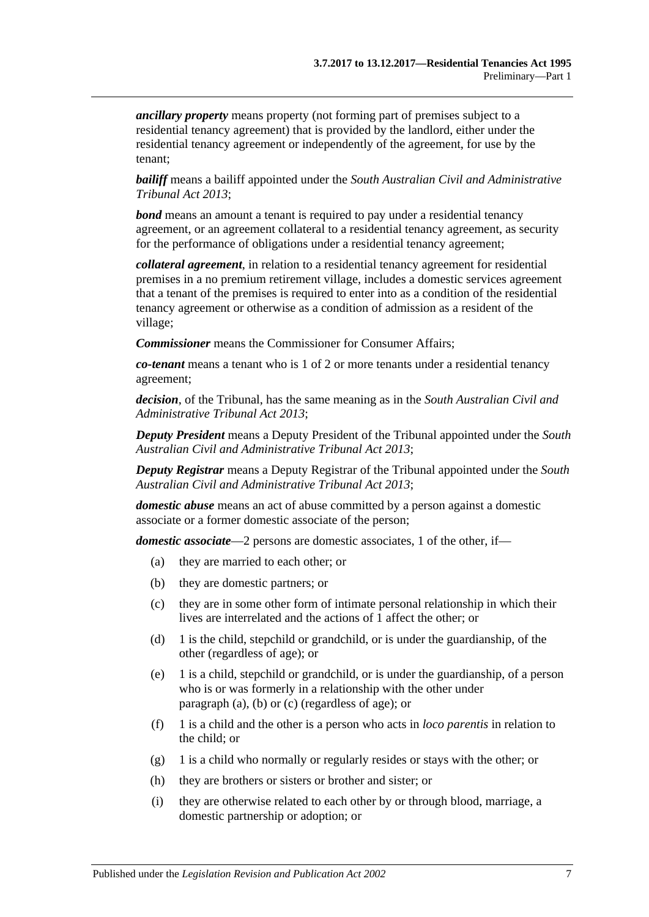***ancillary property*** means property (not forming part of premises subject to a residential tenancy agreement) that is provided by the landlord, either under the residential tenancy agreement or independently of the agreement, for use by the tenant;

***bailiff*** means a bailiff appointed under the *South Australian Civil and Administrative Tribunal Act 2013*;

***bond*** means an amount a tenant is required to pay under a residential tenancy agreement, or an agreement collateral to a residential tenancy agreement, as security for the performance of obligations under a residential tenancy agreement;

***collateral agreement***, in relation to a residential tenancy agreement for residential premises in a no premium retirement village, includes a domestic services agreement that a tenant of the premises is required to enter into as a condition of the residential tenancy agreement or otherwise as a condition of admission as a resident of the village;

***Commissioner*** means the Commissioner for Consumer Affairs;

***co-tenant*** means a tenant who is 1 of 2 or more tenants under a residential tenancy agreement;

***decision***, of the Tribunal, has the same meaning as in the *South Australian Civil and Administrative Tribunal Act 2013*;

***Deputy President*** means a Deputy President of the Tribunal appointed under the *South Australian Civil and Administrative Tribunal Act 2013*;

***Deputy Registrar*** means a Deputy Registrar of the Tribunal appointed under the *South Australian Civil and Administrative Tribunal Act 2013*;

***domestic abuse*** means an act of abuse committed by a person against a domestic associate or a former domestic associate of the person;

***domestic associate***—2 persons are domestic associates, 1 of the other, if—

(a) they are married to each other; or

(b) they are domestic partners; or

(c) they are in some other form of intimate personal relationship in which their lives are interrelated and the actions of 1 affect the other; or

(d) 1 is the child, stepchild or grandchild, or is under the guardianship, of the other (regardless of age); or

(e) 1 is a child, stepchild or grandchild, or is under the guardianship, of a person who is or was formerly in a relationship with the other under paragraph (a), (b) or (c) (regardless of age); or

(f) 1 is a child and the other is a person who acts in *loco parentis* in relation to the child; or

(g) 1 is a child who normally or regularly resides or stays with the other; or

(h) they are brothers or sisters or brother and sister; or

(i) they are otherwise related to each other by or through blood, marriage, a domestic partnership or adoption; or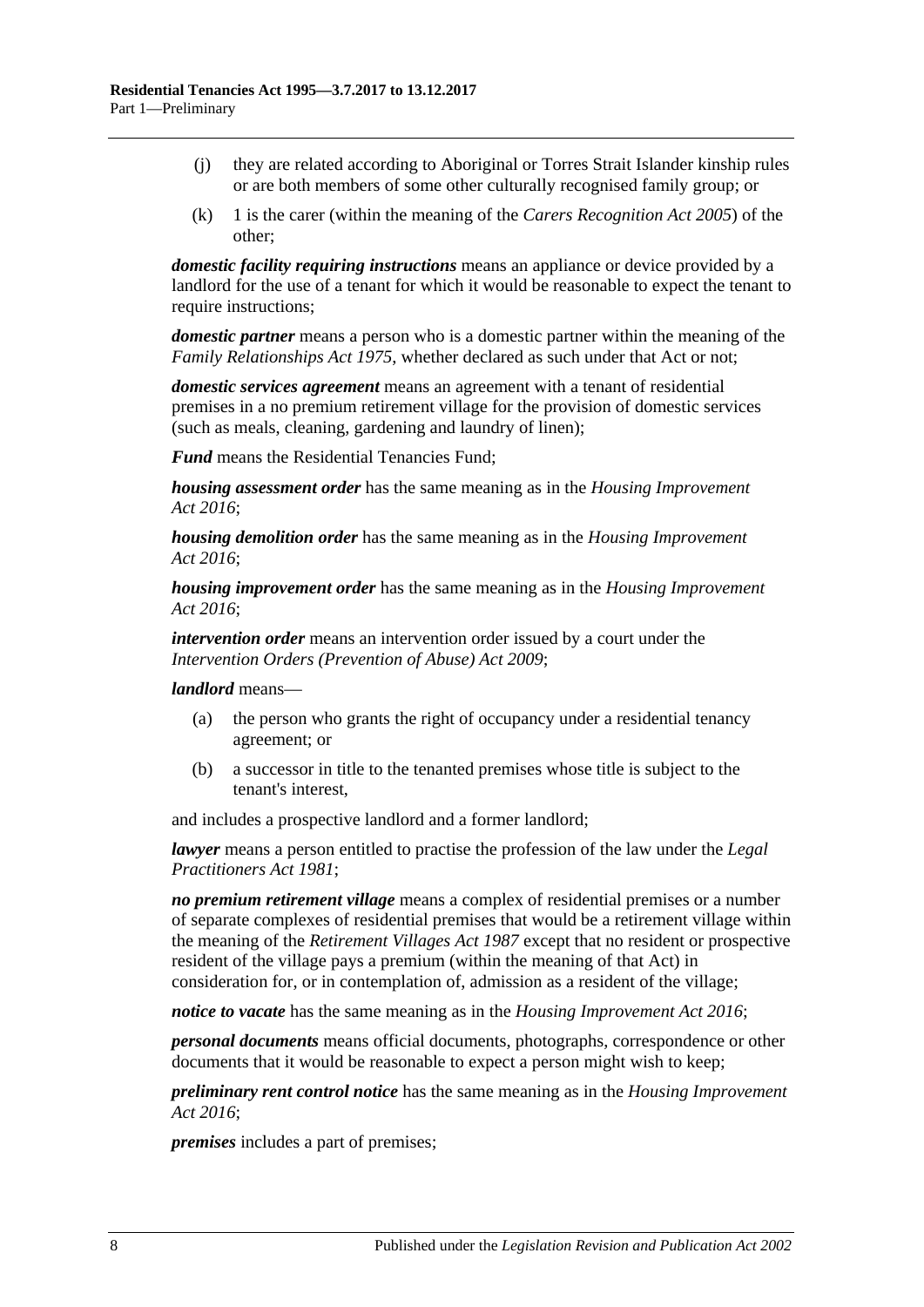(j) they are related according to Aboriginal or Torres Strait Islander kinship rules or are both members of some other culturally recognised family group; or

(k) 1 is the carer (within the meaning of the *Carers Recognition Act 2005*) of the other;

***domestic facility requiring instructions*** means an appliance or device provided by a landlord for the use of a tenant for which it would be reasonable to expect the tenant to require instructions;

***domestic partner*** means a person who is a domestic partner within the meaning of the *Family Relationships Act 1975*, whether declared as such under that Act or not;

***domestic services agreement*** means an agreement with a tenant of residential premises in a no premium retirement village for the provision of domestic services (such as meals, cleaning, gardening and laundry of linen);

***Fund*** means the Residential Tenancies Fund;

***housing assessment order*** has the same meaning as in the *Housing Improvement Act 2016*;

***housing demolition order*** has the same meaning as in the *Housing Improvement Act 2016*;

***housing improvement order*** has the same meaning as in the *Housing Improvement Act 2016*;

***intervention order*** means an intervention order issued by a court under the *Intervention Orders (Prevention of Abuse) Act 2009*;

***landlord*** means—

(a) the person who grants the right of occupancy under a residential tenancy agreement; or

(b) a successor in title to the tenanted premises whose title is subject to the tenant's interest,

and includes a prospective landlord and a former landlord;

***lawyer*** means a person entitled to practise the profession of the law under the *Legal Practitioners Act 1981*;

***no premium retirement village*** means a complex of residential premises or a number of separate complexes of residential premises that would be a retirement village within the meaning of the *Retirement Villages Act 1987* except that no resident or prospective resident of the village pays a premium (within the meaning of that Act) in consideration for, or in contemplation of, admission as a resident of the village;

***notice to vacate*** has the same meaning as in the *Housing Improvement Act 2016*;

***personal documents*** means official documents, photographs, correspondence or other documents that it would be reasonable to expect a person might wish to keep;

***preliminary rent control notice*** has the same meaning as in the *Housing Improvement Act 2016*;

***premises*** includes a part of premises;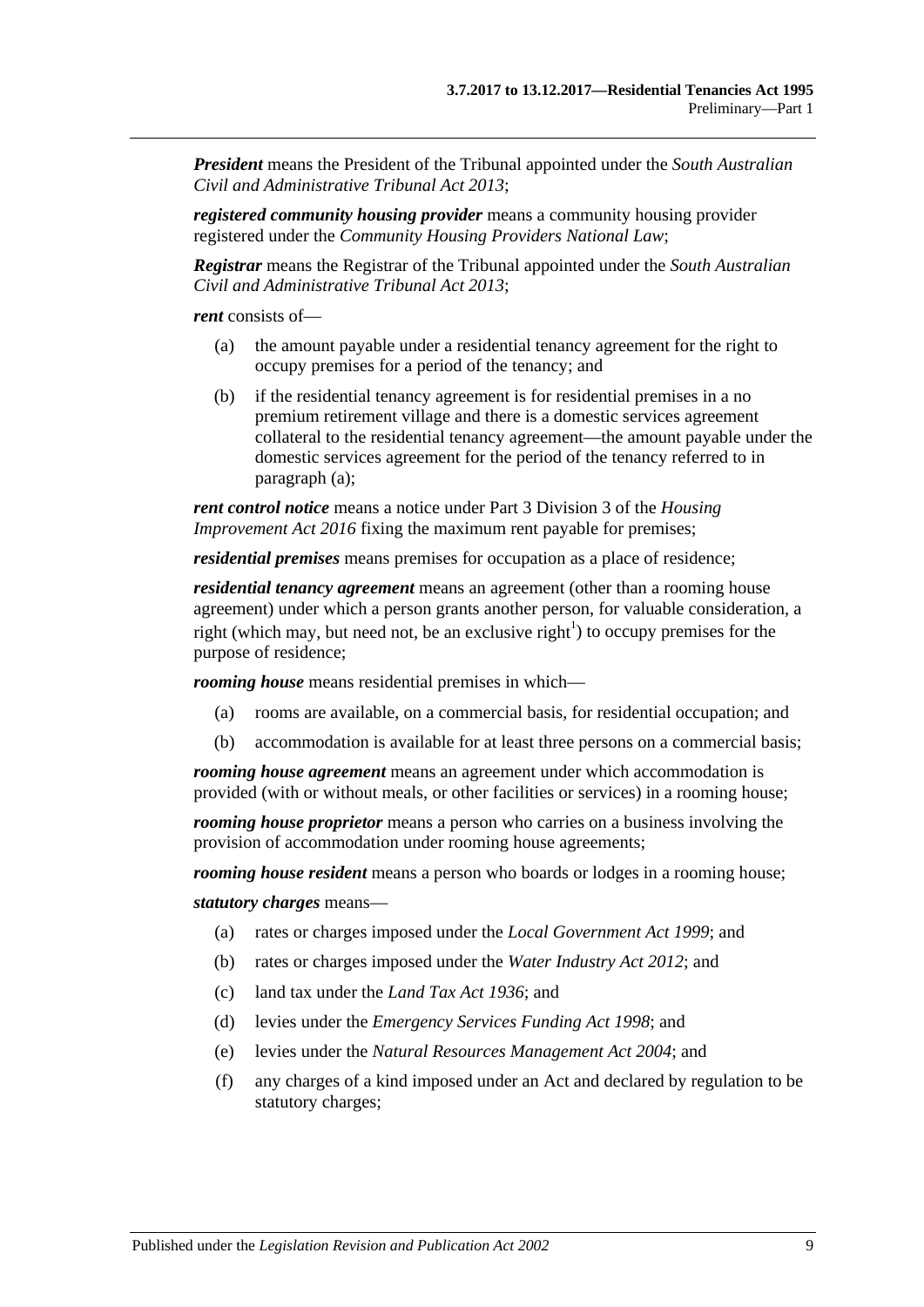***President*** means the President of the Tribunal appointed under the *South Australian Civil and Administrative Tribunal Act 2013*;

***registered community housing provider*** means a community housing provider registered under the *Community Housing Providers National Law*;

***Registrar*** means the Registrar of the Tribunal appointed under the *South Australian Civil and Administrative Tribunal Act 2013*;

***rent*** consists of—

(a) the amount payable under a residential tenancy agreement for the right to occupy premises for a period of the tenancy; and

(b) if the residential tenancy agreement is for residential premises in a no premium retirement village and there is a domestic services agreement collateral to the residential tenancy agreement—the amount payable under the domestic services agreement for the period of the tenancy referred to in paragraph (a);

***rent control notice*** means a notice under Part 3 Division 3 of the *Housing Improvement Act 2016* fixing the maximum rent payable for premises;

***residential premises*** means premises for occupation as a place of residence;

***residential tenancy agreement*** means an agreement (other than a rooming house agreement) under which a person grants another person, for valuable consideration, a right (which may, but need not, be an exclusive right[1]) to occupy premises for the purpose of residence;

***rooming house*** means residential premises in which—

(a) rooms are available, on a commercial basis, for residential occupation; and

(b) accommodation is available for at least three persons on a commercial basis;

***rooming house agreement*** means an agreement under which accommodation is provided (with or without meals, or other facilities or services) in a rooming house;

***rooming house proprietor*** means a person who carries on a business involving the provision of accommodation under rooming house agreements;

***rooming house resident*** means a person who boards or lodges in a rooming house;

***statutory charges*** means—

(a) rates or charges imposed under the *Local Government Act 1999*; and

(b) rates or charges imposed under the *Water Industry Act 2012*; and

(c) land tax under the *Land Tax Act 1936*; and

(d) levies under the *Emergency Services Funding Act 1998*; and

(e) levies under the *Natural Resources Management Act 2004*; and

(f) any charges of a kind imposed under an Act and declared by regulation to be statutory charges;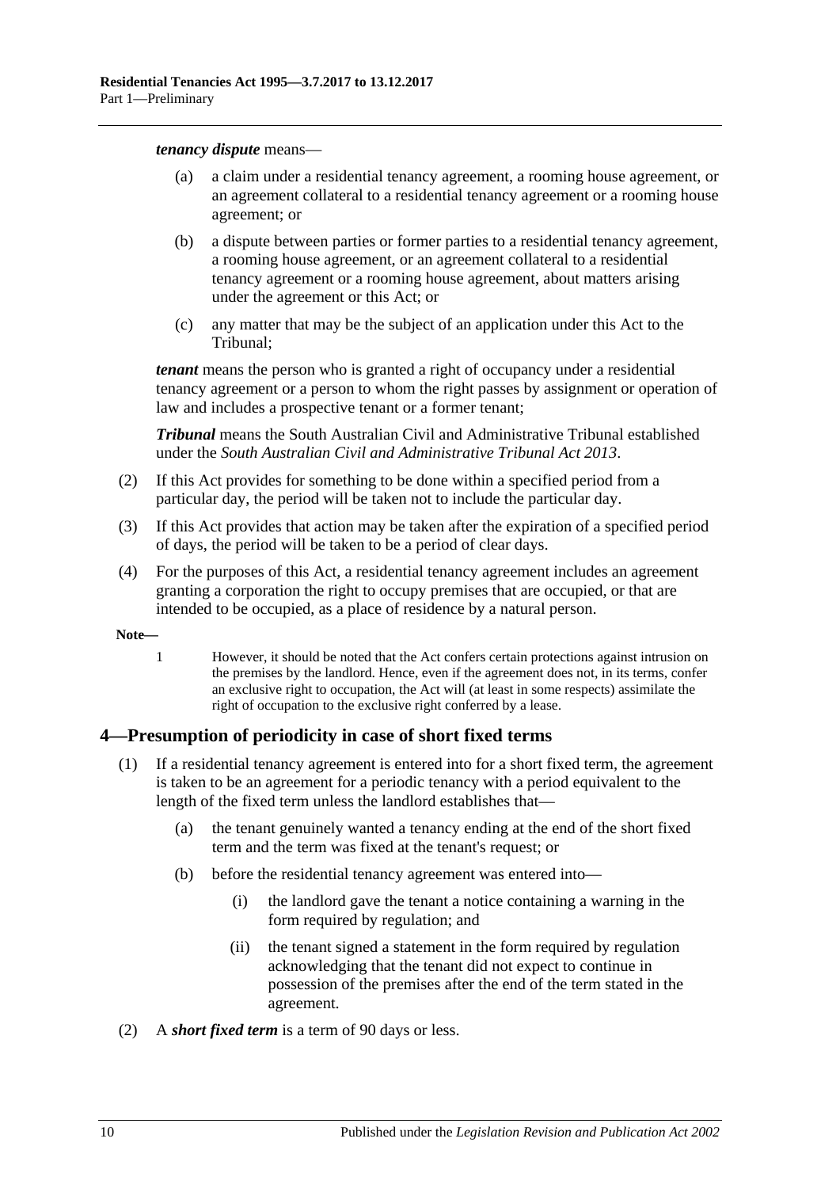***tenancy dispute*** means—

(a) a claim under a residential tenancy agreement, a rooming house agreement, or an agreement collateral to a residential tenancy agreement or a rooming house agreement; or

(b) a dispute between parties or former parties to a residential tenancy agreement, a rooming house agreement, or an agreement collateral to a residential tenancy agreement or a rooming house agreement, about matters arising under the agreement or this Act; or

(c) any matter that may be the subject of an application under this Act to the Tribunal;

***tenant*** means the person who is granted a right of occupancy under a residential tenancy agreement or a person to whom the right passes by assignment or operation of law and includes a prospective tenant or a former tenant;

***Tribunal*** means the South Australian Civil and Administrative Tribunal established under the *South Australian Civil and Administrative Tribunal Act 2013*.

(2) If this Act provides for something to be done within a specified period from a particular day, the period will be taken not to include the particular day.

(3) If this Act provides that action may be taken after the expiration of a specified period of days, the period will be taken to be a period of clear days.

(4) For the purposes of this Act, a residential tenancy agreement includes an agreement granting a corporation the right to occupy premises that are occupied, or that are intended to be occupied, as a place of residence by a natural person.

**Note—**

1 However, it should be noted that the Act confers certain protections against intrusion on the premises by the landlord. Hence, even if the agreement does not, in its terms, confer an exclusive right to occupation, the Act will (at least in some respects) assimilate the right of occupation to the exclusive right conferred by a lease.

## 4—Presumption of periodicity in case of short fixed terms

(1) If a residential tenancy agreement is entered into for a short fixed term, the agreement is taken to be an agreement for a periodic tenancy with a period equivalent to the length of the fixed term unless the landlord establishes that—

(a) the tenant genuinely wanted a tenancy ending at the end of the short fixed term and the term was fixed at the tenant's request; or

(b) before the residential tenancy agreement was entered into—

(i) the landlord gave the tenant a notice containing a warning in the form required by regulation; and

(ii) the tenant signed a statement in the form required by regulation acknowledging that the tenant did not expect to continue in possession of the premises after the end of the term stated in the agreement.

(2) A ***short fixed term*** is a term of 90 days or less.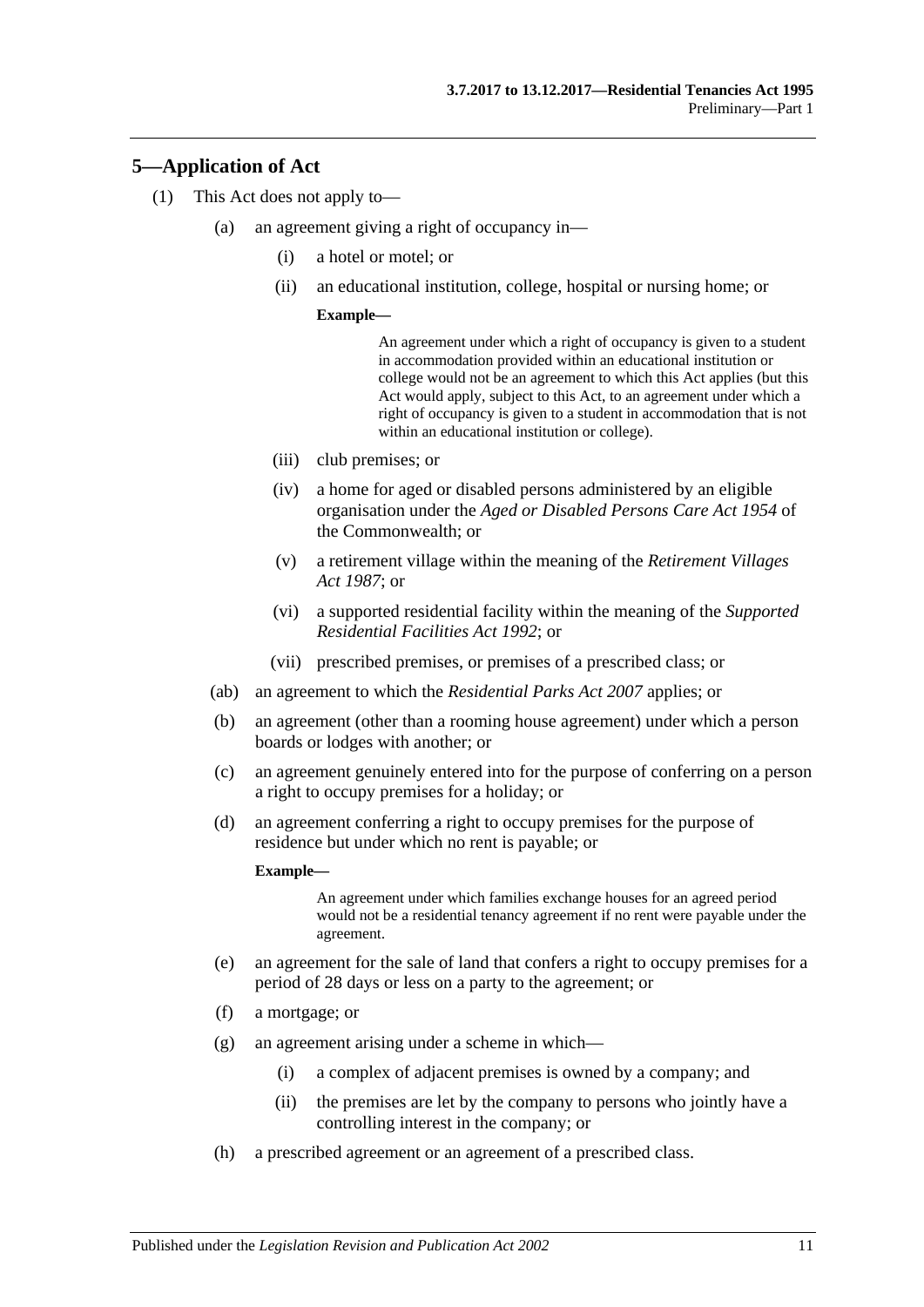## 5—Application of Act

(1) This Act does not apply to—

(a) an agreement giving a right of occupancy in—

(i) a hotel or motel; or

(ii) an educational institution, college, hospital or nursing home; or

**Example—**

An agreement under which a right of occupancy is given to a student in accommodation provided within an educational institution or college would not be an agreement to which this Act applies (but this Act would apply, subject to this Act, to an agreement under which a right of occupancy is given to a student in accommodation that is not within an educational institution or college).

(iii) club premises; or

(iv) a home for aged or disabled persons administered by an eligible organisation under the *Aged or Disabled Persons Care Act 1954* of the Commonwealth; or

(v) a retirement village within the meaning of the *Retirement Villages Act 1987*; or

(vi) a supported residential facility within the meaning of the *Supported Residential Facilities Act 1992*; or

(vii) prescribed premises, or premises of a prescribed class; or

(ab) an agreement to which the *Residential Parks Act 2007* applies; or

(b) an agreement (other than a rooming house agreement) under which a person boards or lodges with another; or

(c) an agreement genuinely entered into for the purpose of conferring on a person a right to occupy premises for a holiday; or

(d) an agreement conferring a right to occupy premises for the purpose of residence but under which no rent is payable; or

**Example—**

An agreement under which families exchange houses for an agreed period would not be a residential tenancy agreement if no rent were payable under the agreement.

(e) an agreement for the sale of land that confers a right to occupy premises for a period of 28 days or less on a party to the agreement; or

(f) a mortgage; or

(g) an agreement arising under a scheme in which—

(i) a complex of adjacent premises is owned by a company; and

(ii) the premises are let by the company to persons who jointly have a controlling interest in the company; or

(h) a prescribed agreement or an agreement of a prescribed class.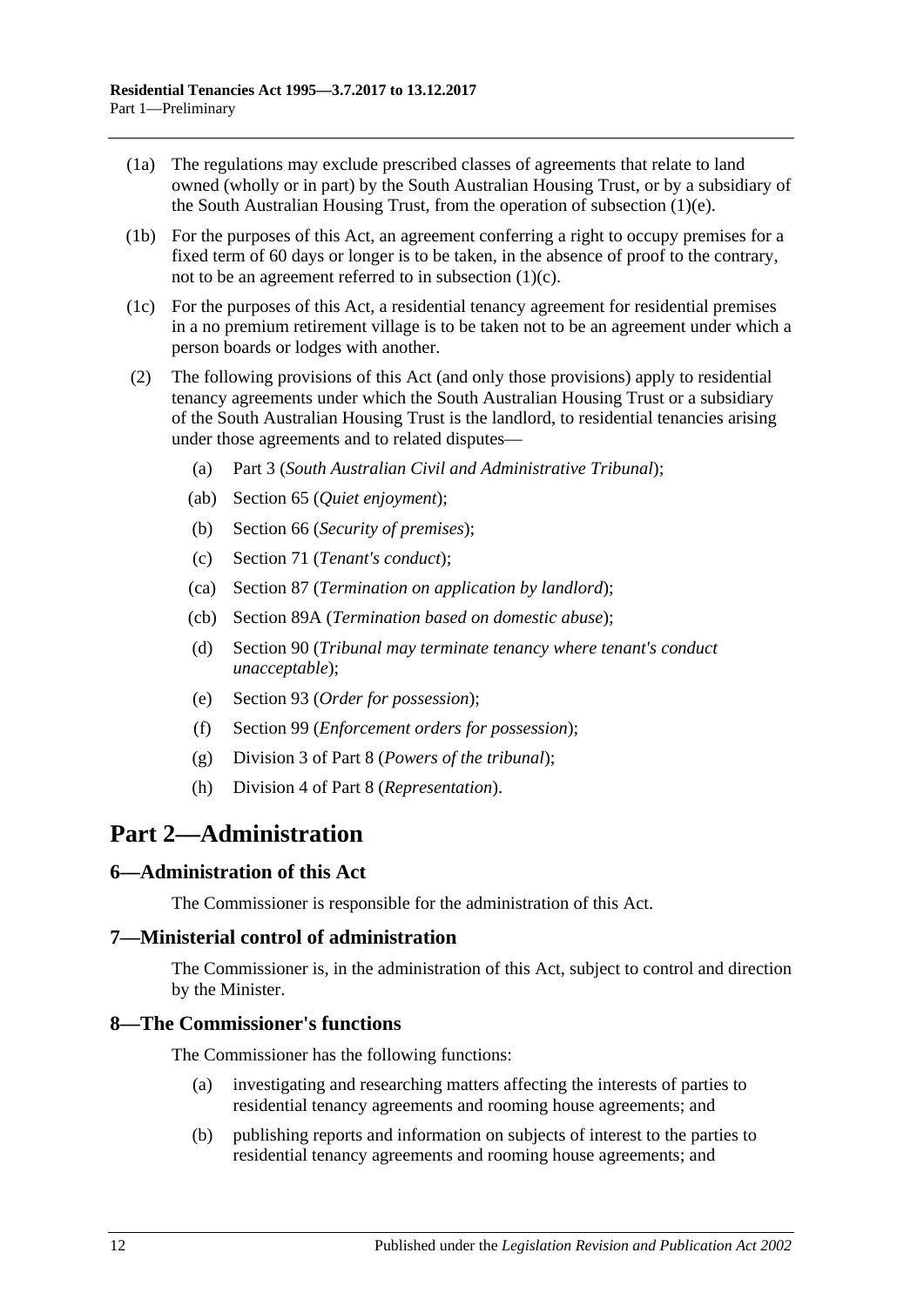(1a) The regulations may exclude prescribed classes of agreements that relate to land owned (wholly or in part) by the South Australian Housing Trust, or by a subsidiary of the South Australian Housing Trust, from the operation of subsection (1)(e).

(1b) For the purposes of this Act, an agreement conferring a right to occupy premises for a fixed term of 60 days or longer is to be taken, in the absence of proof to the contrary, not to be an agreement referred to in subsection (1)(c).

(1c) For the purposes of this Act, a residential tenancy agreement for residential premises in a no premium retirement village is to be taken not to be an agreement under which a person boards or lodges with another.

(2) The following provisions of this Act (and only those provisions) apply to residential tenancy agreements under which the South Australian Housing Trust or a subsidiary of the South Australian Housing Trust is the landlord, to residential tenancies arising under those agreements and to related disputes—

- (a) Part 3 (*South Australian Civil and Administrative Tribunal*);
- (ab) Section 65 (*Quiet enjoyment*);
- (b) Section 66 (*Security of premises*);
- (c) Section 71 (*Tenant's conduct*);
- (ca) Section 87 (*Termination on application by landlord*);
- (cb) Section 89A (*Termination based on domestic abuse*);
- (d) Section 90 (*Tribunal may terminate tenancy where tenant's conduct unacceptable*);
- (e) Section 93 (*Order for possession*);
- (f) Section 99 (*Enforcement orders for possession*);
- (g) Division 3 of Part 8 (*Powers of the tribunal*);
- (h) Division 4 of Part 8 (*Representation*).

# Part 2—Administration

## 6—Administration of this Act

The Commissioner is responsible for the administration of this Act.

## 7—Ministerial control of administration

The Commissioner is, in the administration of this Act, subject to control and direction by the Minister.

## 8—The Commissioner's functions

The Commissioner has the following functions:

- (a) investigating and researching matters affecting the interests of parties to residential tenancy agreements and rooming house agreements; and
- (b) publishing reports and information on subjects of interest to the parties to residential tenancy agreements and rooming house agreements; and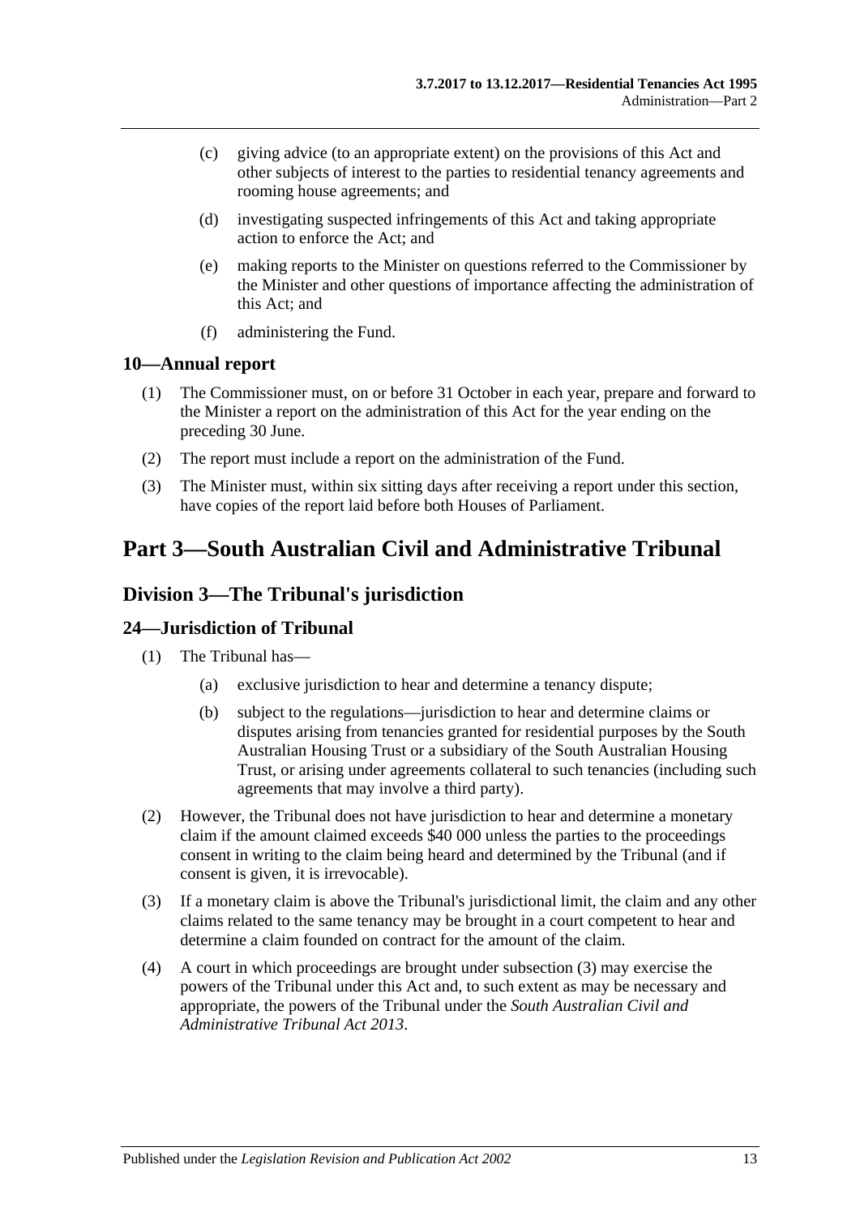(c) giving advice (to an appropriate extent) on the provisions of this Act and other subjects of interest to the parties to residential tenancy agreements and rooming house agreements; and

(d) investigating suspected infringements of this Act and taking appropriate action to enforce the Act; and

(e) making reports to the Minister on questions referred to the Commissioner by the Minister and other questions of importance affecting the administration of this Act; and

(f) administering the Fund.

### 10—Annual report

(1) The Commissioner must, on or before 31 October in each year, prepare and forward to the Minister a report on the administration of this Act for the year ending on the preceding 30 June.

(2) The report must include a report on the administration of the Fund.

(3) The Minister must, within six sitting days after receiving a report under this section, have copies of the report laid before both Houses of Parliament.

# Part 3—South Australian Civil and Administrative Tribunal

## Division 3—The Tribunal's jurisdiction

### 24—Jurisdiction of Tribunal

(1) The Tribunal has—

(a) exclusive jurisdiction to hear and determine a tenancy dispute;

(b) subject to the regulations—jurisdiction to hear and determine claims or disputes arising from tenancies granted for residential purposes by the South Australian Housing Trust or a subsidiary of the South Australian Housing Trust, or arising under agreements collateral to such tenancies (including such agreements that may involve a third party).

(2) However, the Tribunal does not have jurisdiction to hear and determine a monetary claim if the amount claimed exceeds $40 000 unless the parties to the proceedings consent in writing to the claim being heard and determined by the Tribunal (and if consent is given, it is irrevocable).

(3) If a monetary claim is above the Tribunal's jurisdictional limit, the claim and any other claims related to the same tenancy may be brought in a court competent to hear and determine a claim founded on contract for the amount of the claim.

(4) A court in which proceedings are brought under subsection (3) may exercise the powers of the Tribunal under this Act and, to such extent as may be necessary and appropriate, the powers of the Tribunal under the *South Australian Civil and Administrative Tribunal Act 2013*.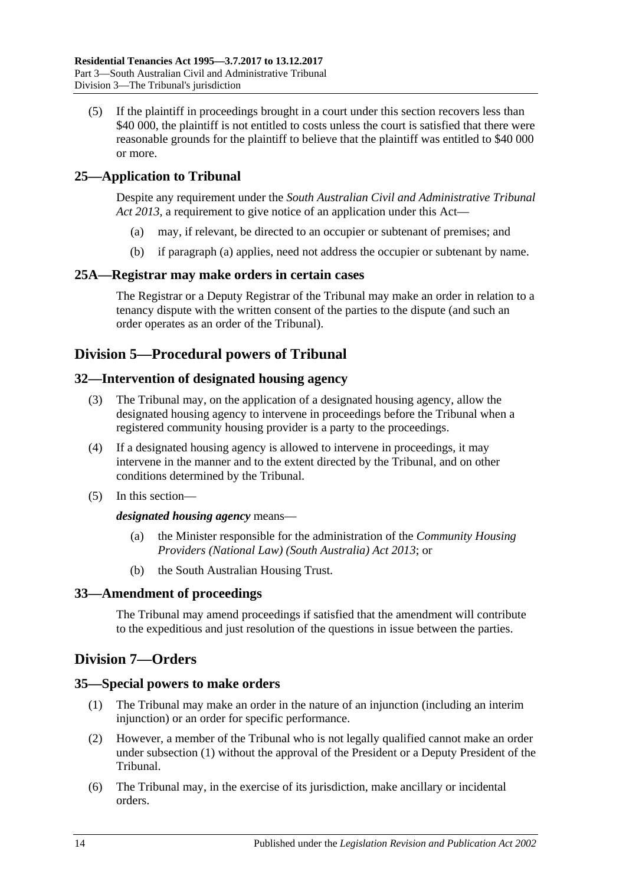(5) If the plaintiff in proceedings brought in a court under this section recovers less than $40 000, the plaintiff is not entitled to costs unless the court is satisfied that there were reasonable grounds for the plaintiff to believe that the plaintiff was entitled to $40 000 or more.

## 25—Application to Tribunal

Despite any requirement under the *South Australian Civil and Administrative Tribunal Act 2013*, a requirement to give notice of an application under this Act—

(a) may, if relevant, be directed to an occupier or subtenant of premises; and

(b) if paragraph (a) applies, need not address the occupier or subtenant by name.

## 25A—Registrar may make orders in certain cases

The Registrar or a Deputy Registrar of the Tribunal may make an order in relation to a tenancy dispute with the written consent of the parties to the dispute (and such an order operates as an order of the Tribunal).

# Division 5—Procedural powers of Tribunal

## 32—Intervention of designated housing agency

(3) The Tribunal may, on the application of a designated housing agency, allow the designated housing agency to intervene in proceedings before the Tribunal when a registered community housing provider is a party to the proceedings.

(4) If a designated housing agency is allowed to intervene in proceedings, it may intervene in the manner and to the extent directed by the Tribunal, and on other conditions determined by the Tribunal.

(5) In this section—

***designated housing agency*** means—

(a) the Minister responsible for the administration of the *Community Housing Providers (National Law) (South Australia) Act 2013*; or

(b) the South Australian Housing Trust.

## 33—Amendment of proceedings

The Tribunal may amend proceedings if satisfied that the amendment will contribute to the expeditious and just resolution of the questions in issue between the parties.

# Division 7—Orders

## 35—Special powers to make orders

(1) The Tribunal may make an order in the nature of an injunction (including an interim injunction) or an order for specific performance.

(2) However, a member of the Tribunal who is not legally qualified cannot make an order under subsection (1) without the approval of the President or a Deputy President of the Tribunal.

(6) The Tribunal may, in the exercise of its jurisdiction, make ancillary or incidental orders.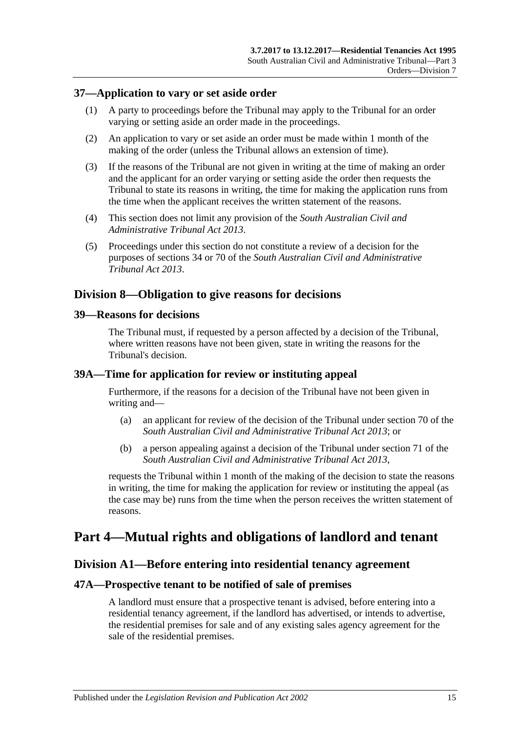### 37—Application to vary or set aside order

(1) A party to proceedings before the Tribunal may apply to the Tribunal for an order varying or setting aside an order made in the proceedings.

(2) An application to vary or set aside an order must be made within 1 month of the making of the order (unless the Tribunal allows an extension of time).

(3) If the reasons of the Tribunal are not given in writing at the time of making an order and the applicant for an order varying or setting aside the order then requests the Tribunal to state its reasons in writing, the time for making the application runs from the time when the applicant receives the written statement of the reasons.

(4) This section does not limit any provision of the *South Australian Civil and Administrative Tribunal Act 2013*.

(5) Proceedings under this section do not constitute a review of a decision for the purposes of sections 34 or 70 of the *South Australian Civil and Administrative Tribunal Act 2013*.

## Division 8—Obligation to give reasons for decisions

### 39—Reasons for decisions

The Tribunal must, if requested by a person affected by a decision of the Tribunal, where written reasons have not been given, state in writing the reasons for the Tribunal's decision.

### 39A—Time for application for review or instituting appeal

Furthermore, if the reasons for a decision of the Tribunal have not been given in writing and—

(a) an applicant for review of the decision of the Tribunal under section 70 of the *South Australian Civil and Administrative Tribunal Act 2013*; or

(b) a person appealing against a decision of the Tribunal under section 71 of the *South Australian Civil and Administrative Tribunal Act 2013*,

requests the Tribunal within 1 month of the making of the decision to state the reasons in writing, the time for making the application for review or instituting the appeal (as the case may be) runs from the time when the person receives the written statement of reasons.

# Part 4—Mutual rights and obligations of landlord and tenant

## Division A1—Before entering into residential tenancy agreement

### 47A—Prospective tenant to be notified of sale of premises

A landlord must ensure that a prospective tenant is advised, before entering into a residential tenancy agreement, if the landlord has advertised, or intends to advertise, the residential premises for sale and of any existing sales agency agreement for the sale of the residential premises.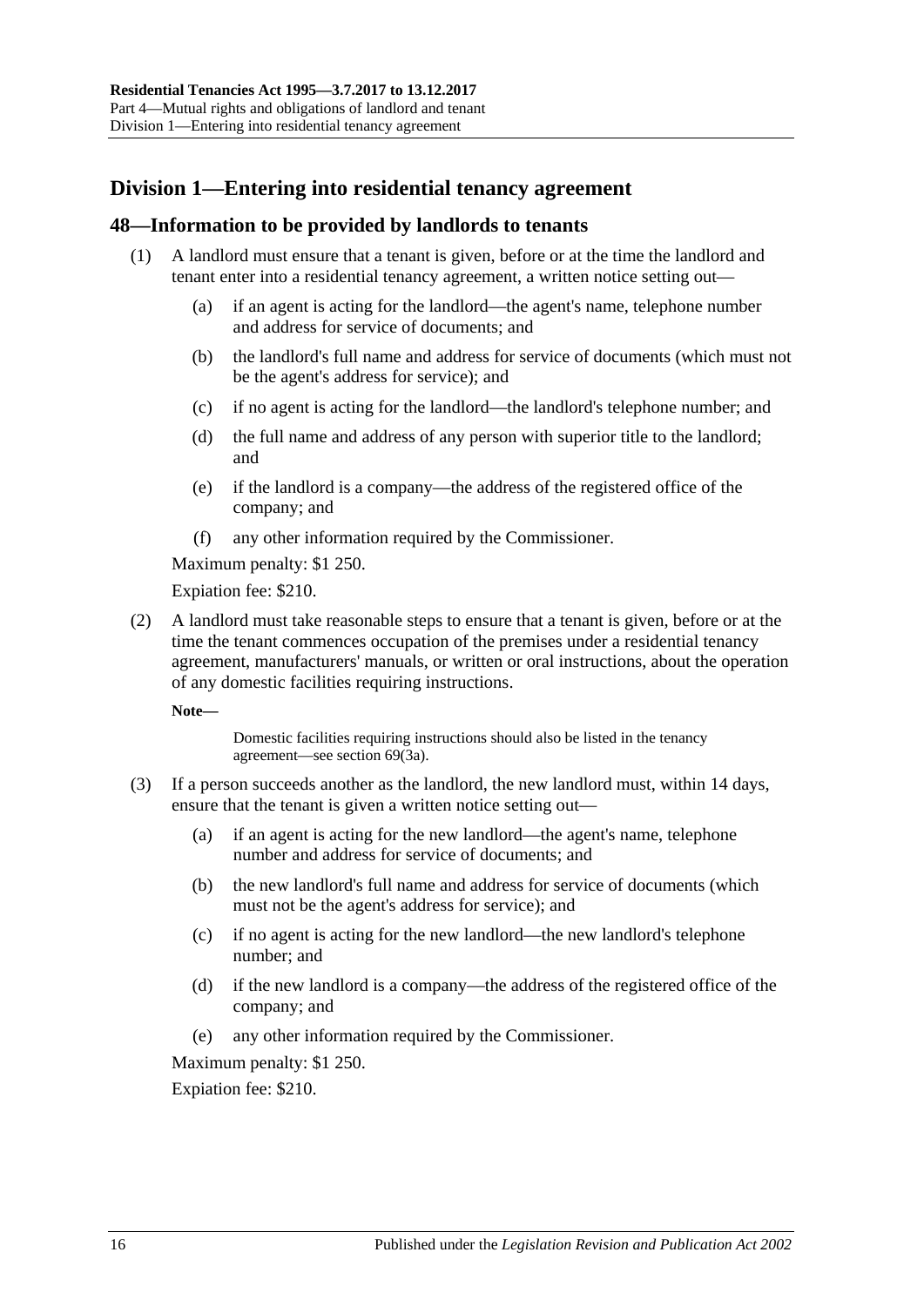## Division 1—Entering into residential tenancy agreement

### 48—Information to be provided by landlords to tenants

(1) A landlord must ensure that a tenant is given, before or at the time the landlord and tenant enter into a residential tenancy agreement, a written notice setting out—

(a) if an agent is acting for the landlord—the agent's name, telephone number and address for service of documents; and

(b) the landlord's full name and address for service of documents (which must not be the agent's address for service); and

(c) if no agent is acting for the landlord—the landlord's telephone number; and

(d) the full name and address of any person with superior title to the landlord; and

(e) if the landlord is a company—the address of the registered office of the company; and

(f) any other information required by the Commissioner.

Maximum penalty: $1 250.

Expiation fee: $210.

(2) A landlord must take reasonable steps to ensure that a tenant is given, before or at the time the tenant commences occupation of the premises under a residential tenancy agreement, manufacturers' manuals, or written or oral instructions, about the operation of any domestic facilities requiring instructions.

**Note—**

Domestic facilities requiring instructions should also be listed in the tenancy agreement—see section 69(3a).

(3) If a person succeeds another as the landlord, the new landlord must, within 14 days, ensure that the tenant is given a written notice setting out—

(a) if an agent is acting for the new landlord—the agent's name, telephone number and address for service of documents; and

(b) the new landlord's full name and address for service of documents (which must not be the agent's address for service); and

(c) if no agent is acting for the new landlord—the new landlord's telephone number; and

(d) if the new landlord is a company—the address of the registered office of the company; and

(e) any other information required by the Commissioner.

Maximum penalty: $1 250.

Expiation fee: $210.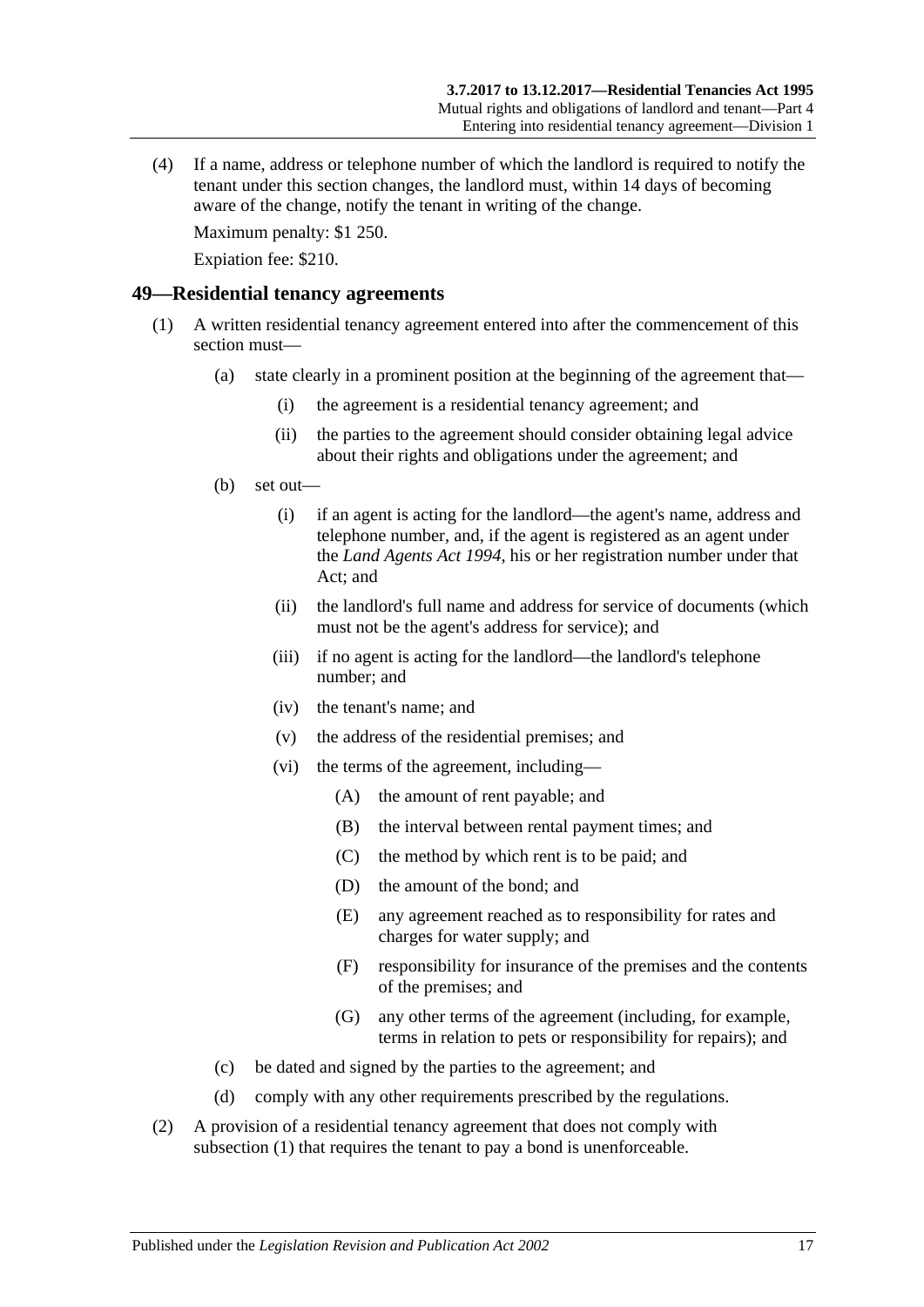(4) If a name, address or telephone number of which the landlord is required to notify the tenant under this section changes, the landlord must, within 14 days of becoming aware of the change, notify the tenant in writing of the change.

Maximum penalty: $1 250.

Expiation fee: $210.

## 49—Residential tenancy agreements

(1) A written residential tenancy agreement entered into after the commencement of this section must—

(a) state clearly in a prominent position at the beginning of the agreement that—

(i) the agreement is a residential tenancy agreement; and

(ii) the parties to the agreement should consider obtaining legal advice about their rights and obligations under the agreement; and

(b) set out—

(i) if an agent is acting for the landlord—the agent's name, address and telephone number, and, if the agent is registered as an agent under the *Land Agents Act 1994*, his or her registration number under that Act; and

(ii) the landlord's full name and address for service of documents (which must not be the agent's address for service); and

(iii) if no agent is acting for the landlord—the landlord's telephone number; and

(iv) the tenant's name; and

(v) the address of the residential premises; and

(vi) the terms of the agreement, including—

(A) the amount of rent payable; and

(B) the interval between rental payment times; and

(C) the method by which rent is to be paid; and

(D) the amount of the bond; and

(E) any agreement reached as to responsibility for rates and charges for water supply; and

(F) responsibility for insurance of the premises and the contents of the premises; and

(G) any other terms of the agreement (including, for example, terms in relation to pets or responsibility for repairs); and

(c) be dated and signed by the parties to the agreement; and

(d) comply with any other requirements prescribed by the regulations.

(2) A provision of a residential tenancy agreement that does not comply with subsection (1) that requires the tenant to pay a bond is unenforceable.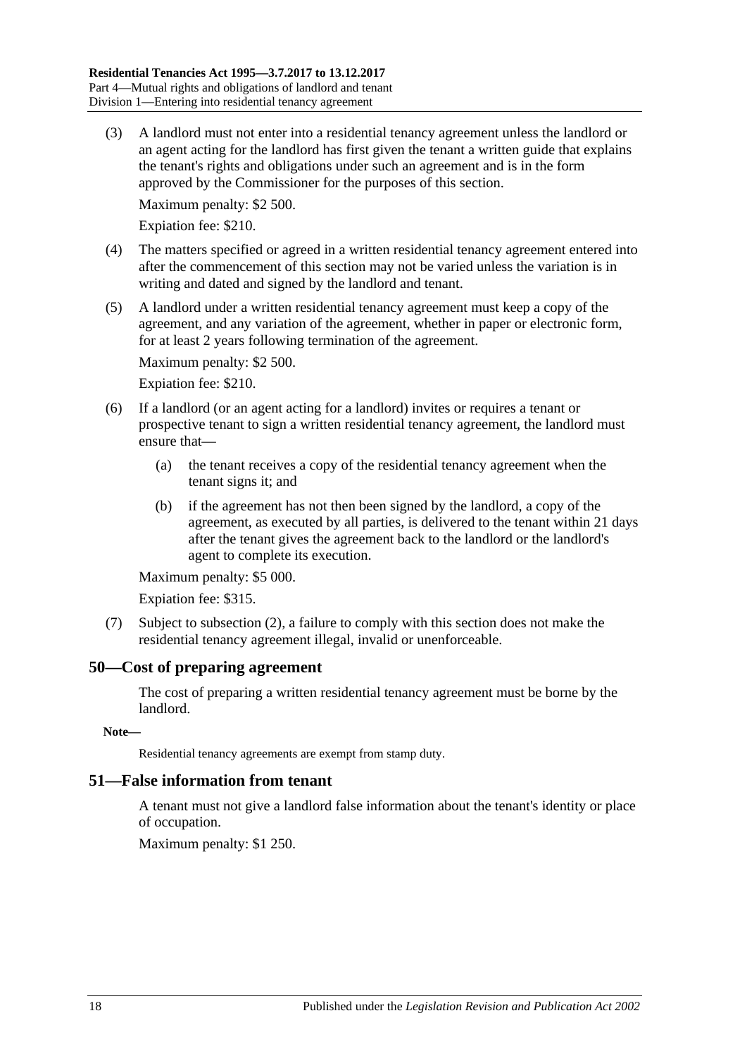(3) A landlord must not enter into a residential tenancy agreement unless the landlord or an agent acting for the landlord has first given the tenant a written guide that explains the tenant's rights and obligations under such an agreement and is in the form approved by the Commissioner for the purposes of this section.

Maximum penalty: $2 500.

Expiation fee: $210.

(4) The matters specified or agreed in a written residential tenancy agreement entered into after the commencement of this section may not be varied unless the variation is in writing and dated and signed by the landlord and tenant.

(5) A landlord under a written residential tenancy agreement must keep a copy of the agreement, and any variation of the agreement, whether in paper or electronic form, for at least 2 years following termination of the agreement.

Maximum penalty: $2 500.

Expiation fee: $210.

(6) If a landlord (or an agent acting for a landlord) invites or requires a tenant or prospective tenant to sign a written residential tenancy agreement, the landlord must ensure that—

(a) the tenant receives a copy of the residential tenancy agreement when the tenant signs it; and

(b) if the agreement has not then been signed by the landlord, a copy of the agreement, as executed by all parties, is delivered to the tenant within 21 days after the tenant gives the agreement back to the landlord or the landlord's agent to complete its execution.

Maximum penalty: $5 000.

Expiation fee: $315.

(7) Subject to subsection (2), a failure to comply with this section does not make the residential tenancy agreement illegal, invalid or unenforceable.

## 50—Cost of preparing agreement

The cost of preparing a written residential tenancy agreement must be borne by the landlord.

**Note—**

Residential tenancy agreements are exempt from stamp duty.

## 51—False information from tenant

A tenant must not give a landlord false information about the tenant's identity or place of occupation.

Maximum penalty: $1 250.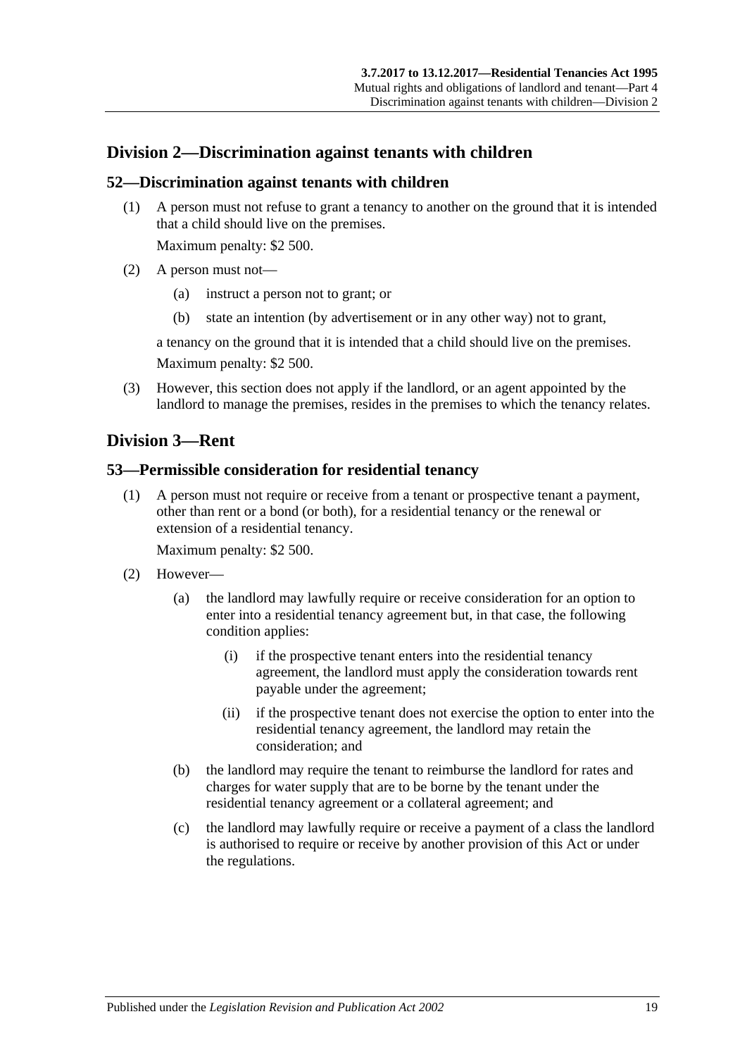## Division 2—Discrimination against tenants with children

### 52—Discrimination against tenants with children

(1) A person must not refuse to grant a tenancy to another on the ground that it is intended that a child should live on the premises.

Maximum penalty: $2 500.

(2) A person must not—

(a) instruct a person not to grant; or

(b) state an intention (by advertisement or in any other way) not to grant,

a tenancy on the ground that it is intended that a child should live on the premises.

Maximum penalty: $2 500.

(3) However, this section does not apply if the landlord, or an agent appointed by the landlord to manage the premises, resides in the premises to which the tenancy relates.

## Division 3—Rent

### 53—Permissible consideration for residential tenancy

(1) A person must not require or receive from a tenant or prospective tenant a payment, other than rent or a bond (or both), for a residential tenancy or the renewal or extension of a residential tenancy.

Maximum penalty: $2 500.

(2) However—

(a) the landlord may lawfully require or receive consideration for an option to enter into a residential tenancy agreement but, in that case, the following condition applies:

(i) if the prospective tenant enters into the residential tenancy agreement, the landlord must apply the consideration towards rent payable under the agreement;

(ii) if the prospective tenant does not exercise the option to enter into the residential tenancy agreement, the landlord may retain the consideration; and

(b) the landlord may require the tenant to reimburse the landlord for rates and charges for water supply that are to be borne by the tenant under the residential tenancy agreement or a collateral agreement; and

(c) the landlord may lawfully require or receive a payment of a class the landlord is authorised to require or receive by another provision of this Act or under the regulations.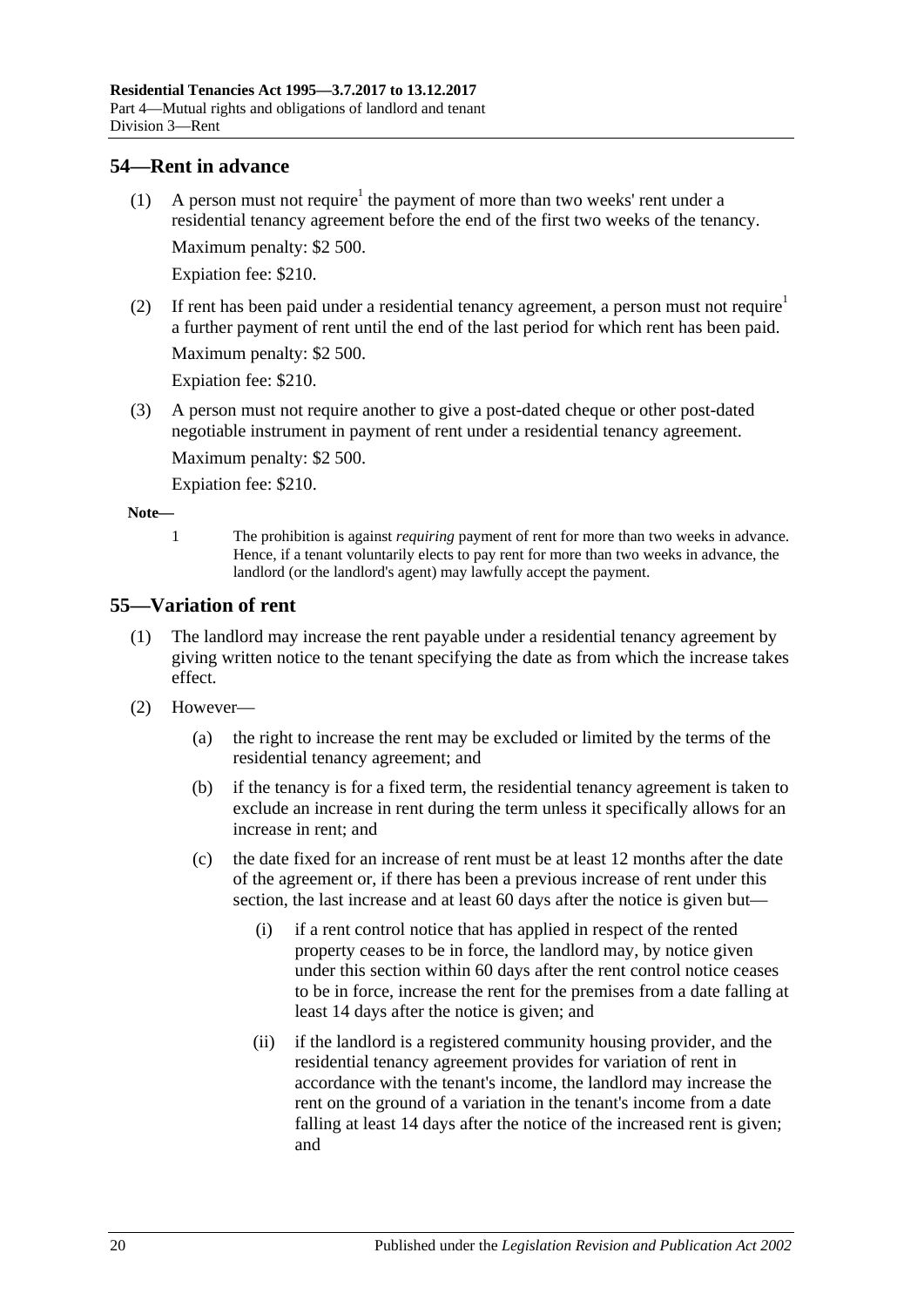## 54—Rent in advance

(1) A person must not require[1] the payment of more than two weeks' rent under a residential tenancy agreement before the end of the first two weeks of the tenancy.

Maximum penalty: $2 500.

Expiation fee: $210.

(2) If rent has been paid under a residential tenancy agreement, a person must not require[1] a further payment of rent until the end of the last period for which rent has been paid.

Maximum penalty: $2 500.

Expiation fee: $210.

(3) A person must not require another to give a post-dated cheque or other post-dated negotiable instrument in payment of rent under a residential tenancy agreement.

Maximum penalty: $2 500.

Expiation fee: $210.

**Note—**

1 The prohibition is against *requiring* payment of rent for more than two weeks in advance. Hence, if a tenant voluntarily elects to pay rent for more than two weeks in advance, the landlord (or the landlord's agent) may lawfully accept the payment.

## 55—Variation of rent

(1) The landlord may increase the rent payable under a residential tenancy agreement by giving written notice to the tenant specifying the date as from which the increase takes effect.

(2) However—

(a) the right to increase the rent may be excluded or limited by the terms of the residential tenancy agreement; and

(b) if the tenancy is for a fixed term, the residential tenancy agreement is taken to exclude an increase in rent during the term unless it specifically allows for an increase in rent; and

(c) the date fixed for an increase of rent must be at least 12 months after the date of the agreement or, if there has been a previous increase of rent under this section, the last increase and at least 60 days after the notice is given but—

(i) if a rent control notice that has applied in respect of the rented property ceases to be in force, the landlord may, by notice given under this section within 60 days after the rent control notice ceases to be in force, increase the rent for the premises from a date falling at least 14 days after the notice is given; and

(ii) if the landlord is a registered community housing provider, and the residential tenancy agreement provides for variation of rent in accordance with the tenant's income, the landlord may increase the rent on the ground of a variation in the tenant's income from a date falling at least 14 days after the notice of the increased rent is given; and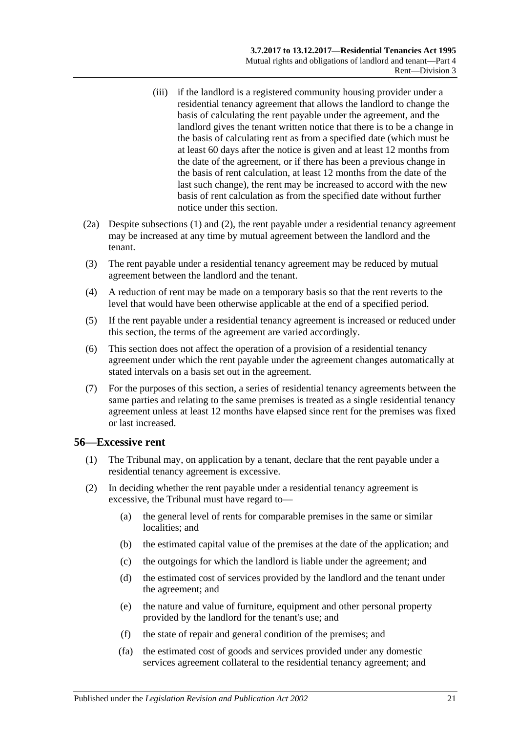(iii) if the landlord is a registered community housing provider under a residential tenancy agreement that allows the landlord to change the basis of calculating the rent payable under the agreement, and the landlord gives the tenant written notice that there is to be a change in the basis of calculating rent as from a specified date (which must be at least 60 days after the notice is given and at least 12 months from the date of the agreement, or if there has been a previous change in the basis of rent calculation, at least 12 months from the date of the last such change), the rent may be increased to accord with the new basis of rent calculation as from the specified date without further notice under this section.

(2a) Despite subsections (1) and (2), the rent payable under a residential tenancy agreement may be increased at any time by mutual agreement between the landlord and the tenant.

(3) The rent payable under a residential tenancy agreement may be reduced by mutual agreement between the landlord and the tenant.

(4) A reduction of rent may be made on a temporary basis so that the rent reverts to the level that would have been otherwise applicable at the end of a specified period.

(5) If the rent payable under a residential tenancy agreement is increased or reduced under this section, the terms of the agreement are varied accordingly.

(6) This section does not affect the operation of a provision of a residential tenancy agreement under which the rent payable under the agreement changes automatically at stated intervals on a basis set out in the agreement.

(7) For the purposes of this section, a series of residential tenancy agreements between the same parties and relating to the same premises is treated as a single residential tenancy agreement unless at least 12 months have elapsed since rent for the premises was fixed or last increased.

## 56—Excessive rent

(1) The Tribunal may, on application by a tenant, declare that the rent payable under a residential tenancy agreement is excessive.

(2) In deciding whether the rent payable under a residential tenancy agreement is excessive, the Tribunal must have regard to—

(a) the general level of rents for comparable premises in the same or similar localities; and

(b) the estimated capital value of the premises at the date of the application; and

(c) the outgoings for which the landlord is liable under the agreement; and

(d) the estimated cost of services provided by the landlord and the tenant under the agreement; and

(e) the nature and value of furniture, equipment and other personal property provided by the landlord for the tenant's use; and

(f) the state of repair and general condition of the premises; and

(fa) the estimated cost of goods and services provided under any domestic services agreement collateral to the residential tenancy agreement; and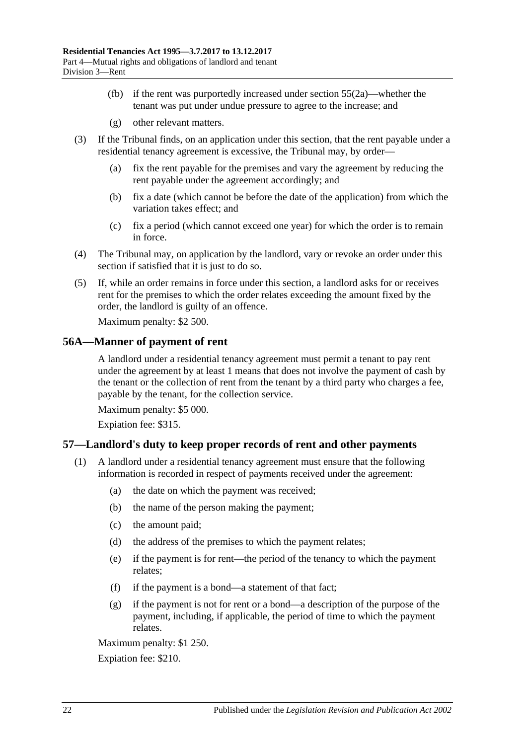(fb) if the rent was purportedly increased under section 55(2a)—whether the tenant was put under undue pressure to agree to the increase; and

(g) other relevant matters.

(3) If the Tribunal finds, on an application under this section, that the rent payable under a residential tenancy agreement is excessive, the Tribunal may, by order—

(a) fix the rent payable for the premises and vary the agreement by reducing the rent payable under the agreement accordingly; and

(b) fix a date (which cannot be before the date of the application) from which the variation takes effect; and

(c) fix a period (which cannot exceed one year) for which the order is to remain in force.

(4) The Tribunal may, on application by the landlord, vary or revoke an order under this section if satisfied that it is just to do so.

(5) If, while an order remains in force under this section, a landlord asks for or receives rent for the premises to which the order relates exceeding the amount fixed by the order, the landlord is guilty of an offence.

Maximum penalty: $2 500.

## 56A—Manner of payment of rent

A landlord under a residential tenancy agreement must permit a tenant to pay rent under the agreement by at least 1 means that does not involve the payment of cash by the tenant or the collection of rent from the tenant by a third party who charges a fee, payable by the tenant, for the collection service.

Maximum penalty: $5 000.

Expiation fee: $315.

## 57—Landlord's duty to keep proper records of rent and other payments

(1) A landlord under a residential tenancy agreement must ensure that the following information is recorded in respect of payments received under the agreement:

(a) the date on which the payment was received;

(b) the name of the person making the payment;

(c) the amount paid;

(d) the address of the premises to which the payment relates;

(e) if the payment is for rent—the period of the tenancy to which the payment relates;

(f) if the payment is a bond—a statement of that fact;

(g) if the payment is not for rent or a bond—a description of the purpose of the payment, including, if applicable, the period of time to which the payment relates.

Maximum penalty: $1 250.

Expiation fee: $210.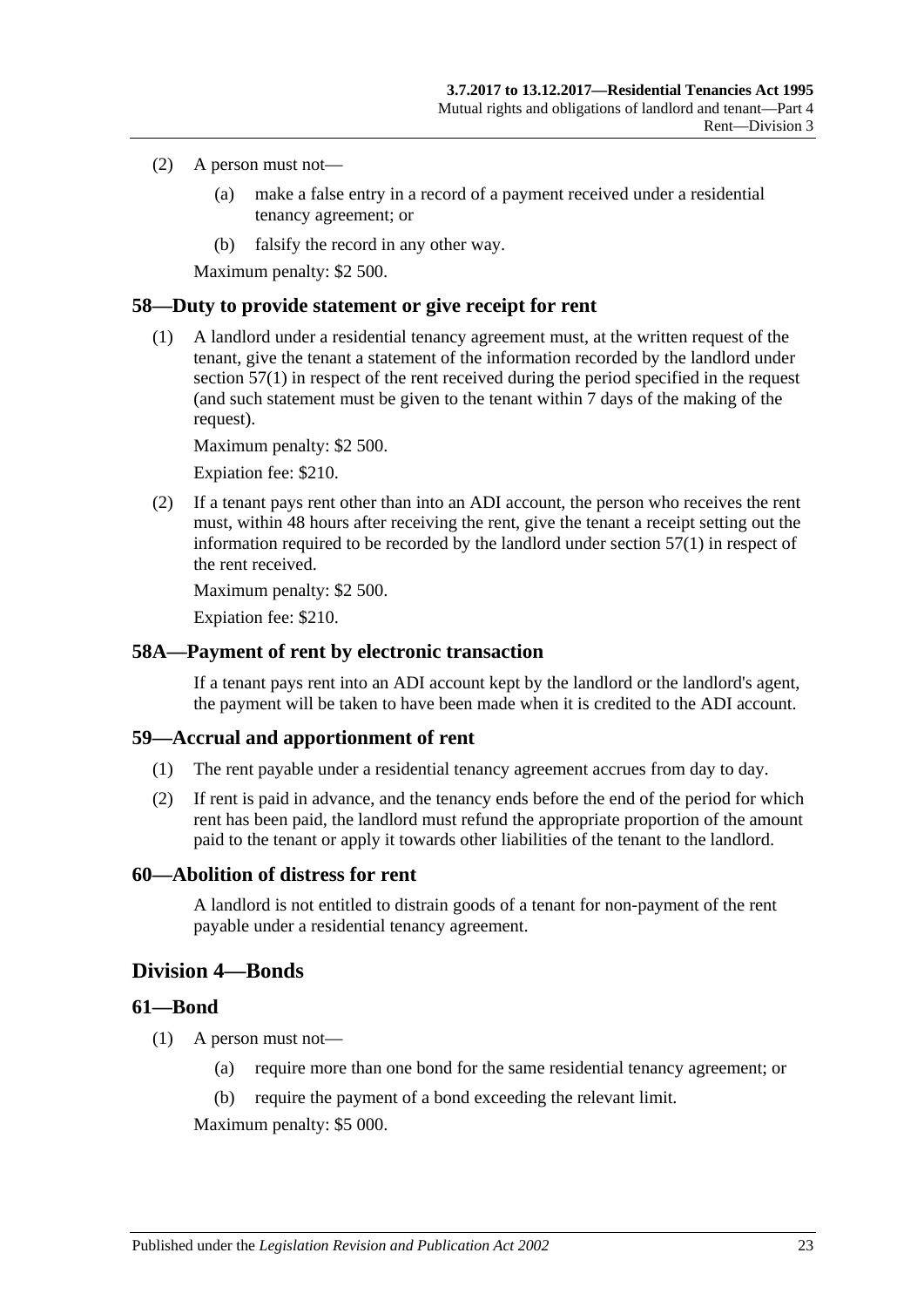(2) A person must not—

(a) make a false entry in a record of a payment received under a residential tenancy agreement; or

(b) falsify the record in any other way.

Maximum penalty: $2 500.

### 58—Duty to provide statement or give receipt for rent

(1) A landlord under a residential tenancy agreement must, at the written request of the tenant, give the tenant a statement of the information recorded by the landlord under section 57(1) in respect of the rent received during the period specified in the request (and such statement must be given to the tenant within 7 days of the making of the request).

Maximum penalty: $2 500.

Expiation fee: $210.

(2) If a tenant pays rent other than into an ADI account, the person who receives the rent must, within 48 hours after receiving the rent, give the tenant a receipt setting out the information required to be recorded by the landlord under section 57(1) in respect of the rent received.

Maximum penalty: $2 500.

Expiation fee: $210.

### 58A—Payment of rent by electronic transaction

If a tenant pays rent into an ADI account kept by the landlord or the landlord's agent, the payment will be taken to have been made when it is credited to the ADI account.

### 59—Accrual and apportionment of rent

(1) The rent payable under a residential tenancy agreement accrues from day to day.

(2) If rent is paid in advance, and the tenancy ends before the end of the period for which rent has been paid, the landlord must refund the appropriate proportion of the amount paid to the tenant or apply it towards other liabilities of the tenant to the landlord.

### 60—Abolition of distress for rent

A landlord is not entitled to distrain goods of a tenant for non-payment of the rent payable under a residential tenancy agreement.

## Division 4—Bonds

### 61—Bond

(1) A person must not—

(a) require more than one bond for the same residential tenancy agreement; or

(b) require the payment of a bond exceeding the relevant limit.

Maximum penalty: $5 000.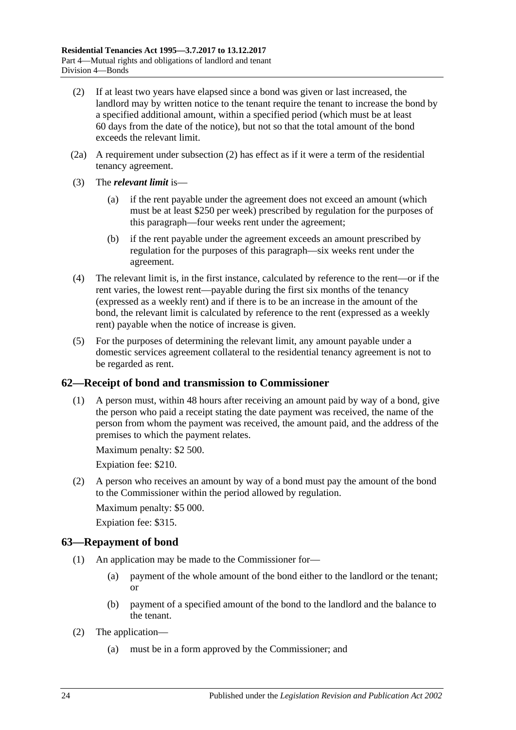(2) If at least two years have elapsed since a bond was given or last increased, the landlord may by written notice to the tenant require the tenant to increase the bond by a specified additional amount, within a specified period (which must be at least 60 days from the date of the notice), but not so that the total amount of the bond exceeds the relevant limit.

(2a) A requirement under subsection (2) has effect as if it were a term of the residential tenancy agreement.

(3) The ***relevant limit*** is—

(a) if the rent payable under the agreement does not exceed an amount (which must be at least $250 per week) prescribed by regulation for the purposes of this paragraph—four weeks rent under the agreement;

(b) if the rent payable under the agreement exceeds an amount prescribed by regulation for the purposes of this paragraph—six weeks rent under the agreement.

(4) The relevant limit is, in the first instance, calculated by reference to the rent—or if the rent varies, the lowest rent—payable during the first six months of the tenancy (expressed as a weekly rent) and if there is to be an increase in the amount of the bond, the relevant limit is calculated by reference to the rent (expressed as a weekly rent) payable when the notice of increase is given.

(5) For the purposes of determining the relevant limit, any amount payable under a domestic services agreement collateral to the residential tenancy agreement is not to be regarded as rent.

## 62—Receipt of bond and transmission to Commissioner

(1) A person must, within 48 hours after receiving an amount paid by way of a bond, give the person who paid a receipt stating the date payment was received, the name of the person from whom the payment was received, the amount paid, and the address of the premises to which the payment relates.

Maximum penalty: $2 500.

Expiation fee: $210.

(2) A person who receives an amount by way of a bond must pay the amount of the bond to the Commissioner within the period allowed by regulation.

Maximum penalty: $5 000.

Expiation fee: $315.

## 63—Repayment of bond

(1) An application may be made to the Commissioner for—

(a) payment of the whole amount of the bond either to the landlord or the tenant; or

(b) payment of a specified amount of the bond to the landlord and the balance to the tenant.

(2) The application—

(a) must be in a form approved by the Commissioner; and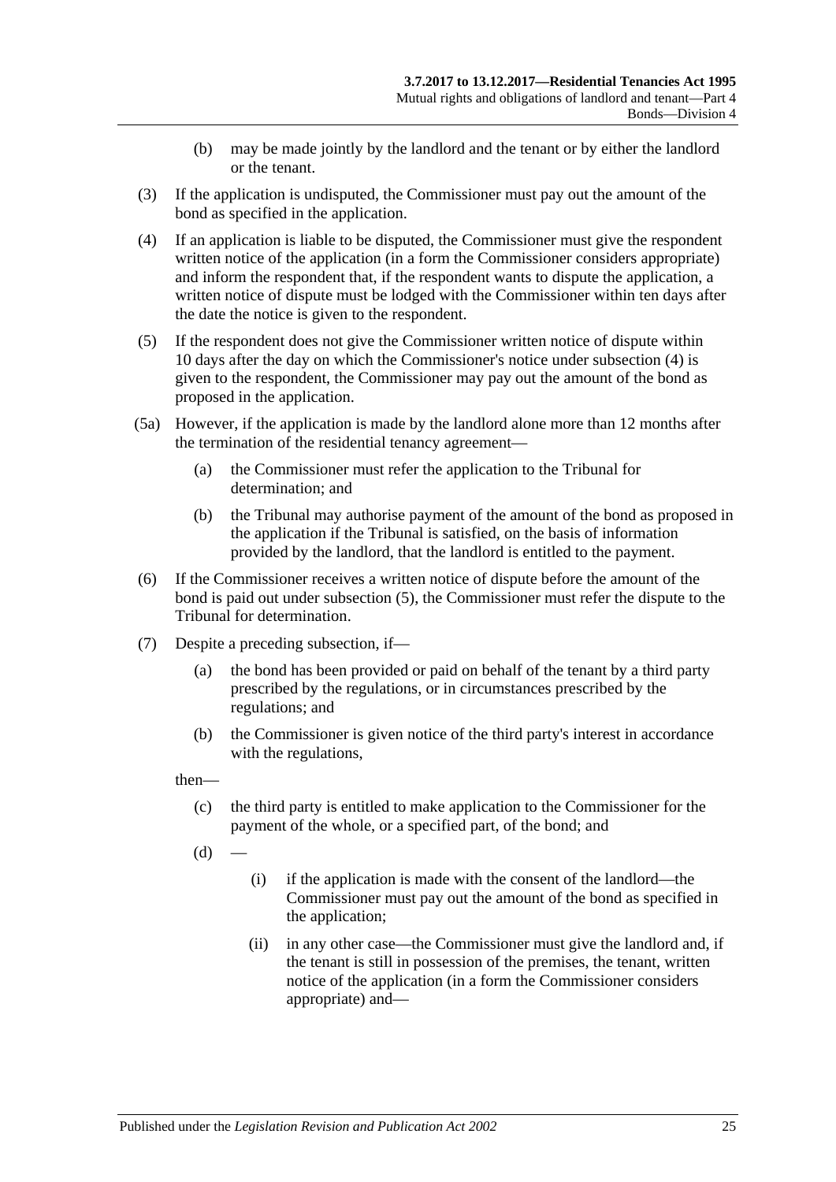(b) may be made jointly by the landlord and the tenant or by either the landlord or the tenant.

(3) If the application is undisputed, the Commissioner must pay out the amount of the bond as specified in the application.

(4) If an application is liable to be disputed, the Commissioner must give the respondent written notice of the application (in a form the Commissioner considers appropriate) and inform the respondent that, if the respondent wants to dispute the application, a written notice of dispute must be lodged with the Commissioner within ten days after the date the notice is given to the respondent.

(5) If the respondent does not give the Commissioner written notice of dispute within 10 days after the day on which the Commissioner's notice under subsection (4) is given to the respondent, the Commissioner may pay out the amount of the bond as proposed in the application.

(5a) However, if the application is made by the landlord alone more than 12 months after the termination of the residential tenancy agreement—

(a) the Commissioner must refer the application to the Tribunal for determination; and

(b) the Tribunal may authorise payment of the amount of the bond as proposed in the application if the Tribunal is satisfied, on the basis of information provided by the landlord, that the landlord is entitled to the payment.

(6) If the Commissioner receives a written notice of dispute before the amount of the bond is paid out under subsection (5), the Commissioner must refer the dispute to the Tribunal for determination.

(7) Despite a preceding subsection, if—

(a) the bond has been provided or paid on behalf of the tenant by a third party prescribed by the regulations, or in circumstances prescribed by the regulations; and

(b) the Commissioner is given notice of the third party's interest in accordance with the regulations,

then—

(c) the third party is entitled to make application to the Commissioner for the payment of the whole, or a specified part, of the bond; and

(d) —

(i) if the application is made with the consent of the landlord—the Commissioner must pay out the amount of the bond as specified in the application;

(ii) in any other case—the Commissioner must give the landlord and, if the tenant is still in possession of the premises, the tenant, written notice of the application (in a form the Commissioner considers appropriate) and—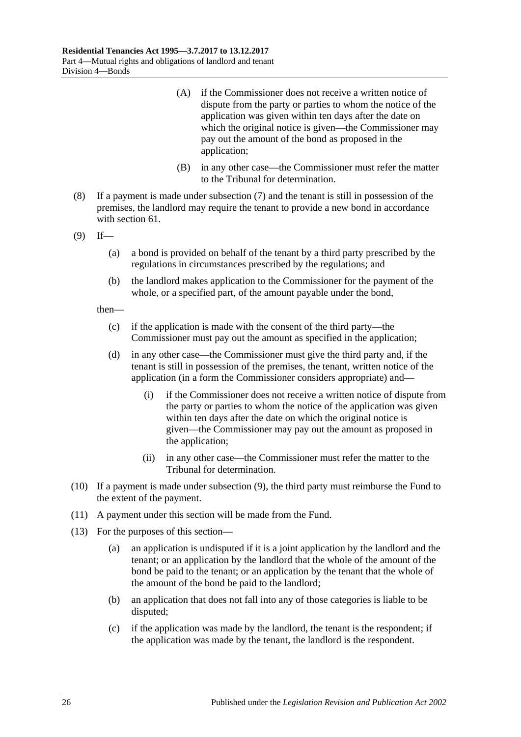(A) if the Commissioner does not receive a written notice of dispute from the party or parties to whom the notice of the application was given within ten days after the date on which the original notice is given—the Commissioner may pay out the amount of the bond as proposed in the application;

(B) in any other case—the Commissioner must refer the matter to the Tribunal for determination.

(8) If a payment is made under subsection (7) and the tenant is still in possession of the premises, the landlord may require the tenant to provide a new bond in accordance with section 61.

(9) If—

(a) a bond is provided on behalf of the tenant by a third party prescribed by the regulations in circumstances prescribed by the regulations; and

(b) the landlord makes application to the Commissioner for the payment of the whole, or a specified part, of the amount payable under the bond,

then—

(c) if the application is made with the consent of the third party—the Commissioner must pay out the amount as specified in the application;

(d) in any other case—the Commissioner must give the third party and, if the tenant is still in possession of the premises, the tenant, written notice of the application (in a form the Commissioner considers appropriate) and—

(i) if the Commissioner does not receive a written notice of dispute from the party or parties to whom the notice of the application was given within ten days after the date on which the original notice is given—the Commissioner may pay out the amount as proposed in the application;

(ii) in any other case—the Commissioner must refer the matter to the Tribunal for determination.

(10) If a payment is made under subsection (9), the third party must reimburse the Fund to the extent of the payment.

(11) A payment under this section will be made from the Fund.

(13) For the purposes of this section—

(a) an application is undisputed if it is a joint application by the landlord and the tenant; or an application by the landlord that the whole of the amount of the bond be paid to the tenant; or an application by the tenant that the whole of the amount of the bond be paid to the landlord;

(b) an application that does not fall into any of those categories is liable to be disputed;

(c) if the application was made by the landlord, the tenant is the respondent; if the application was made by the tenant, the landlord is the respondent.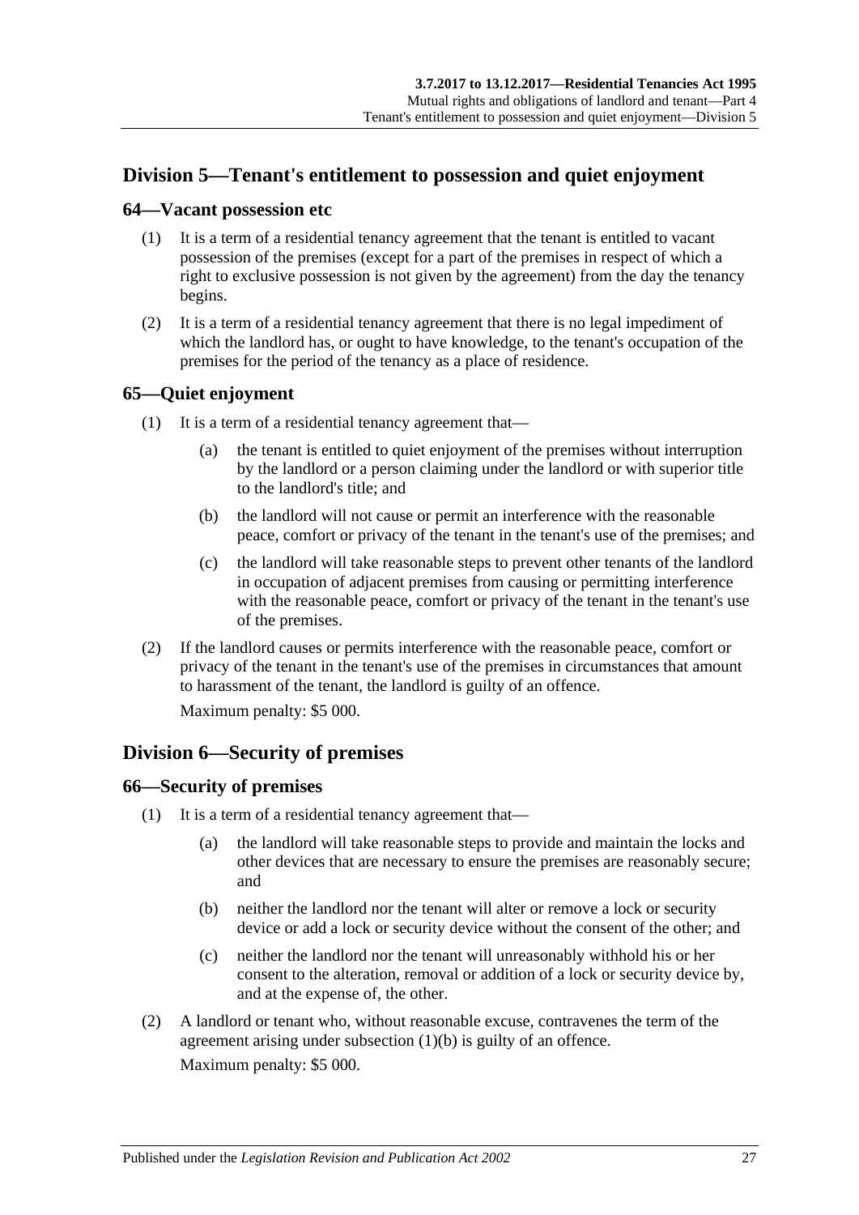## Division 5—Tenant's entitlement to possession and quiet enjoyment

### 64—Vacant possession etc

(1) It is a term of a residential tenancy agreement that the tenant is entitled to vacant possession of the premises (except for a part of the premises in respect of which a right to exclusive possession is not given by the agreement) from the day the tenancy begins.

(2) It is a term of a residential tenancy agreement that there is no legal impediment of which the landlord has, or ought to have knowledge, to the tenant's occupation of the premises for the period of the tenancy as a place of residence.

### 65—Quiet enjoyment

(1) It is a term of a residential tenancy agreement that—

(a) the tenant is entitled to quiet enjoyment of the premises without interruption by the landlord or a person claiming under the landlord or with superior title to the landlord's title; and

(b) the landlord will not cause or permit an interference with the reasonable peace, comfort or privacy of the tenant in the tenant's use of the premises; and

(c) the landlord will take reasonable steps to prevent other tenants of the landlord in occupation of adjacent premises from causing or permitting interference with the reasonable peace, comfort or privacy of the tenant in the tenant's use of the premises.

(2) If the landlord causes or permits interference with the reasonable peace, comfort or privacy of the tenant in the tenant's use of the premises in circumstances that amount to harassment of the tenant, the landlord is guilty of an offence.

Maximum penalty: $5 000.

## Division 6—Security of premises

### 66—Security of premises

(1) It is a term of a residential tenancy agreement that—

(a) the landlord will take reasonable steps to provide and maintain the locks and other devices that are necessary to ensure the premises are reasonably secure; and

(b) neither the landlord nor the tenant will alter or remove a lock or security device or add a lock or security device without the consent of the other; and

(c) neither the landlord nor the tenant will unreasonably withhold his or her consent to the alteration, removal or addition of a lock or security device by, and at the expense of, the other.

(2) A landlord or tenant who, without reasonable excuse, contravenes the term of the agreement arising under subsection (1)(b) is guilty of an offence.

Maximum penalty: $5 000.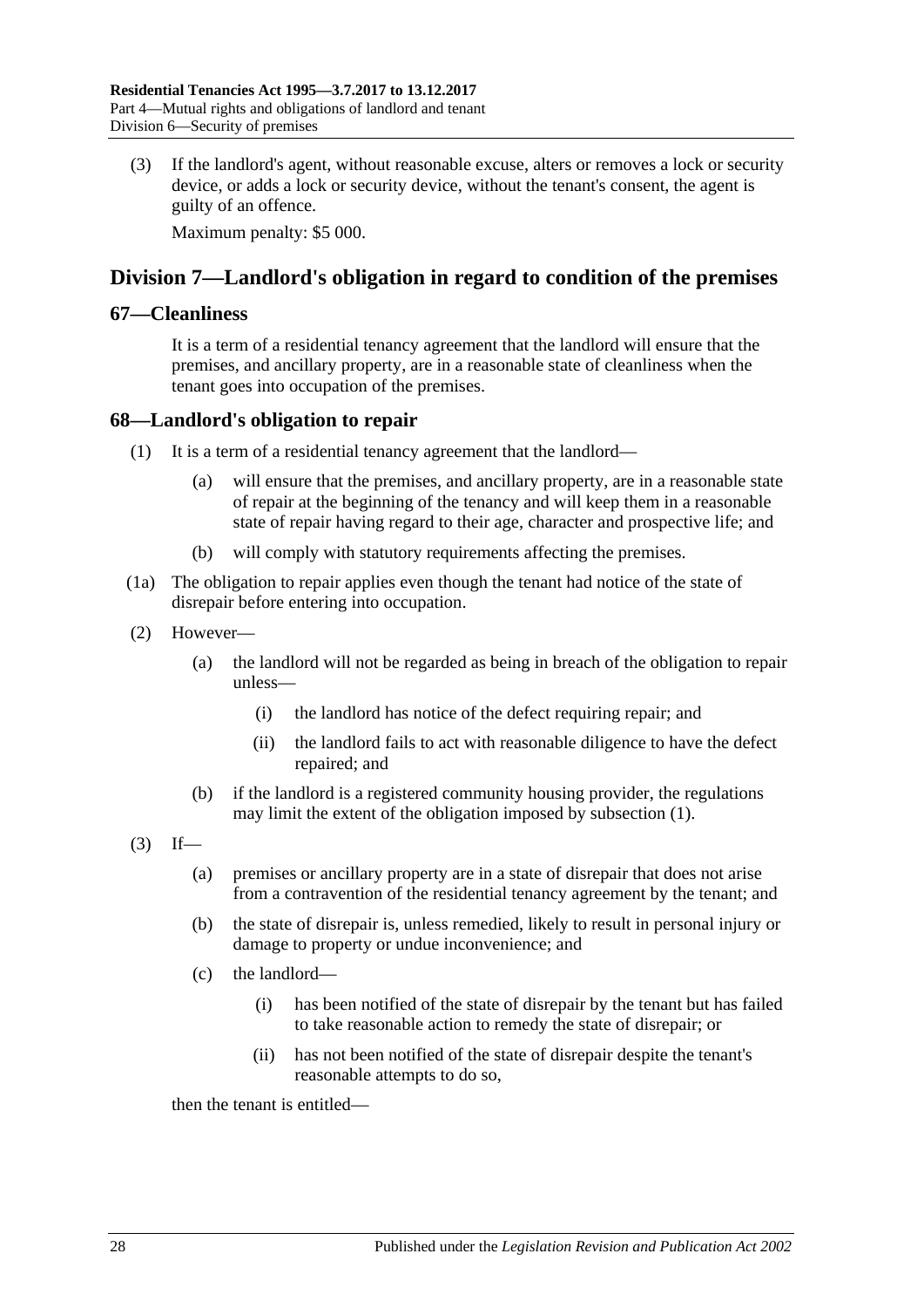(3) If the landlord's agent, without reasonable excuse, alters or removes a lock or security device, or adds a lock or security device, without the tenant's consent, the agent is guilty of an offence.

Maximum penalty: $5 000.

## Division 7—Landlord's obligation in regard to condition of the premises

### 67—Cleanliness

It is a term of a residential tenancy agreement that the landlord will ensure that the premises, and ancillary property, are in a reasonable state of cleanliness when the tenant goes into occupation of the premises.

### 68—Landlord's obligation to repair

(1) It is a term of a residential tenancy agreement that the landlord—

(a) will ensure that the premises, and ancillary property, are in a reasonable state of repair at the beginning of the tenancy and will keep them in a reasonable state of repair having regard to their age, character and prospective life; and

(b) will comply with statutory requirements affecting the premises.

(1a) The obligation to repair applies even though the tenant had notice of the state of disrepair before entering into occupation.

(2) However—

(a) the landlord will not be regarded as being in breach of the obligation to repair unless—

(i) the landlord has notice of the defect requiring repair; and

(ii) the landlord fails to act with reasonable diligence to have the defect repaired; and

(b) if the landlord is a registered community housing provider, the regulations may limit the extent of the obligation imposed by subsection (1).

(3) If—

(a) premises or ancillary property are in a state of disrepair that does not arise from a contravention of the residential tenancy agreement by the tenant; and

(b) the state of disrepair is, unless remedied, likely to result in personal injury or damage to property or undue inconvenience; and

(c) the landlord—

(i) has been notified of the state of disrepair by the tenant but has failed to take reasonable action to remedy the state of disrepair; or

(ii) has not been notified of the state of disrepair despite the tenant's reasonable attempts to do so,

then the tenant is entitled—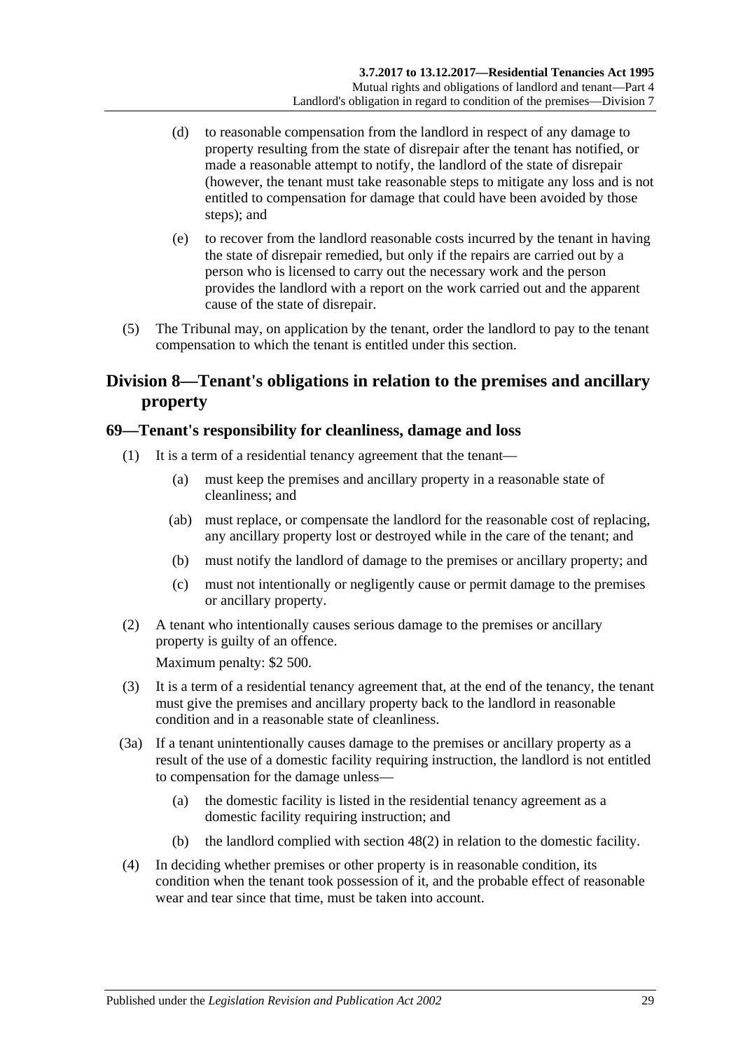(d) to reasonable compensation from the landlord in respect of any damage to property resulting from the state of disrepair after the tenant has notified, or made a reasonable attempt to notify, the landlord of the state of disrepair (however, the tenant must take reasonable steps to mitigate any loss and is not entitled to compensation for damage that could have been avoided by those steps); and

(e) to recover from the landlord reasonable costs incurred by the tenant in having the state of disrepair remedied, but only if the repairs are carried out by a person who is licensed to carry out the necessary work and the person provides the landlord with a report on the work carried out and the apparent cause of the state of disrepair.

(5) The Tribunal may, on application by the tenant, order the landlord to pay to the tenant compensation to which the tenant is entitled under this section.

## Division 8—Tenant's obligations in relation to the premises and ancillary property

### 69—Tenant's responsibility for cleanliness, damage and loss

(1) It is a term of a residential tenancy agreement that the tenant—

(a) must keep the premises and ancillary property in a reasonable state of cleanliness; and

(ab) must replace, or compensate the landlord for the reasonable cost of replacing, any ancillary property lost or destroyed while in the care of the tenant; and

(b) must notify the landlord of damage to the premises or ancillary property; and

(c) must not intentionally or negligently cause or permit damage to the premises or ancillary property.

(2) A tenant who intentionally causes serious damage to the premises or ancillary property is guilty of an offence.

Maximum penalty: $2 500.

(3) It is a term of a residential tenancy agreement that, at the end of the tenancy, the tenant must give the premises and ancillary property back to the landlord in reasonable condition and in a reasonable state of cleanliness.

(3a) If a tenant unintentionally causes damage to the premises or ancillary property as a result of the use of a domestic facility requiring instruction, the landlord is not entitled to compensation for the damage unless—

(a) the domestic facility is listed in the residential tenancy agreement as a domestic facility requiring instruction; and

(b) the landlord complied with section 48(2) in relation to the domestic facility.

(4) In deciding whether premises or other property is in reasonable condition, its condition when the tenant took possession of it, and the probable effect of reasonable wear and tear since that time, must be taken into account.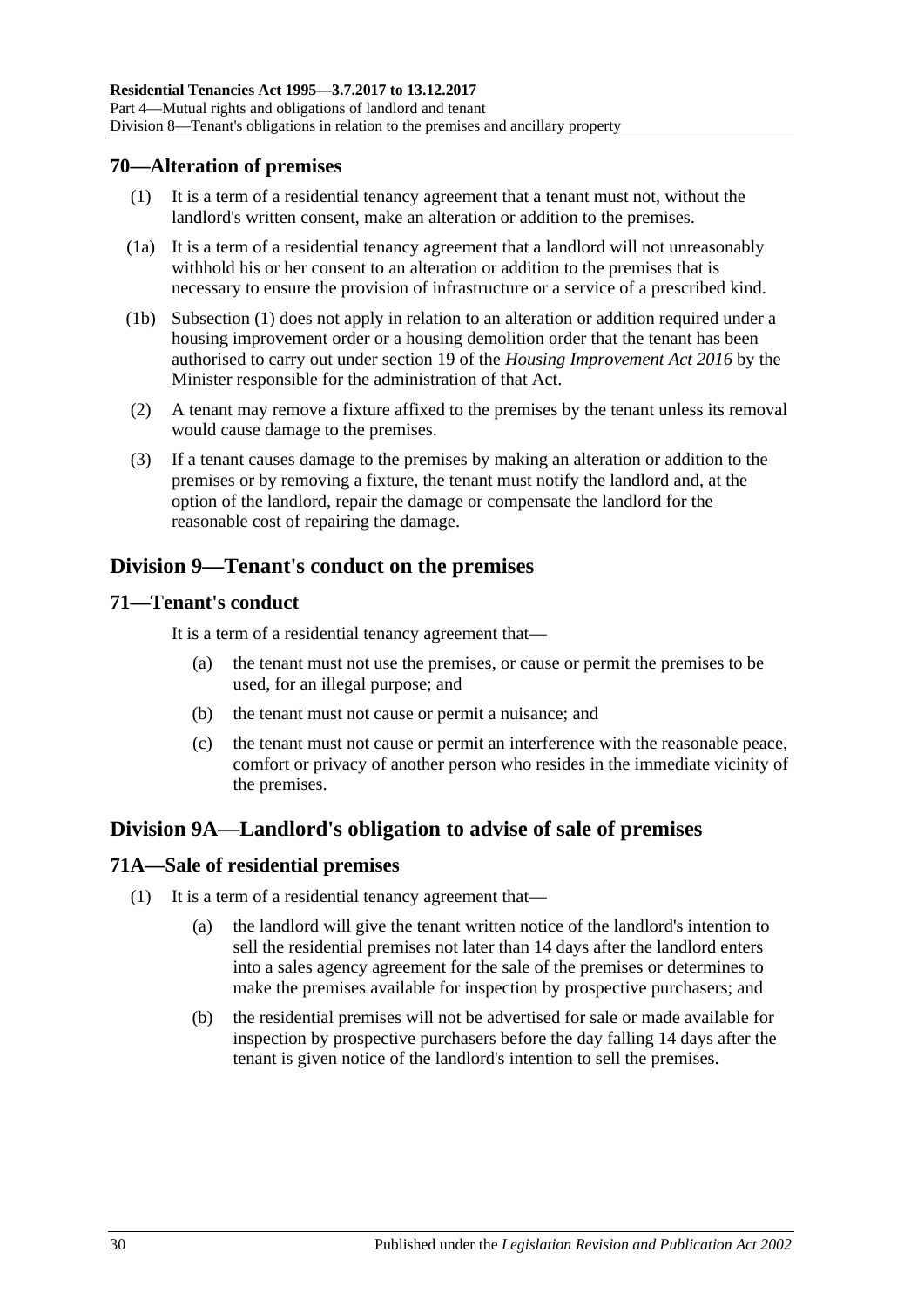## 70—Alteration of premises

(1) It is a term of a residential tenancy agreement that a tenant must not, without the landlord's written consent, make an alteration or addition to the premises.

(1a) It is a term of a residential tenancy agreement that a landlord will not unreasonably withhold his or her consent to an alteration or addition to the premises that is necessary to ensure the provision of infrastructure or a service of a prescribed kind.

(1b) Subsection (1) does not apply in relation to an alteration or addition required under a housing improvement order or a housing demolition order that the tenant has been authorised to carry out under section 19 of the *Housing Improvement Act 2016* by the Minister responsible for the administration of that Act.

(2) A tenant may remove a fixture affixed to the premises by the tenant unless its removal would cause damage to the premises.

(3) If a tenant causes damage to the premises by making an alteration or addition to the premises or by removing a fixture, the tenant must notify the landlord and, at the option of the landlord, repair the damage or compensate the landlord for the reasonable cost of repairing the damage.

# Division 9—Tenant's conduct on the premises

## 71—Tenant's conduct

It is a term of a residential tenancy agreement that—

(a) the tenant must not use the premises, or cause or permit the premises to be used, for an illegal purpose; and

(b) the tenant must not cause or permit a nuisance; and

(c) the tenant must not cause or permit an interference with the reasonable peace, comfort or privacy of another person who resides in the immediate vicinity of the premises.

# Division 9A—Landlord's obligation to advise of sale of premises

## 71A—Sale of residential premises

(1) It is a term of a residential tenancy agreement that—

(a) the landlord will give the tenant written notice of the landlord's intention to sell the residential premises not later than 14 days after the landlord enters into a sales agency agreement for the sale of the premises or determines to make the premises available for inspection by prospective purchasers; and

(b) the residential premises will not be advertised for sale or made available for inspection by prospective purchasers before the day falling 14 days after the tenant is given notice of the landlord's intention to sell the premises.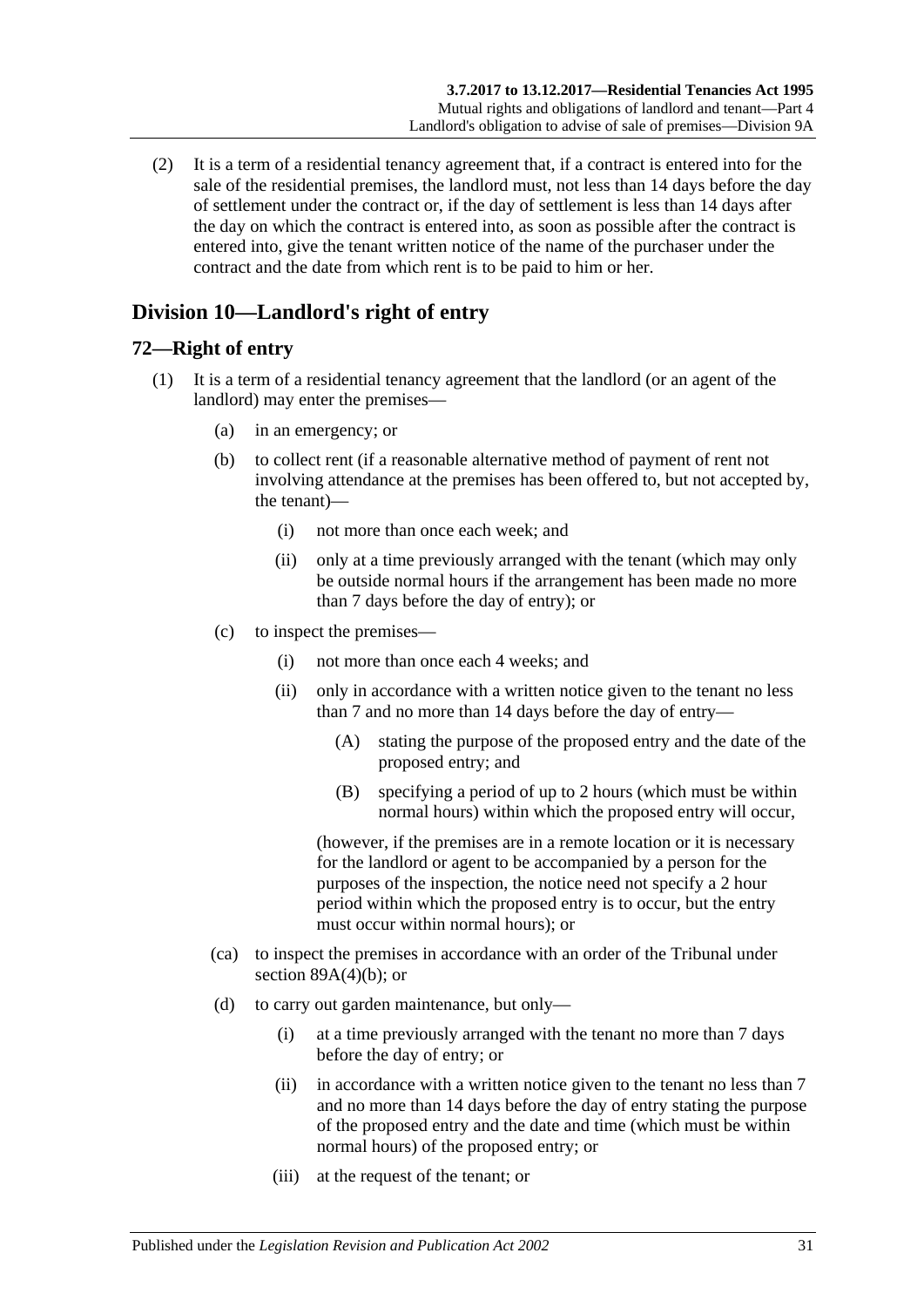(2) It is a term of a residential tenancy agreement that, if a contract is entered into for the sale of the residential premises, the landlord must, not less than 14 days before the day of settlement under the contract or, if the day of settlement is less than 14 days after the day on which the contract is entered into, as soon as possible after the contract is entered into, give the tenant written notice of the name of the purchaser under the contract and the date from which rent is to be paid to him or her.

## Division 10—Landlord's right of entry

### 72—Right of entry

(1) It is a term of a residential tenancy agreement that the landlord (or an agent of the landlord) may enter the premises—

- (a) in an emergency; or
- (b) to collect rent (if a reasonable alternative method of payment of rent not involving attendance at the premises has been offered to, but not accepted by, the tenant)—
  - (i) not more than once each week; and
  - (ii) only at a time previously arranged with the tenant (which may only be outside normal hours if the arrangement has been made no more than 7 days before the day of entry); or
- (c) to inspect the premises—
  - (i) not more than once each 4 weeks; and
  - (ii) only in accordance with a written notice given to the tenant no less than 7 and no more than 14 days before the day of entry—
    - (A) stating the purpose of the proposed entry and the date of the proposed entry; and
    - (B) specifying a period of up to 2 hours (which must be within normal hours) within which the proposed entry will occur,

    (however, if the premises are in a remote location or it is necessary for the landlord or agent to be accompanied by a person for the purposes of the inspection, the notice need not specify a 2 hour period within which the proposed entry is to occur, but the entry must occur within normal hours); or
- (ca) to inspect the premises in accordance with an order of the Tribunal under section 89A(4)(b); or
- (d) to carry out garden maintenance, but only—
  - (i) at a time previously arranged with the tenant no more than 7 days before the day of entry; or
  - (ii) in accordance with a written notice given to the tenant no less than 7 and no more than 14 days before the day of entry stating the purpose of the proposed entry and the date and time (which must be within normal hours) of the proposed entry; or
  - (iii) at the request of the tenant; or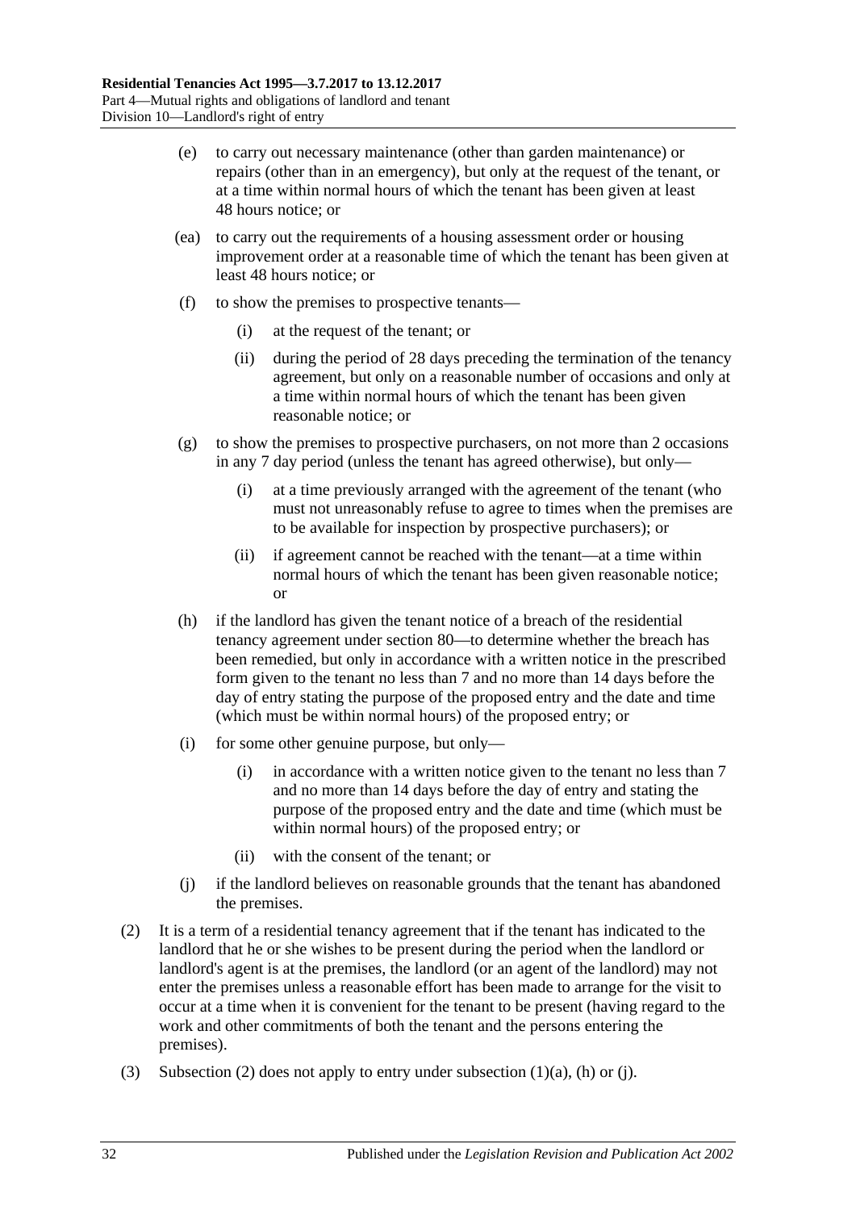(e) to carry out necessary maintenance (other than garden maintenance) or repairs (other than in an emergency), but only at the request of the tenant, or at a time within normal hours of which the tenant has been given at least 48 hours notice; or

(ea) to carry out the requirements of a housing assessment order or housing improvement order at a reasonable time of which the tenant has been given at least 48 hours notice; or

(f) to show the premises to prospective tenants—

(i) at the request of the tenant; or

(ii) during the period of 28 days preceding the termination of the tenancy agreement, but only on a reasonable number of occasions and only at a time within normal hours of which the tenant has been given reasonable notice; or

(g) to show the premises to prospective purchasers, on not more than 2 occasions in any 7 day period (unless the tenant has agreed otherwise), but only—

(i) at a time previously arranged with the agreement of the tenant (who must not unreasonably refuse to agree to times when the premises are to be available for inspection by prospective purchasers); or

(ii) if agreement cannot be reached with the tenant—at a time within normal hours of which the tenant has been given reasonable notice; or

(h) if the landlord has given the tenant notice of a breach of the residential tenancy agreement under section 80—to determine whether the breach has been remedied, but only in accordance with a written notice in the prescribed form given to the tenant no less than 7 and no more than 14 days before the day of entry stating the purpose of the proposed entry and the date and time (which must be within normal hours) of the proposed entry; or

(i) for some other genuine purpose, but only—

(i) in accordance with a written notice given to the tenant no less than 7 and no more than 14 days before the day of entry and stating the purpose of the proposed entry and the date and time (which must be within normal hours) of the proposed entry; or

(ii) with the consent of the tenant; or

(j) if the landlord believes on reasonable grounds that the tenant has abandoned the premises.

(2) It is a term of a residential tenancy agreement that if the tenant has indicated to the landlord that he or she wishes to be present during the period when the landlord or landlord's agent is at the premises, the landlord (or an agent of the landlord) may not enter the premises unless a reasonable effort has been made to arrange for the visit to occur at a time when it is convenient for the tenant to be present (having regard to the work and other commitments of both the tenant and the persons entering the premises).

(3) Subsection (2) does not apply to entry under subsection (1)(a), (h) or (j).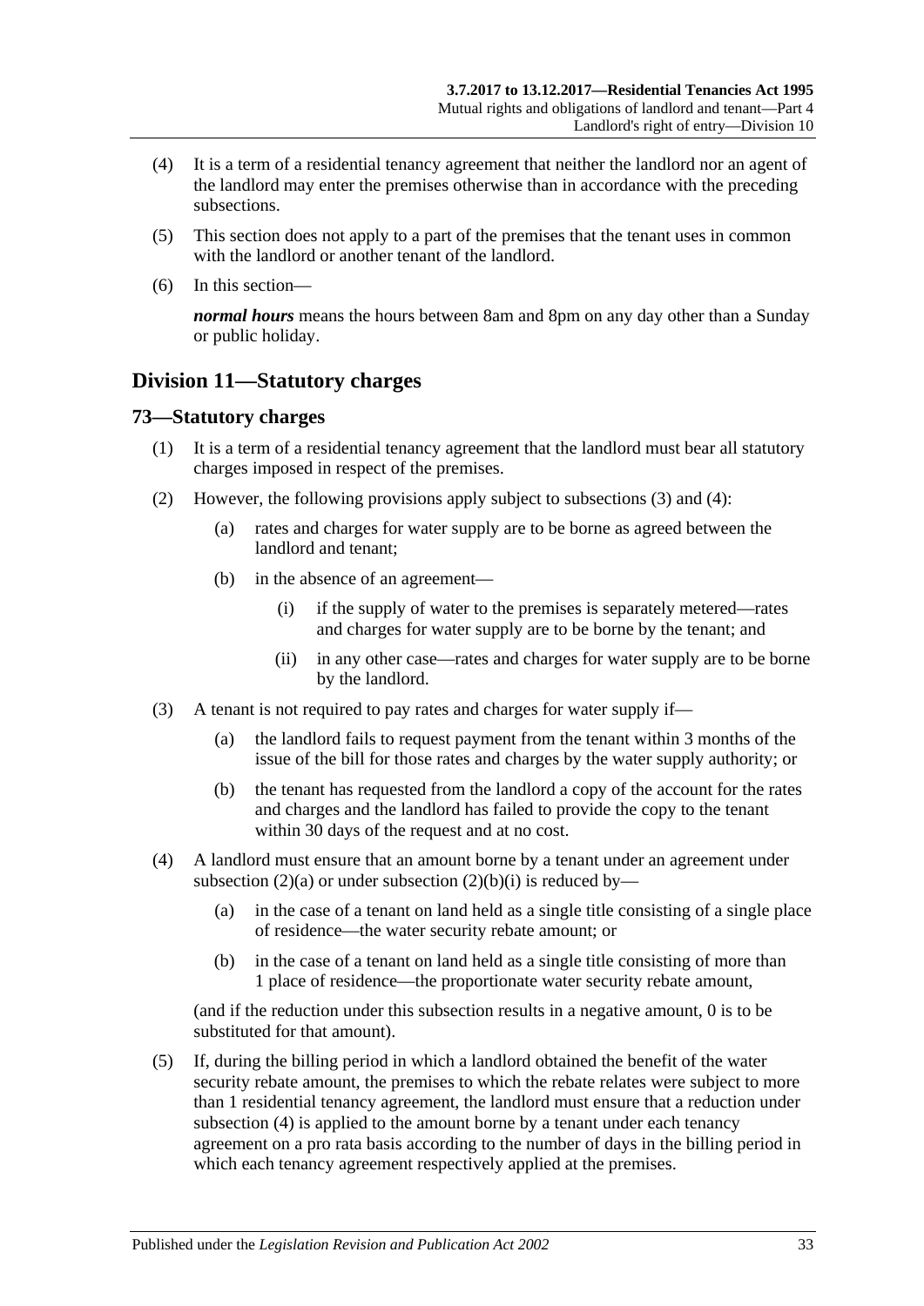(4) It is a term of a residential tenancy agreement that neither the landlord nor an agent of the landlord may enter the premises otherwise than in accordance with the preceding subsections.

(5) This section does not apply to a part of the premises that the tenant uses in common with the landlord or another tenant of the landlord.

(6) In this section—

***normal hours*** means the hours between 8am and 8pm on any day other than a Sunday or public holiday.

## Division 11—Statutory charges

### 73—Statutory charges

(1) It is a term of a residential tenancy agreement that the landlord must bear all statutory charges imposed in respect of the premises.

(2) However, the following provisions apply subject to subsections (3) and (4):

(a) rates and charges for water supply are to be borne as agreed between the landlord and tenant;

(b) in the absence of an agreement—

(i) if the supply of water to the premises is separately metered—rates and charges for water supply are to be borne by the tenant; and

(ii) in any other case—rates and charges for water supply are to be borne by the landlord.

(3) A tenant is not required to pay rates and charges for water supply if—

(a) the landlord fails to request payment from the tenant within 3 months of the issue of the bill for those rates and charges by the water supply authority; or

(b) the tenant has requested from the landlord a copy of the account for the rates and charges and the landlord has failed to provide the copy to the tenant within 30 days of the request and at no cost.

(4) A landlord must ensure that an amount borne by a tenant under an agreement under subsection (2)(a) or under subsection (2)(b)(i) is reduced by—

(a) in the case of a tenant on land held as a single title consisting of a single place of residence—the water security rebate amount; or

(b) in the case of a tenant on land held as a single title consisting of more than 1 place of residence—the proportionate water security rebate amount,

(and if the reduction under this subsection results in a negative amount, 0 is to be substituted for that amount).

(5) If, during the billing period in which a landlord obtained the benefit of the water security rebate amount, the premises to which the rebate relates were subject to more than 1 residential tenancy agreement, the landlord must ensure that a reduction under subsection (4) is applied to the amount borne by a tenant under each tenancy agreement on a pro rata basis according to the number of days in the billing period in which each tenancy agreement respectively applied at the premises.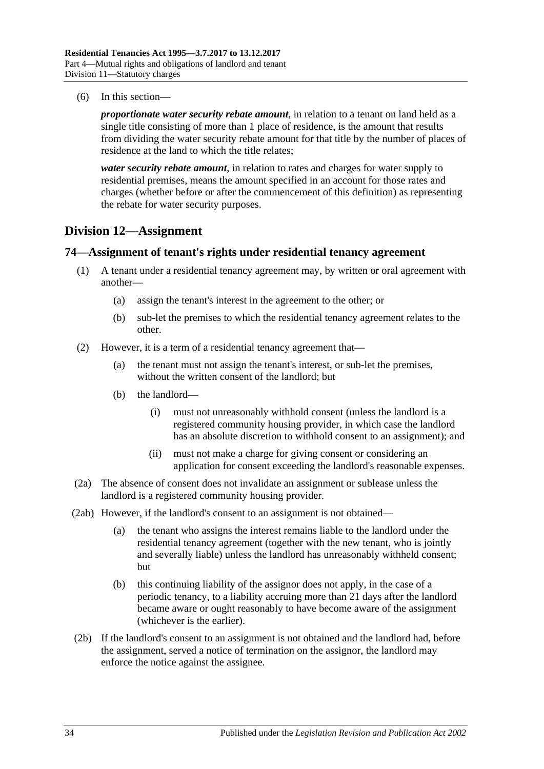(6) In this section—

***proportionate water security rebate amount***, in relation to a tenant on land held as a single title consisting of more than 1 place of residence, is the amount that results from dividing the water security rebate amount for that title by the number of places of residence at the land to which the title relates;

***water security rebate amount***, in relation to rates and charges for water supply to residential premises, means the amount specified in an account for those rates and charges (whether before or after the commencement of this definition) as representing the rebate for water security purposes.

## Division 12—Assignment

### 74—Assignment of tenant's rights under residential tenancy agreement

(1) A tenant under a residential tenancy agreement may, by written or oral agreement with another—

  (a) assign the tenant's interest in the agreement to the other; or

  (b) sub-let the premises to which the residential tenancy agreement relates to the other.

(2) However, it is a term of a residential tenancy agreement that—

  (a) the tenant must not assign the tenant's interest, or sub-let the premises, without the written consent of the landlord; but

  (b) the landlord—

    (i) must not unreasonably withhold consent (unless the landlord is a registered community housing provider, in which case the landlord has an absolute discretion to withhold consent to an assignment); and

    (ii) must not make a charge for giving consent or considering an application for consent exceeding the landlord's reasonable expenses.

(2a) The absence of consent does not invalidate an assignment or sublease unless the landlord is a registered community housing provider.

(2ab) However, if the landlord's consent to an assignment is not obtained—

  (a) the tenant who assigns the interest remains liable to the landlord under the residential tenancy agreement (together with the new tenant, who is jointly and severally liable) unless the landlord has unreasonably withheld consent; but

  (b) this continuing liability of the assignor does not apply, in the case of a periodic tenancy, to a liability accruing more than 21 days after the landlord became aware or ought reasonably to have become aware of the assignment (whichever is the earlier).

(2b) If the landlord's consent to an assignment is not obtained and the landlord had, before the assignment, served a notice of termination on the assignor, the landlord may enforce the notice against the assignee.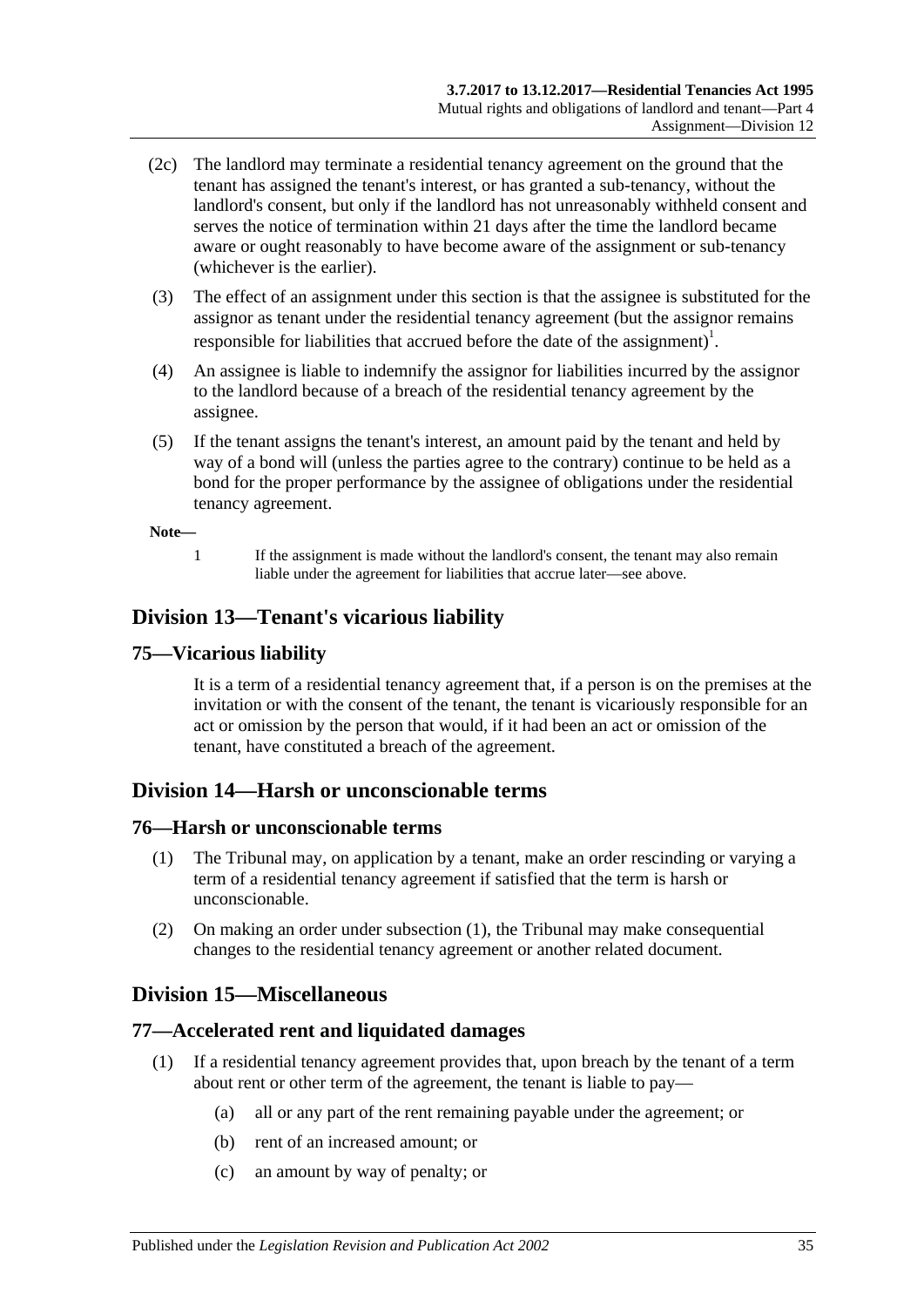(2c) The landlord may terminate a residential tenancy agreement on the ground that the tenant has assigned the tenant's interest, or has granted a sub-tenancy, without the landlord's consent, but only if the landlord has not unreasonably withheld consent and serves the notice of termination within 21 days after the time the landlord became aware or ought reasonably to have become aware of the assignment or sub-tenancy (whichever is the earlier).

(3) The effect of an assignment under this section is that the assignee is substituted for the assignor as tenant under the residential tenancy agreement (but the assignor remains responsible for liabilities that accrued before the date of the assignment)[1].

(4) An assignee is liable to indemnify the assignor for liabilities incurred by the assignor to the landlord because of a breach of the residential tenancy agreement by the assignee.

(5) If the tenant assigns the tenant's interest, an amount paid by the tenant and held by way of a bond will (unless the parties agree to the contrary) continue to be held as a bond for the proper performance by the assignee of obligations under the residential tenancy agreement.

**Note—**

1 If the assignment is made without the landlord's consent, the tenant may also remain liable under the agreement for liabilities that accrue later—see above.

## Division 13—Tenant's vicarious liability

### 75—Vicarious liability

It is a term of a residential tenancy agreement that, if a person is on the premises at the invitation or with the consent of the tenant, the tenant is vicariously responsible for an act or omission by the person that would, if it had been an act or omission of the tenant, have constituted a breach of the agreement.

## Division 14—Harsh or unconscionable terms

### 76—Harsh or unconscionable terms

(1) The Tribunal may, on application by a tenant, make an order rescinding or varying a term of a residential tenancy agreement if satisfied that the term is harsh or unconscionable.

(2) On making an order under subsection (1), the Tribunal may make consequential changes to the residential tenancy agreement or another related document.

## Division 15—Miscellaneous

### 77—Accelerated rent and liquidated damages

(1) If a residential tenancy agreement provides that, upon breach by the tenant of a term about rent or other term of the agreement, the tenant is liable to pay—

(a) all or any part of the rent remaining payable under the agreement; or

(b) rent of an increased amount; or

(c) an amount by way of penalty; or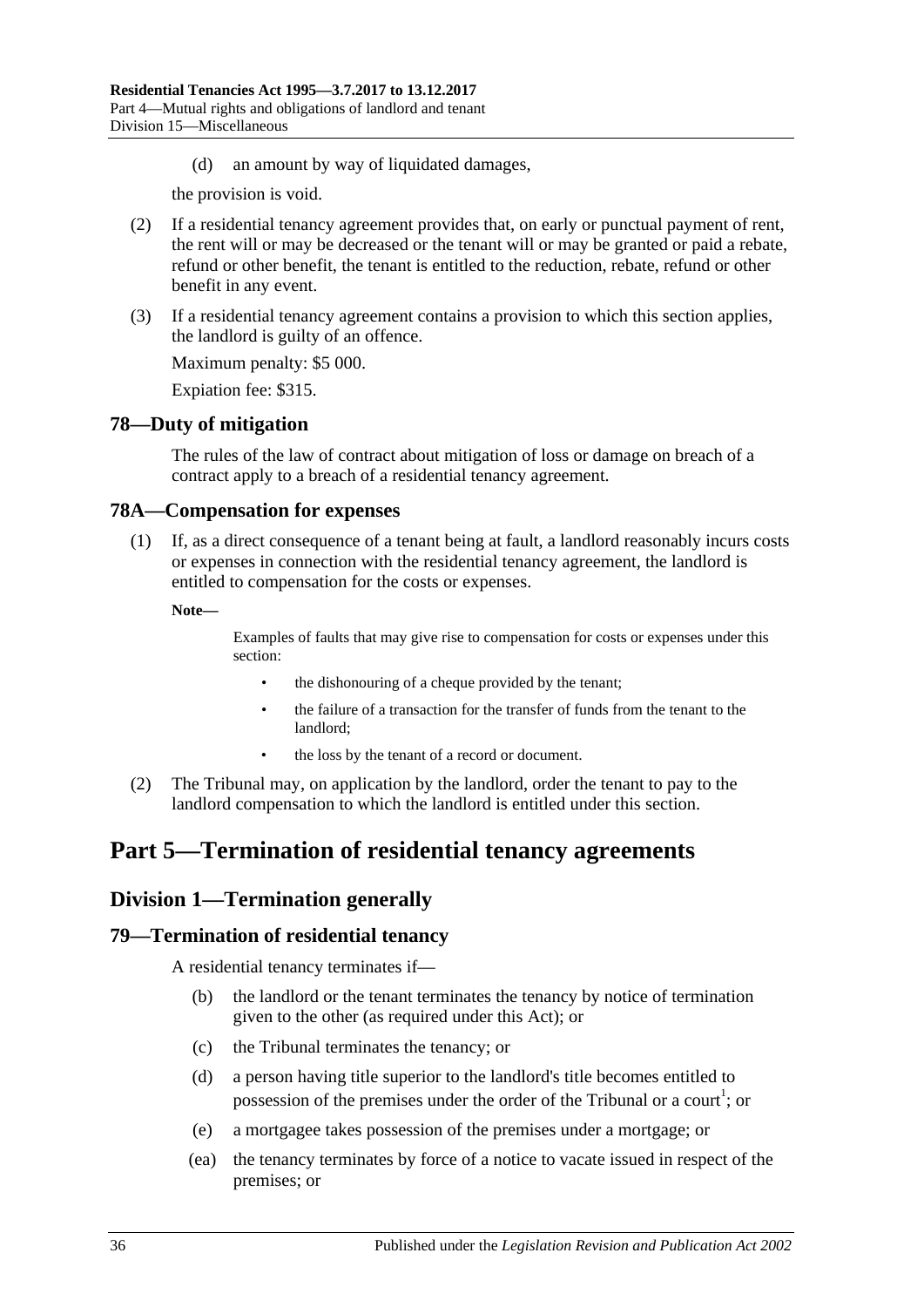(d) an amount by way of liquidated damages,

the provision is void.

(2) If a residential tenancy agreement provides that, on early or punctual payment of rent, the rent will or may be decreased or the tenant will or may be granted or paid a rebate, refund or other benefit, the tenant is entitled to the reduction, rebate, refund or other benefit in any event.

(3) If a residential tenancy agreement contains a provision to which this section applies, the landlord is guilty of an offence.

Maximum penalty: $5 000.

Expiation fee: $315.

### 78—Duty of mitigation

The rules of the law of contract about mitigation of loss or damage on breach of a contract apply to a breach of a residential tenancy agreement.

### 78A—Compensation for expenses

(1) If, as a direct consequence of a tenant being at fault, a landlord reasonably incurs costs or expenses in connection with the residential tenancy agreement, the landlord is entitled to compensation for the costs or expenses.

**Note—**

Examples of faults that may give rise to compensation for costs or expenses under this section:

- the dishonouring of a cheque provided by the tenant;
- the failure of a transaction for the transfer of funds from the tenant to the landlord;
- the loss by the tenant of a record or document.

(2) The Tribunal may, on application by the landlord, order the tenant to pay to the landlord compensation to which the landlord is entitled under this section.

# Part 5—Termination of residential tenancy agreements

## Division 1—Termination generally

### 79—Termination of residential tenancy

A residential tenancy terminates if—

(b) the landlord or the tenant terminates the tenancy by notice of termination given to the other (as required under this Act); or

(c) the Tribunal terminates the tenancy; or

(d) a person having title superior to the landlord's title becomes entitled to possession of the premises under the order of the Tribunal or a court[1]; or

(e) a mortgagee takes possession of the premises under a mortgage; or

(ea) the tenancy terminates by force of a notice to vacate issued in respect of the premises; or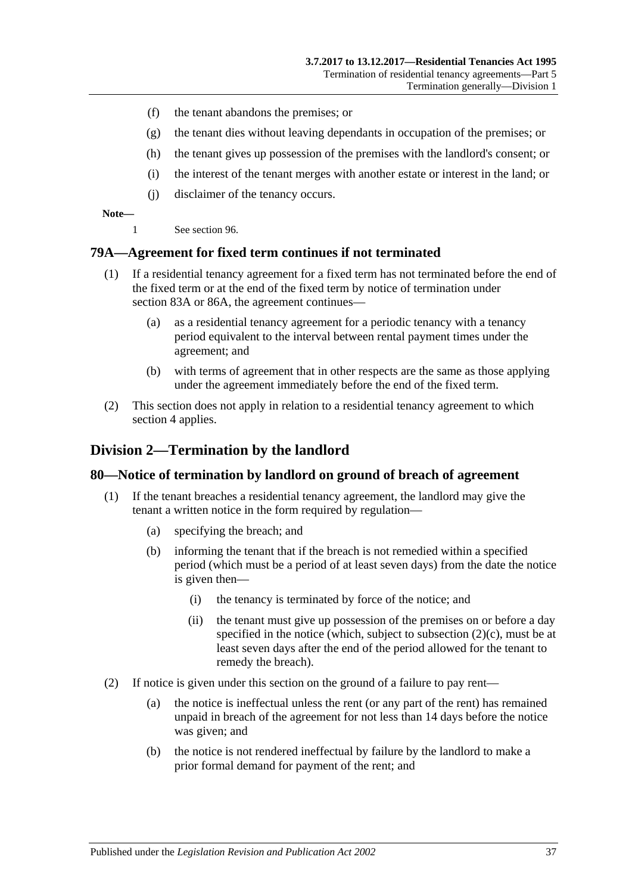(f) the tenant abandons the premises; or

(g) the tenant dies without leaving dependants in occupation of the premises; or

(h) the tenant gives up possession of the premises with the landlord's consent; or

(i) the interest of the tenant merges with another estate or interest in the land; or

(j) disclaimer of the tenancy occurs.

**Note—**

1 See section 96.

## 79A—Agreement for fixed term continues if not terminated

(1) If a residential tenancy agreement for a fixed term has not terminated before the end of the fixed term or at the end of the fixed term by notice of termination under section 83A or 86A, the agreement continues—

(a) as a residential tenancy agreement for a periodic tenancy with a tenancy period equivalent to the interval between rental payment times under the agreement; and

(b) with terms of agreement that in other respects are the same as those applying under the agreement immediately before the end of the fixed term.

(2) This section does not apply in relation to a residential tenancy agreement to which section 4 applies.

# Division 2—Termination by the landlord

## 80—Notice of termination by landlord on ground of breach of agreement

(1) If the tenant breaches a residential tenancy agreement, the landlord may give the tenant a written notice in the form required by regulation—

(a) specifying the breach; and

(b) informing the tenant that if the breach is not remedied within a specified period (which must be a period of at least seven days) from the date the notice is given then—

(i) the tenancy is terminated by force of the notice; and

(ii) the tenant must give up possession of the premises on or before a day specified in the notice (which, subject to subsection (2)(c), must be at least seven days after the end of the period allowed for the tenant to remedy the breach).

(2) If notice is given under this section on the ground of a failure to pay rent—

(a) the notice is ineffectual unless the rent (or any part of the rent) has remained unpaid in breach of the agreement for not less than 14 days before the notice was given; and

(b) the notice is not rendered ineffectual by failure by the landlord to make a prior formal demand for payment of the rent; and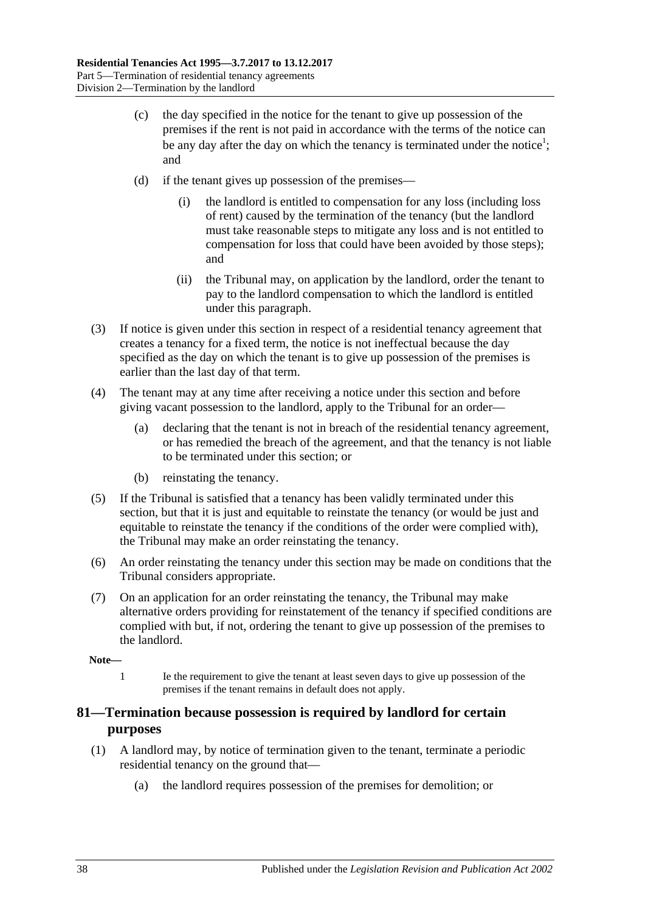(c) the day specified in the notice for the tenant to give up possession of the premises if the rent is not paid in accordance with the terms of the notice can be any day after the day on which the tenancy is terminated under the notice[1]; and

(d) if the tenant gives up possession of the premises—

(i) the landlord is entitled to compensation for any loss (including loss of rent) caused by the termination of the tenancy (but the landlord must take reasonable steps to mitigate any loss and is not entitled to compensation for loss that could have been avoided by those steps); and

(ii) the Tribunal may, on application by the landlord, order the tenant to pay to the landlord compensation to which the landlord is entitled under this paragraph.

(3) If notice is given under this section in respect of a residential tenancy agreement that creates a tenancy for a fixed term, the notice is not ineffectual because the day specified as the day on which the tenant is to give up possession of the premises is earlier than the last day of that term.

(4) The tenant may at any time after receiving a notice under this section and before giving vacant possession to the landlord, apply to the Tribunal for an order—

(a) declaring that the tenant is not in breach of the residential tenancy agreement, or has remedied the breach of the agreement, and that the tenancy is not liable to be terminated under this section; or

(b) reinstating the tenancy.

(5) If the Tribunal is satisfied that a tenancy has been validly terminated under this section, but that it is just and equitable to reinstate the tenancy (or would be just and equitable to reinstate the tenancy if the conditions of the order were complied with), the Tribunal may make an order reinstating the tenancy.

(6) An order reinstating the tenancy under this section may be made on conditions that the Tribunal considers appropriate.

(7) On an application for an order reinstating the tenancy, the Tribunal may make alternative orders providing for reinstatement of the tenancy if specified conditions are complied with but, if not, ordering the tenant to give up possession of the premises to the landlord.

**Note—**

1 Ie the requirement to give the tenant at least seven days to give up possession of the premises if the tenant remains in default does not apply.

## 81—Termination because possession is required by landlord for certain purposes

(1) A landlord may, by notice of termination given to the tenant, terminate a periodic residential tenancy on the ground that—

(a) the landlord requires possession of the premises for demolition; or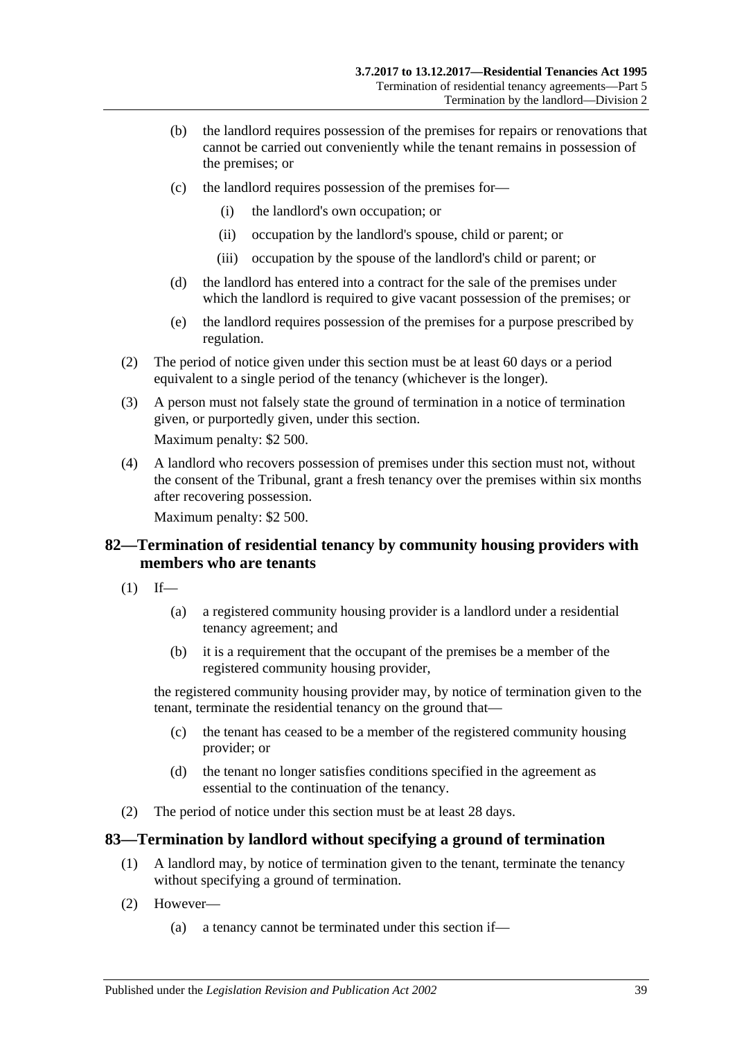(b) the landlord requires possession of the premises for repairs or renovations that cannot be carried out conveniently while the tenant remains in possession of the premises; or

(c) the landlord requires possession of the premises for—

(i) the landlord's own occupation; or

(ii) occupation by the landlord's spouse, child or parent; or

(iii) occupation by the spouse of the landlord's child or parent; or

(d) the landlord has entered into a contract for the sale of the premises under which the landlord is required to give vacant possession of the premises; or

(e) the landlord requires possession of the premises for a purpose prescribed by regulation.

(2) The period of notice given under this section must be at least 60 days or a period equivalent to a single period of the tenancy (whichever is the longer).

(3) A person must not falsely state the ground of termination in a notice of termination given, or purportedly given, under this section.

Maximum penalty: $2 500.

(4) A landlord who recovers possession of premises under this section must not, without the consent of the Tribunal, grant a fresh tenancy over the premises within six months after recovering possession.

Maximum penalty: $2 500.

## 82—Termination of residential tenancy by community housing providers with members who are tenants

(1) If—

(a) a registered community housing provider is a landlord under a residential tenancy agreement; and

(b) it is a requirement that the occupant of the premises be a member of the registered community housing provider,

the registered community housing provider may, by notice of termination given to the tenant, terminate the residential tenancy on the ground that—

(c) the tenant has ceased to be a member of the registered community housing provider; or

(d) the tenant no longer satisfies conditions specified in the agreement as essential to the continuation of the tenancy.

(2) The period of notice under this section must be at least 28 days.

## 83—Termination by landlord without specifying a ground of termination

(1) A landlord may, by notice of termination given to the tenant, terminate the tenancy without specifying a ground of termination.

(2) However—

(a) a tenancy cannot be terminated under this section if—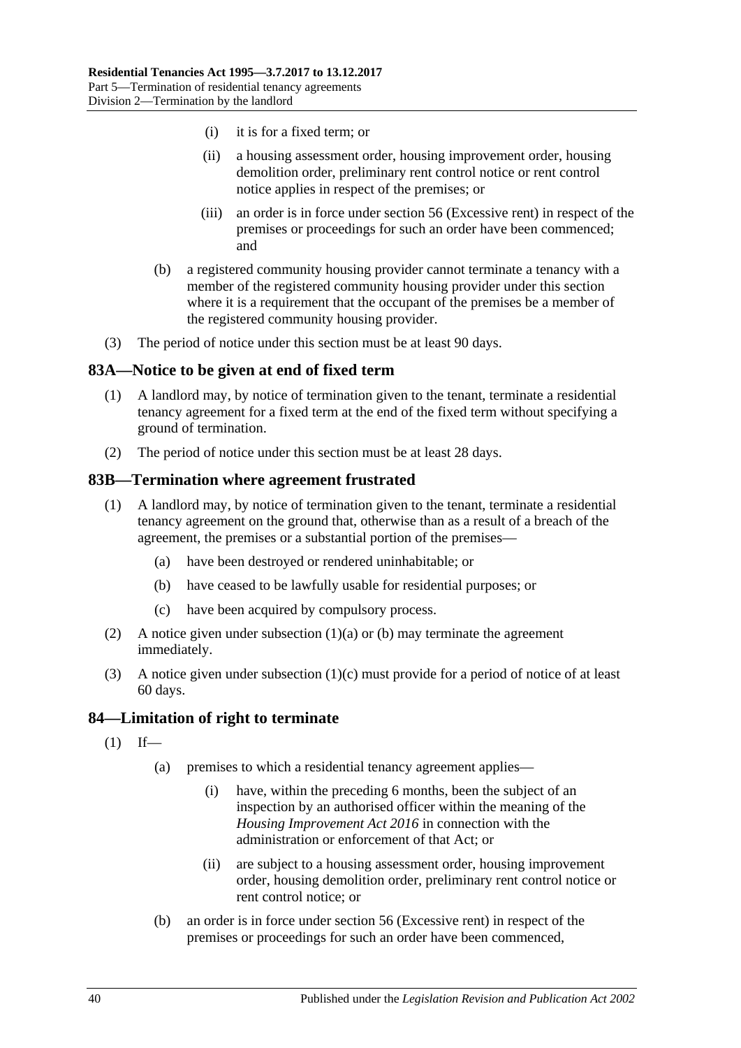- (i) it is for a fixed term; or
- (ii) a housing assessment order, housing improvement order, housing demolition order, preliminary rent control notice or rent control notice applies in respect of the premises; or
- (iii) an order is in force under section 56 (Excessive rent) in respect of the premises or proceedings for such an order have been commenced; and

- (b) a registered community housing provider cannot terminate a tenancy with a member of the registered community housing provider under this section where it is a requirement that the occupant of the premises be a member of the registered community housing provider.

(3) The period of notice under this section must be at least 90 days.

## 83A—Notice to be given at end of fixed term

(1) A landlord may, by notice of termination given to the tenant, terminate a residential tenancy agreement for a fixed term at the end of the fixed term without specifying a ground of termination.

(2) The period of notice under this section must be at least 28 days.

## 83B—Termination where agreement frustrated

(1) A landlord may, by notice of termination given to the tenant, terminate a residential tenancy agreement on the ground that, otherwise than as a result of a breach of the agreement, the premises or a substantial portion of the premises—

- (a) have been destroyed or rendered uninhabitable; or
- (b) have ceased to be lawfully usable for residential purposes; or
- (c) have been acquired by compulsory process.

(2) A notice given under subsection (1)(a) or (b) may terminate the agreement immediately.

(3) A notice given under subsection (1)(c) must provide for a period of notice of at least 60 days.

## 84—Limitation of right to terminate

(1) If—

- (a) premises to which a residential tenancy agreement applies—
  - (i) have, within the preceding 6 months, been the subject of an inspection by an authorised officer within the meaning of the *Housing Improvement Act 2016* in connection with the administration or enforcement of that Act; or
  - (ii) are subject to a housing assessment order, housing improvement order, housing demolition order, preliminary rent control notice or rent control notice; or
- (b) an order is in force under section 56 (Excessive rent) in respect of the premises or proceedings for such an order have been commenced,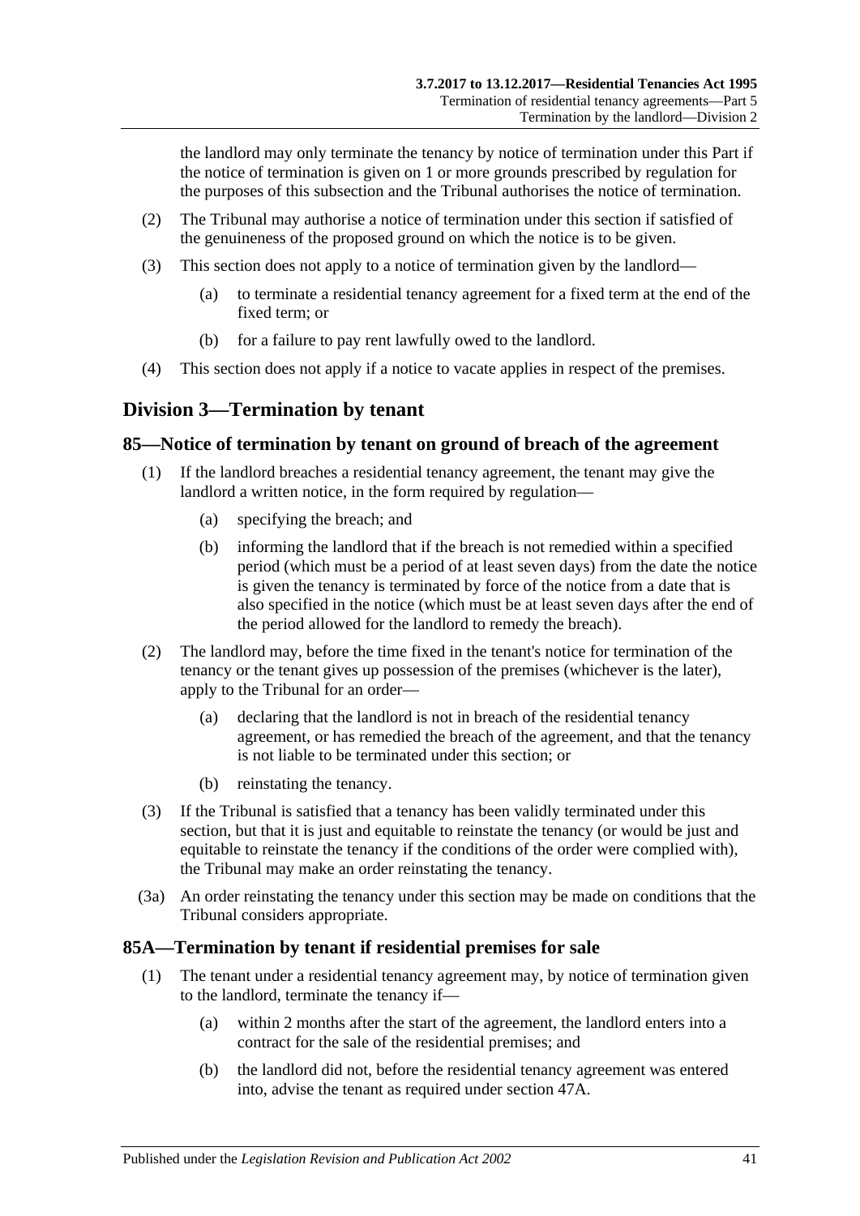the landlord may only terminate the tenancy by notice of termination under this Part if the notice of termination is given on 1 or more grounds prescribed by regulation for the purposes of this subsection and the Tribunal authorises the notice of termination.

(2) The Tribunal may authorise a notice of termination under this section if satisfied of the genuineness of the proposed ground on which the notice is to be given.

(3) This section does not apply to a notice of termination given by the landlord—

(a) to terminate a residential tenancy agreement for a fixed term at the end of the fixed term; or

(b) for a failure to pay rent lawfully owed to the landlord.

(4) This section does not apply if a notice to vacate applies in respect of the premises.

## Division 3—Termination by tenant

### 85—Notice of termination by tenant on ground of breach of the agreement

(1) If the landlord breaches a residential tenancy agreement, the tenant may give the landlord a written notice, in the form required by regulation—

(a) specifying the breach; and

(b) informing the landlord that if the breach is not remedied within a specified period (which must be a period of at least seven days) from the date the notice is given the tenancy is terminated by force of the notice from a date that is also specified in the notice (which must be at least seven days after the end of the period allowed for the landlord to remedy the breach).

(2) The landlord may, before the time fixed in the tenant's notice for termination of the tenancy or the tenant gives up possession of the premises (whichever is the later), apply to the Tribunal for an order—

(a) declaring that the landlord is not in breach of the residential tenancy agreement, or has remedied the breach of the agreement, and that the tenancy is not liable to be terminated under this section; or

(b) reinstating the tenancy.

(3) If the Tribunal is satisfied that a tenancy has been validly terminated under this section, but that it is just and equitable to reinstate the tenancy (or would be just and equitable to reinstate the tenancy if the conditions of the order were complied with), the Tribunal may make an order reinstating the tenancy.

(3a) An order reinstating the tenancy under this section may be made on conditions that the Tribunal considers appropriate.

### 85A—Termination by tenant if residential premises for sale

(1) The tenant under a residential tenancy agreement may, by notice of termination given to the landlord, terminate the tenancy if—

(a) within 2 months after the start of the agreement, the landlord enters into a contract for the sale of the residential premises; and

(b) the landlord did not, before the residential tenancy agreement was entered into, advise the tenant as required under section 47A.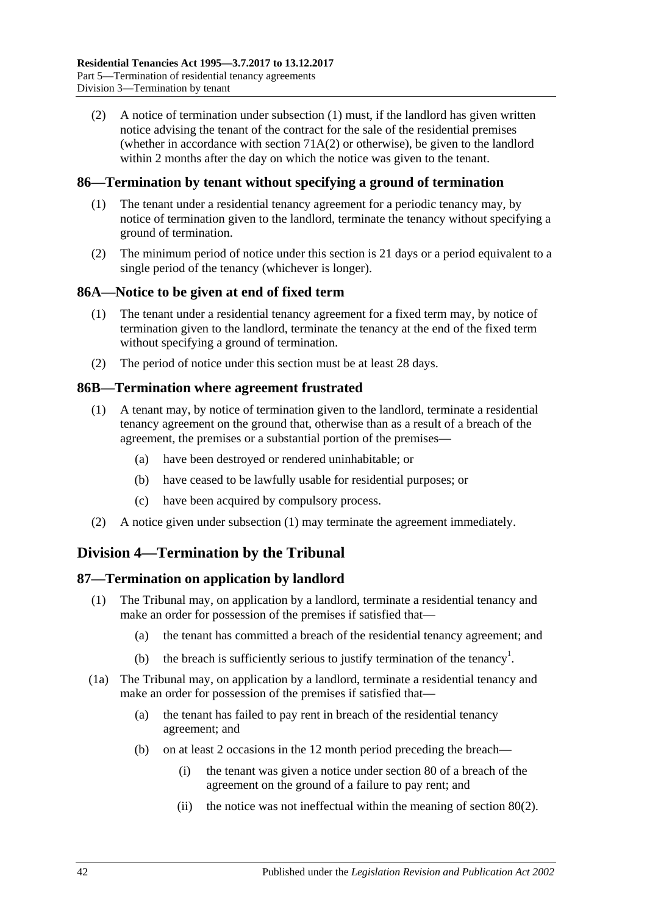(2) A notice of termination under subsection (1) must, if the landlord has given written notice advising the tenant of the contract for the sale of the residential premises (whether in accordance with section 71A(2) or otherwise), be given to the landlord within 2 months after the day on which the notice was given to the tenant.

## 86—Termination by tenant without specifying a ground of termination

(1) The tenant under a residential tenancy agreement for a periodic tenancy may, by notice of termination given to the landlord, terminate the tenancy without specifying a ground of termination.

(2) The minimum period of notice under this section is 21 days or a period equivalent to a single period of the tenancy (whichever is longer).

## 86A—Notice to be given at end of fixed term

(1) The tenant under a residential tenancy agreement for a fixed term may, by notice of termination given to the landlord, terminate the tenancy at the end of the fixed term without specifying a ground of termination.

(2) The period of notice under this section must be at least 28 days.

## 86B—Termination where agreement frustrated

(1) A tenant may, by notice of termination given to the landlord, terminate a residential tenancy agreement on the ground that, otherwise than as a result of a breach of the agreement, the premises or a substantial portion of the premises—

(a) have been destroyed or rendered uninhabitable; or

(b) have ceased to be lawfully usable for residential purposes; or

(c) have been acquired by compulsory process.

(2) A notice given under subsection (1) may terminate the agreement immediately.

# Division 4—Termination by the Tribunal

## 87—Termination on application by landlord

(1) The Tribunal may, on application by a landlord, terminate a residential tenancy and make an order for possession of the premises if satisfied that—

(a) the tenant has committed a breach of the residential tenancy agreement; and

(b) the breach is sufficiently serious to justify termination of the tenancy[1].

(1a) The Tribunal may, on application by a landlord, terminate a residential tenancy and make an order for possession of the premises if satisfied that—

(a) the tenant has failed to pay rent in breach of the residential tenancy agreement; and

(b) on at least 2 occasions in the 12 month period preceding the breach—

(i) the tenant was given a notice under section 80 of a breach of the agreement on the ground of a failure to pay rent; and

(ii) the notice was not ineffectual within the meaning of section 80(2).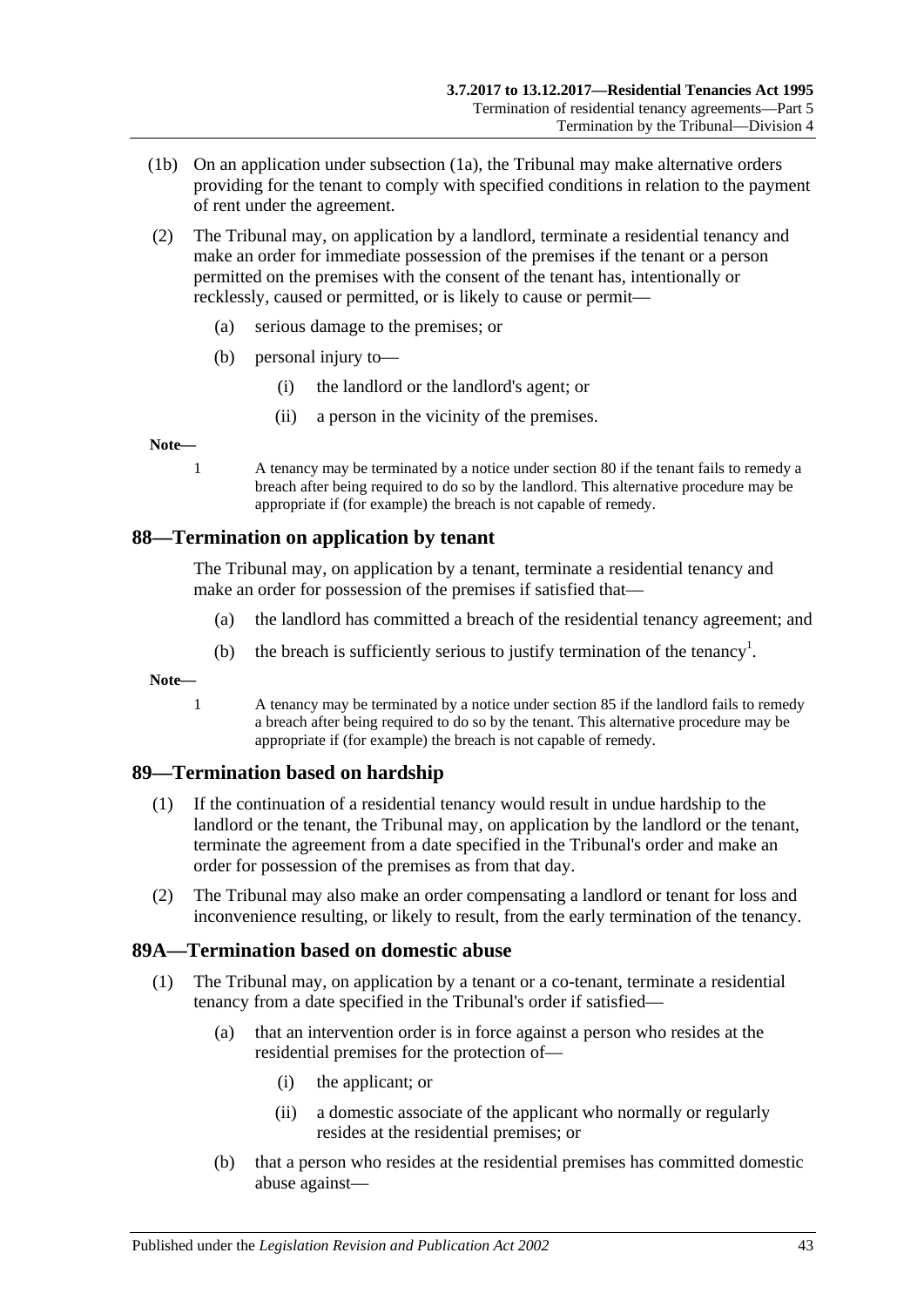(1b) On an application under subsection (1a), the Tribunal may make alternative orders providing for the tenant to comply with specified conditions in relation to the payment of rent under the agreement.

(2) The Tribunal may, on application by a landlord, terminate a residential tenancy and make an order for immediate possession of the premises if the tenant or a person permitted on the premises with the consent of the tenant has, intentionally or recklessly, caused or permitted, or is likely to cause or permit—

(a) serious damage to the premises; or

(b) personal injury to—

(i) the landlord or the landlord's agent; or

(ii) a person in the vicinity of the premises.

**Note—**

1 A tenancy may be terminated by a notice under section 80 if the tenant fails to remedy a breach after being required to do so by the landlord. This alternative procedure may be appropriate if (for example) the breach is not capable of remedy.

## 88—Termination on application by tenant

The Tribunal may, on application by a tenant, terminate a residential tenancy and make an order for possession of the premises if satisfied that—

(a) the landlord has committed a breach of the residential tenancy agreement; and

(b) the breach is sufficiently serious to justify termination of the tenancy[1].

**Note—**

1 A tenancy may be terminated by a notice under section 85 if the landlord fails to remedy a breach after being required to do so by the tenant. This alternative procedure may be appropriate if (for example) the breach is not capable of remedy.

## 89—Termination based on hardship

(1) If the continuation of a residential tenancy would result in undue hardship to the landlord or the tenant, the Tribunal may, on application by the landlord or the tenant, terminate the agreement from a date specified in the Tribunal's order and make an order for possession of the premises as from that day.

(2) The Tribunal may also make an order compensating a landlord or tenant for loss and inconvenience resulting, or likely to result, from the early termination of the tenancy.

## 89A—Termination based on domestic abuse

(1) The Tribunal may, on application by a tenant or a co-tenant, terminate a residential tenancy from a date specified in the Tribunal's order if satisfied—

(a) that an intervention order is in force against a person who resides at the residential premises for the protection of—

(i) the applicant; or

(ii) a domestic associate of the applicant who normally or regularly resides at the residential premises; or

(b) that a person who resides at the residential premises has committed domestic abuse against—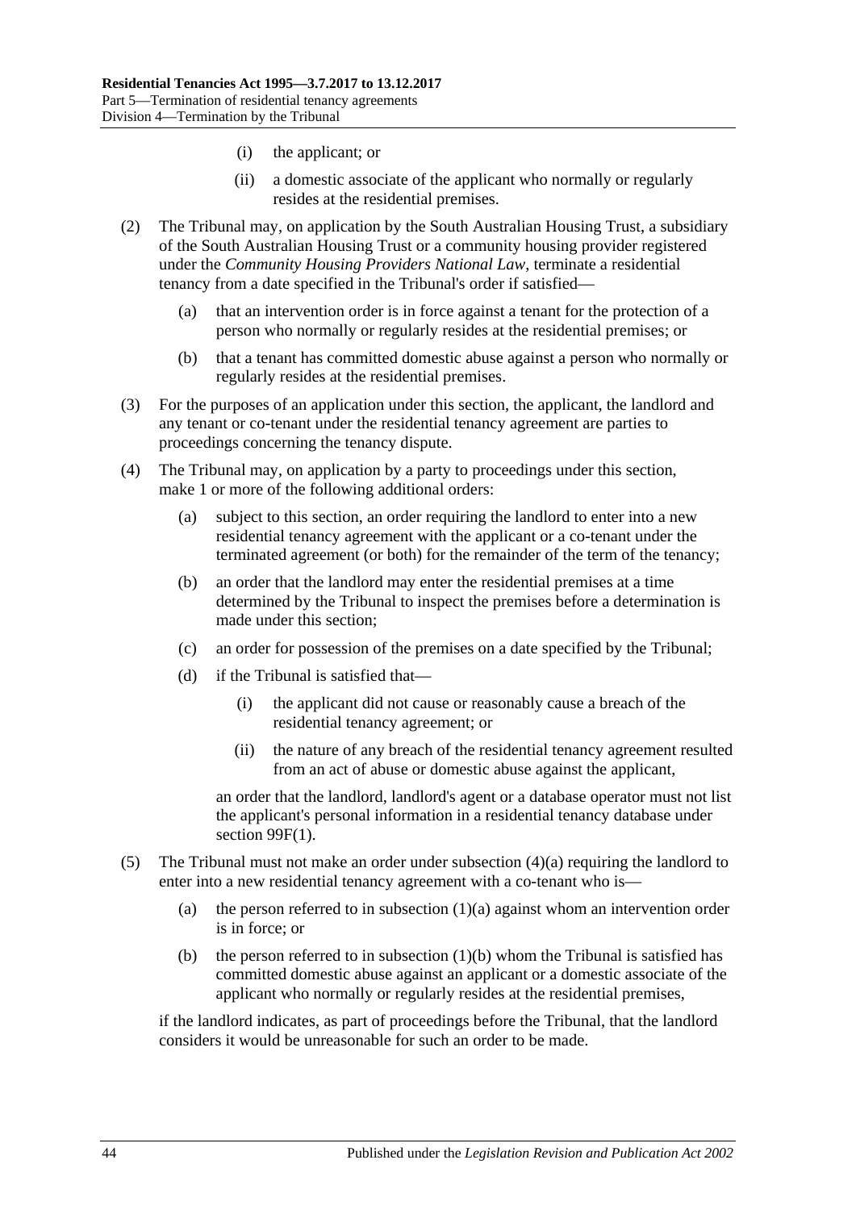(i) the applicant; or

(ii) a domestic associate of the applicant who normally or regularly resides at the residential premises.

(2) The Tribunal may, on application by the South Australian Housing Trust, a subsidiary of the South Australian Housing Trust or a community housing provider registered under the *Community Housing Providers National Law*, terminate a residential tenancy from a date specified in the Tribunal's order if satisfied—

(a) that an intervention order is in force against a tenant for the protection of a person who normally or regularly resides at the residential premises; or

(b) that a tenant has committed domestic abuse against a person who normally or regularly resides at the residential premises.

(3) For the purposes of an application under this section, the applicant, the landlord and any tenant or co-tenant under the residential tenancy agreement are parties to proceedings concerning the tenancy dispute.

(4) The Tribunal may, on application by a party to proceedings under this section, make 1 or more of the following additional orders:

(a) subject to this section, an order requiring the landlord to enter into a new residential tenancy agreement with the applicant or a co-tenant under the terminated agreement (or both) for the remainder of the term of the tenancy;

(b) an order that the landlord may enter the residential premises at a time determined by the Tribunal to inspect the premises before a determination is made under this section;

(c) an order for possession of the premises on a date specified by the Tribunal;

(d) if the Tribunal is satisfied that—

(i) the applicant did not cause or reasonably cause a breach of the residential tenancy agreement; or

(ii) the nature of any breach of the residential tenancy agreement resulted from an act of abuse or domestic abuse against the applicant,

an order that the landlord, landlord's agent or a database operator must not list the applicant's personal information in a residential tenancy database under section 99F(1).

(5) The Tribunal must not make an order under subsection (4)(a) requiring the landlord to enter into a new residential tenancy agreement with a co-tenant who is—

(a) the person referred to in subsection (1)(a) against whom an intervention order is in force; or

(b) the person referred to in subsection (1)(b) whom the Tribunal is satisfied has committed domestic abuse against an applicant or a domestic associate of the applicant who normally or regularly resides at the residential premises,

if the landlord indicates, as part of proceedings before the Tribunal, that the landlord considers it would be unreasonable for such an order to be made.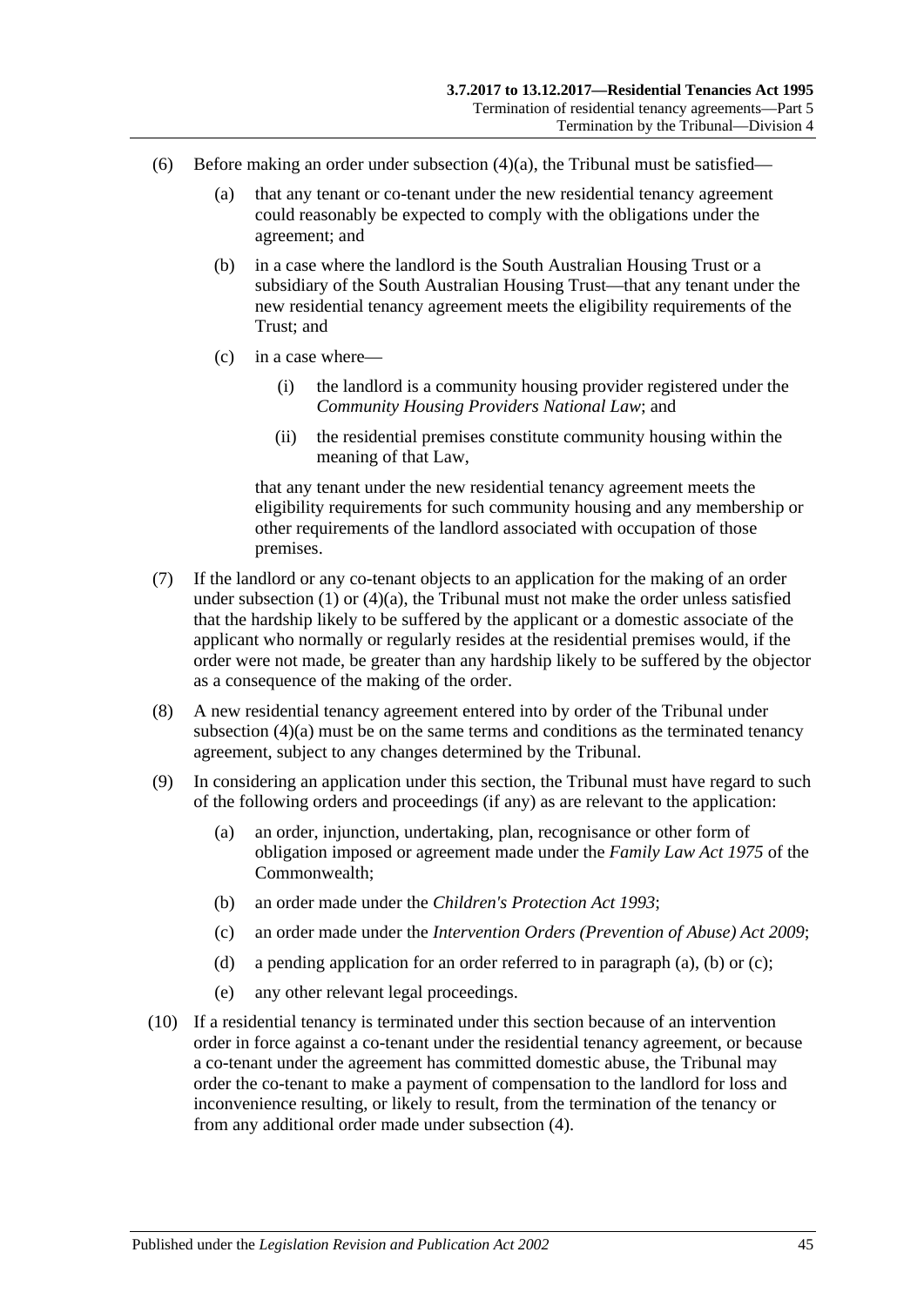(6) Before making an order under subsection (4)(a), the Tribunal must be satisfied—

(a) that any tenant or co-tenant under the new residential tenancy agreement could reasonably be expected to comply with the obligations under the agreement; and

(b) in a case where the landlord is the South Australian Housing Trust or a subsidiary of the South Australian Housing Trust—that any tenant under the new residential tenancy agreement meets the eligibility requirements of the Trust; and

(c) in a case where—

(i) the landlord is a community housing provider registered under the *Community Housing Providers National Law*; and

(ii) the residential premises constitute community housing within the meaning of that Law,

that any tenant under the new residential tenancy agreement meets the eligibility requirements for such community housing and any membership or other requirements of the landlord associated with occupation of those premises.

(7) If the landlord or any co-tenant objects to an application for the making of an order under subsection (1) or (4)(a), the Tribunal must not make the order unless satisfied that the hardship likely to be suffered by the applicant or a domestic associate of the applicant who normally or regularly resides at the residential premises would, if the order were not made, be greater than any hardship likely to be suffered by the objector as a consequence of the making of the order.

(8) A new residential tenancy agreement entered into by order of the Tribunal under subsection (4)(a) must be on the same terms and conditions as the terminated tenancy agreement, subject to any changes determined by the Tribunal.

(9) In considering an application under this section, the Tribunal must have regard to such of the following orders and proceedings (if any) as are relevant to the application:

(a) an order, injunction, undertaking, plan, recognisance or other form of obligation imposed or agreement made under the *Family Law Act 1975* of the Commonwealth;

(b) an order made under the *Children's Protection Act 1993*;

(c) an order made under the *Intervention Orders (Prevention of Abuse) Act 2009*;

(d) a pending application for an order referred to in paragraph (a), (b) or (c);

(e) any other relevant legal proceedings.

(10) If a residential tenancy is terminated under this section because of an intervention order in force against a co-tenant under the residential tenancy agreement, or because a co-tenant under the agreement has committed domestic abuse, the Tribunal may order the co-tenant to make a payment of compensation to the landlord for loss and inconvenience resulting, or likely to result, from the termination of the tenancy or from any additional order made under subsection (4).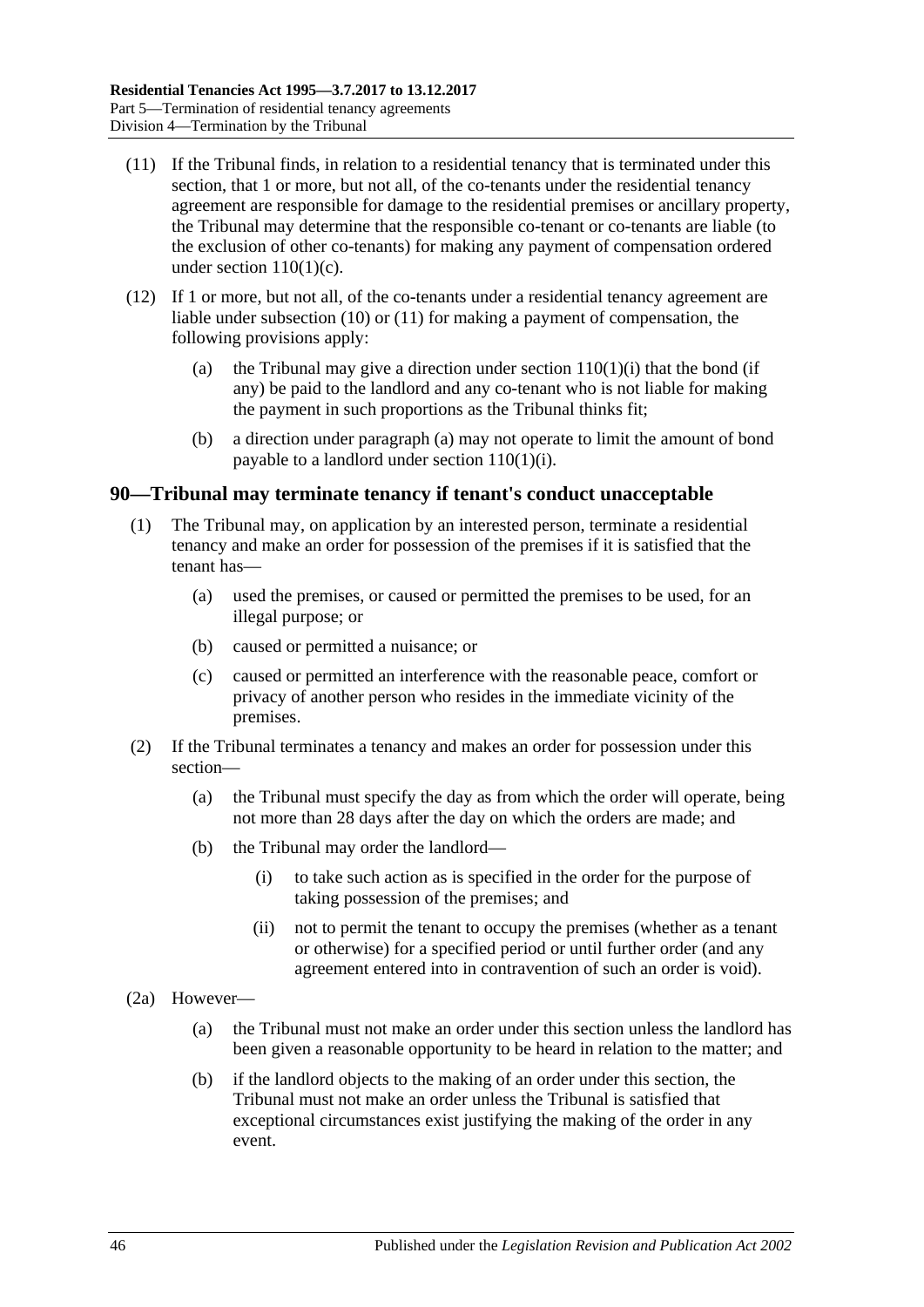(11) If the Tribunal finds, in relation to a residential tenancy that is terminated under this section, that 1 or more, but not all, of the co-tenants under the residential tenancy agreement are responsible for damage to the residential premises or ancillary property, the Tribunal may determine that the responsible co-tenant or co-tenants are liable (to the exclusion of other co-tenants) for making any payment of compensation ordered under section 110(1)(c).

(12) If 1 or more, but not all, of the co-tenants under a residential tenancy agreement are liable under subsection (10) or (11) for making a payment of compensation, the following provisions apply:

(a) the Tribunal may give a direction under section 110(1)(i) that the bond (if any) be paid to the landlord and any co-tenant who is not liable for making the payment in such proportions as the Tribunal thinks fit;

(b) a direction under paragraph (a) may not operate to limit the amount of bond payable to a landlord under section 110(1)(i).

## 90—Tribunal may terminate tenancy if tenant's conduct unacceptable

(1) The Tribunal may, on application by an interested person, terminate a residential tenancy and make an order for possession of the premises if it is satisfied that the tenant has—

(a) used the premises, or caused or permitted the premises to be used, for an illegal purpose; or

(b) caused or permitted a nuisance; or

(c) caused or permitted an interference with the reasonable peace, comfort or privacy of another person who resides in the immediate vicinity of the premises.

(2) If the Tribunal terminates a tenancy and makes an order for possession under this section—

(a) the Tribunal must specify the day as from which the order will operate, being not more than 28 days after the day on which the orders are made; and

(b) the Tribunal may order the landlord—

(i) to take such action as is specified in the order for the purpose of taking possession of the premises; and

(ii) not to permit the tenant to occupy the premises (whether as a tenant or otherwise) for a specified period or until further order (and any agreement entered into in contravention of such an order is void).

(2a) However—

(a) the Tribunal must not make an order under this section unless the landlord has been given a reasonable opportunity to be heard in relation to the matter; and

(b) if the landlord objects to the making of an order under this section, the Tribunal must not make an order unless the Tribunal is satisfied that exceptional circumstances exist justifying the making of the order in any event.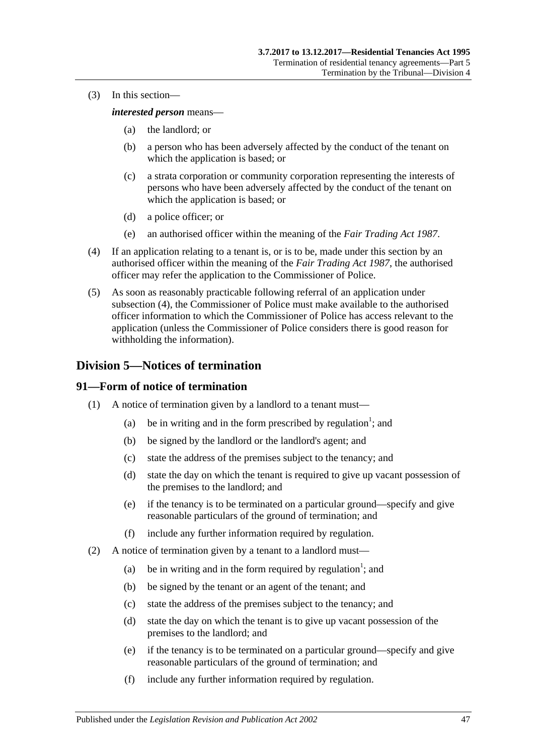(3) In this section—

***interested person*** means—

(a) the landlord; or

(b) a person who has been adversely affected by the conduct of the tenant on which the application is based; or

(c) a strata corporation or community corporation representing the interests of persons who have been adversely affected by the conduct of the tenant on which the application is based; or

(d) a police officer; or

(e) an authorised officer within the meaning of the *Fair Trading Act 1987*.

(4) If an application relating to a tenant is, or is to be, made under this section by an authorised officer within the meaning of the *Fair Trading Act 1987*, the authorised officer may refer the application to the Commissioner of Police.

(5) As soon as reasonably practicable following referral of an application under subsection (4), the Commissioner of Police must make available to the authorised officer information to which the Commissioner of Police has access relevant to the application (unless the Commissioner of Police considers there is good reason for withholding the information).

## Division 5—Notices of termination

### 91—Form of notice of termination

(1) A notice of termination given by a landlord to a tenant must—

(a) be in writing and in the form prescribed by regulation[1]; and

(b) be signed by the landlord or the landlord's agent; and

(c) state the address of the premises subject to the tenancy; and

(d) state the day on which the tenant is required to give up vacant possession of the premises to the landlord; and

(e) if the tenancy is to be terminated on a particular ground—specify and give reasonable particulars of the ground of termination; and

(f) include any further information required by regulation.

(2) A notice of termination given by a tenant to a landlord must—

(a) be in writing and in the form required by regulation[1]; and

(b) be signed by the tenant or an agent of the tenant; and

(c) state the address of the premises subject to the tenancy; and

(d) state the day on which the tenant is to give up vacant possession of the premises to the landlord; and

(e) if the tenancy is to be terminated on a particular ground—specify and give reasonable particulars of the ground of termination; and

(f) include any further information required by regulation.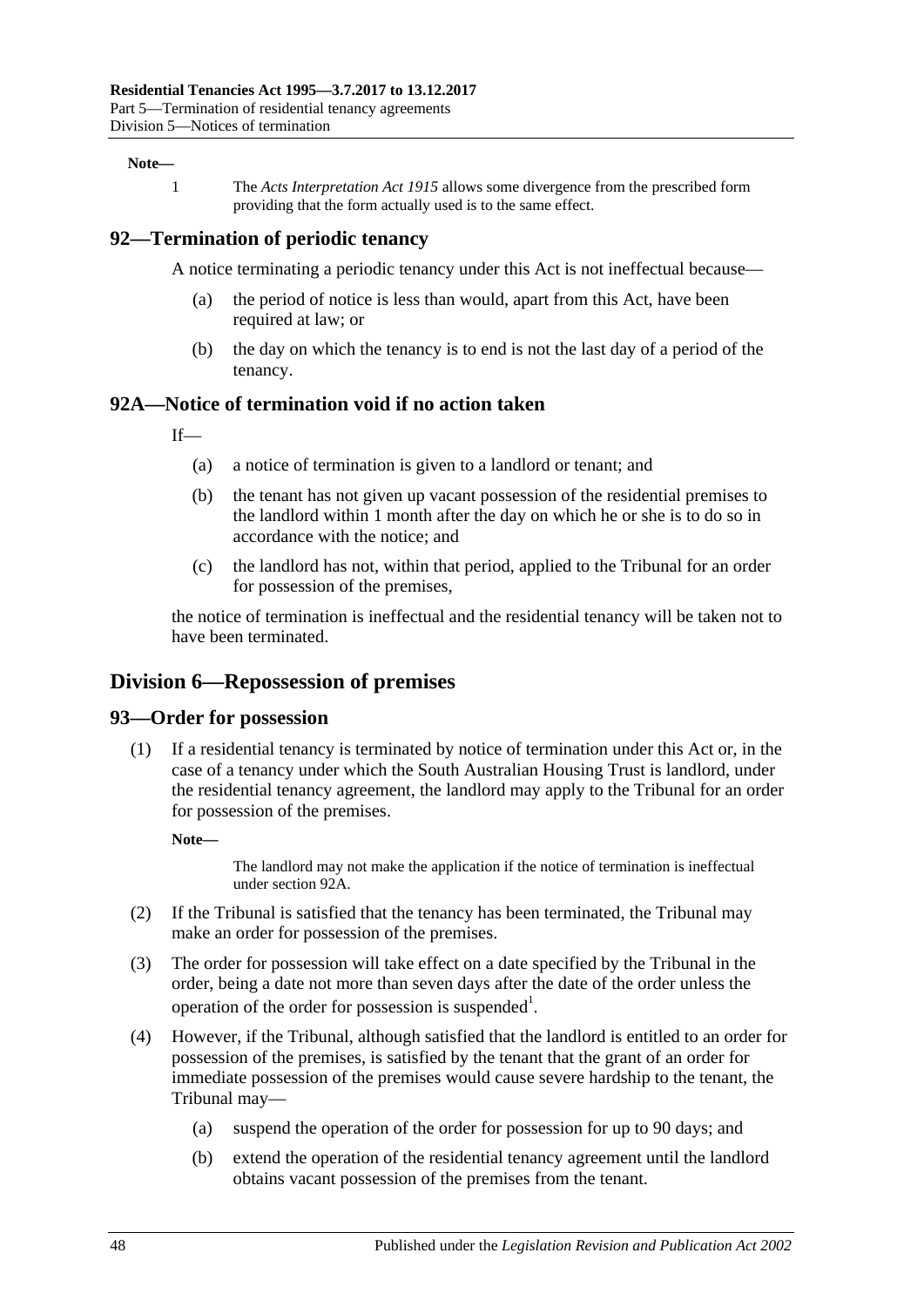**Note—**

1 The *Acts Interpretation Act 1915* allows some divergence from the prescribed form providing that the form actually used is to the same effect.

## 92—Termination of periodic tenancy

A notice terminating a periodic tenancy under this Act is not ineffectual because—

(a) the period of notice is less than would, apart from this Act, have been required at law; or

(b) the day on which the tenancy is to end is not the last day of a period of the tenancy.

## 92A—Notice of termination void if no action taken

If—

(a) a notice of termination is given to a landlord or tenant; and

(b) the tenant has not given up vacant possession of the residential premises to the landlord within 1 month after the day on which he or she is to do so in accordance with the notice; and

(c) the landlord has not, within that period, applied to the Tribunal for an order for possession of the premises,

the notice of termination is ineffectual and the residential tenancy will be taken not to have been terminated.

# Division 6—Repossession of premises

## 93—Order for possession

(1) If a residential tenancy is terminated by notice of termination under this Act or, in the case of a tenancy under which the South Australian Housing Trust is landlord, under the residential tenancy agreement, the landlord may apply to the Tribunal for an order for possession of the premises.

**Note—**

The landlord may not make the application if the notice of termination is ineffectual under section 92A.

(2) If the Tribunal is satisfied that the tenancy has been terminated, the Tribunal may make an order for possession of the premises.

(3) The order for possession will take effect on a date specified by the Tribunal in the order, being a date not more than seven days after the date of the order unless the operation of the order for possession is suspended[1].

(4) However, if the Tribunal, although satisfied that the landlord is entitled to an order for possession of the premises, is satisfied by the tenant that the grant of an order for immediate possession of the premises would cause severe hardship to the tenant, the Tribunal may—

(a) suspend the operation of the order for possession for up to 90 days; and

(b) extend the operation of the residential tenancy agreement until the landlord obtains vacant possession of the premises from the tenant.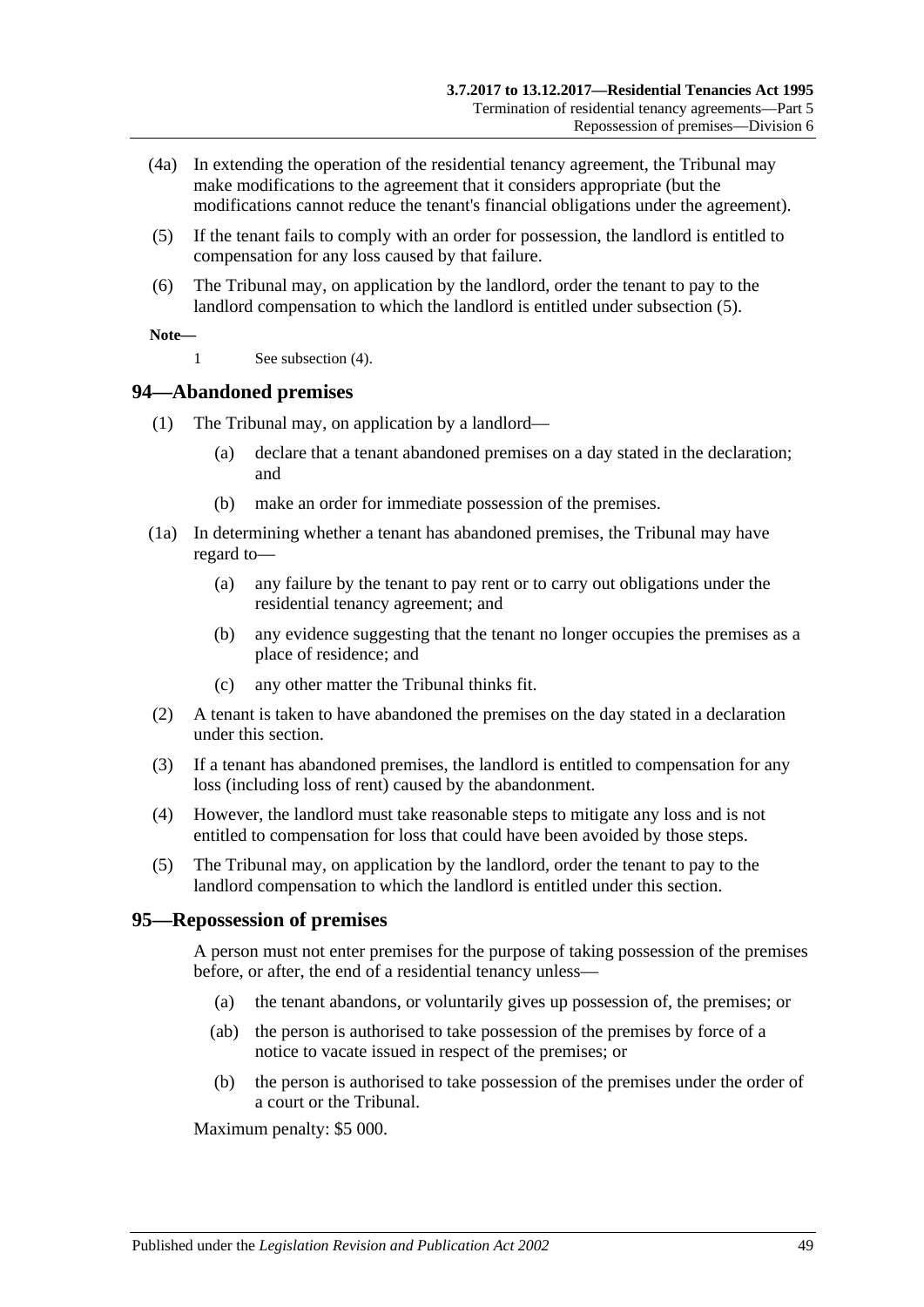(4a) In extending the operation of the residential tenancy agreement, the Tribunal may make modifications to the agreement that it considers appropriate (but the modifications cannot reduce the tenant's financial obligations under the agreement).

(5) If the tenant fails to comply with an order for possession, the landlord is entitled to compensation for any loss caused by that failure.

(6) The Tribunal may, on application by the landlord, order the tenant to pay to the landlord compensation to which the landlord is entitled under subsection (5).

**Note—**

1 See subsection (4).

## 94—Abandoned premises

(1) The Tribunal may, on application by a landlord—

(a) declare that a tenant abandoned premises on a day stated in the declaration; and

(b) make an order for immediate possession of the premises.

(1a) In determining whether a tenant has abandoned premises, the Tribunal may have regard to—

(a) any failure by the tenant to pay rent or to carry out obligations under the residential tenancy agreement; and

(b) any evidence suggesting that the tenant no longer occupies the premises as a place of residence; and

(c) any other matter the Tribunal thinks fit.

(2) A tenant is taken to have abandoned the premises on the day stated in a declaration under this section.

(3) If a tenant has abandoned premises, the landlord is entitled to compensation for any loss (including loss of rent) caused by the abandonment.

(4) However, the landlord must take reasonable steps to mitigate any loss and is not entitled to compensation for loss that could have been avoided by those steps.

(5) The Tribunal may, on application by the landlord, order the tenant to pay to the landlord compensation to which the landlord is entitled under this section.

## 95—Repossession of premises

A person must not enter premises for the purpose of taking possession of the premises before, or after, the end of a residential tenancy unless—

(a) the tenant abandons, or voluntarily gives up possession of, the premises; or

(ab) the person is authorised to take possession of the premises by force of a notice to vacate issued in respect of the premises; or

(b) the person is authorised to take possession of the premises under the order of a court or the Tribunal.

Maximum penalty: $5 000.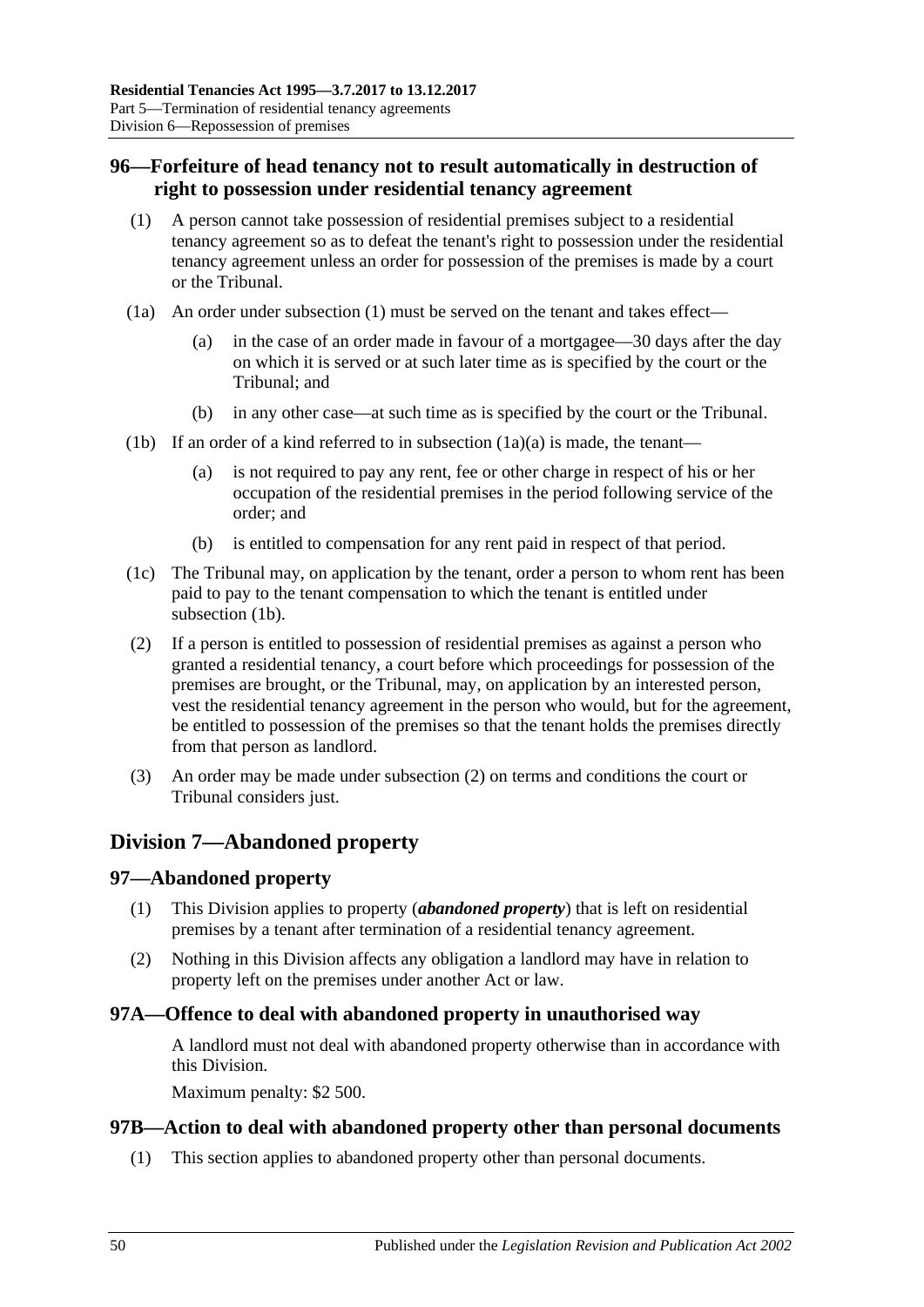## 96—Forfeiture of head tenancy not to result automatically in destruction of right to possession under residential tenancy agreement

(1) A person cannot take possession of residential premises subject to a residential tenancy agreement so as to defeat the tenant's right to possession under the residential tenancy agreement unless an order for possession of the premises is made by a court or the Tribunal.

(1a) An order under subsection (1) must be served on the tenant and takes effect—

(a) in the case of an order made in favour of a mortgagee—30 days after the day on which it is served or at such later time as is specified by the court or the Tribunal; and

(b) in any other case—at such time as is specified by the court or the Tribunal.

(1b) If an order of a kind referred to in subsection (1a)(a) is made, the tenant—

(a) is not required to pay any rent, fee or other charge in respect of his or her occupation of the residential premises in the period following service of the order; and

(b) is entitled to compensation for any rent paid in respect of that period.

(1c) The Tribunal may, on application by the tenant, order a person to whom rent has been paid to pay to the tenant compensation to which the tenant is entitled under subsection (1b).

(2) If a person is entitled to possession of residential premises as against a person who granted a residential tenancy, a court before which proceedings for possession of the premises are brought, or the Tribunal, may, on application by an interested person, vest the residential tenancy agreement in the person who would, but for the agreement, be entitled to possession of the premises so that the tenant holds the premises directly from that person as landlord.

(3) An order may be made under subsection (2) on terms and conditions the court or Tribunal considers just.

# Division 7—Abandoned property

## 97—Abandoned property

(1) This Division applies to property (***abandoned property***) that is left on residential premises by a tenant after termination of a residential tenancy agreement.

(2) Nothing in this Division affects any obligation a landlord may have in relation to property left on the premises under another Act or law.

## 97A—Offence to deal with abandoned property in unauthorised way

A landlord must not deal with abandoned property otherwise than in accordance with this Division.

Maximum penalty: $2 500.

## 97B—Action to deal with abandoned property other than personal documents

(1) This section applies to abandoned property other than personal documents.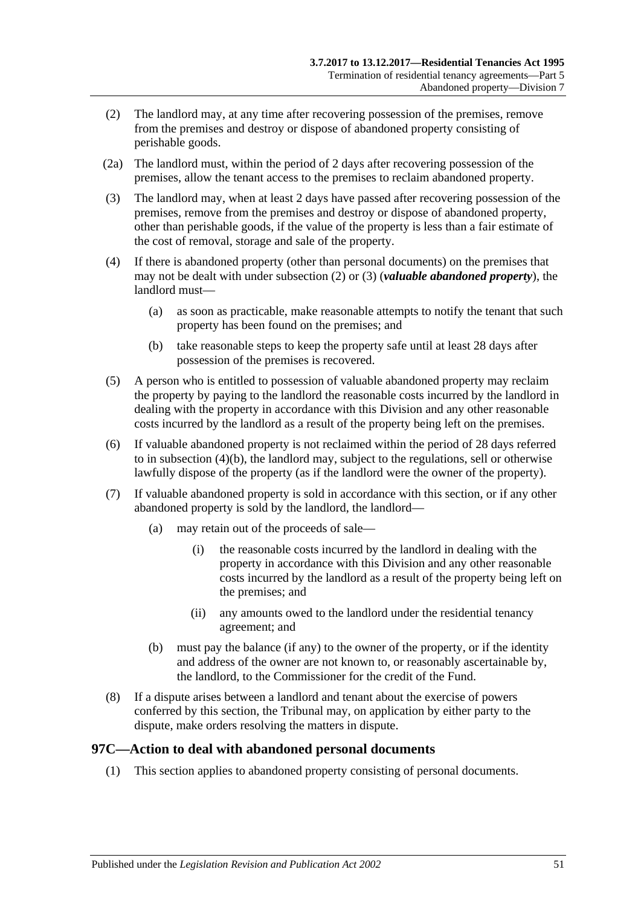(2) The landlord may, at any time after recovering possession of the premises, remove from the premises and destroy or dispose of abandoned property consisting of perishable goods.

(2a) The landlord must, within the period of 2 days after recovering possession of the premises, allow the tenant access to the premises to reclaim abandoned property.

(3) The landlord may, when at least 2 days have passed after recovering possession of the premises, remove from the premises and destroy or dispose of abandoned property, other than perishable goods, if the value of the property is less than a fair estimate of the cost of removal, storage and sale of the property.

(4) If there is abandoned property (other than personal documents) on the premises that may not be dealt with under subsection (2) or (3) (***valuable abandoned property***), the landlord must—

(a) as soon as practicable, make reasonable attempts to notify the tenant that such property has been found on the premises; and

(b) take reasonable steps to keep the property safe until at least 28 days after possession of the premises is recovered.

(5) A person who is entitled to possession of valuable abandoned property may reclaim the property by paying to the landlord the reasonable costs incurred by the landlord in dealing with the property in accordance with this Division and any other reasonable costs incurred by the landlord as a result of the property being left on the premises.

(6) If valuable abandoned property is not reclaimed within the period of 28 days referred to in subsection (4)(b), the landlord may, subject to the regulations, sell or otherwise lawfully dispose of the property (as if the landlord were the owner of the property).

(7) If valuable abandoned property is sold in accordance with this section, or if any other abandoned property is sold by the landlord, the landlord—

(a) may retain out of the proceeds of sale—

(i) the reasonable costs incurred by the landlord in dealing with the property in accordance with this Division and any other reasonable costs incurred by the landlord as a result of the property being left on the premises; and

(ii) any amounts owed to the landlord under the residential tenancy agreement; and

(b) must pay the balance (if any) to the owner of the property, or if the identity and address of the owner are not known to, or reasonably ascertainable by, the landlord, to the Commissioner for the credit of the Fund.

(8) If a dispute arises between a landlord and tenant about the exercise of powers conferred by this section, the Tribunal may, on application by either party to the dispute, make orders resolving the matters in dispute.

## 97C—Action to deal with abandoned personal documents

(1) This section applies to abandoned property consisting of personal documents.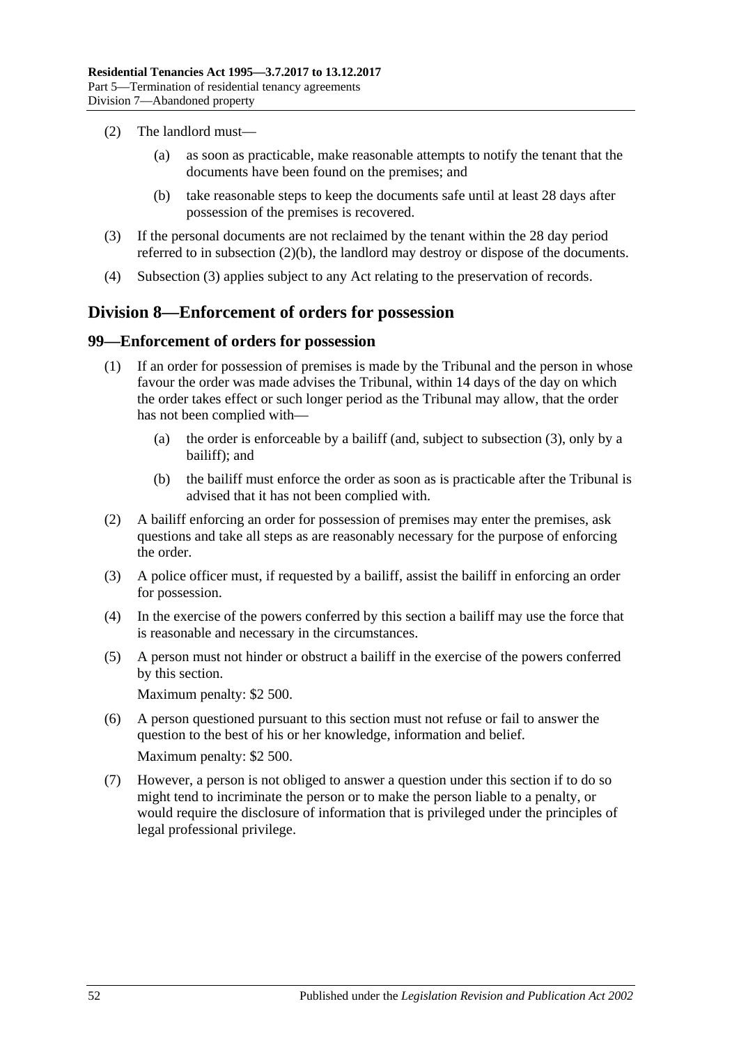(2) The landlord must—

(a) as soon as practicable, make reasonable attempts to notify the tenant that the documents have been found on the premises; and

(b) take reasonable steps to keep the documents safe until at least 28 days after possession of the premises is recovered.

(3) If the personal documents are not reclaimed by the tenant within the 28 day period referred to in subsection (2)(b), the landlord may destroy or dispose of the documents.

(4) Subsection (3) applies subject to any Act relating to the preservation of records.

## Division 8—Enforcement of orders for possession

### 99—Enforcement of orders for possession

(1) If an order for possession of premises is made by the Tribunal and the person in whose favour the order was made advises the Tribunal, within 14 days of the day on which the order takes effect or such longer period as the Tribunal may allow, that the order has not been complied with—

(a) the order is enforceable by a bailiff (and, subject to subsection (3), only by a bailiff); and

(b) the bailiff must enforce the order as soon as is practicable after the Tribunal is advised that it has not been complied with.

(2) A bailiff enforcing an order for possession of premises may enter the premises, ask questions and take all steps as are reasonably necessary for the purpose of enforcing the order.

(3) A police officer must, if requested by a bailiff, assist the bailiff in enforcing an order for possession.

(4) In the exercise of the powers conferred by this section a bailiff may use the force that is reasonable and necessary in the circumstances.

(5) A person must not hinder or obstruct a bailiff in the exercise of the powers conferred by this section.

Maximum penalty: $2 500.

(6) A person questioned pursuant to this section must not refuse or fail to answer the question to the best of his or her knowledge, information and belief.

Maximum penalty: $2 500.

(7) However, a person is not obliged to answer a question under this section if to do so might tend to incriminate the person or to make the person liable to a penalty, or would require the disclosure of information that is privileged under the principles of legal professional privilege.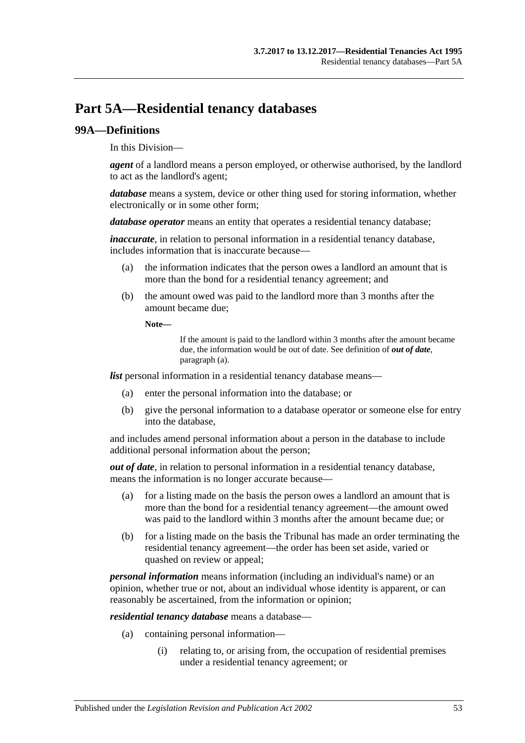# Part 5A—Residential tenancy databases

## 99A—Definitions

In this Division—

***agent*** of a landlord means a person employed, or otherwise authorised, by the landlord to act as the landlord's agent;

***database*** means a system, device or other thing used for storing information, whether electronically or in some other form;

***database operator*** means an entity that operates a residential tenancy database;

***inaccurate***, in relation to personal information in a residential tenancy database, includes information that is inaccurate because—

(a) the information indicates that the person owes a landlord an amount that is more than the bond for a residential tenancy agreement; and

(b) the amount owed was paid to the landlord more than 3 months after the amount became due;

**Note—**

If the amount is paid to the landlord within 3 months after the amount became due, the information would be out of date. See definition of ***out of date***, paragraph (a).

***list*** personal information in a residential tenancy database means—

(a) enter the personal information into the database; or

(b) give the personal information to a database operator or someone else for entry into the database,

and includes amend personal information about a person in the database to include additional personal information about the person;

***out of date***, in relation to personal information in a residential tenancy database, means the information is no longer accurate because—

(a) for a listing made on the basis the person owes a landlord an amount that is more than the bond for a residential tenancy agreement—the amount owed was paid to the landlord within 3 months after the amount became due; or

(b) for a listing made on the basis the Tribunal has made an order terminating the residential tenancy agreement—the order has been set aside, varied or quashed on review or appeal;

***personal information*** means information (including an individual's name) or an opinion, whether true or not, about an individual whose identity is apparent, or can reasonably be ascertained, from the information or opinion;

***residential tenancy database*** means a database—

(a) containing personal information—

(i) relating to, or arising from, the occupation of residential premises under a residential tenancy agreement; or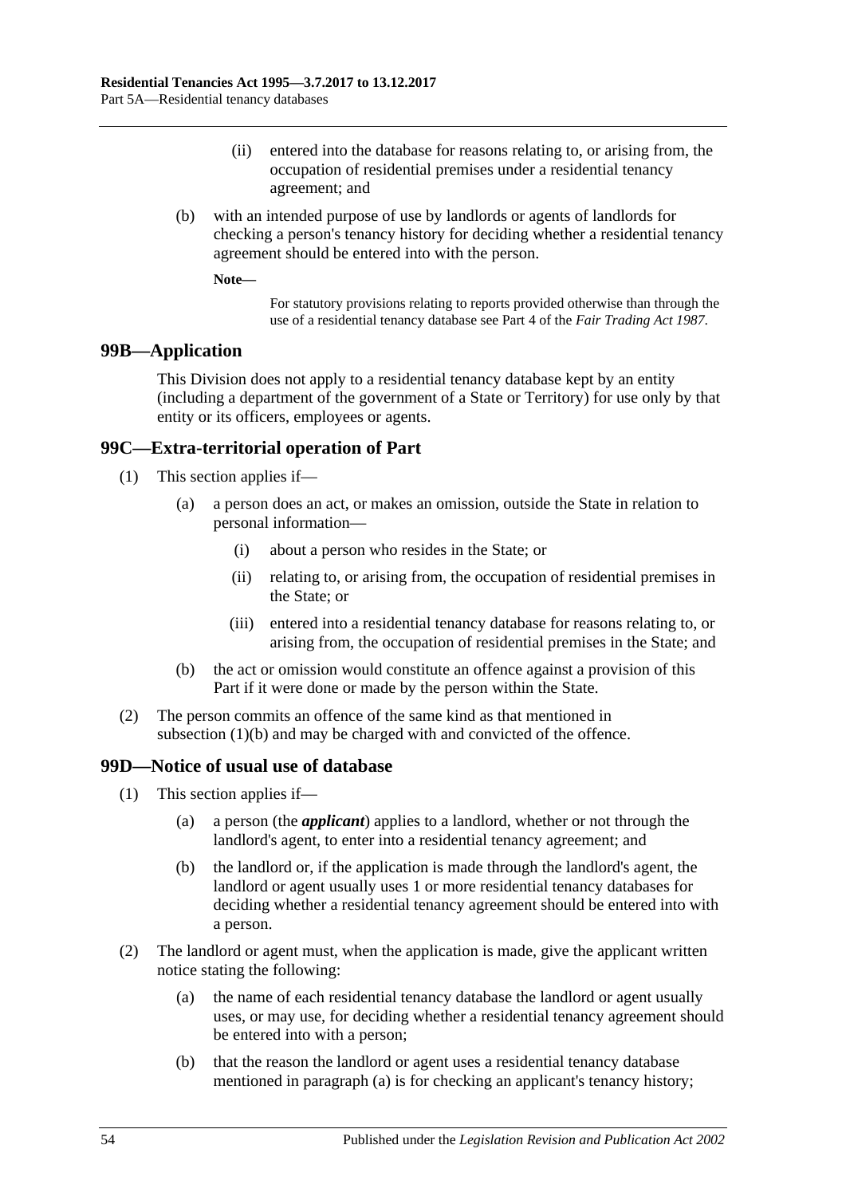(ii) entered into the database for reasons relating to, or arising from, the occupation of residential premises under a residential tenancy agreement; and

(b) with an intended purpose of use by landlords or agents of landlords for checking a person's tenancy history for deciding whether a residential tenancy agreement should be entered into with the person.

**Note—**

For statutory provisions relating to reports provided otherwise than through the use of a residential tenancy database see Part 4 of the *Fair Trading Act 1987*.

## 99B—Application

This Division does not apply to a residential tenancy database kept by an entity (including a department of the government of a State or Territory) for use only by that entity or its officers, employees or agents.

## 99C—Extra-territorial operation of Part

(1) This section applies if—

(a) a person does an act, or makes an omission, outside the State in relation to personal information—

(i) about a person who resides in the State; or

(ii) relating to, or arising from, the occupation of residential premises in the State; or

(iii) entered into a residential tenancy database for reasons relating to, or arising from, the occupation of residential premises in the State; and

(b) the act or omission would constitute an offence against a provision of this Part if it were done or made by the person within the State.

(2) The person commits an offence of the same kind as that mentioned in subsection (1)(b) and may be charged with and convicted of the offence.

## 99D—Notice of usual use of database

(1) This section applies if—

(a) a person (the ***applicant***) applies to a landlord, whether or not through the landlord's agent, to enter into a residential tenancy agreement; and

(b) the landlord or, if the application is made through the landlord's agent, the landlord or agent usually uses 1 or more residential tenancy databases for deciding whether a residential tenancy agreement should be entered into with a person.

(2) The landlord or agent must, when the application is made, give the applicant written notice stating the following:

(a) the name of each residential tenancy database the landlord or agent usually uses, or may use, for deciding whether a residential tenancy agreement should be entered into with a person;

(b) that the reason the landlord or agent uses a residential tenancy database mentioned in paragraph (a) is for checking an applicant's tenancy history;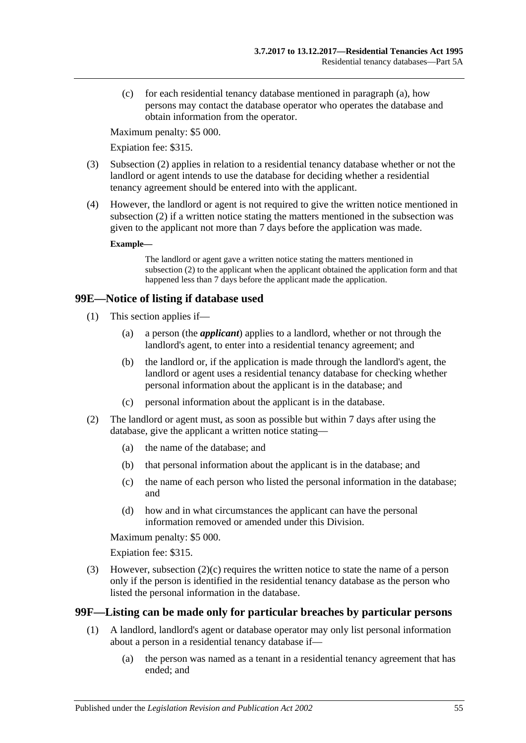(c) for each residential tenancy database mentioned in paragraph (a), how persons may contact the database operator who operates the database and obtain information from the operator.

Maximum penalty: $5 000.

Expiation fee: $315.

(3) Subsection (2) applies in relation to a residential tenancy database whether or not the landlord or agent intends to use the database for deciding whether a residential tenancy agreement should be entered into with the applicant.

(4) However, the landlord or agent is not required to give the written notice mentioned in subsection (2) if a written notice stating the matters mentioned in the subsection was given to the applicant not more than 7 days before the application was made.

**Example—**

The landlord or agent gave a written notice stating the matters mentioned in subsection (2) to the applicant when the applicant obtained the application form and that happened less than 7 days before the applicant made the application.

## 99E—Notice of listing if database used

(1) This section applies if—

(a) a person (the ***applicant***) applies to a landlord, whether or not through the landlord's agent, to enter into a residential tenancy agreement; and

(b) the landlord or, if the application is made through the landlord's agent, the landlord or agent uses a residential tenancy database for checking whether personal information about the applicant is in the database; and

(c) personal information about the applicant is in the database.

(2) The landlord or agent must, as soon as possible but within 7 days after using the database, give the applicant a written notice stating—

(a) the name of the database; and

(b) that personal information about the applicant is in the database; and

(c) the name of each person who listed the personal information in the database; and

(d) how and in what circumstances the applicant can have the personal information removed or amended under this Division.

Maximum penalty: $5 000.

Expiation fee: $315.

(3) However, subsection (2)(c) requires the written notice to state the name of a person only if the person is identified in the residential tenancy database as the person who listed the personal information in the database.

## 99F—Listing can be made only for particular breaches by particular persons

(1) A landlord, landlord's agent or database operator may only list personal information about a person in a residential tenancy database if—

(a) the person was named as a tenant in a residential tenancy agreement that has ended; and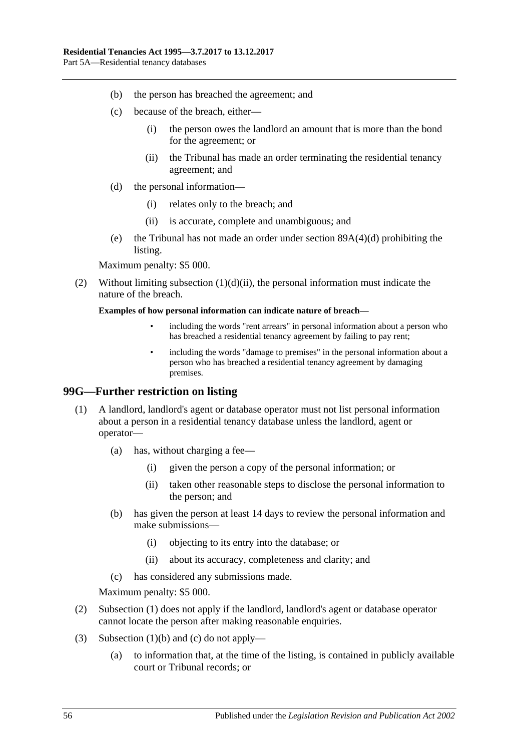(b) the person has breached the agreement; and

(c) because of the breach, either—

(i) the person owes the landlord an amount that is more than the bond for the agreement; or

(ii) the Tribunal has made an order terminating the residential tenancy agreement; and

(d) the personal information—

(i) relates only to the breach; and

(ii) is accurate, complete and unambiguous; and

(e) the Tribunal has not made an order under section 89A(4)(d) prohibiting the listing.

Maximum penalty: $5 000.

(2) Without limiting subsection (1)(d)(ii), the personal information must indicate the nature of the breach.

**Examples of how personal information can indicate nature of breach—**

- including the words "rent arrears" in personal information about a person who has breached a residential tenancy agreement by failing to pay rent;
- including the words "damage to premises" in the personal information about a person who has breached a residential tenancy agreement by damaging premises.

## 99G—Further restriction on listing

(1) A landlord, landlord's agent or database operator must not list personal information about a person in a residential tenancy database unless the landlord, agent or operator—

(a) has, without charging a fee—

(i) given the person a copy of the personal information; or

(ii) taken other reasonable steps to disclose the personal information to the person; and

(b) has given the person at least 14 days to review the personal information and make submissions—

(i) objecting to its entry into the database; or

(ii) about its accuracy, completeness and clarity; and

(c) has considered any submissions made.

Maximum penalty: $5 000.

(2) Subsection (1) does not apply if the landlord, landlord's agent or database operator cannot locate the person after making reasonable enquiries.

(3) Subsection (1)(b) and (c) do not apply—

(a) to information that, at the time of the listing, is contained in publicly available court or Tribunal records; or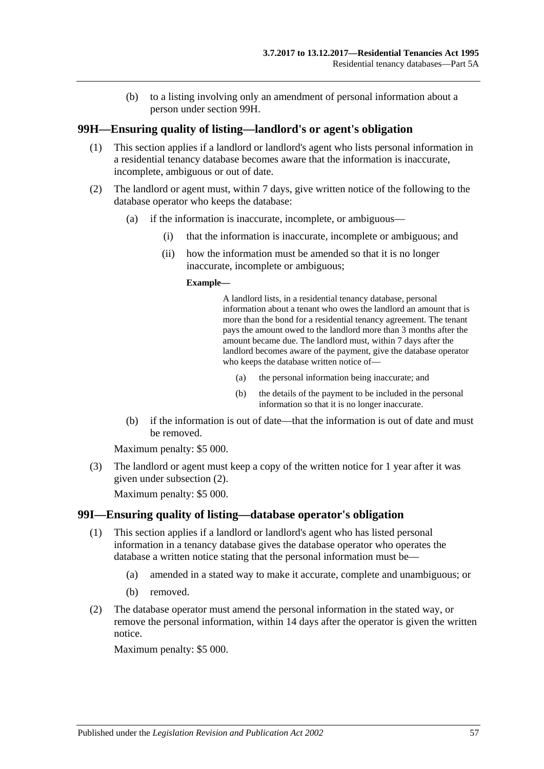(b) to a listing involving only an amendment of personal information about a person under section 99H.

## 99H—Ensuring quality of listing—landlord's or agent's obligation

(1) This section applies if a landlord or landlord's agent who lists personal information in a residential tenancy database becomes aware that the information is inaccurate, incomplete, ambiguous or out of date.

(2) The landlord or agent must, within 7 days, give written notice of the following to the database operator who keeps the database:

(a) if the information is inaccurate, incomplete, or ambiguous—

(i) that the information is inaccurate, incomplete or ambiguous; and

(ii) how the information must be amended so that it is no longer inaccurate, incomplete or ambiguous;

**Example—**

A landlord lists, in a residential tenancy database, personal information about a tenant who owes the landlord an amount that is more than the bond for a residential tenancy agreement. The tenant pays the amount owed to the landlord more than 3 months after the amount became due. The landlord must, within 7 days after the landlord becomes aware of the payment, give the database operator who keeps the database written notice of—

(a) the personal information being inaccurate; and

(b) the details of the payment to be included in the personal information so that it is no longer inaccurate.

(b) if the information is out of date—that the information is out of date and must be removed.

Maximum penalty: $5 000.

(3) The landlord or agent must keep a copy of the written notice for 1 year after it was given under subsection (2).

Maximum penalty: $5 000.

## 99I—Ensuring quality of listing—database operator's obligation

(1) This section applies if a landlord or landlord's agent who has listed personal information in a tenancy database gives the database operator who operates the database a written notice stating that the personal information must be—

(a) amended in a stated way to make it accurate, complete and unambiguous; or

(b) removed.

(2) The database operator must amend the personal information in the stated way, or remove the personal information, within 14 days after the operator is given the written notice.

Maximum penalty: $5 000.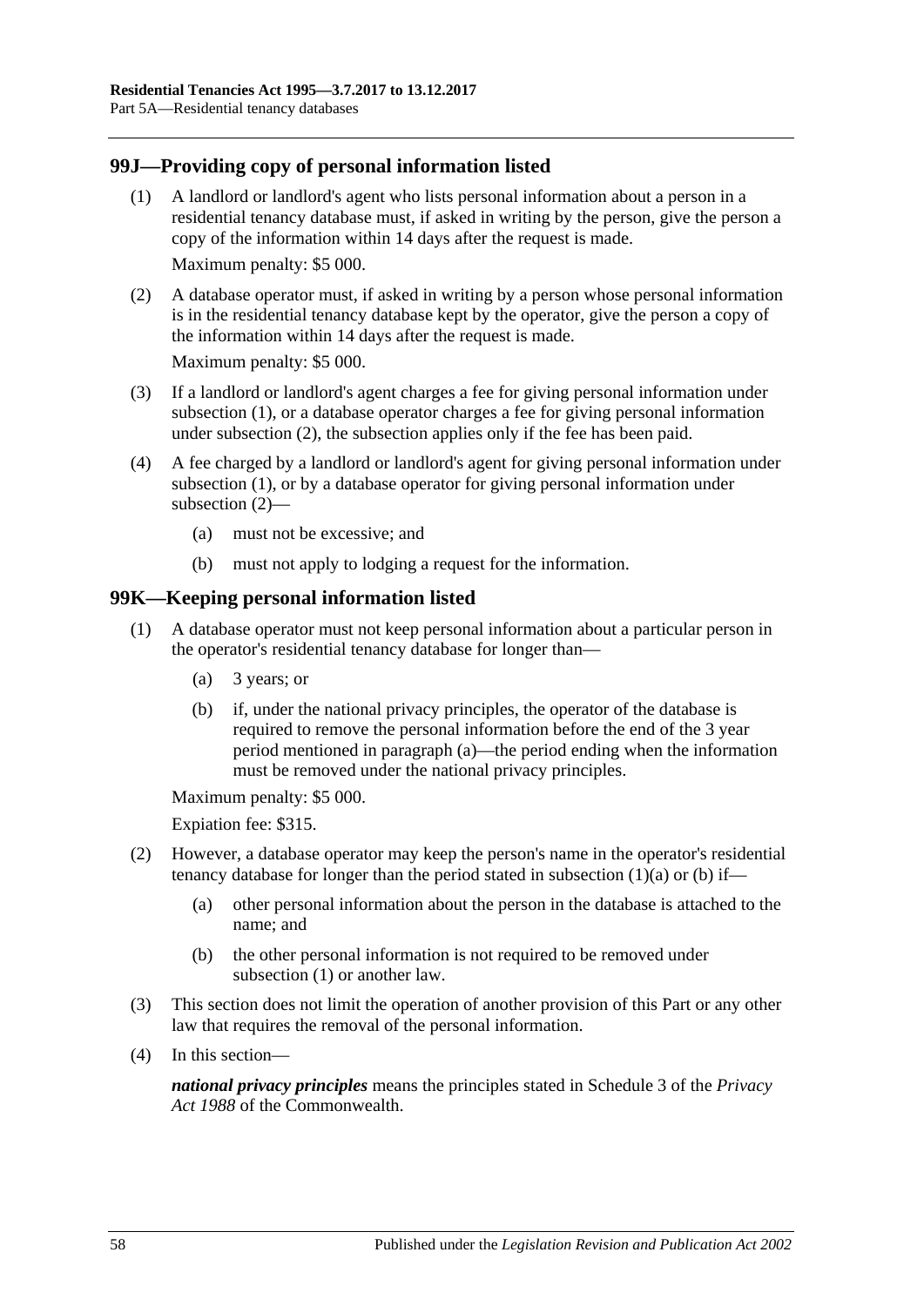## 99J—Providing copy of personal information listed

(1) A landlord or landlord's agent who lists personal information about a person in a residential tenancy database must, if asked in writing by the person, give the person a copy of the information within 14 days after the request is made.

Maximum penalty: $5 000.

(2) A database operator must, if asked in writing by a person whose personal information is in the residential tenancy database kept by the operator, give the person a copy of the information within 14 days after the request is made.

Maximum penalty: $5 000.

(3) If a landlord or landlord's agent charges a fee for giving personal information under subsection (1), or a database operator charges a fee for giving personal information under subsection (2), the subsection applies only if the fee has been paid.

(4) A fee charged by a landlord or landlord's agent for giving personal information under subsection (1), or by a database operator for giving personal information under subsection (2)—

(a) must not be excessive; and

(b) must not apply to lodging a request for the information.

## 99K—Keeping personal information listed

(1) A database operator must not keep personal information about a particular person in the operator's residential tenancy database for longer than—

(a) 3 years; or

(b) if, under the national privacy principles, the operator of the database is required to remove the personal information before the end of the 3 year period mentioned in paragraph (a)—the period ending when the information must be removed under the national privacy principles.

Maximum penalty: $5 000.

Expiation fee: $315.

(2) However, a database operator may keep the person's name in the operator's residential tenancy database for longer than the period stated in subsection (1)(a) or (b) if—

(a) other personal information about the person in the database is attached to the name; and

(b) the other personal information is not required to be removed under subsection (1) or another law.

(3) This section does not limit the operation of another provision of this Part or any other law that requires the removal of the personal information.

(4) In this section—

***national privacy principles*** means the principles stated in Schedule 3 of the *Privacy Act 1988* of the Commonwealth.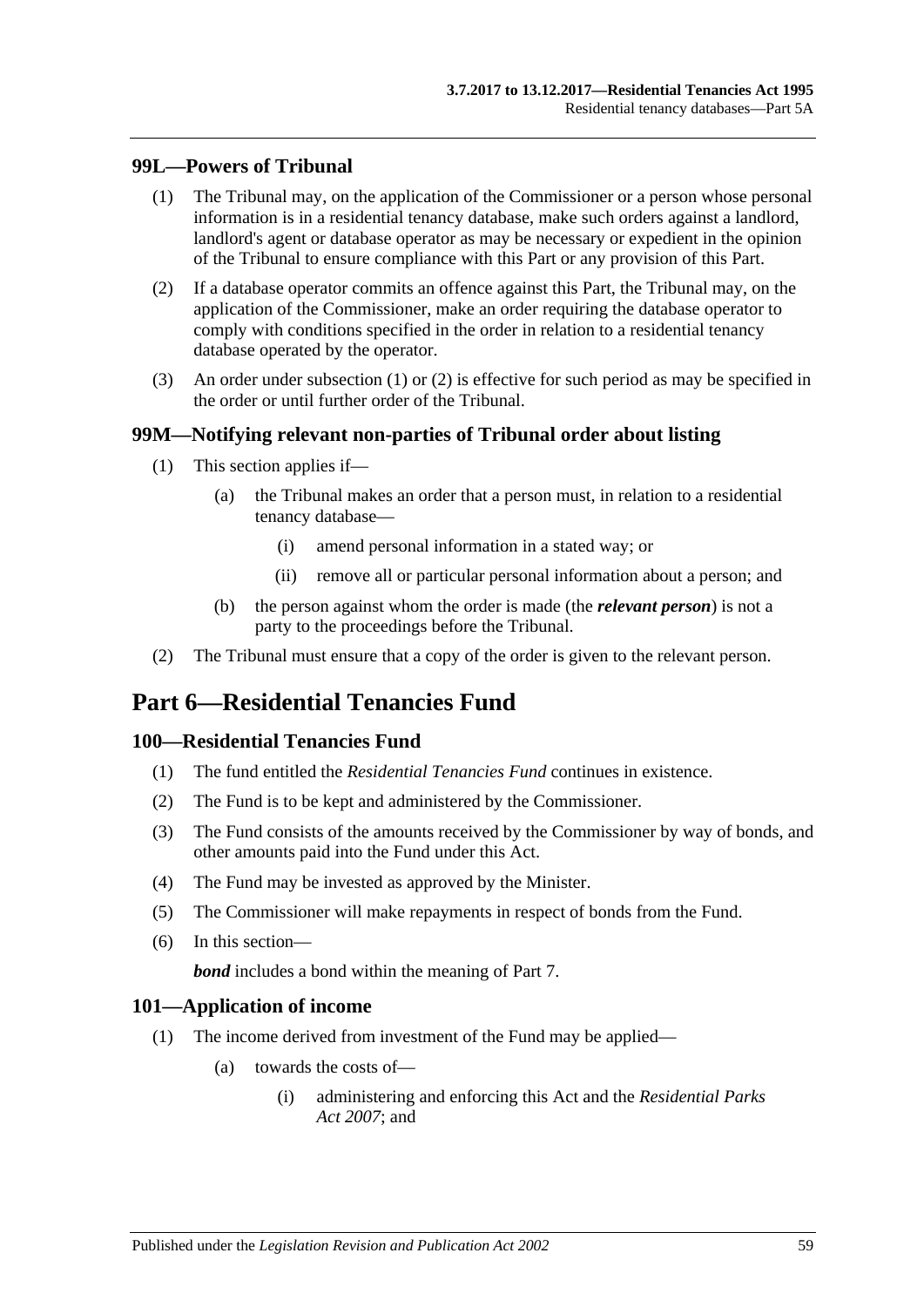### 99L—Powers of Tribunal

(1) The Tribunal may, on the application of the Commissioner or a person whose personal information is in a residential tenancy database, make such orders against a landlord, landlord's agent or database operator as may be necessary or expedient in the opinion of the Tribunal to ensure compliance with this Part or any provision of this Part.

(2) If a database operator commits an offence against this Part, the Tribunal may, on the application of the Commissioner, make an order requiring the database operator to comply with conditions specified in the order in relation to a residential tenancy database operated by the operator.

(3) An order under subsection (1) or (2) is effective for such period as may be specified in the order or until further order of the Tribunal.

### 99M—Notifying relevant non-parties of Tribunal order about listing

(1) This section applies if—

   (a) the Tribunal makes an order that a person must, in relation to a residential tenancy database—

      (i) amend personal information in a stated way; or

      (ii) remove all or particular personal information about a person; and

   (b) the person against whom the order is made (the ***relevant person***) is not a party to the proceedings before the Tribunal.

(2) The Tribunal must ensure that a copy of the order is given to the relevant person.

## Part 6—Residential Tenancies Fund

### 100—Residential Tenancies Fund

(1) The fund entitled the *Residential Tenancies Fund* continues in existence.

(2) The Fund is to be kept and administered by the Commissioner.

(3) The Fund consists of the amounts received by the Commissioner by way of bonds, and other amounts paid into the Fund under this Act.

(4) The Fund may be invested as approved by the Minister.

(5) The Commissioner will make repayments in respect of bonds from the Fund.

(6) In this section—

***bond*** includes a bond within the meaning of Part 7.

### 101—Application of income

(1) The income derived from investment of the Fund may be applied—

   (a) towards the costs of—

      (i) administering and enforcing this Act and the *Residential Parks Act 2007*; and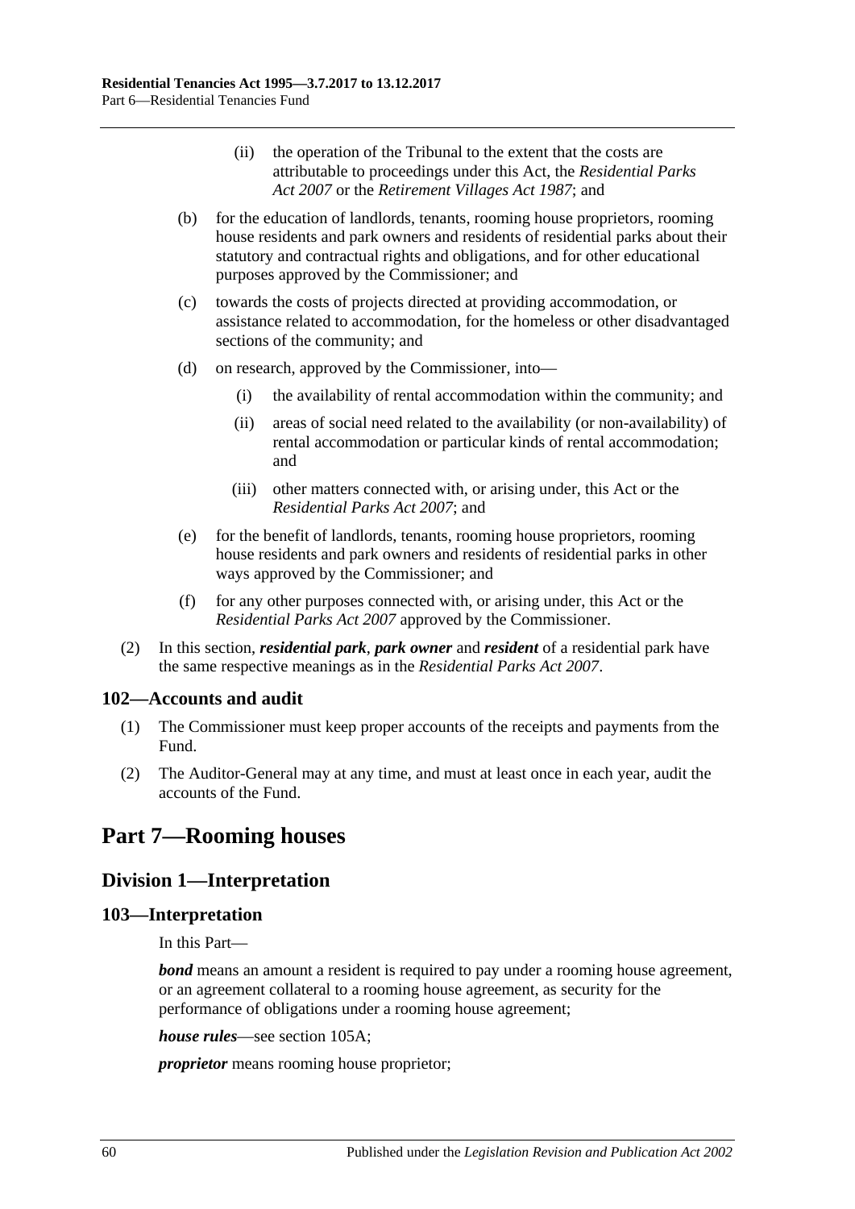(ii) the operation of the Tribunal to the extent that the costs are attributable to proceedings under this Act, the *Residential Parks Act 2007* or the *Retirement Villages Act 1987*; and

(b) for the education of landlords, tenants, rooming house proprietors, rooming house residents and park owners and residents of residential parks about their statutory and contractual rights and obligations, and for other educational purposes approved by the Commissioner; and

(c) towards the costs of projects directed at providing accommodation, or assistance related to accommodation, for the homeless or other disadvantaged sections of the community; and

(d) on research, approved by the Commissioner, into—

(i) the availability of rental accommodation within the community; and

(ii) areas of social need related to the availability (or non-availability) of rental accommodation or particular kinds of rental accommodation; and

(iii) other matters connected with, or arising under, this Act or the *Residential Parks Act 2007*; and

(e) for the benefit of landlords, tenants, rooming house proprietors, rooming house residents and park owners and residents of residential parks in other ways approved by the Commissioner; and

(f) for any other purposes connected with, or arising under, this Act or the *Residential Parks Act 2007* approved by the Commissioner.

(2) In this section, ***residential park***, ***park owner*** and ***resident*** of a residential park have the same respective meanings as in the *Residential Parks Act 2007*.

### 102—Accounts and audit

(1) The Commissioner must keep proper accounts of the receipts and payments from the Fund.

(2) The Auditor-General may at any time, and must at least once in each year, audit the accounts of the Fund.

# Part 7—Rooming houses

## Division 1—Interpretation

### 103—Interpretation

In this Part—

***bond*** means an amount a resident is required to pay under a rooming house agreement, or an agreement collateral to a rooming house agreement, as security for the performance of obligations under a rooming house agreement;

***house rules***—see section 105A;

***proprietor*** means rooming house proprietor;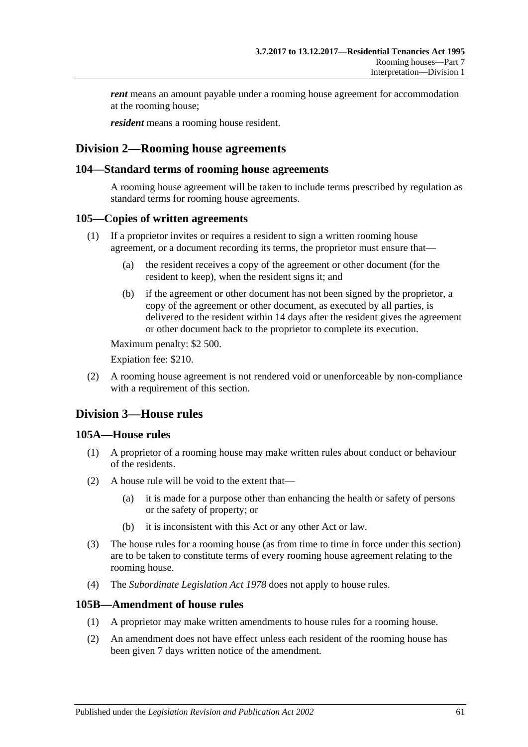***rent*** means an amount payable under a rooming house agreement for accommodation at the rooming house;

***resident*** means a rooming house resident.

## Division 2—Rooming house agreements

### 104—Standard terms of rooming house agreements

A rooming house agreement will be taken to include terms prescribed by regulation as standard terms for rooming house agreements.

### 105—Copies of written agreements

(1) If a proprietor invites or requires a resident to sign a written rooming house agreement, or a document recording its terms, the proprietor must ensure that—

(a) the resident receives a copy of the agreement or other document (for the resident to keep), when the resident signs it; and

(b) if the agreement or other document has not been signed by the proprietor, a copy of the agreement or other document, as executed by all parties, is delivered to the resident within 14 days after the resident gives the agreement or other document back to the proprietor to complete its execution.

Maximum penalty: $2 500.

Expiation fee: $210.

(2) A rooming house agreement is not rendered void or unenforceable by non-compliance with a requirement of this section.

## Division 3—House rules

### 105A—House rules

(1) A proprietor of a rooming house may make written rules about conduct or behaviour of the residents.

(2) A house rule will be void to the extent that—

(a) it is made for a purpose other than enhancing the health or safety of persons or the safety of property; or

(b) it is inconsistent with this Act or any other Act or law.

(3) The house rules for a rooming house (as from time to time in force under this section) are to be taken to constitute terms of every rooming house agreement relating to the rooming house.

(4) The *Subordinate Legislation Act 1978* does not apply to house rules.

### 105B—Amendment of house rules

(1) A proprietor may make written amendments to house rules for a rooming house.

(2) An amendment does not have effect unless each resident of the rooming house has been given 7 days written notice of the amendment.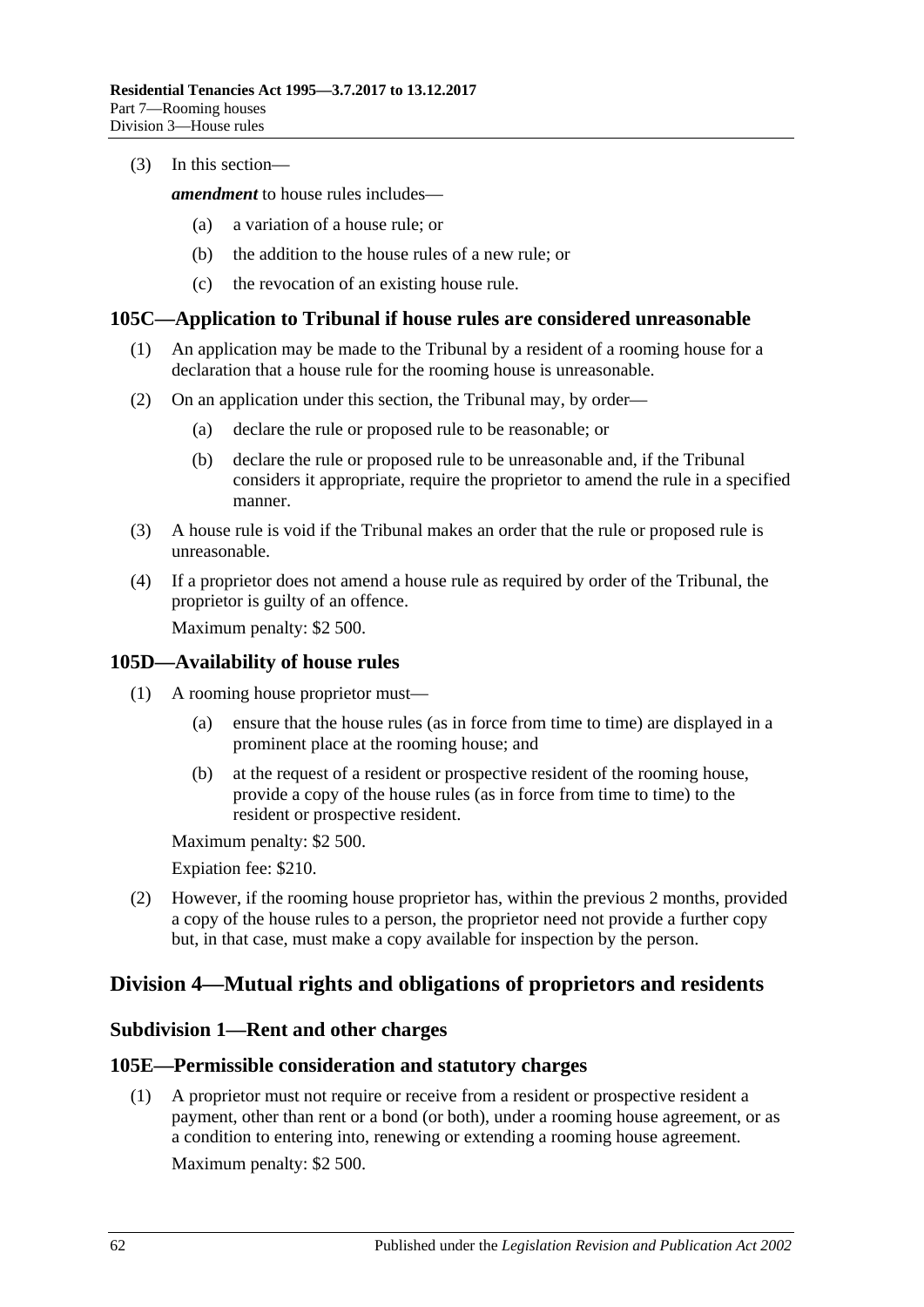(3) In this section—

***amendment*** to house rules includes—

(a) a variation of a house rule; or

(b) the addition to the house rules of a new rule; or

(c) the revocation of an existing house rule.

## 105C—Application to Tribunal if house rules are considered unreasonable

(1) An application may be made to the Tribunal by a resident of a rooming house for a declaration that a house rule for the rooming house is unreasonable.

(2) On an application under this section, the Tribunal may, by order—

(a) declare the rule or proposed rule to be reasonable; or

(b) declare the rule or proposed rule to be unreasonable and, if the Tribunal considers it appropriate, require the proprietor to amend the rule in a specified manner.

(3) A house rule is void if the Tribunal makes an order that the rule or proposed rule is unreasonable.

(4) If a proprietor does not amend a house rule as required by order of the Tribunal, the proprietor is guilty of an offence.

Maximum penalty: $2 500.

## 105D—Availability of house rules

(1) A rooming house proprietor must—

(a) ensure that the house rules (as in force from time to time) are displayed in a prominent place at the rooming house; and

(b) at the request of a resident or prospective resident of the rooming house, provide a copy of the house rules (as in force from time to time) to the resident or prospective resident.

Maximum penalty: $2 500.

Expiation fee: $210.

(2) However, if the rooming house proprietor has, within the previous 2 months, provided a copy of the house rules to a person, the proprietor need not provide a further copy but, in that case, must make a copy available for inspection by the person.

# Division 4—Mutual rights and obligations of proprietors and residents

## Subdivision 1—Rent and other charges

## 105E—Permissible consideration and statutory charges

(1) A proprietor must not require or receive from a resident or prospective resident a payment, other than rent or a bond (or both), under a rooming house agreement, or as a condition to entering into, renewing or extending a rooming house agreement.

Maximum penalty: $2 500.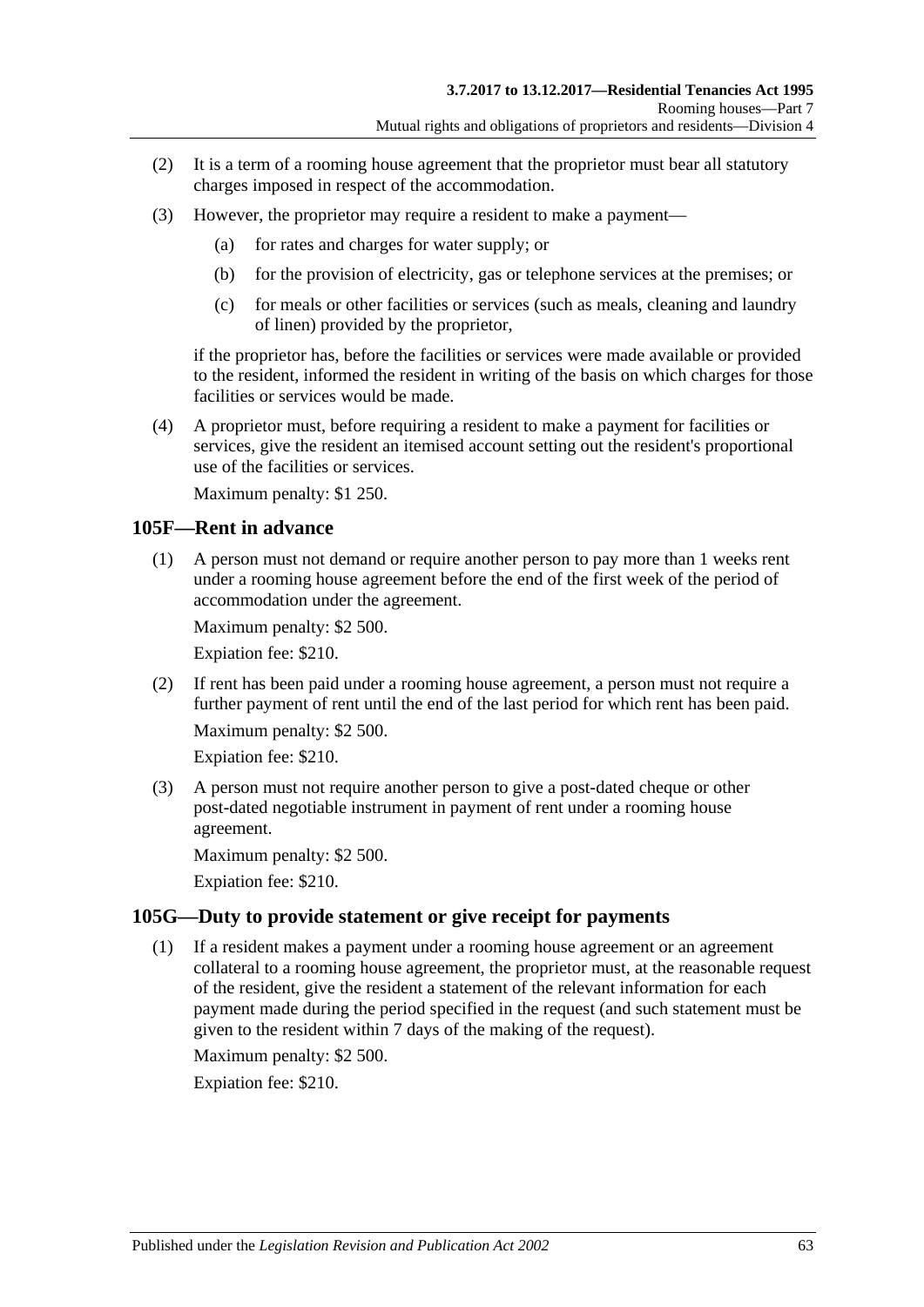(2) It is a term of a rooming house agreement that the proprietor must bear all statutory charges imposed in respect of the accommodation.

(3) However, the proprietor may require a resident to make a payment—

(a) for rates and charges for water supply; or

(b) for the provision of electricity, gas or telephone services at the premises; or

(c) for meals or other facilities or services (such as meals, cleaning and laundry of linen) provided by the proprietor,

if the proprietor has, before the facilities or services were made available or provided to the resident, informed the resident in writing of the basis on which charges for those facilities or services would be made.

(4) A proprietor must, before requiring a resident to make a payment for facilities or services, give the resident an itemised account setting out the resident's proportional use of the facilities or services.

Maximum penalty: $1 250.

## 105F—Rent in advance

(1) A person must not demand or require another person to pay more than 1 weeks rent under a rooming house agreement before the end of the first week of the period of accommodation under the agreement.

Maximum penalty: $2 500.

Expiation fee: $210.

(2) If rent has been paid under a rooming house agreement, a person must not require a further payment of rent until the end of the last period for which rent has been paid.

Maximum penalty: $2 500.

Expiation fee: $210.

(3) A person must not require another person to give a post-dated cheque or other post-dated negotiable instrument in payment of rent under a rooming house agreement.

Maximum penalty: $2 500.

Expiation fee: $210.

## 105G—Duty to provide statement or give receipt for payments

(1) If a resident makes a payment under a rooming house agreement or an agreement collateral to a rooming house agreement, the proprietor must, at the reasonable request of the resident, give the resident a statement of the relevant information for each payment made during the period specified in the request (and such statement must be given to the resident within 7 days of the making of the request).

Maximum penalty: $2 500.

Expiation fee: $210.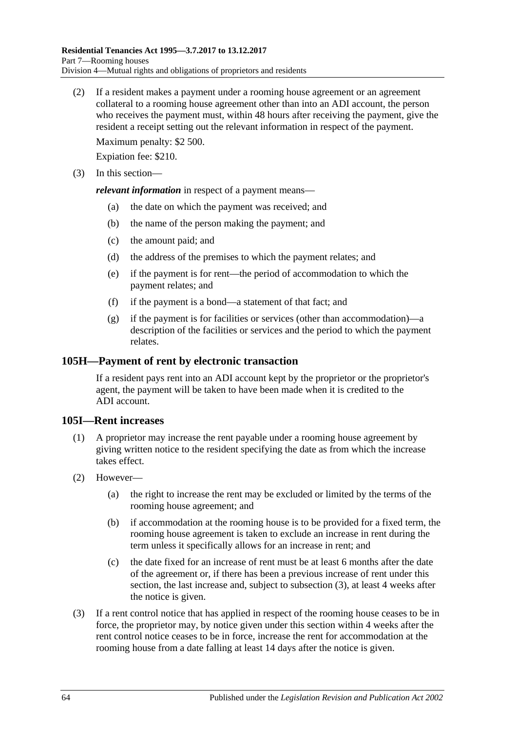(2) If a resident makes a payment under a rooming house agreement or an agreement collateral to a rooming house agreement other than into an ADI account, the person who receives the payment must, within 48 hours after receiving the payment, give the resident a receipt setting out the relevant information in respect of the payment.

Maximum penalty: $2 500.

Expiation fee: $210.

(3) In this section—

***relevant information*** in respect of a payment means—

(a) the date on which the payment was received; and

(b) the name of the person making the payment; and

(c) the amount paid; and

(d) the address of the premises to which the payment relates; and

(e) if the payment is for rent—the period of accommodation to which the payment relates; and

(f) if the payment is a bond—a statement of that fact; and

(g) if the payment is for facilities or services (other than accommodation)—a description of the facilities or services and the period to which the payment relates.

## 105H—Payment of rent by electronic transaction

If a resident pays rent into an ADI account kept by the proprietor or the proprietor's agent, the payment will be taken to have been made when it is credited to the ADI account.

## 105I—Rent increases

(1) A proprietor may increase the rent payable under a rooming house agreement by giving written notice to the resident specifying the date as from which the increase takes effect.

(2) However—

(a) the right to increase the rent may be excluded or limited by the terms of the rooming house agreement; and

(b) if accommodation at the rooming house is to be provided for a fixed term, the rooming house agreement is taken to exclude an increase in rent during the term unless it specifically allows for an increase in rent; and

(c) the date fixed for an increase of rent must be at least 6 months after the date of the agreement or, if there has been a previous increase of rent under this section, the last increase and, subject to subsection (3), at least 4 weeks after the notice is given.

(3) If a rent control notice that has applied in respect of the rooming house ceases to be in force, the proprietor may, by notice given under this section within 4 weeks after the rent control notice ceases to be in force, increase the rent for accommodation at the rooming house from a date falling at least 14 days after the notice is given.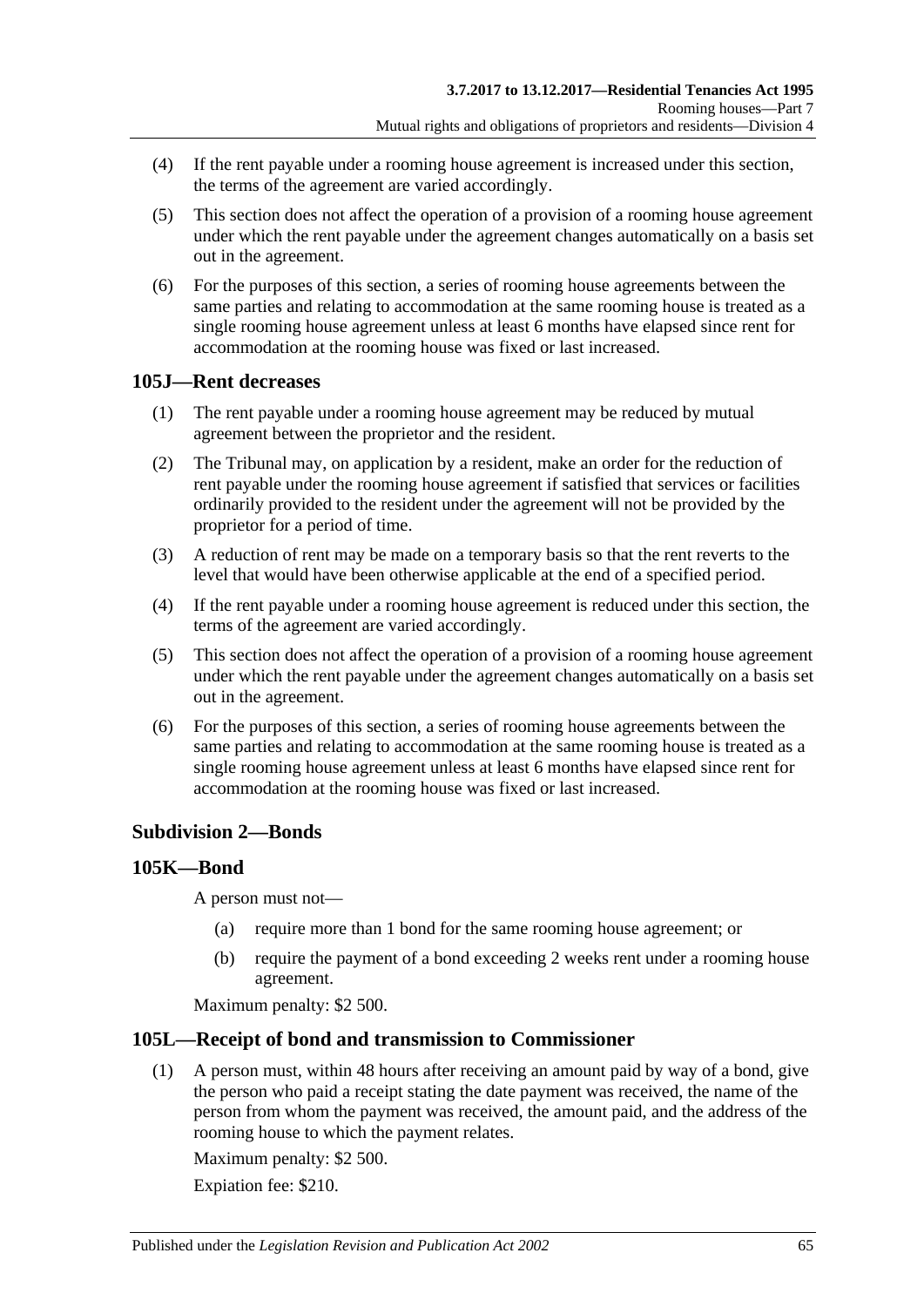(4) If the rent payable under a rooming house agreement is increased under this section, the terms of the agreement are varied accordingly.

(5) This section does not affect the operation of a provision of a rooming house agreement under which the rent payable under the agreement changes automatically on a basis set out in the agreement.

(6) For the purposes of this section, a series of rooming house agreements between the same parties and relating to accommodation at the same rooming house is treated as a single rooming house agreement unless at least 6 months have elapsed since rent for accommodation at the rooming house was fixed or last increased.

### 105J—Rent decreases

(1) The rent payable under a rooming house agreement may be reduced by mutual agreement between the proprietor and the resident.

(2) The Tribunal may, on application by a resident, make an order for the reduction of rent payable under the rooming house agreement if satisfied that services or facilities ordinarily provided to the resident under the agreement will not be provided by the proprietor for a period of time.

(3) A reduction of rent may be made on a temporary basis so that the rent reverts to the level that would have been otherwise applicable at the end of a specified period.

(4) If the rent payable under a rooming house agreement is reduced under this section, the terms of the agreement are varied accordingly.

(5) This section does not affect the operation of a provision of a rooming house agreement under which the rent payable under the agreement changes automatically on a basis set out in the agreement.

(6) For the purposes of this section, a series of rooming house agreements between the same parties and relating to accommodation at the same rooming house is treated as a single rooming house agreement unless at least 6 months have elapsed since rent for accommodation at the rooming house was fixed or last increased.

## Subdivision 2—Bonds

### 105K—Bond

A person must not—

(a) require more than 1 bond for the same rooming house agreement; or

(b) require the payment of a bond exceeding 2 weeks rent under a rooming house agreement.

Maximum penalty: $2 500.

### 105L—Receipt of bond and transmission to Commissioner

(1) A person must, within 48 hours after receiving an amount paid by way of a bond, give the person who paid a receipt stating the date payment was received, the name of the person from whom the payment was received, the amount paid, and the address of the rooming house to which the payment relates.

Maximum penalty: $2 500.

Expiation fee: $210.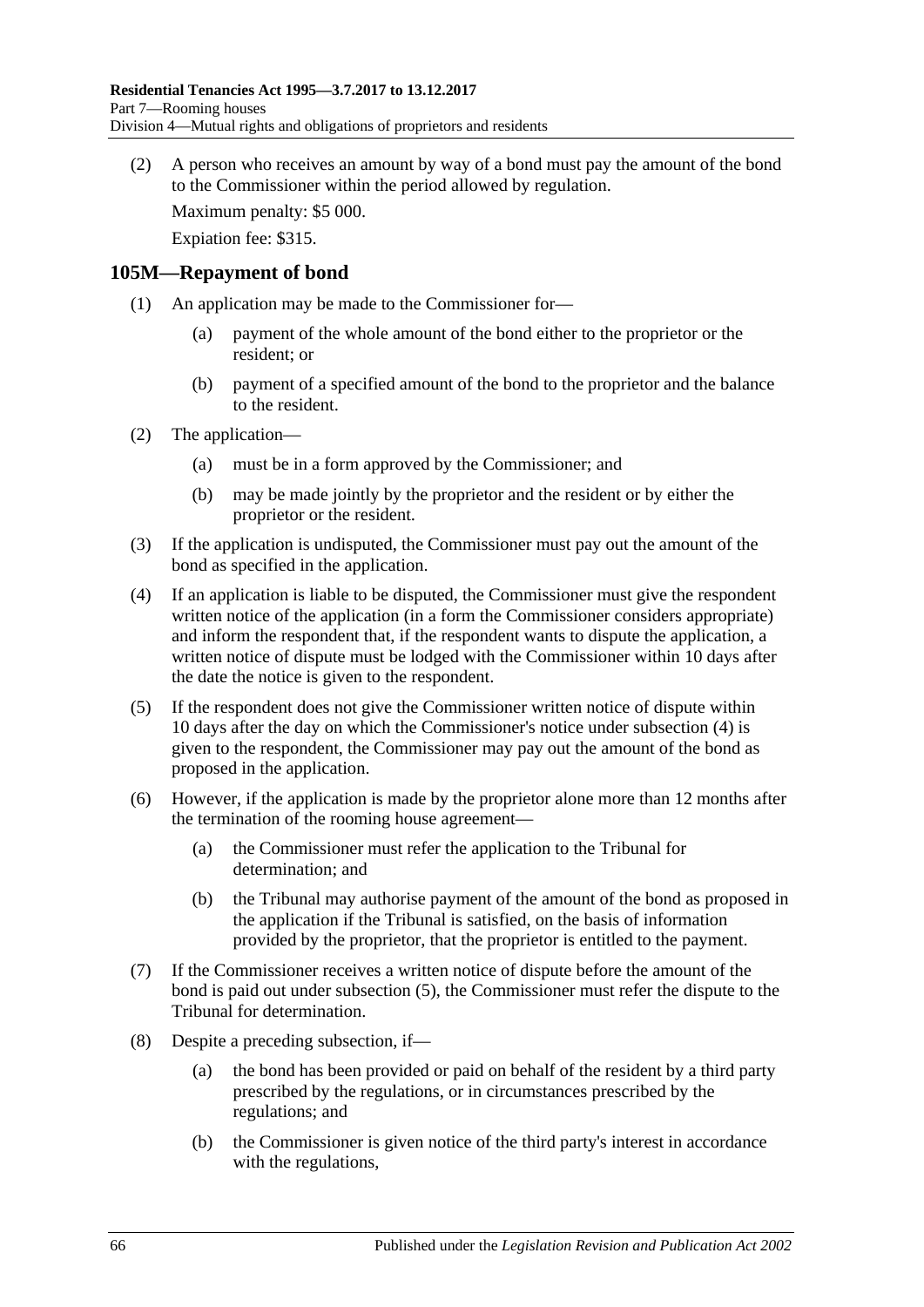(2) A person who receives an amount by way of a bond must pay the amount of the bond to the Commissioner within the period allowed by regulation.

Maximum penalty: $5 000.

Expiation fee: $315.

## 105M—Repayment of bond

(1) An application may be made to the Commissioner for—

(a) payment of the whole amount of the bond either to the proprietor or the resident; or

(b) payment of a specified amount of the bond to the proprietor and the balance to the resident.

(2) The application—

(a) must be in a form approved by the Commissioner; and

(b) may be made jointly by the proprietor and the resident or by either the proprietor or the resident.

(3) If the application is undisputed, the Commissioner must pay out the amount of the bond as specified in the application.

(4) If an application is liable to be disputed, the Commissioner must give the respondent written notice of the application (in a form the Commissioner considers appropriate) and inform the respondent that, if the respondent wants to dispute the application, a written notice of dispute must be lodged with the Commissioner within 10 days after the date the notice is given to the respondent.

(5) If the respondent does not give the Commissioner written notice of dispute within 10 days after the day on which the Commissioner's notice under subsection (4) is given to the respondent, the Commissioner may pay out the amount of the bond as proposed in the application.

(6) However, if the application is made by the proprietor alone more than 12 months after the termination of the rooming house agreement—

(a) the Commissioner must refer the application to the Tribunal for determination; and

(b) the Tribunal may authorise payment of the amount of the bond as proposed in the application if the Tribunal is satisfied, on the basis of information provided by the proprietor, that the proprietor is entitled to the payment.

(7) If the Commissioner receives a written notice of dispute before the amount of the bond is paid out under subsection (5), the Commissioner must refer the dispute to the Tribunal for determination.

(8) Despite a preceding subsection, if—

(a) the bond has been provided or paid on behalf of the resident by a third party prescribed by the regulations, or in circumstances prescribed by the regulations; and

(b) the Commissioner is given notice of the third party's interest in accordance with the regulations,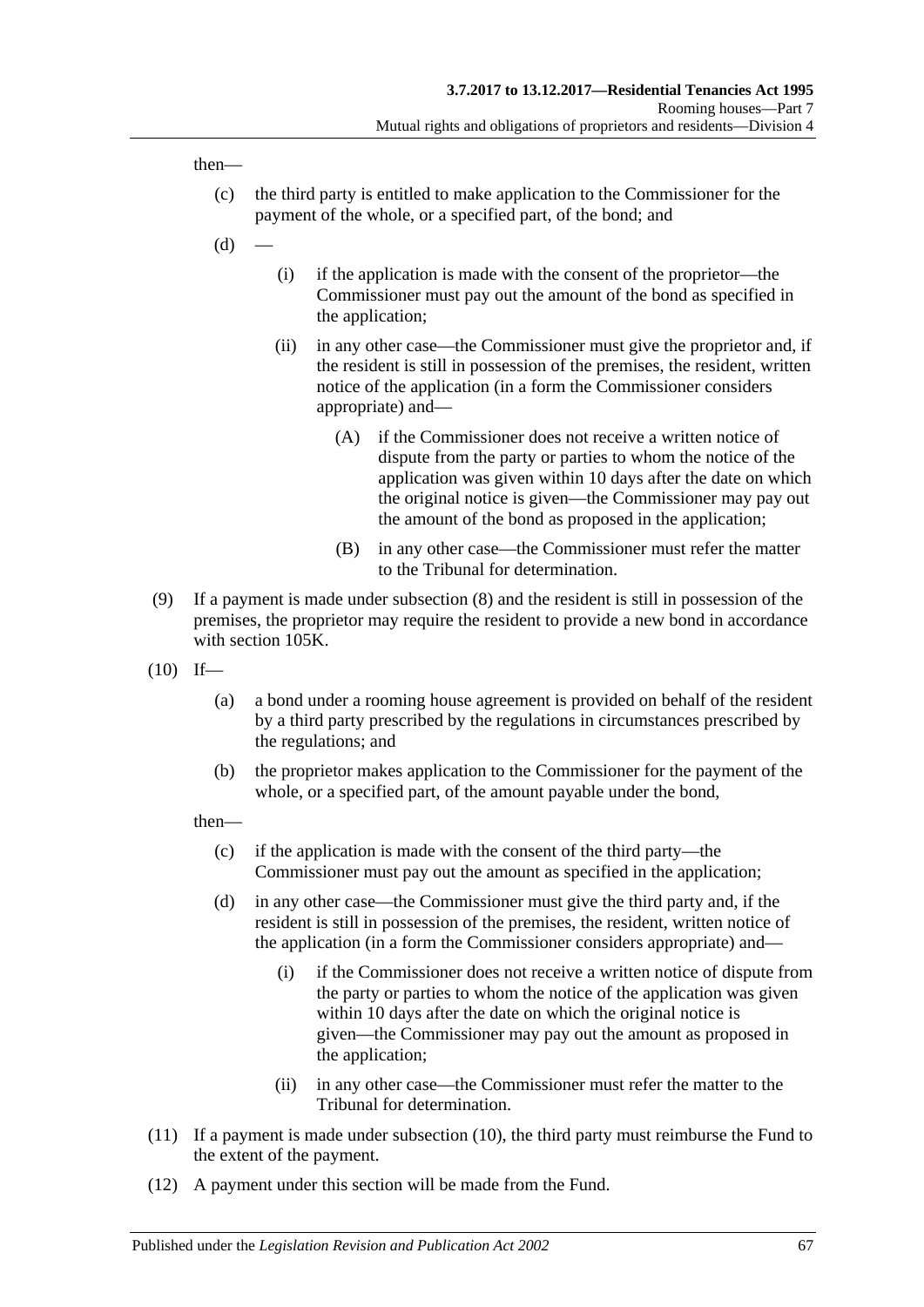then—

- (c) the third party is entitled to make application to the Commissioner for the payment of the whole, or a specified part, of the bond; and
- (d) —
  - (i) if the application is made with the consent of the proprietor—the Commissioner must pay out the amount of the bond as specified in the application;
  - (ii) in any other case—the Commissioner must give the proprietor and, if the resident is still in possession of the premises, the resident, written notice of the application (in a form the Commissioner considers appropriate) and—
    - (A) if the Commissioner does not receive a written notice of dispute from the party or parties to whom the notice of the application was given within 10 days after the date on which the original notice is given—the Commissioner may pay out the amount of the bond as proposed in the application;
    - (B) in any other case—the Commissioner must refer the matter to the Tribunal for determination.

(9) If a payment is made under subsection (8) and the resident is still in possession of the premises, the proprietor may require the resident to provide a new bond in accordance with section 105K.

(10) If—

- (a) a bond under a rooming house agreement is provided on behalf of the resident by a third party prescribed by the regulations in circumstances prescribed by the regulations; and
- (b) the proprietor makes application to the Commissioner for the payment of the whole, or a specified part, of the amount payable under the bond,

then—

- (c) if the application is made with the consent of the third party—the Commissioner must pay out the amount as specified in the application;
- (d) in any other case—the Commissioner must give the third party and, if the resident is still in possession of the premises, the resident, written notice of the application (in a form the Commissioner considers appropriate) and—
  - (i) if the Commissioner does not receive a written notice of dispute from the party or parties to whom the notice of the application was given within 10 days after the date on which the original notice is given—the Commissioner may pay out the amount as proposed in the application;
  - (ii) in any other case—the Commissioner must refer the matter to the Tribunal for determination.

(11) If a payment is made under subsection (10), the third party must reimburse the Fund to the extent of the payment.

(12) A payment under this section will be made from the Fund.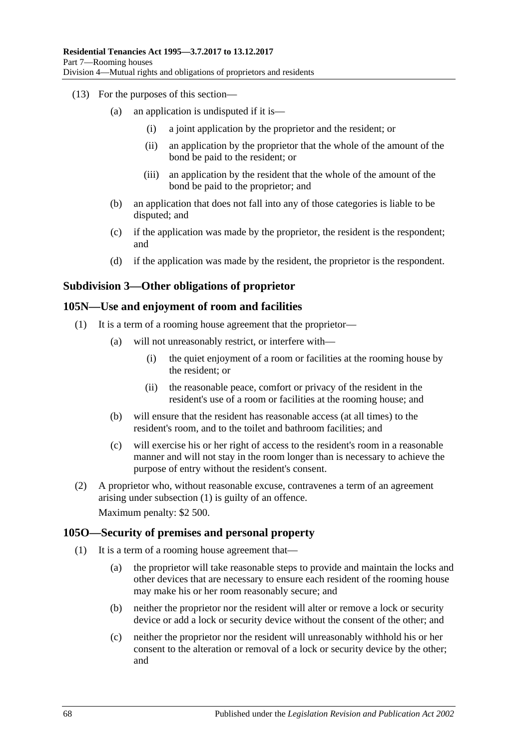(13) For the purposes of this section—

(a) an application is undisputed if it is—

(i) a joint application by the proprietor and the resident; or

(ii) an application by the proprietor that the whole of the amount of the bond be paid to the resident; or

(iii) an application by the resident that the whole of the amount of the bond be paid to the proprietor; and

(b) an application that does not fall into any of those categories is liable to be disputed; and

(c) if the application was made by the proprietor, the resident is the respondent; and

(d) if the application was made by the resident, the proprietor is the respondent.

### Subdivision 3—Other obligations of proprietor

### 105N—Use and enjoyment of room and facilities

(1) It is a term of a rooming house agreement that the proprietor—

(a) will not unreasonably restrict, or interfere with—

(i) the quiet enjoyment of a room or facilities at the rooming house by the resident; or

(ii) the reasonable peace, comfort or privacy of the resident in the resident's use of a room or facilities at the rooming house; and

(b) will ensure that the resident has reasonable access (at all times) to the resident's room, and to the toilet and bathroom facilities; and

(c) will exercise his or her right of access to the resident's room in a reasonable manner and will not stay in the room longer than is necessary to achieve the purpose of entry without the resident's consent.

(2) A proprietor who, without reasonable excuse, contravenes a term of an agreement arising under subsection (1) is guilty of an offence.

Maximum penalty: $2 500.

### 105O—Security of premises and personal property

(1) It is a term of a rooming house agreement that—

(a) the proprietor will take reasonable steps to provide and maintain the locks and other devices that are necessary to ensure each resident of the rooming house may make his or her room reasonably secure; and

(b) neither the proprietor nor the resident will alter or remove a lock or security device or add a lock or security device without the consent of the other; and

(c) neither the proprietor nor the resident will unreasonably withhold his or her consent to the alteration or removal of a lock or security device by the other; and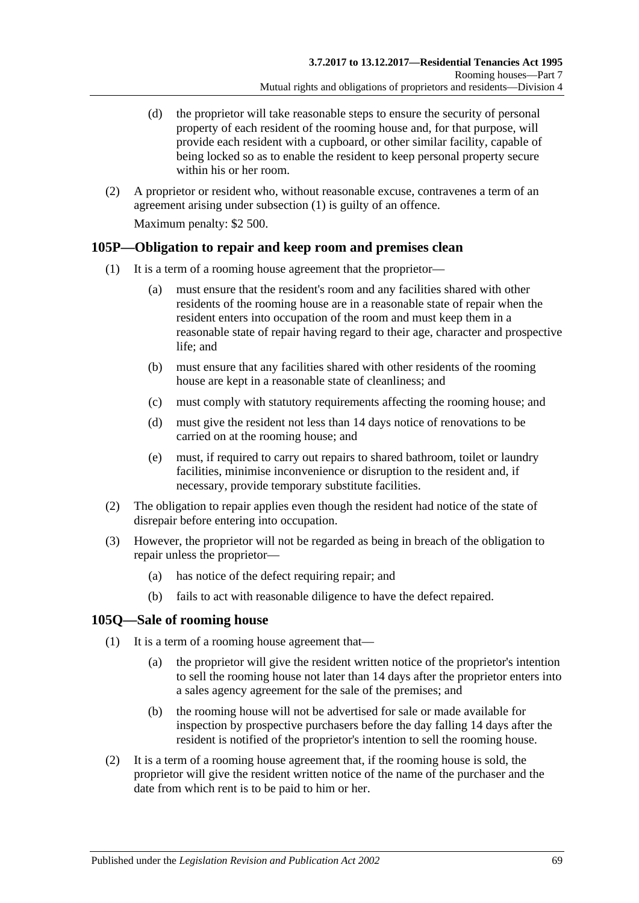(d) the proprietor will take reasonable steps to ensure the security of personal property of each resident of the rooming house and, for that purpose, will provide each resident with a cupboard, or other similar facility, capable of being locked so as to enable the resident to keep personal property secure within his or her room.

(2) A proprietor or resident who, without reasonable excuse, contravenes a term of an agreement arising under subsection (1) is guilty of an offence.

Maximum penalty: $2 500.

## 105P—Obligation to repair and keep room and premises clean

(1) It is a term of a rooming house agreement that the proprietor—

(a) must ensure that the resident's room and any facilities shared with other residents of the rooming house are in a reasonable state of repair when the resident enters into occupation of the room and must keep them in a reasonable state of repair having regard to their age, character and prospective life; and

(b) must ensure that any facilities shared with other residents of the rooming house are kept in a reasonable state of cleanliness; and

(c) must comply with statutory requirements affecting the rooming house; and

(d) must give the resident not less than 14 days notice of renovations to be carried on at the rooming house; and

(e) must, if required to carry out repairs to shared bathroom, toilet or laundry facilities, minimise inconvenience or disruption to the resident and, if necessary, provide temporary substitute facilities.

(2) The obligation to repair applies even though the resident had notice of the state of disrepair before entering into occupation.

(3) However, the proprietor will not be regarded as being in breach of the obligation to repair unless the proprietor—

(a) has notice of the defect requiring repair; and

(b) fails to act with reasonable diligence to have the defect repaired.

## 105Q—Sale of rooming house

(1) It is a term of a rooming house agreement that—

(a) the proprietor will give the resident written notice of the proprietor's intention to sell the rooming house not later than 14 days after the proprietor enters into a sales agency agreement for the sale of the premises; and

(b) the rooming house will not be advertised for sale or made available for inspection by prospective purchasers before the day falling 14 days after the resident is notified of the proprietor's intention to sell the rooming house.

(2) It is a term of a rooming house agreement that, if the rooming house is sold, the proprietor will give the resident written notice of the name of the purchaser and the date from which rent is to be paid to him or her.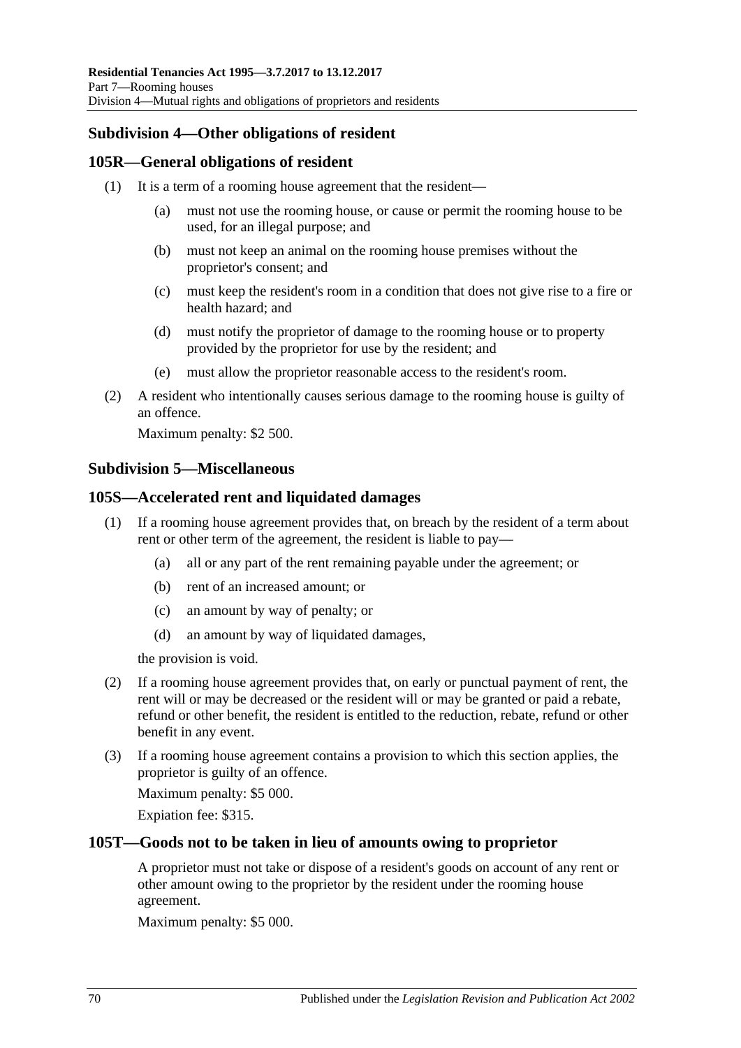### Subdivision 4—Other obligations of resident

#### 105R—General obligations of resident

(1) It is a term of a rooming house agreement that the resident—

- (a) must not use the rooming house, or cause or permit the rooming house to be used, for an illegal purpose; and
- (b) must not keep an animal on the rooming house premises without the proprietor's consent; and
- (c) must keep the resident's room in a condition that does not give rise to a fire or health hazard; and
- (d) must notify the proprietor of damage to the rooming house or to property provided by the proprietor for use by the resident; and
- (e) must allow the proprietor reasonable access to the resident's room.

(2) A resident who intentionally causes serious damage to the rooming house is guilty of an offence.

Maximum penalty: $2 500.

### Subdivision 5—Miscellaneous

#### 105S—Accelerated rent and liquidated damages

(1) If a rooming house agreement provides that, on breach by the resident of a term about rent or other term of the agreement, the resident is liable to pay—

- (a) all or any part of the rent remaining payable under the agreement; or
- (b) rent of an increased amount; or
- (c) an amount by way of penalty; or
- (d) an amount by way of liquidated damages,

the provision is void.

(2) If a rooming house agreement provides that, on early or punctual payment of rent, the rent will or may be decreased or the resident will or may be granted or paid a rebate, refund or other benefit, the resident is entitled to the reduction, rebate, refund or other benefit in any event.

(3) If a rooming house agreement contains a provision to which this section applies, the proprietor is guilty of an offence.

Maximum penalty: $5 000.

Expiation fee: $315.

#### 105T—Goods not to be taken in lieu of amounts owing to proprietor

A proprietor must not take or dispose of a resident's goods on account of any rent or other amount owing to the proprietor by the resident under the rooming house agreement.

Maximum penalty: $5 000.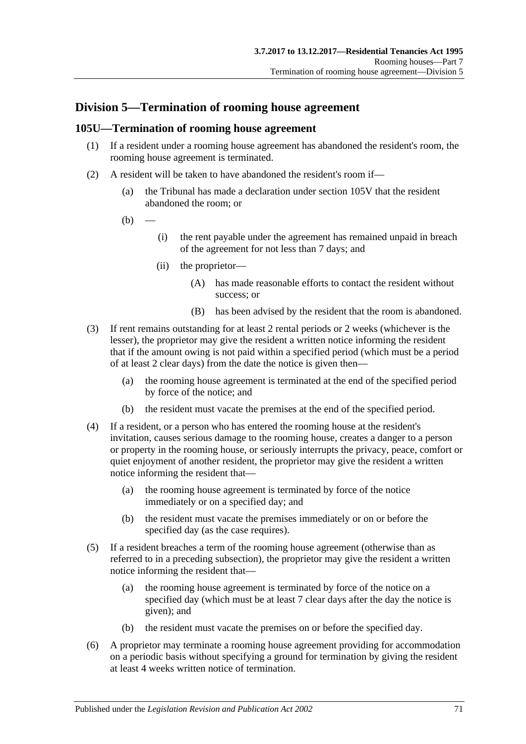## Division 5—Termination of rooming house agreement

### 105U—Termination of rooming house agreement

(1) If a resident under a rooming house agreement has abandoned the resident's room, the rooming house agreement is terminated.

(2) A resident will be taken to have abandoned the resident's room if—

  (a) the Tribunal has made a declaration under section 105V that the resident abandoned the room; or

  (b) —

    (i) the rent payable under the agreement has remained unpaid in breach of the agreement for not less than 7 days; and

    (ii) the proprietor—

      (A) has made reasonable efforts to contact the resident without success; or

      (B) has been advised by the resident that the room is abandoned.

(3) If rent remains outstanding for at least 2 rental periods or 2 weeks (whichever is the lesser), the proprietor may give the resident a written notice informing the resident that if the amount owing is not paid within a specified period (which must be a period of at least 2 clear days) from the date the notice is given then—

  (a) the rooming house agreement is terminated at the end of the specified period by force of the notice; and

  (b) the resident must vacate the premises at the end of the specified period.

(4) If a resident, or a person who has entered the rooming house at the resident's invitation, causes serious damage to the rooming house, creates a danger to a person or property in the rooming house, or seriously interrupts the privacy, peace, comfort or quiet enjoyment of another resident, the proprietor may give the resident a written notice informing the resident that—

  (a) the rooming house agreement is terminated by force of the notice immediately or on a specified day; and

  (b) the resident must vacate the premises immediately or on or before the specified day (as the case requires).

(5) If a resident breaches a term of the rooming house agreement (otherwise than as referred to in a preceding subsection), the proprietor may give the resident a written notice informing the resident that—

  (a) the rooming house agreement is terminated by force of the notice on a specified day (which must be at least 7 clear days after the day the notice is given); and

  (b) the resident must vacate the premises on or before the specified day.

(6) A proprietor may terminate a rooming house agreement providing for accommodation on a periodic basis without specifying a ground for termination by giving the resident at least 4 weeks written notice of termination.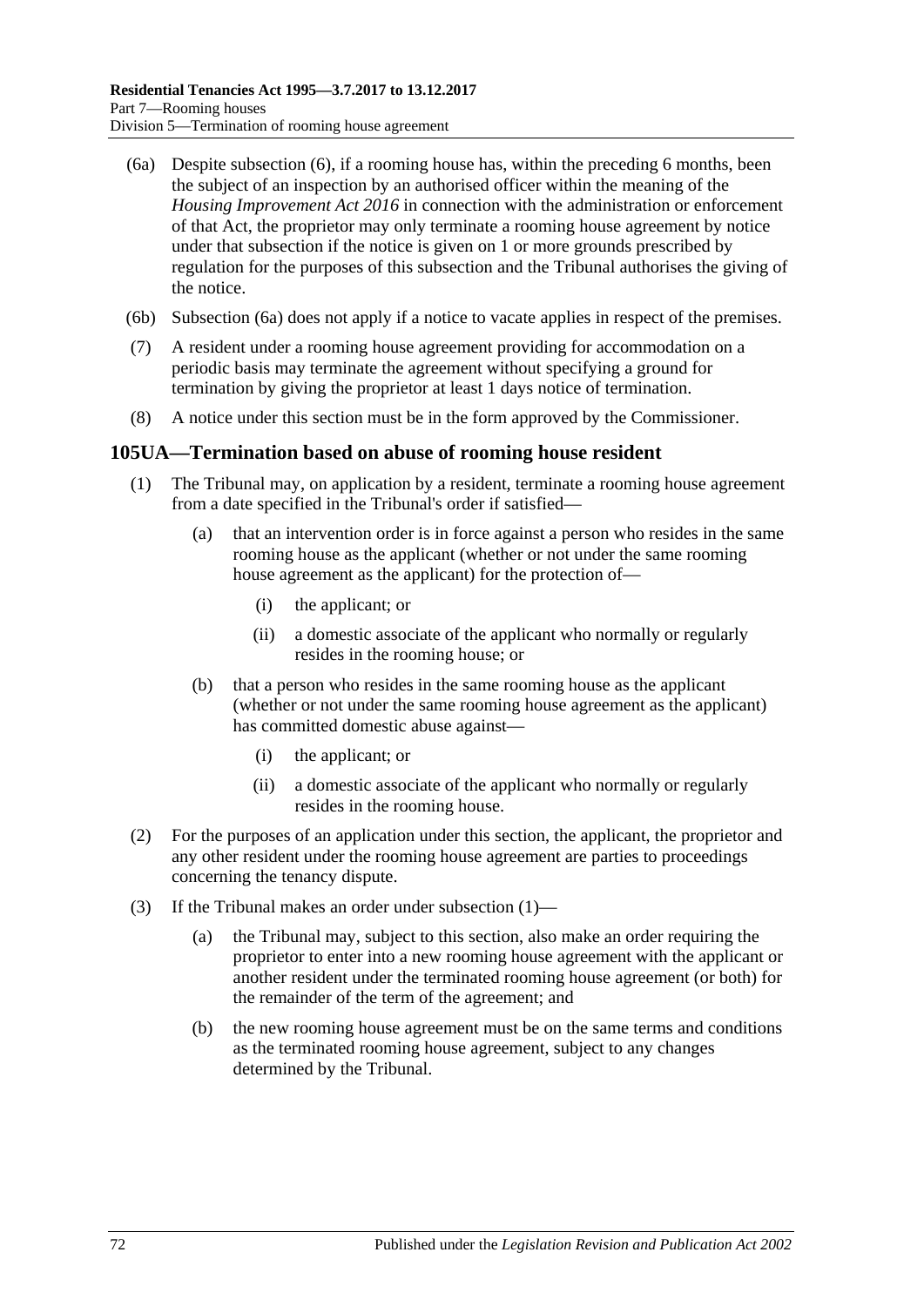(6a) Despite subsection (6), if a rooming house has, within the preceding 6 months, been the subject of an inspection by an authorised officer within the meaning of the *Housing Improvement Act 2016* in connection with the administration or enforcement of that Act, the proprietor may only terminate a rooming house agreement by notice under that subsection if the notice is given on 1 or more grounds prescribed by regulation for the purposes of this subsection and the Tribunal authorises the giving of the notice.

(6b) Subsection (6a) does not apply if a notice to vacate applies in respect of the premises.

(7) A resident under a rooming house agreement providing for accommodation on a periodic basis may terminate the agreement without specifying a ground for termination by giving the proprietor at least 1 days notice of termination.

(8) A notice under this section must be in the form approved by the Commissioner.

## 105UA—Termination based on abuse of rooming house resident

(1) The Tribunal may, on application by a resident, terminate a rooming house agreement from a date specified in the Tribunal's order if satisfied—

(a) that an intervention order is in force against a person who resides in the same rooming house as the applicant (whether or not under the same rooming house agreement as the applicant) for the protection of—

(i) the applicant; or

(ii) a domestic associate of the applicant who normally or regularly resides in the rooming house; or

(b) that a person who resides in the same rooming house as the applicant (whether or not under the same rooming house agreement as the applicant) has committed domestic abuse against—

(i) the applicant; or

(ii) a domestic associate of the applicant who normally or regularly resides in the rooming house.

(2) For the purposes of an application under this section, the applicant, the proprietor and any other resident under the rooming house agreement are parties to proceedings concerning the tenancy dispute.

(3) If the Tribunal makes an order under subsection (1)—

(a) the Tribunal may, subject to this section, also make an order requiring the proprietor to enter into a new rooming house agreement with the applicant or another resident under the terminated rooming house agreement (or both) for the remainder of the term of the agreement; and

(b) the new rooming house agreement must be on the same terms and conditions as the terminated rooming house agreement, subject to any changes determined by the Tribunal.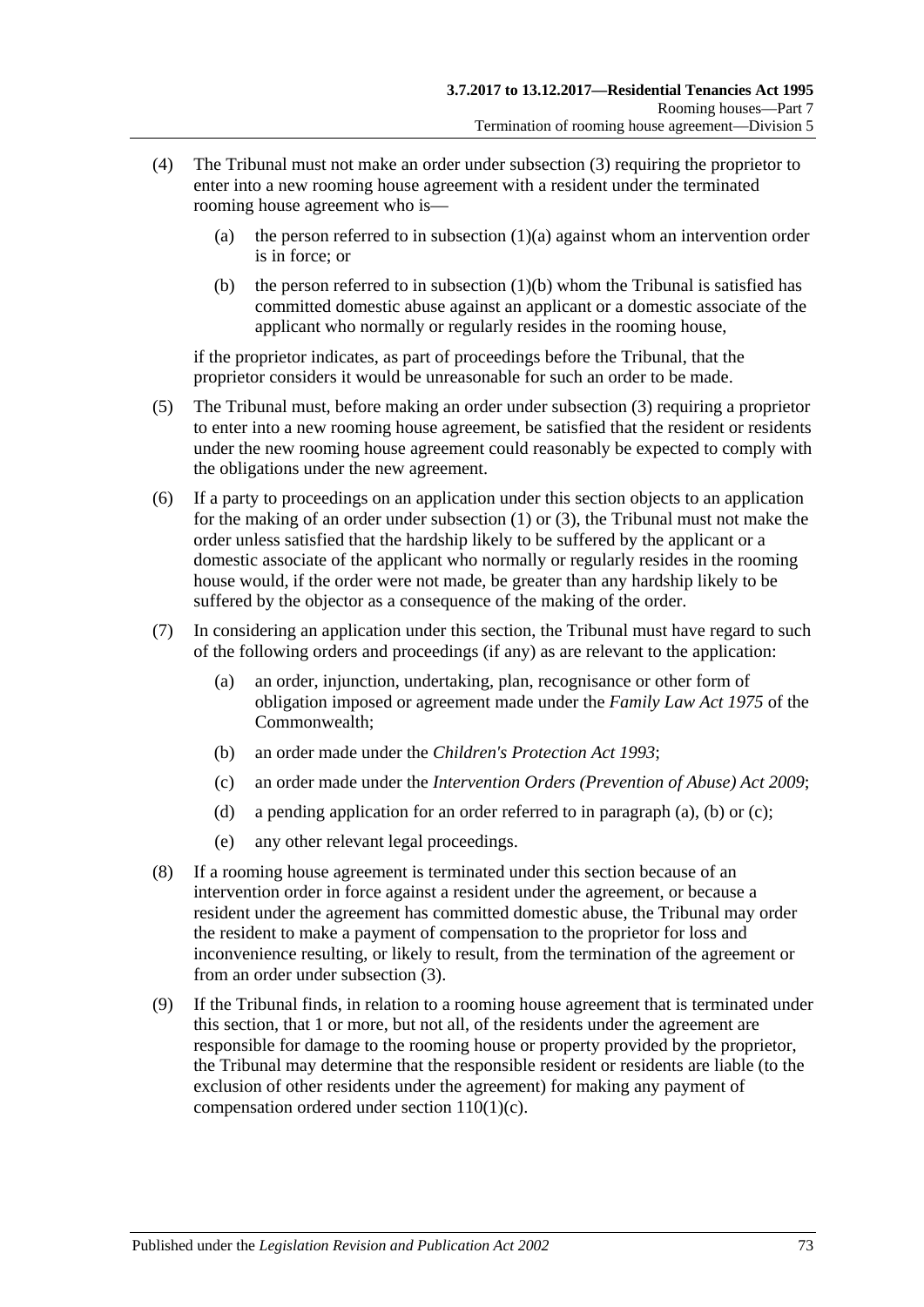(4) The Tribunal must not make an order under subsection (3) requiring the proprietor to enter into a new rooming house agreement with a resident under the terminated rooming house agreement who is—

(a) the person referred to in subsection (1)(a) against whom an intervention order is in force; or

(b) the person referred to in subsection (1)(b) whom the Tribunal is satisfied has committed domestic abuse against an applicant or a domestic associate of the applicant who normally or regularly resides in the rooming house,

if the proprietor indicates, as part of proceedings before the Tribunal, that the proprietor considers it would be unreasonable for such an order to be made.

(5) The Tribunal must, before making an order under subsection (3) requiring a proprietor to enter into a new rooming house agreement, be satisfied that the resident or residents under the new rooming house agreement could reasonably be expected to comply with the obligations under the new agreement.

(6) If a party to proceedings on an application under this section objects to an application for the making of an order under subsection (1) or (3), the Tribunal must not make the order unless satisfied that the hardship likely to be suffered by the applicant or a domestic associate of the applicant who normally or regularly resides in the rooming house would, if the order were not made, be greater than any hardship likely to be suffered by the objector as a consequence of the making of the order.

(7) In considering an application under this section, the Tribunal must have regard to such of the following orders and proceedings (if any) as are relevant to the application:

(a) an order, injunction, undertaking, plan, recognisance or other form of obligation imposed or agreement made under the *Family Law Act 1975* of the Commonwealth;

(b) an order made under the *Children's Protection Act 1993*;

(c) an order made under the *Intervention Orders (Prevention of Abuse) Act 2009*;

(d) a pending application for an order referred to in paragraph (a), (b) or (c);

(e) any other relevant legal proceedings.

(8) If a rooming house agreement is terminated under this section because of an intervention order in force against a resident under the agreement, or because a resident under the agreement has committed domestic abuse, the Tribunal may order the resident to make a payment of compensation to the proprietor for loss and inconvenience resulting, or likely to result, from the termination of the agreement or from an order under subsection (3).

(9) If the Tribunal finds, in relation to a rooming house agreement that is terminated under this section, that 1 or more, but not all, of the residents under the agreement are responsible for damage to the rooming house or property provided by the proprietor, the Tribunal may determine that the responsible resident or residents are liable (to the exclusion of other residents under the agreement) for making any payment of compensation ordered under section 110(1)(c).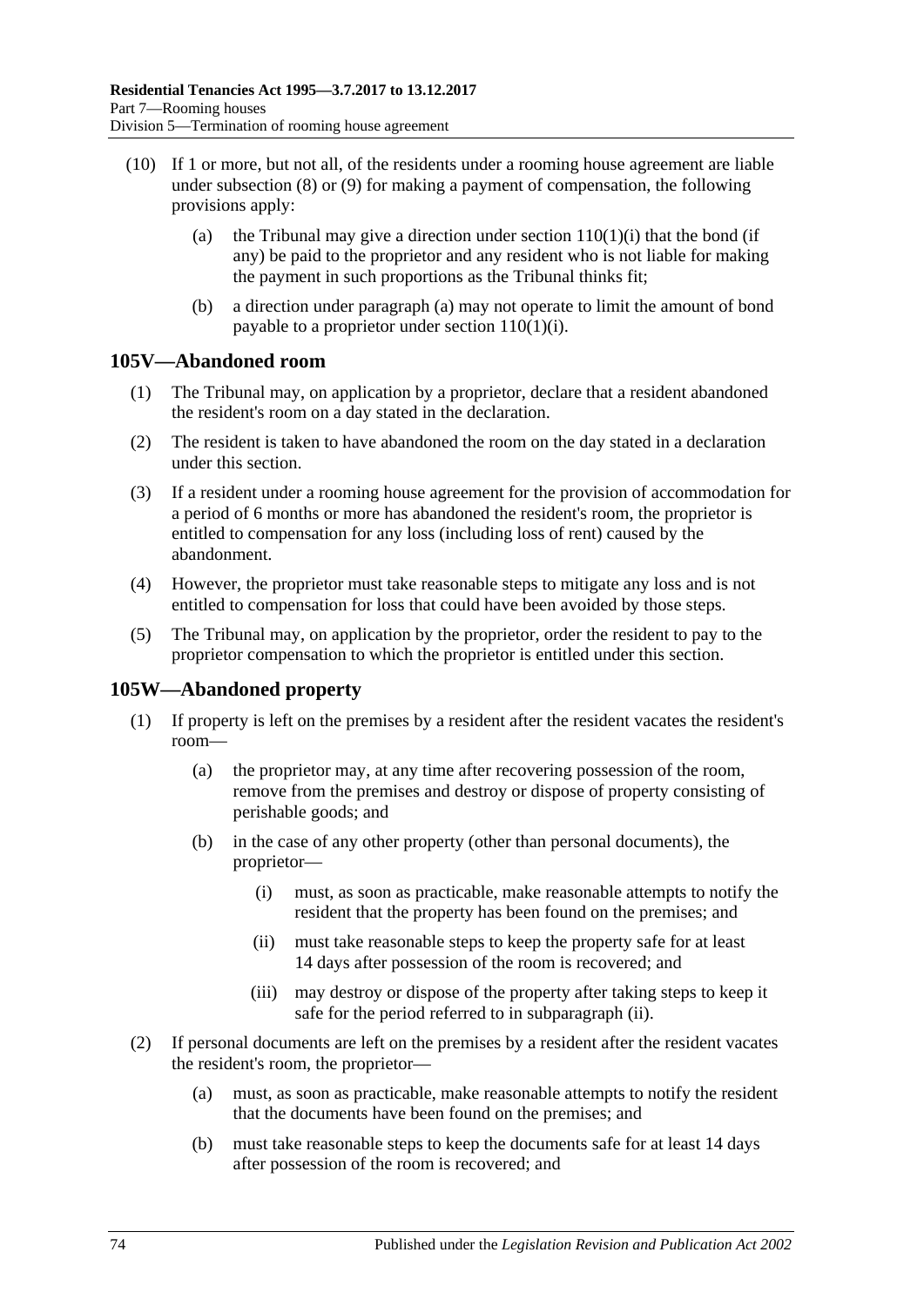(10) If 1 or more, but not all, of the residents under a rooming house agreement are liable under subsection (8) or (9) for making a payment of compensation, the following provisions apply:

(a) the Tribunal may give a direction under section 110(1)(i) that the bond (if any) be paid to the proprietor and any resident who is not liable for making the payment in such proportions as the Tribunal thinks fit;

(b) a direction under paragraph (a) may not operate to limit the amount of bond payable to a proprietor under section 110(1)(i).

## 105V—Abandoned room

(1) The Tribunal may, on application by a proprietor, declare that a resident abandoned the resident's room on a day stated in the declaration.

(2) The resident is taken to have abandoned the room on the day stated in a declaration under this section.

(3) If a resident under a rooming house agreement for the provision of accommodation for a period of 6 months or more has abandoned the resident's room, the proprietor is entitled to compensation for any loss (including loss of rent) caused by the abandonment.

(4) However, the proprietor must take reasonable steps to mitigate any loss and is not entitled to compensation for loss that could have been avoided by those steps.

(5) The Tribunal may, on application by the proprietor, order the resident to pay to the proprietor compensation to which the proprietor is entitled under this section.

## 105W—Abandoned property

(1) If property is left on the premises by a resident after the resident vacates the resident's room—

(a) the proprietor may, at any time after recovering possession of the room, remove from the premises and destroy or dispose of property consisting of perishable goods; and

(b) in the case of any other property (other than personal documents), the proprietor—

(i) must, as soon as practicable, make reasonable attempts to notify the resident that the property has been found on the premises; and

(ii) must take reasonable steps to keep the property safe for at least 14 days after possession of the room is recovered; and

(iii) may destroy or dispose of the property after taking steps to keep it safe for the period referred to in subparagraph (ii).

(2) If personal documents are left on the premises by a resident after the resident vacates the resident's room, the proprietor—

(a) must, as soon as practicable, make reasonable attempts to notify the resident that the documents have been found on the premises; and

(b) must take reasonable steps to keep the documents safe for at least 14 days after possession of the room is recovered; and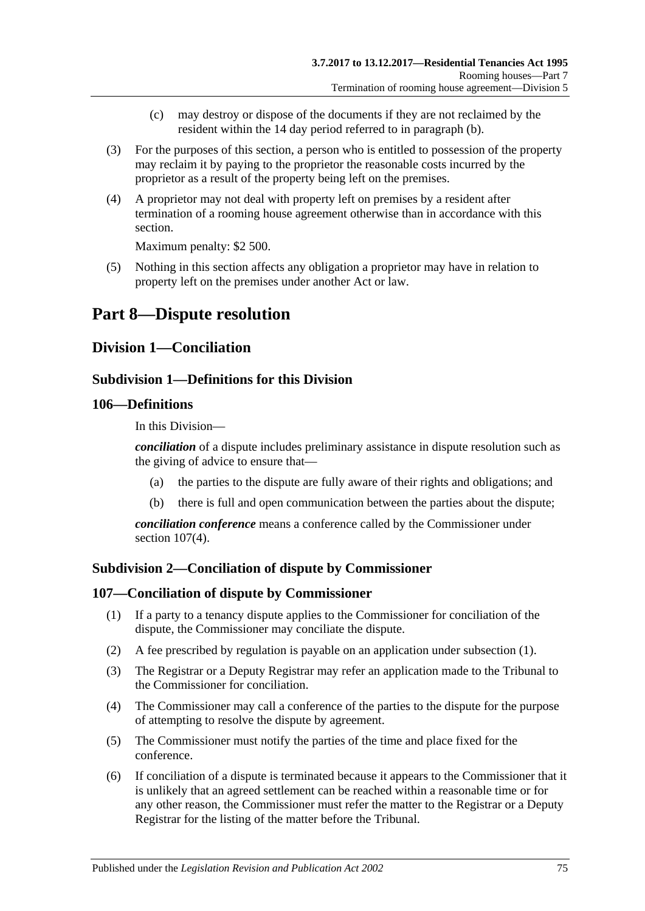(c) may destroy or dispose of the documents if they are not reclaimed by the resident within the 14 day period referred to in paragraph (b).

(3) For the purposes of this section, a person who is entitled to possession of the property may reclaim it by paying to the proprietor the reasonable costs incurred by the proprietor as a result of the property being left on the premises.

(4) A proprietor may not deal with property left on premises by a resident after termination of a rooming house agreement otherwise than in accordance with this section.

Maximum penalty: $2 500.

(5) Nothing in this section affects any obligation a proprietor may have in relation to property left on the premises under another Act or law.

# Part 8—Dispute resolution

## Division 1—Conciliation

### Subdivision 1—Definitions for this Division

### 106—Definitions

In this Division—

***conciliation*** of a dispute includes preliminary assistance in dispute resolution such as the giving of advice to ensure that—

(a) the parties to the dispute are fully aware of their rights and obligations; and

(b) there is full and open communication between the parties about the dispute;

***conciliation conference*** means a conference called by the Commissioner under section 107(4).

### Subdivision 2—Conciliation of dispute by Commissioner

### 107—Conciliation of dispute by Commissioner

(1) If a party to a tenancy dispute applies to the Commissioner for conciliation of the dispute, the Commissioner may conciliate the dispute.

(2) A fee prescribed by regulation is payable on an application under subsection (1).

(3) The Registrar or a Deputy Registrar may refer an application made to the Tribunal to the Commissioner for conciliation.

(4) The Commissioner may call a conference of the parties to the dispute for the purpose of attempting to resolve the dispute by agreement.

(5) The Commissioner must notify the parties of the time and place fixed for the conference.

(6) If conciliation of a dispute is terminated because it appears to the Commissioner that it is unlikely that an agreed settlement can be reached within a reasonable time or for any other reason, the Commissioner must refer the matter to the Registrar or a Deputy Registrar for the listing of the matter before the Tribunal.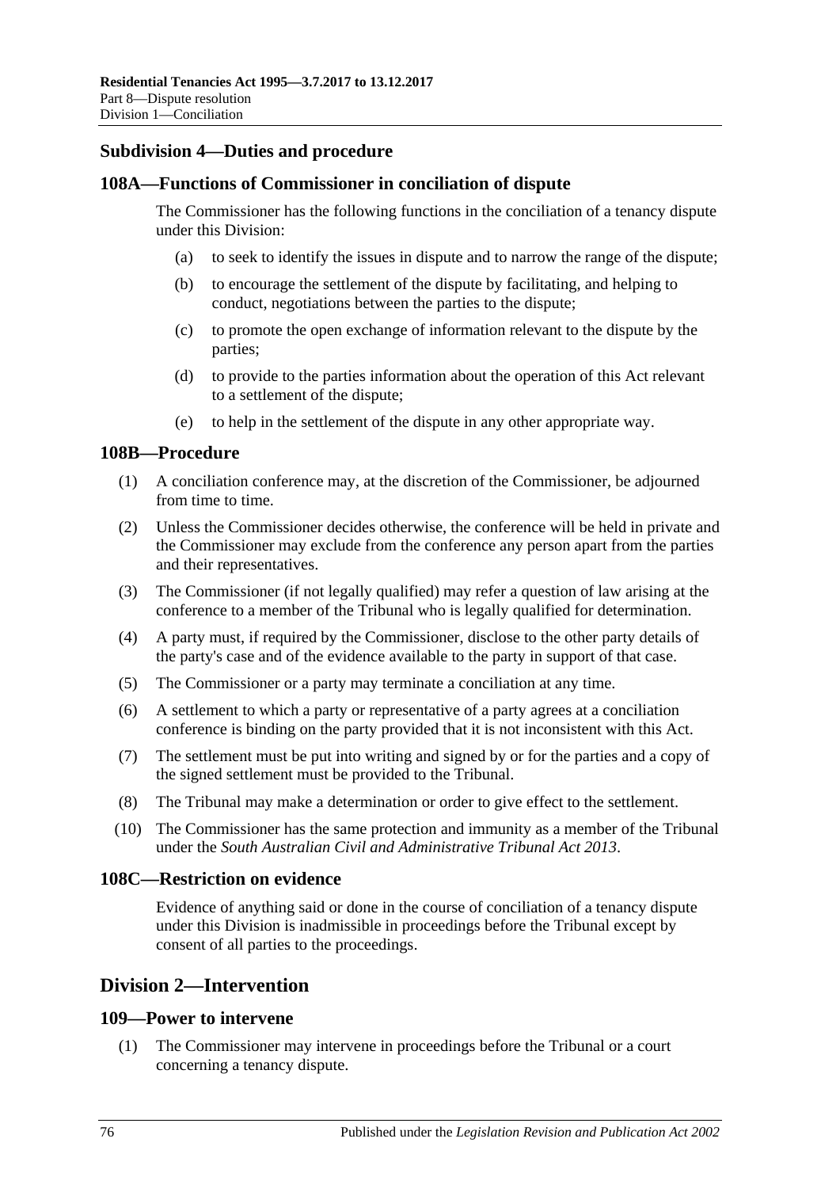### Subdivision 4—Duties and procedure

#### 108A—Functions of Commissioner in conciliation of dispute

The Commissioner has the following functions in the conciliation of a tenancy dispute under this Division:

- (a) to seek to identify the issues in dispute and to narrow the range of the dispute;
- (b) to encourage the settlement of the dispute by facilitating, and helping to conduct, negotiations between the parties to the dispute;
- (c) to promote the open exchange of information relevant to the dispute by the parties;
- (d) to provide to the parties information about the operation of this Act relevant to a settlement of the dispute;
- (e) to help in the settlement of the dispute in any other appropriate way.

#### 108B—Procedure

- (1) A conciliation conference may, at the discretion of the Commissioner, be adjourned from time to time.
- (2) Unless the Commissioner decides otherwise, the conference will be held in private and the Commissioner may exclude from the conference any person apart from the parties and their representatives.
- (3) The Commissioner (if not legally qualified) may refer a question of law arising at the conference to a member of the Tribunal who is legally qualified for determination.
- (4) A party must, if required by the Commissioner, disclose to the other party details of the party's case and of the evidence available to the party in support of that case.
- (5) The Commissioner or a party may terminate a conciliation at any time.
- (6) A settlement to which a party or representative of a party agrees at a conciliation conference is binding on the party provided that it is not inconsistent with this Act.
- (7) The settlement must be put into writing and signed by or for the parties and a copy of the signed settlement must be provided to the Tribunal.
- (8) The Tribunal may make a determination or order to give effect to the settlement.
- (10) The Commissioner has the same protection and immunity as a member of the Tribunal under the *South Australian Civil and Administrative Tribunal Act 2013*.

#### 108C—Restriction on evidence

Evidence of anything said or done in the course of conciliation of a tenancy dispute under this Division is inadmissible in proceedings before the Tribunal except by consent of all parties to the proceedings.

## Division 2—Intervention

#### 109—Power to intervene

- (1) The Commissioner may intervene in proceedings before the Tribunal or a court concerning a tenancy dispute.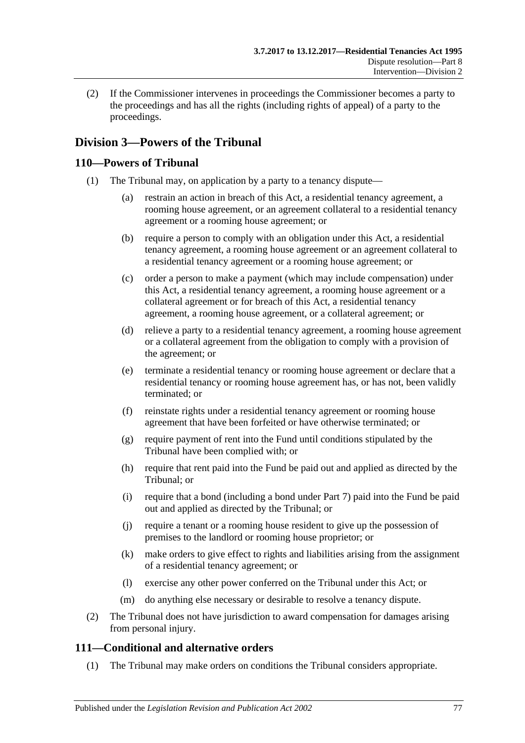(2) If the Commissioner intervenes in proceedings the Commissioner becomes a party to the proceedings and has all the rights (including rights of appeal) of a party to the proceedings.

## Division 3—Powers of the Tribunal

### 110—Powers of Tribunal

(1) The Tribunal may, on application by a party to a tenancy dispute—

(a) restrain an action in breach of this Act, a residential tenancy agreement, a rooming house agreement, or an agreement collateral to a residential tenancy agreement or a rooming house agreement; or

(b) require a person to comply with an obligation under this Act, a residential tenancy agreement, a rooming house agreement or an agreement collateral to a residential tenancy agreement or a rooming house agreement; or

(c) order a person to make a payment (which may include compensation) under this Act, a residential tenancy agreement, a rooming house agreement or a collateral agreement or for breach of this Act, a residential tenancy agreement, a rooming house agreement, or a collateral agreement; or

(d) relieve a party to a residential tenancy agreement, a rooming house agreement or a collateral agreement from the obligation to comply with a provision of the agreement; or

(e) terminate a residential tenancy or rooming house agreement or declare that a residential tenancy or rooming house agreement has, or has not, been validly terminated; or

(f) reinstate rights under a residential tenancy agreement or rooming house agreement that have been forfeited or have otherwise terminated; or

(g) require payment of rent into the Fund until conditions stipulated by the Tribunal have been complied with; or

(h) require that rent paid into the Fund be paid out and applied as directed by the Tribunal; or

(i) require that a bond (including a bond under Part 7) paid into the Fund be paid out and applied as directed by the Tribunal; or

(j) require a tenant or a rooming house resident to give up the possession of premises to the landlord or rooming house proprietor; or

(k) make orders to give effect to rights and liabilities arising from the assignment of a residential tenancy agreement; or

(l) exercise any other power conferred on the Tribunal under this Act; or

(m) do anything else necessary or desirable to resolve a tenancy dispute.

(2) The Tribunal does not have jurisdiction to award compensation for damages arising from personal injury.

### 111—Conditional and alternative orders

(1) The Tribunal may make orders on conditions the Tribunal considers appropriate.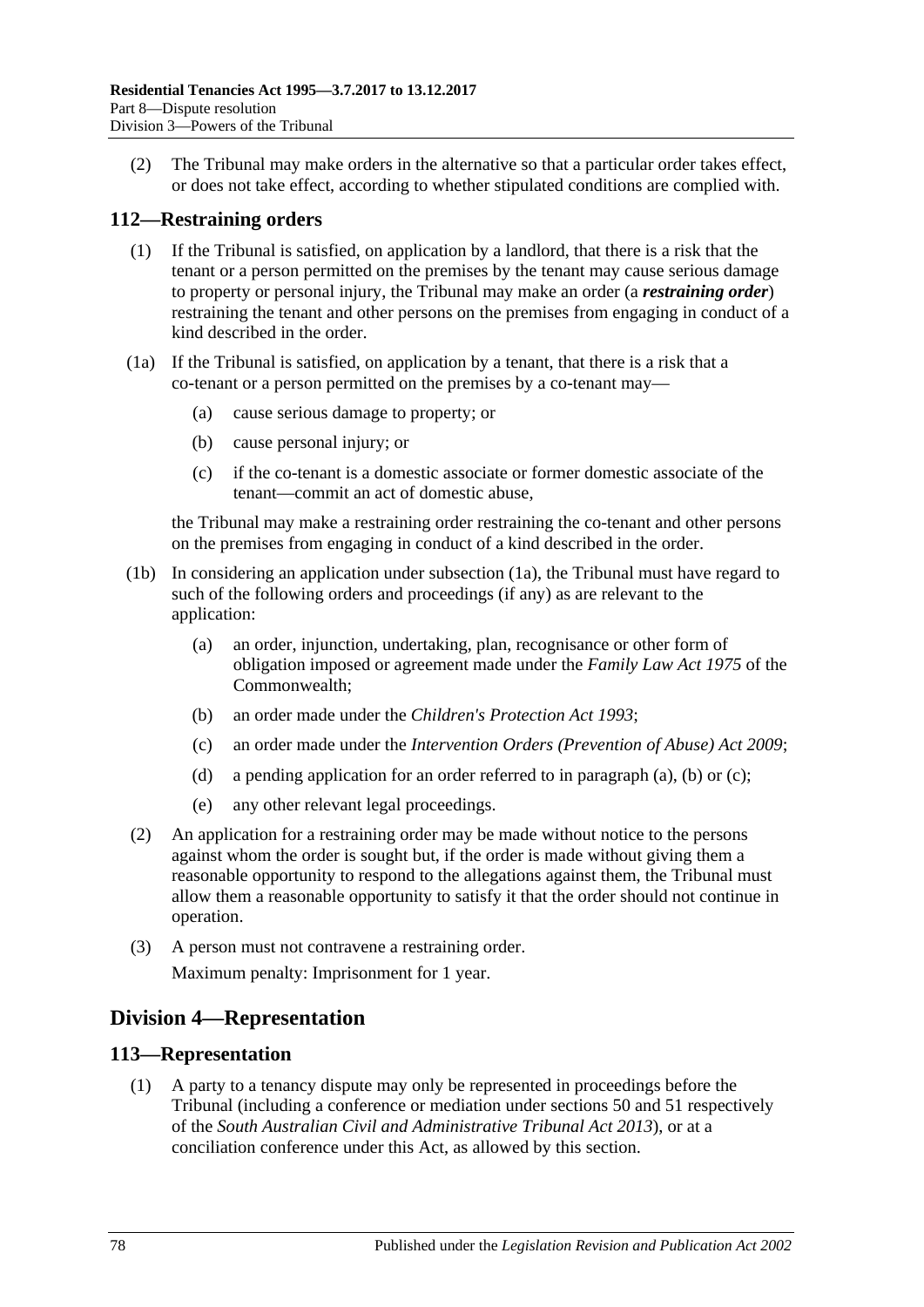(2) The Tribunal may make orders in the alternative so that a particular order takes effect, or does not take effect, according to whether stipulated conditions are complied with.

## 112—Restraining orders

(1) If the Tribunal is satisfied, on application by a landlord, that there is a risk that the tenant or a person permitted on the premises by the tenant may cause serious damage to property or personal injury, the Tribunal may make an order (a ***restraining order***) restraining the tenant and other persons on the premises from engaging in conduct of a kind described in the order.

(1a) If the Tribunal is satisfied, on application by a tenant, that there is a risk that a co-tenant or a person permitted on the premises by a co-tenant may—

(a) cause serious damage to property; or

(b) cause personal injury; or

(c) if the co-tenant is a domestic associate or former domestic associate of the tenant—commit an act of domestic abuse,

the Tribunal may make a restraining order restraining the co-tenant and other persons on the premises from engaging in conduct of a kind described in the order.

(1b) In considering an application under subsection (1a), the Tribunal must have regard to such of the following orders and proceedings (if any) as are relevant to the application:

(a) an order, injunction, undertaking, plan, recognisance or other form of obligation imposed or agreement made under the *Family Law Act 1975* of the Commonwealth;

(b) an order made under the *Children's Protection Act 1993*;

(c) an order made under the *Intervention Orders (Prevention of Abuse) Act 2009*;

(d) a pending application for an order referred to in paragraph (a), (b) or (c);

(e) any other relevant legal proceedings.

(2) An application for a restraining order may be made without notice to the persons against whom the order is sought but, if the order is made without giving them a reasonable opportunity to respond to the allegations against them, the Tribunal must allow them a reasonable opportunity to satisfy it that the order should not continue in operation.

(3) A person must not contravene a restraining order.

Maximum penalty: Imprisonment for 1 year.

# Division 4—Representation

## 113—Representation

(1) A party to a tenancy dispute may only be represented in proceedings before the Tribunal (including a conference or mediation under sections 50 and 51 respectively of the *South Australian Civil and Administrative Tribunal Act 2013*), or at a conciliation conference under this Act, as allowed by this section.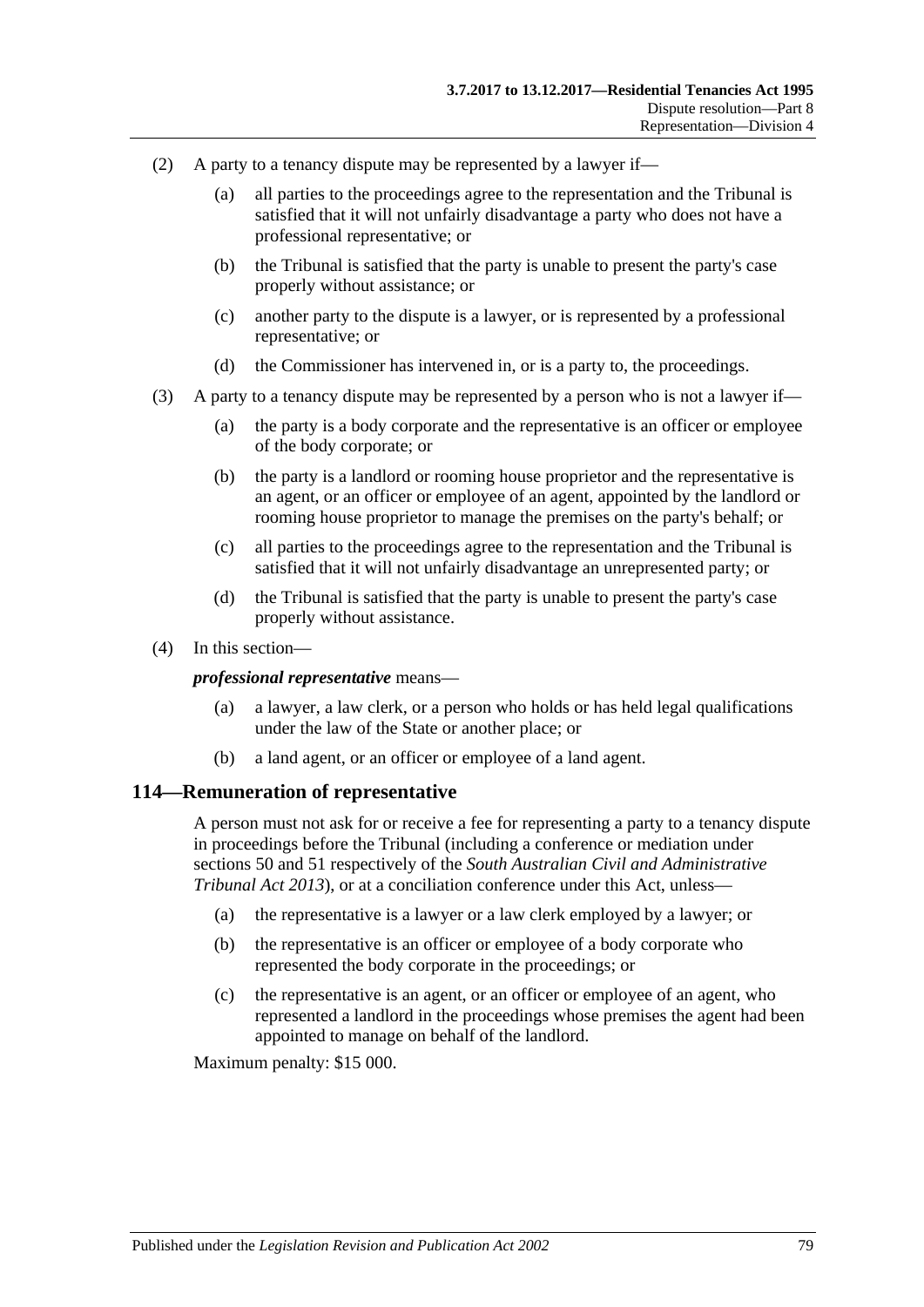(2) A party to a tenancy dispute may be represented by a lawyer if—

(a) all parties to the proceedings agree to the representation and the Tribunal is satisfied that it will not unfairly disadvantage a party who does not have a professional representative; or

(b) the Tribunal is satisfied that the party is unable to present the party's case properly without assistance; or

(c) another party to the dispute is a lawyer, or is represented by a professional representative; or

(d) the Commissioner has intervened in, or is a party to, the proceedings.

(3) A party to a tenancy dispute may be represented by a person who is not a lawyer if—

(a) the party is a body corporate and the representative is an officer or employee of the body corporate; or

(b) the party is a landlord or rooming house proprietor and the representative is an agent, or an officer or employee of an agent, appointed by the landlord or rooming house proprietor to manage the premises on the party's behalf; or

(c) all parties to the proceedings agree to the representation and the Tribunal is satisfied that it will not unfairly disadvantage an unrepresented party; or

(d) the Tribunal is satisfied that the party is unable to present the party's case properly without assistance.

(4) In this section—

***professional representative*** means—

(a) a lawyer, a law clerk, or a person who holds or has held legal qualifications under the law of the State or another place; or

(b) a land agent, or an officer or employee of a land agent.

## 114—Remuneration of representative

A person must not ask for or receive a fee for representing a party to a tenancy dispute in proceedings before the Tribunal (including a conference or mediation under sections 50 and 51 respectively of the *South Australian Civil and Administrative Tribunal Act 2013*), or at a conciliation conference under this Act, unless—

(a) the representative is a lawyer or a law clerk employed by a lawyer; or

(b) the representative is an officer or employee of a body corporate who represented the body corporate in the proceedings; or

(c) the representative is an agent, or an officer or employee of an agent, who represented a landlord in the proceedings whose premises the agent had been appointed to manage on behalf of the landlord.

Maximum penalty: $15 000.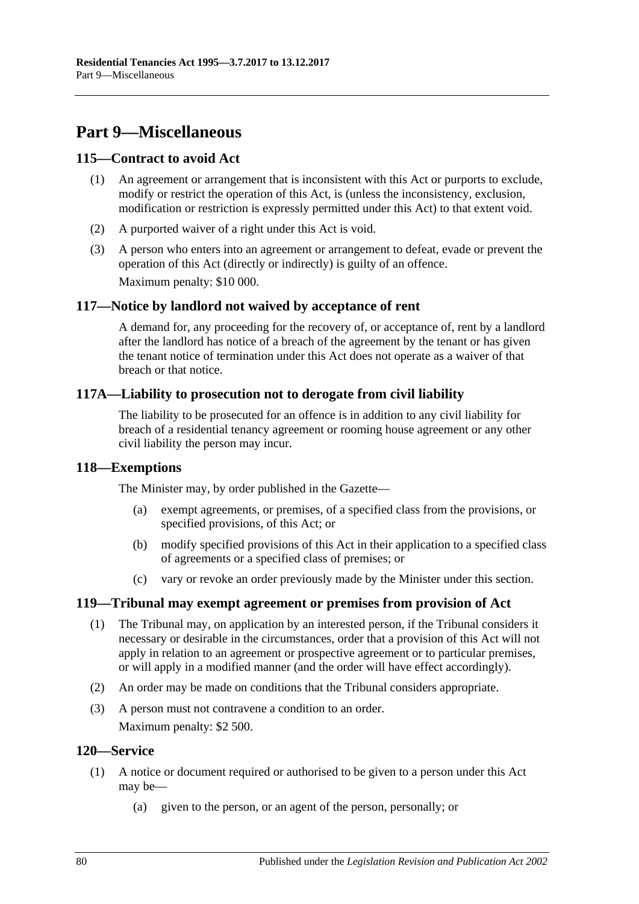# Part 9—Miscellaneous

## 115—Contract to avoid Act

(1) An agreement or arrangement that is inconsistent with this Act or purports to exclude, modify or restrict the operation of this Act, is (unless the inconsistency, exclusion, modification or restriction is expressly permitted under this Act) to that extent void.

(2) A purported waiver of a right under this Act is void.

(3) A person who enters into an agreement or arrangement to defeat, evade or prevent the operation of this Act (directly or indirectly) is guilty of an offence.

Maximum penalty: $10 000.

## 117—Notice by landlord not waived by acceptance of rent

A demand for, any proceeding for the recovery of, or acceptance of, rent by a landlord after the landlord has notice of a breach of the agreement by the tenant or has given the tenant notice of termination under this Act does not operate as a waiver of that breach or that notice.

## 117A—Liability to prosecution not to derogate from civil liability

The liability to be prosecuted for an offence is in addition to any civil liability for breach of a residential tenancy agreement or rooming house agreement or any other civil liability the person may incur.

## 118—Exemptions

The Minister may, by order published in the Gazette—

(a) exempt agreements, or premises, of a specified class from the provisions, or specified provisions, of this Act; or

(b) modify specified provisions of this Act in their application to a specified class of agreements or a specified class of premises; or

(c) vary or revoke an order previously made by the Minister under this section.

## 119—Tribunal may exempt agreement or premises from provision of Act

(1) The Tribunal may, on application by an interested person, if the Tribunal considers it necessary or desirable in the circumstances, order that a provision of this Act will not apply in relation to an agreement or prospective agreement or to particular premises, or will apply in a modified manner (and the order will have effect accordingly).

(2) An order may be made on conditions that the Tribunal considers appropriate.

(3) A person must not contravene a condition to an order.

Maximum penalty: $2 500.

## 120—Service

(1) A notice or document required or authorised to be given to a person under this Act may be—

(a) given to the person, or an agent of the person, personally; or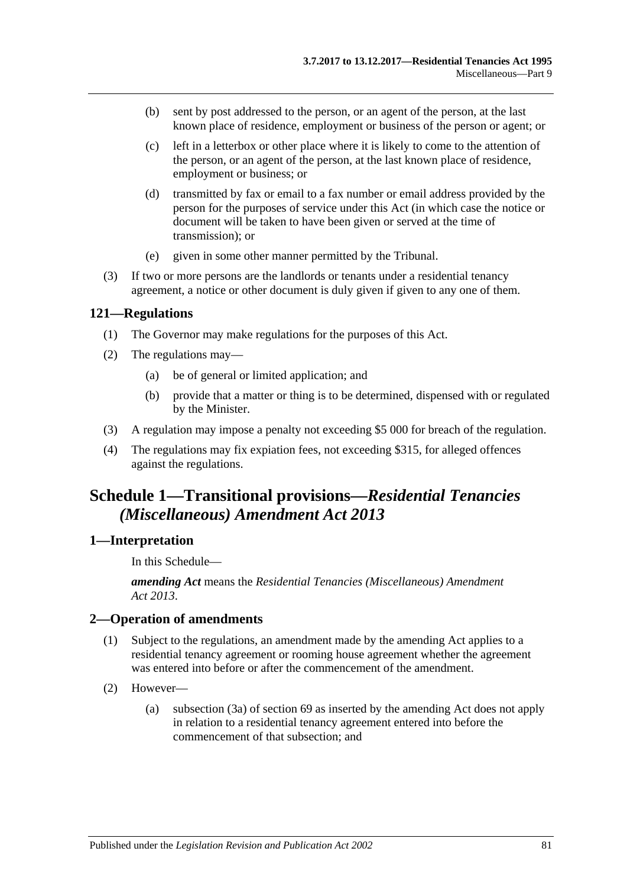(b) sent by post addressed to the person, or an agent of the person, at the last known place of residence, employment or business of the person or agent; or

(c) left in a letterbox or other place where it is likely to come to the attention of the person, or an agent of the person, at the last known place of residence, employment or business; or

(d) transmitted by fax or email to a fax number or email address provided by the person for the purposes of service under this Act (in which case the notice or document will be taken to have been given or served at the time of transmission); or

(e) given in some other manner permitted by the Tribunal.

(3) If two or more persons are the landlords or tenants under a residential tenancy agreement, a notice or other document is duly given if given to any one of them.

## 121—Regulations

(1) The Governor may make regulations for the purposes of this Act.

(2) The regulations may—

(a) be of general or limited application; and

(b) provide that a matter or thing is to be determined, dispensed with or regulated by the Minister.

(3) A regulation may impose a penalty not exceeding $5 000 for breach of the regulation.

(4) The regulations may fix expiation fees, not exceeding $315, for alleged offences against the regulations.

# Schedule 1—Transitional provisions—*Residential Tenancies (Miscellaneous) Amendment Act 2013*

## 1—Interpretation

In this Schedule—

***amending Act*** means the *Residential Tenancies (Miscellaneous) Amendment Act 2013*.

## 2—Operation of amendments

(1) Subject to the regulations, an amendment made by the amending Act applies to a residential tenancy agreement or rooming house agreement whether the agreement was entered into before or after the commencement of the amendment.

(2) However—

(a) subsection (3a) of section 69 as inserted by the amending Act does not apply in relation to a residential tenancy agreement entered into before the commencement of that subsection; and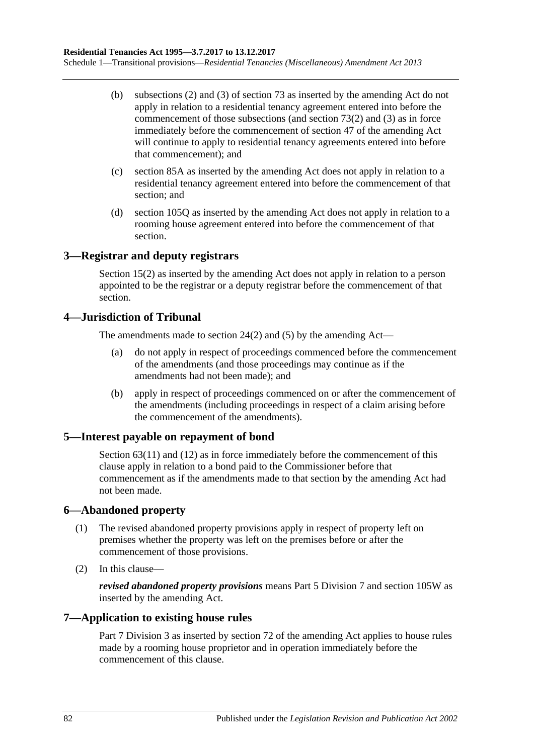(b) subsections (2) and (3) of section 73 as inserted by the amending Act do not apply in relation to a residential tenancy agreement entered into before the commencement of those subsections (and section 73(2) and (3) as in force immediately before the commencement of section 47 of the amending Act will continue to apply to residential tenancy agreements entered into before that commencement); and

(c) section 85A as inserted by the amending Act does not apply in relation to a residential tenancy agreement entered into before the commencement of that section; and

(d) section 105Q as inserted by the amending Act does not apply in relation to a rooming house agreement entered into before the commencement of that section.

## 3—Registrar and deputy registrars

Section 15(2) as inserted by the amending Act does not apply in relation to a person appointed to be the registrar or a deputy registrar before the commencement of that section.

## 4—Jurisdiction of Tribunal

The amendments made to section 24(2) and (5) by the amending Act—

(a) do not apply in respect of proceedings commenced before the commencement of the amendments (and those proceedings may continue as if the amendments had not been made); and

(b) apply in respect of proceedings commenced on or after the commencement of the amendments (including proceedings in respect of a claim arising before the commencement of the amendments).

## 5—Interest payable on repayment of bond

Section 63(11) and (12) as in force immediately before the commencement of this clause apply in relation to a bond paid to the Commissioner before that commencement as if the amendments made to that section by the amending Act had not been made.

## 6—Abandoned property

(1) The revised abandoned property provisions apply in respect of property left on premises whether the property was left on the premises before or after the commencement of those provisions.

(2) In this clause—

***revised abandoned property provisions*** means Part 5 Division 7 and section 105W as inserted by the amending Act.

## 7—Application to existing house rules

Part 7 Division 3 as inserted by section 72 of the amending Act applies to house rules made by a rooming house proprietor and in operation immediately before the commencement of this clause.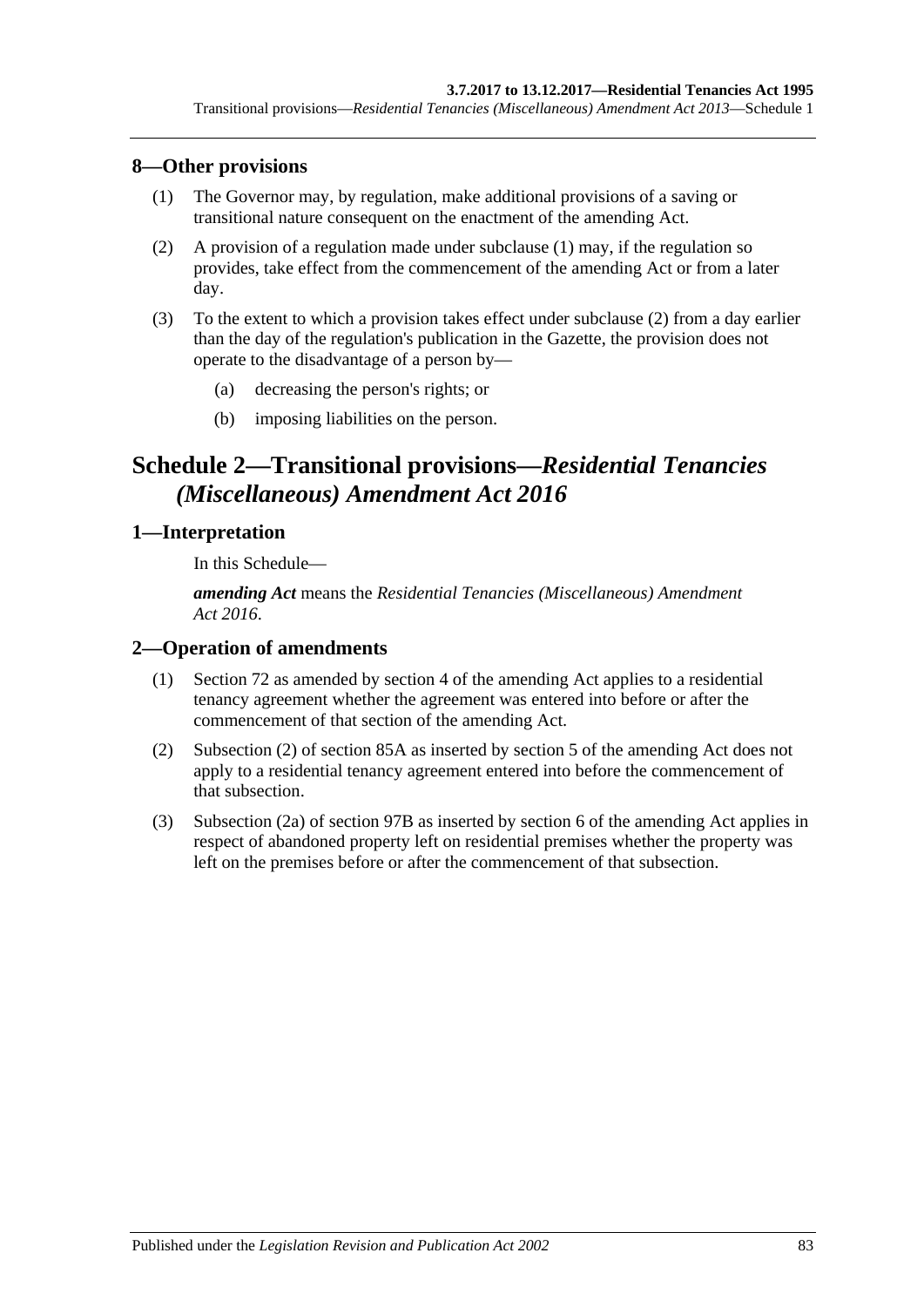## 8—Other provisions

(1) The Governor may, by regulation, make additional provisions of a saving or transitional nature consequent on the enactment of the amending Act.

(2) A provision of a regulation made under subclause (1) may, if the regulation so provides, take effect from the commencement of the amending Act or from a later day.

(3) To the extent to which a provision takes effect under subclause (2) from a day earlier than the day of the regulation's publication in the Gazette, the provision does not operate to the disadvantage of a person by—

- (a) decreasing the person's rights; or
- (b) imposing liabilities on the person.

# Schedule 2—Transitional provisions—*Residential Tenancies (Miscellaneous) Amendment Act 2016*

## 1—Interpretation

In this Schedule—

***amending Act*** means the *Residential Tenancies (Miscellaneous) Amendment Act 2016*.

## 2—Operation of amendments

(1) Section 72 as amended by section 4 of the amending Act applies to a residential tenancy agreement whether the agreement was entered into before or after the commencement of that section of the amending Act.

(2) Subsection (2) of section 85A as inserted by section 5 of the amending Act does not apply to a residential tenancy agreement entered into before the commencement of that subsection.

(3) Subsection (2a) of section 97B as inserted by section 6 of the amending Act applies in respect of abandoned property left on residential premises whether the property was left on the premises before or after the commencement of that subsection.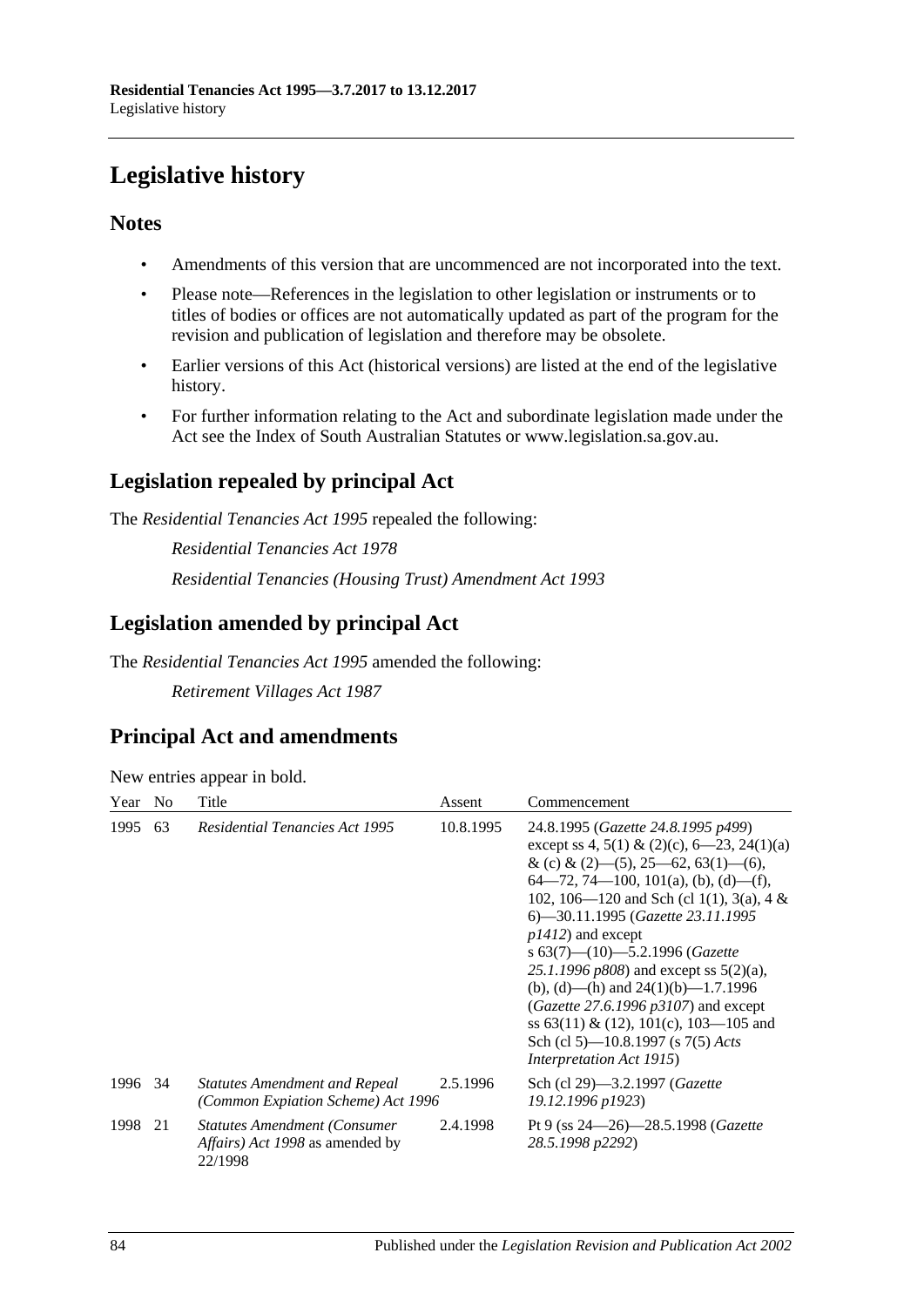# Legislative history

## Notes

- Amendments of this version that are uncommenced are not incorporated into the text.
- Please note—References in the legislation to other legislation or instruments or to titles of bodies or offices are not automatically updated as part of the program for the revision and publication of legislation and therefore may be obsolete.
- Earlier versions of this Act (historical versions) are listed at the end of the legislative history.
- For further information relating to the Act and subordinate legislation made under the Act see the Index of South Australian Statutes or www.legislation.sa.gov.au.

## Legislation repealed by principal Act

The *Residential Tenancies Act 1995* repealed the following:

*Residential Tenancies Act 1978*

*Residential Tenancies (Housing Trust) Amendment Act 1993*

## Legislation amended by principal Act

The *Residential Tenancies Act 1995* amended the following:

*Retirement Villages Act 1987*

## Principal Act and amendments

New entries appear in bold.

| Year | No | Title | Assent | Commencement |
|---|---|---|---|---|
| 1995 | 63 | *Residential Tenancies Act 1995* | 10.8.1995 | 24.8.1995 (*Gazette 24.8.1995 p499*) except ss 4, 5(1) & (2)(c), 6—23, 24(1)(a) & (c) & (2)—(5), 25—62, 63(1)—(6), 64—72, 74—100, 101(a), (b), (d)—(f), 102, 106—120 and Sch (cl 1(1), 3(a), 4 & 6)—30.11.1995 (*Gazette 23.11.1995 p1412*) and except s 63(7)—(10)—5.2.1996 (*Gazette 25.1.1996 p808*) and except ss 5(2)(a), (b), (d)—(h) and 24(1)(b)—1.7.1996 (*Gazette 27.6.1996 p3107*) and except ss 63(11) & (12), 101(c), 103—105 and Sch (cl 5)—10.8.1997 (s 7(5) *Acts Interpretation Act 1915*) |
| 1996 | 34 | *Statutes Amendment and Repeal (Common Expiation Scheme) Act 1996* | 2.5.1996 | Sch (cl 29)—3.2.1997 (*Gazette 19.12.1996 p1923*) |
| 1998 | 21 | *Statutes Amendment (Consumer Affairs) Act 1998* as amended by 22/1998 | 2.4.1998 | Pt 9 (ss 24—26)—28.5.1998 (*Gazette 28.5.1998 p2292*) |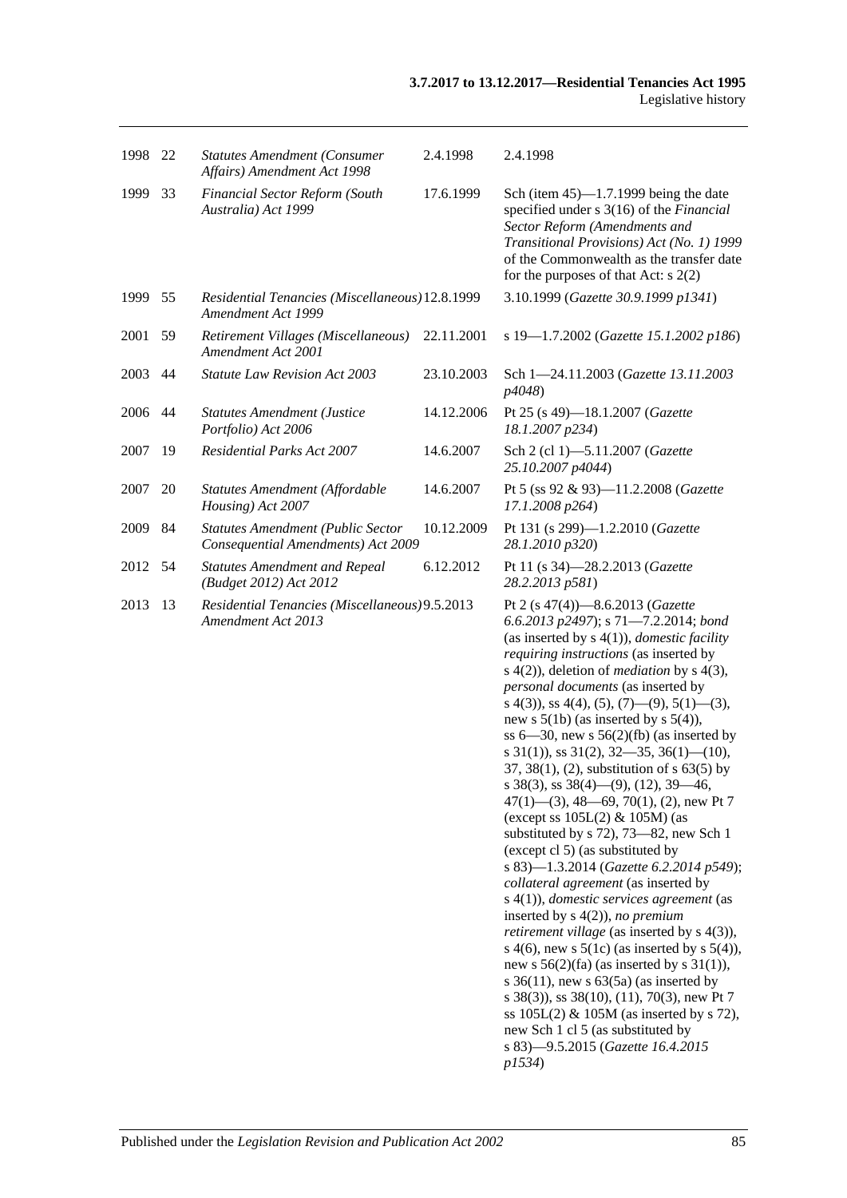| | | | | |
|---|---|---|---|---|
| 1998 | 22 | *Statutes Amendment (Consumer Affairs) Amendment Act 1998* | 2.4.1998 | 2.4.1998 |
| 1999 | 33 | *Financial Sector Reform (South Australia) Act 1999* | 17.6.1999 | Sch (item 45)—1.7.1999 being the date specified under s 3(16) of the *Financial Sector Reform (Amendments and Transitional Provisions) Act (No. 1) 1999* of the Commonwealth as the transfer date for the purposes of that Act: s 2(2) |
| 1999 | 55 | *Residential Tenancies (Miscellaneous) Amendment Act 1999* | 12.8.1999 | 3.10.1999 (*Gazette 30.9.1999 p1341*) |
| 2001 | 59 | *Retirement Villages (Miscellaneous) Amendment Act 2001* | 22.11.2001 | s 19—1.7.2002 (*Gazette 15.1.2002 p186*) |
| 2003 | 44 | *Statute Law Revision Act 2003* | 23.10.2003 | Sch 1—24.11.2003 (*Gazette 13.11.2003 p4048*) |
| 2006 | 44 | *Statutes Amendment (Justice Portfolio) Act 2006* | 14.12.2006 | Pt 25 (s 49)—18.1.2007 (*Gazette 18.1.2007 p234*) |
| 2007 | 19 | *Residential Parks Act 2007* | 14.6.2007 | Sch 2 (cl 1)—5.11.2007 (*Gazette 25.10.2007 p4044*) |
| 2007 | 20 | *Statutes Amendment (Affordable Housing) Act 2007* | 14.6.2007 | Pt 5 (ss 92 & 93)—11.2.2008 (*Gazette 17.1.2008 p264*) |
| 2009 | 84 | *Statutes Amendment (Public Sector Consequential Amendments) Act 2009* | 10.12.2009 | Pt 131 (s 299)—1.2.2010 (*Gazette 28.1.2010 p320*) |
| 2012 | 54 | *Statutes Amendment and Repeal (Budget 2012) Act 2012* | 6.12.2012 | Pt 11 (s 34)—28.2.2013 (*Gazette 28.2.2013 p581*) |
| 2013 | 13 | *Residential Tenancies (Miscellaneous) Amendment Act 2013* | 9.5.2013 | Pt 2 (s 47(4))—8.6.2013 (*Gazette 6.6.2013 p2497*); s 71—7.2.2014; *bond* (as inserted by s 4(1)), *domestic facility requiring instructions* (as inserted by s 4(2)), deletion of *mediation* by s 4(3), *personal documents* (as inserted by s 4(3)), ss 4(4), (5), (7)—(9), 5(1)—(3), new s 5(1b) (as inserted by s 5(4)), ss 6—30, new s 56(2)(fb) (as inserted by s 31(1)), ss 31(2), 32—35, 36(1)—(10), 37, 38(1), (2), substitution of s 63(5) by s 38(3), ss 38(4)—(9), (12), 39—46, 47(1)—(3), 48—69, 70(1), (2), new Pt 7 (except ss 105L(2) & 105M) (as substituted by s 72), 73—82, new Sch 1 (except cl 5) (as substituted by s 83)—1.3.2014 (*Gazette 6.2.2014 p549*); *collateral agreement* (as inserted by s 4(1)), *domestic services agreement* (as inserted by s 4(2)), *no premium retirement village* (as inserted by s 4(3)), s 4(6), new s 5(1c) (as inserted by s 5(4)), new s 56(2)(fa) (as inserted by s 31(1)), s 36(11), new s 63(5a) (as inserted by s 38(3)), ss 38(10), (11), 70(3), new Pt 7 ss 105L(2) & 105M (as inserted by s 72), new Sch 1 cl 5 (as substituted by s 83)—9.5.2015 (*Gazette 16.4.2015 p1534*) |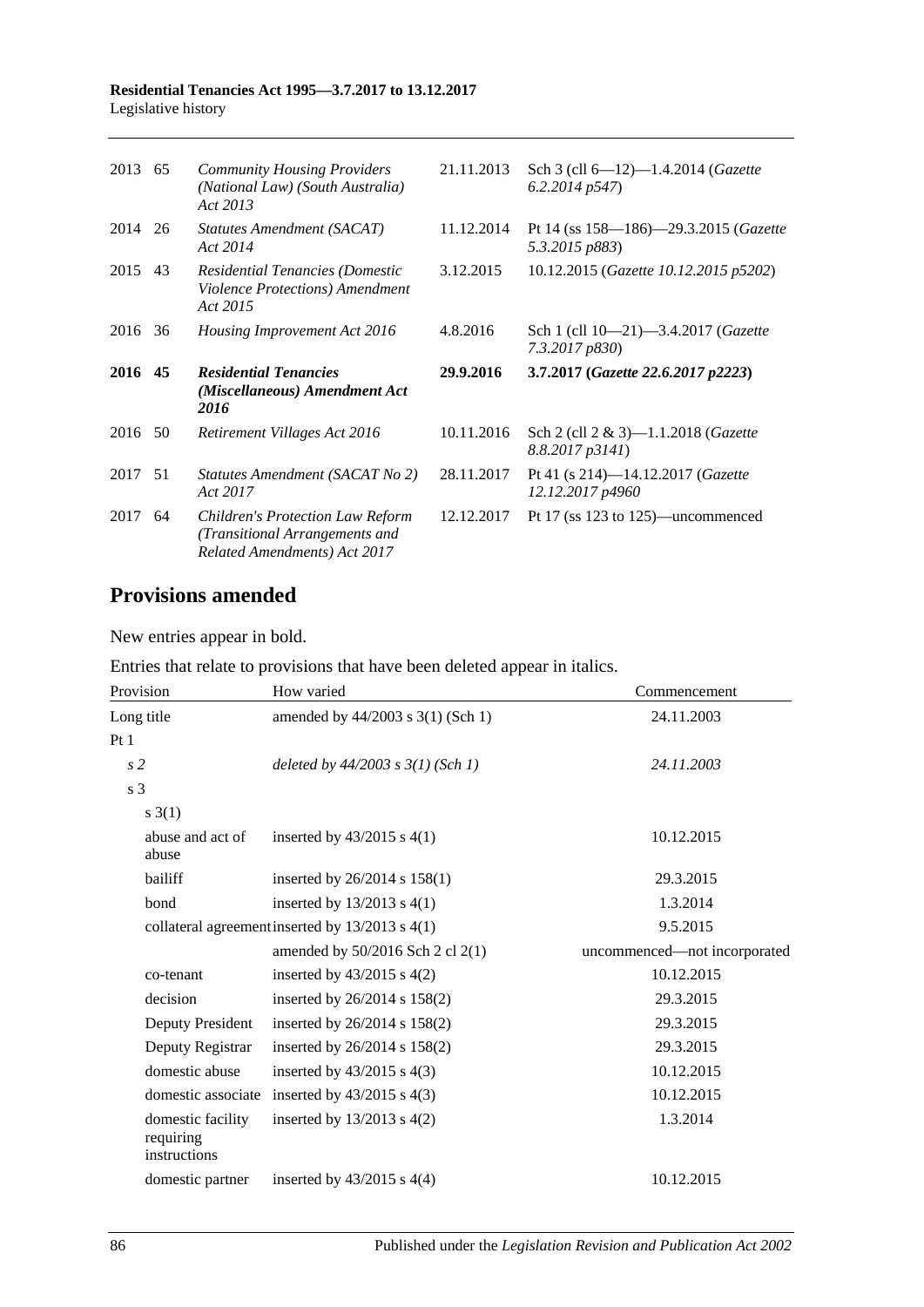| | | | | |
|---|---|---|---|---|
| 2013 | 65 | *Community Housing Providers (National Law) (South Australia) Act 2013* | 21.11.2013 | Sch 3 (cll 6—12)—1.4.2014 (*Gazette 6.2.2014 p547*) |
| 2014 | 26 | *Statutes Amendment (SACAT) Act 2014* | 11.12.2014 | Pt 14 (ss 158—186)—29.3.2015 (*Gazette 5.3.2015 p883*) |
| 2015 | 43 | *Residential Tenancies (Domestic Violence Protections) Amendment Act 2015* | 3.12.2015 | 10.12.2015 (*Gazette 10.12.2015 p5202*) |
| 2016 | 36 | *Housing Improvement Act 2016* | 4.8.2016 | Sch 1 (cll 10—21)—3.4.2017 (*Gazette 7.3.2017 p830*) |
| **2016** | **45** | ***Residential Tenancies (Miscellaneous) Amendment Act 2016*** | **29.9.2016** | **3.7.2017 (*Gazette 22.6.2017 p2223*)** |
| 2016 | 50 | *Retirement Villages Act 2016* | 10.11.2016 | Sch 2 (cll 2 & 3)—1.1.2018 (*Gazette 8.8.2017 p3141*) |
| 2017 | 51 | *Statutes Amendment (SACAT No 2) Act 2017* | 28.11.2017 | Pt 41 (s 214)—14.12.2017 (*Gazette 12.12.2017 p4960* |
| 2017 | 64 | *Children's Protection Law Reform (Transitional Arrangements and Related Amendments) Act 2017* | 12.12.2017 | Pt 17 (ss 123 to 125)—uncommenced |

## Provisions amended

New entries appear in bold.

Entries that relate to provisions that have been deleted appear in italics.

| Provision | How varied | Commencement |
|---|---|---|
| Long title | amended by 44/2003 s 3(1) (Sch 1) | 24.11.2003 |
| Pt 1 | | |
| *s 2* | *deleted by 44/2003 s 3(1) (Sch 1)* | *24.11.2003* |
| s 3 | | |
| s 3(1) | | |
| abuse and act of abuse | inserted by 43/2015 s 4(1) | 10.12.2015 |
| bailiff | inserted by 26/2014 s 158(1) | 29.3.2015 |
| bond | inserted by 13/2013 s 4(1) | 1.3.2014 |
| collateral agreement | inserted by 13/2013 s 4(1) | 9.5.2015 |
| | amended by 50/2016 Sch 2 cl 2(1) | uncommenced—not incorporated |
| co-tenant | inserted by 43/2015 s 4(2) | 10.12.2015 |
| decision | inserted by 26/2014 s 158(2) | 29.3.2015 |
| Deputy President | inserted by 26/2014 s 158(2) | 29.3.2015 |
| Deputy Registrar | inserted by 26/2014 s 158(2) | 29.3.2015 |
| domestic abuse | inserted by 43/2015 s 4(3) | 10.12.2015 |
| domestic associate | inserted by 43/2015 s 4(3) | 10.12.2015 |
| domestic facility requiring instructions | inserted by 13/2013 s 4(2) | 1.3.2014 |
| domestic partner | inserted by 43/2015 s 4(4) | 10.12.2015 |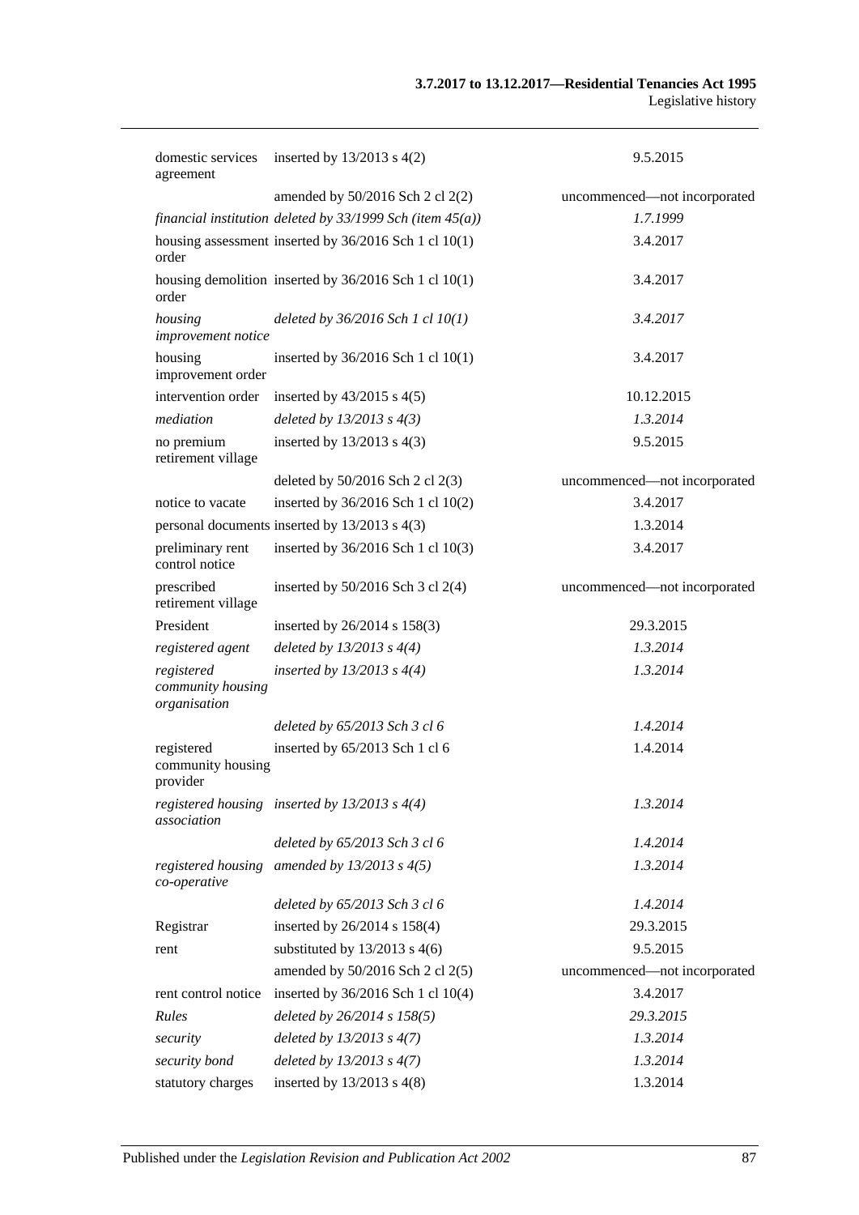| | | |
|---|---|---|
| domestic services agreement | inserted by 13/2013 s 4(2) | 9.5.2015 |
| | amended by 50/2016 Sch 2 cl 2(2) | uncommenced—not incorporated |
| *financial institution* | *deleted by 33/1999 Sch (item 45(a))* | *1.7.1999* |
| housing assessment order | inserted by 36/2016 Sch 1 cl 10(1) | 3.4.2017 |
| housing demolition order | inserted by 36/2016 Sch 1 cl 10(1) | 3.4.2017 |
| *housing improvement notice* | *deleted by 36/2016 Sch 1 cl 10(1)* | *3.4.2017* |
| housing improvement order | inserted by 36/2016 Sch 1 cl 10(1) | 3.4.2017 |
| intervention order | inserted by 43/2015 s 4(5) | 10.12.2015 |
| *mediation* | *deleted by 13/2013 s 4(3)* | *1.3.2014* |
| no premium retirement village | inserted by 13/2013 s 4(3) | 9.5.2015 |
| | deleted by 50/2016 Sch 2 cl 2(3) | uncommenced—not incorporated |
| notice to vacate | inserted by 36/2016 Sch 1 cl 10(2) | 3.4.2017 |
| personal documents | inserted by 13/2013 s 4(3) | 1.3.2014 |
| preliminary rent control notice | inserted by 36/2016 Sch 1 cl 10(3) | 3.4.2017 |
| prescribed retirement village | inserted by 50/2016 Sch 3 cl 2(4) | uncommenced—not incorporated |
| President | inserted by 26/2014 s 158(3) | 29.3.2015 |
| *registered agent* | *deleted by 13/2013 s 4(4)* | *1.3.2014* |
| *registered community housing organisation* | *inserted by 13/2013 s 4(4)* | *1.3.2014* |
| | *deleted by 65/2013 Sch 3 cl 6* | *1.4.2014* |
| registered community housing provider | inserted by 65/2013 Sch 1 cl 6 | 1.4.2014 |
| *registered housing association* | *inserted by 13/2013 s 4(4)* | *1.3.2014* |
| | *deleted by 65/2013 Sch 3 cl 6* | *1.4.2014* |
| *registered housing co-operative* | *amended by 13/2013 s 4(5)* | *1.3.2014* |
| | *deleted by 65/2013 Sch 3 cl 6* | *1.4.2014* |
| Registrar | inserted by 26/2014 s 158(4) | 29.3.2015 |
| rent | substituted by 13/2013 s 4(6) | 9.5.2015 |
| | amended by 50/2016 Sch 2 cl 2(5) | uncommenced—not incorporated |
| rent control notice | inserted by 36/2016 Sch 1 cl 10(4) | 3.4.2017 |
| *Rules* | *deleted by 26/2014 s 158(5)* | *29.3.2015* |
| *security* | *deleted by 13/2013 s 4(7)* | *1.3.2014* |
| *security bond* | *deleted by 13/2013 s 4(7)* | *1.3.2014* |
| statutory charges | inserted by 13/2013 s 4(8) | 1.3.2014 |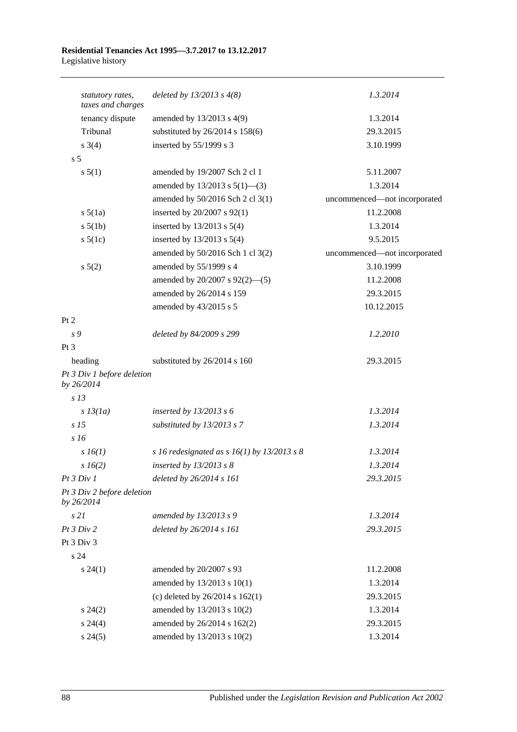| | | |
|---|---|---|
| *statutory rates, taxes and charges* | *deleted by 13/2013 s 4(8)* | *1.3.2014* |
| tenancy dispute | amended by 13/2013 s 4(9) | 1.3.2014 |
| Tribunal | substituted by 26/2014 s 158(6) | 29.3.2015 |
| s 3(4) | inserted by 55/1999 s 3 | 3.10.1999 |
| s 5 | | |
| s 5(1) | amended by 19/2007 Sch 2 cl 1 | 5.11.2007 |
| | amended by 13/2013 s 5(1)—(3) | 1.3.2014 |
| | amended by 50/2016 Sch 2 cl 3(1) | uncommenced—not incorporated |
| s 5(1a) | inserted by 20/2007 s 92(1) | 11.2.2008 |
| s 5(1b) | inserted by 13/2013 s 5(4) | 1.3.2014 |
| s 5(1c) | inserted by 13/2013 s 5(4) | 9.5.2015 |
| | amended by 50/2016 Sch 1 cl 3(2) | uncommenced—not incorporated |
| s 5(2) | amended by 55/1999 s 4 | 3.10.1999 |
| | amended by 20/2007 s 92(2)—(5) | 11.2.2008 |
| | amended by 26/2014 s 159 | 29.3.2015 |
| | amended by 43/2015 s 5 | 10.12.2015 |
| Pt 2 | | |
| *s 9* | *deleted by 84/2009 s 299* | *1.2.2010* |
| Pt 3 | | |
| heading | substituted by 26/2014 s 160 | 29.3.2015 |
| *Pt 3 Div 1 before deletion by 26/2014* | | |
| *s 13* | | |
| *s 13(1a)* | *inserted by 13/2013 s 6* | *1.3.2014* |
| *s 15* | *substituted by 13/2013 s 7* | *1.3.2014* |
| *s 16* | | |
| *s 16(1)* | *s 16 redesignated as s 16(1) by 13/2013 s 8* | *1.3.2014* |
| *s 16(2)* | *inserted by 13/2013 s 8* | *1.3.2014* |
| *Pt 3 Div 1* | *deleted by 26/2014 s 161* | *29.3.2015* |
| *Pt 3 Div 2 before deletion by 26/2014* | | |
| *s 21* | *amended by 13/2013 s 9* | *1.3.2014* |
| *Pt 3 Div 2* | *deleted by 26/2014 s 161* | *29.3.2015* |
| Pt 3 Div 3 | | |
| s 24 | | |
| s 24(1) | amended by 20/2007 s 93 | 11.2.2008 |
| | amended by 13/2013 s 10(1) | 1.3.2014 |
| | (c) deleted by 26/2014 s 162(1) | 29.3.2015 |
| s 24(2) | amended by 13/2013 s 10(2) | 1.3.2014 |
| s 24(4) | amended by 26/2014 s 162(2) | 29.3.2015 |
| s 24(5) | amended by 13/2013 s 10(2) | 1.3.2014 |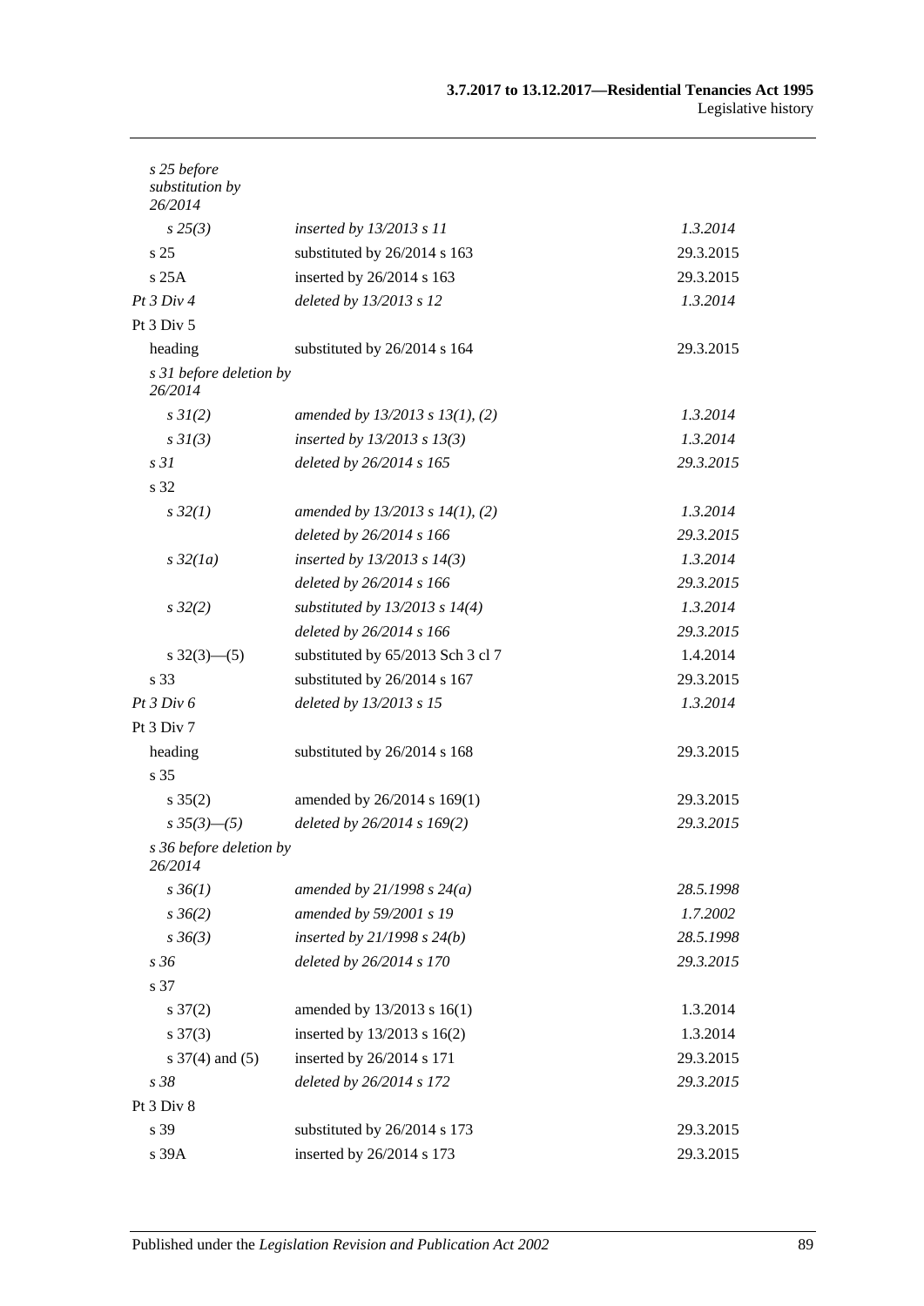| | | |
|---|---|---|
| *s 25 before substitution by 26/2014* | | |
| *s 25(3)* | *inserted by 13/2013 s 11* | *1.3.2014* |
| s 25 | substituted by 26/2014 s 163 | 29.3.2015 |
| s 25A | inserted by 26/2014 s 163 | 29.3.2015 |
| *Pt 3 Div 4* | *deleted by 13/2013 s 12* | *1.3.2014* |
| Pt 3 Div 5 | | |
| heading | substituted by 26/2014 s 164 | 29.3.2015 |
| *s 31 before deletion by 26/2014* | | |
| *s 31(2)* | *amended by 13/2013 s 13(1), (2)* | *1.3.2014* |
| *s 31(3)* | *inserted by 13/2013 s 13(3)* | *1.3.2014* |
| *s 31* | *deleted by 26/2014 s 165* | *29.3.2015* |
| s 32 | | |
| *s 32(1)* | *amended by 13/2013 s 14(1), (2)* | *1.3.2014* |
| | *deleted by 26/2014 s 166* | *29.3.2015* |
| *s 32(1a)* | *inserted by 13/2013 s 14(3)* | *1.3.2014* |
| | *deleted by 26/2014 s 166* | *29.3.2015* |
| *s 32(2)* | *substituted by 13/2013 s 14(4)* | *1.3.2014* |
| | *deleted by 26/2014 s 166* | *29.3.2015* |
| s 32(3)—(5) | substituted by 65/2013 Sch 3 cl 7 | 1.4.2014 |
| s 33 | substituted by 26/2014 s 167 | 29.3.2015 |
| *Pt 3 Div 6* | *deleted by 13/2013 s 15* | *1.3.2014* |
| Pt 3 Div 7 | | |
| heading | substituted by 26/2014 s 168 | 29.3.2015 |
| s 35 | | |
| s 35(2) | amended by 26/2014 s 169(1) | 29.3.2015 |
| *s 35(3)—(5)* | *deleted by 26/2014 s 169(2)* | *29.3.2015* |
| *s 36 before deletion by 26/2014* | | |
| *s 36(1)* | *amended by 21/1998 s 24(a)* | *28.5.1998* |
| *s 36(2)* | *amended by 59/2001 s 19* | *1.7.2002* |
| *s 36(3)* | *inserted by 21/1998 s 24(b)* | *28.5.1998* |
| *s 36* | *deleted by 26/2014 s 170* | *29.3.2015* |
| s 37 | | |
| s 37(2) | amended by 13/2013 s 16(1) | 1.3.2014 |
| s 37(3) | inserted by 13/2013 s 16(2) | 1.3.2014 |
| s 37(4) and (5) | inserted by 26/2014 s 171 | 29.3.2015 |
| *s 38* | *deleted by 26/2014 s 172* | *29.3.2015* |
| Pt 3 Div 8 | | |
| s 39 | substituted by 26/2014 s 173 | 29.3.2015 |
| s 39A | inserted by 26/2014 s 173 | 29.3.2015 |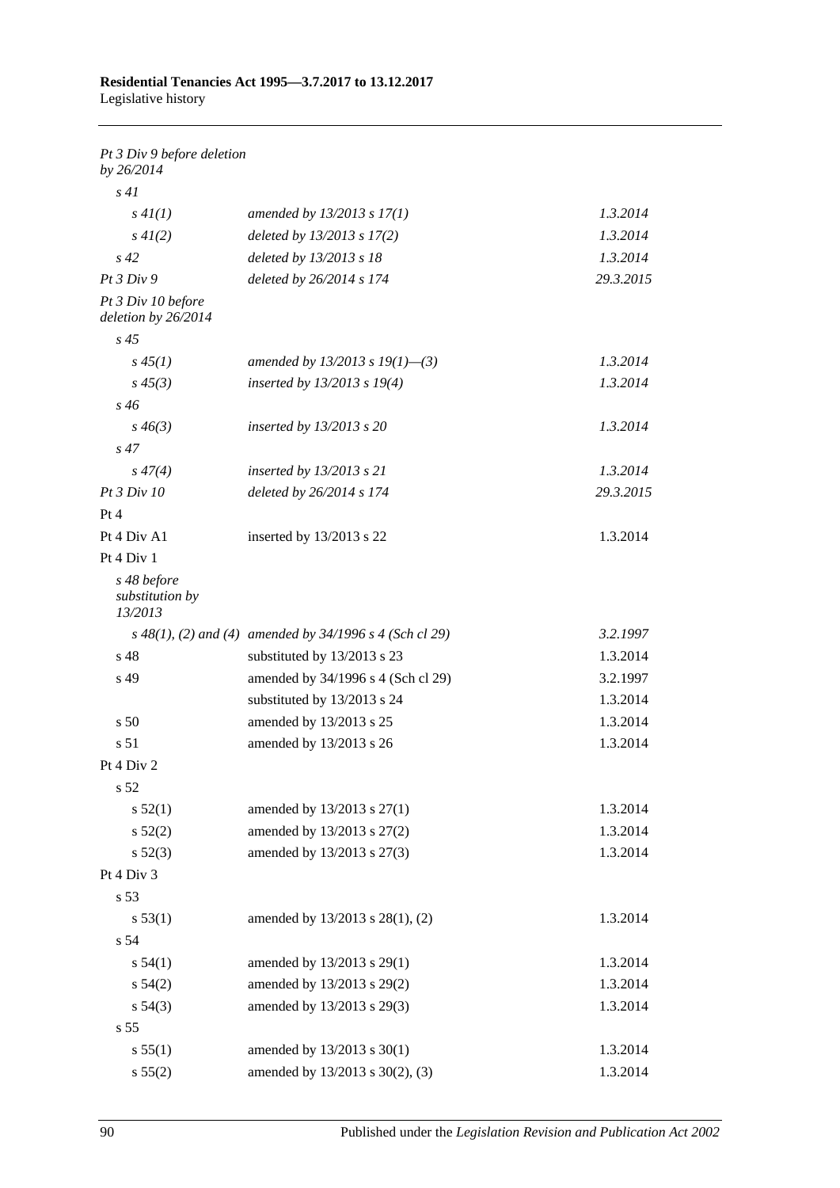*Pt 3 Div 9 before deletion by 26/2014*

| | | |
|---|---|---|
| *s 41* | | |
| *s 41(1)* | *amended by 13/2013 s 17(1)* | *1.3.2014* |
| *s 41(2)* | *deleted by 13/2013 s 17(2)* | *1.3.2014* |
| *s 42* | *deleted by 13/2013 s 18* | *1.3.2014* |
| *Pt 3 Div 9* | *deleted by 26/2014 s 174* | *29.3.2015* |
| *Pt 3 Div 10 before deletion by 26/2014* | | |
| *s 45* | | |
| *s 45(1)* | *amended by 13/2013 s 19(1)—(3)* | *1.3.2014* |
| *s 45(3)* | *inserted by 13/2013 s 19(4)* | *1.3.2014* |
| *s 46* | | |
| *s 46(3)* | *inserted by 13/2013 s 20* | *1.3.2014* |
| *s 47* | | |
| *s 47(4)* | *inserted by 13/2013 s 21* | *1.3.2014* |
| *Pt 3 Div 10* | *deleted by 26/2014 s 174* | *29.3.2015* |
| Pt 4 | | |
| Pt 4 Div A1 | inserted by 13/2013 s 22 | 1.3.2014 |
| Pt 4 Div 1 | | |
| *s 48 before substitution by 13/2013* | | |
| *s 48(1), (2) and (4)* | *amended by 34/1996 s 4 (Sch cl 29)* | *3.2.1997* |
| s 48 | substituted by 13/2013 s 23 | 1.3.2014 |
| s 49 | amended by 34/1996 s 4 (Sch cl 29) | 3.2.1997 |
| | substituted by 13/2013 s 24 | 1.3.2014 |
| s 50 | amended by 13/2013 s 25 | 1.3.2014 |
| s 51 | amended by 13/2013 s 26 | 1.3.2014 |
| Pt 4 Div 2 | | |
| s 52 | | |
| s 52(1) | amended by 13/2013 s 27(1) | 1.3.2014 |
| s 52(2) | amended by 13/2013 s 27(2) | 1.3.2014 |
| s 52(3) | amended by 13/2013 s 27(3) | 1.3.2014 |
| Pt 4 Div 3 | | |
| s 53 | | |
| s 53(1) | amended by 13/2013 s 28(1), (2) | 1.3.2014 |
| s 54 | | |
| s 54(1) | amended by 13/2013 s 29(1) | 1.3.2014 |
| s 54(2) | amended by 13/2013 s 29(2) | 1.3.2014 |
| s 54(3) | amended by 13/2013 s 29(3) | 1.3.2014 |
| s 55 | | |
| s 55(1) | amended by 13/2013 s 30(1) | 1.3.2014 |
| s 55(2) | amended by 13/2013 s 30(2), (3) | 1.3.2014 |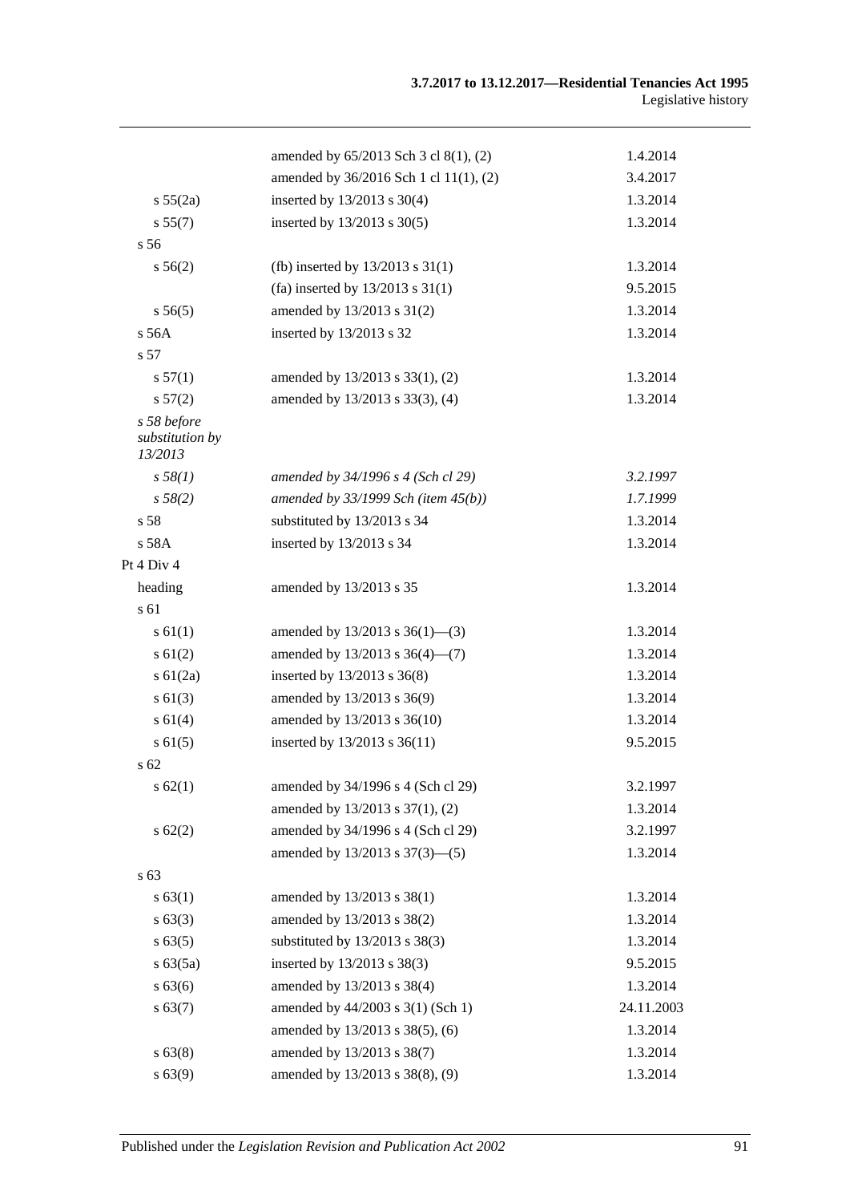| | | |
|---|---|---|
| | amended by 65/2013 Sch 3 cl 8(1), (2) | 1.4.2014 |
| | amended by 36/2016 Sch 1 cl 11(1), (2) | 3.4.2017 |
| s 55(2a) | inserted by 13/2013 s 30(4) | 1.3.2014 |
| s 55(7) | inserted by 13/2013 s 30(5) | 1.3.2014 |
| s 56 | | |
| s 56(2) | (fb) inserted by 13/2013 s 31(1) | 1.3.2014 |
| | (fa) inserted by 13/2013 s 31(1) | 9.5.2015 |
| s 56(5) | amended by 13/2013 s 31(2) | 1.3.2014 |
| s 56A | inserted by 13/2013 s 32 | 1.3.2014 |
| s 57 | | |
| s 57(1) | amended by 13/2013 s 33(1), (2) | 1.3.2014 |
| s 57(2) | amended by 13/2013 s 33(3), (4) | 1.3.2014 |
| *s 58 before substitution by 13/2013* | | |
| *s 58(1)* | *amended by 34/1996 s 4 (Sch cl 29)* | *3.2.1997* |
| *s 58(2)* | *amended by 33/1999 Sch (item 45(b))* | *1.7.1999* |
| s 58 | substituted by 13/2013 s 34 | 1.3.2014 |
| s 58A | inserted by 13/2013 s 34 | 1.3.2014 |
| Pt 4 Div 4 | | |
| heading | amended by 13/2013 s 35 | 1.3.2014 |
| s 61 | | |
| s 61(1) | amended by 13/2013 s 36(1)—(3) | 1.3.2014 |
| s 61(2) | amended by 13/2013 s 36(4)—(7) | 1.3.2014 |
| s 61(2a) | inserted by 13/2013 s 36(8) | 1.3.2014 |
| s 61(3) | amended by 13/2013 s 36(9) | 1.3.2014 |
| s 61(4) | amended by 13/2013 s 36(10) | 1.3.2014 |
| s 61(5) | inserted by 13/2013 s 36(11) | 9.5.2015 |
| s 62 | | |
| s 62(1) | amended by 34/1996 s 4 (Sch cl 29) | 3.2.1997 |
| | amended by 13/2013 s 37(1), (2) | 1.3.2014 |
| s 62(2) | amended by 34/1996 s 4 (Sch cl 29) | 3.2.1997 |
| | amended by 13/2013 s 37(3)—(5) | 1.3.2014 |
| s 63 | | |
| s 63(1) | amended by 13/2013 s 38(1) | 1.3.2014 |
| s 63(3) | amended by 13/2013 s 38(2) | 1.3.2014 |
| s 63(5) | substituted by 13/2013 s 38(3) | 1.3.2014 |
| s 63(5a) | inserted by 13/2013 s 38(3) | 9.5.2015 |
| s 63(6) | amended by 13/2013 s 38(4) | 1.3.2014 |
| s 63(7) | amended by 44/2003 s 3(1) (Sch 1) | 24.11.2003 |
| | amended by 13/2013 s 38(5), (6) | 1.3.2014 |
| s 63(8) | amended by 13/2013 s 38(7) | 1.3.2014 |
| s 63(9) | amended by 13/2013 s 38(8), (9) | 1.3.2014 |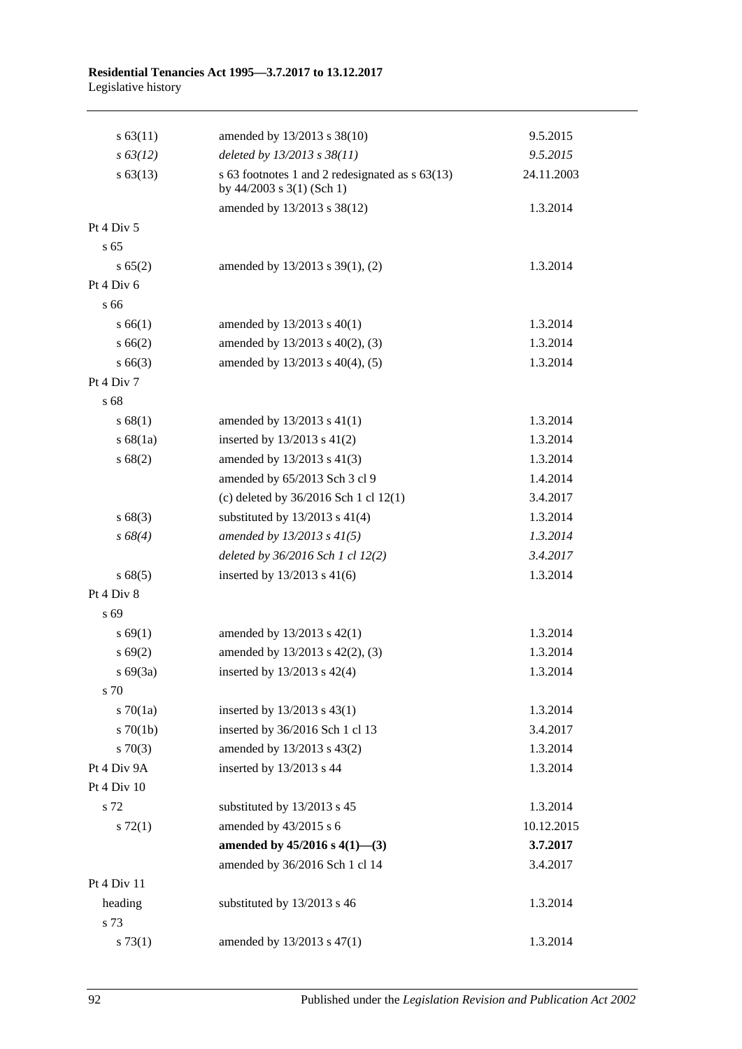| | | |
|---|---|---|
| s 63(11) | amended by 13/2013 s 38(10) | 9.5.2015 |
| *s 63(12)* | *deleted by 13/2013 s 38(11)* | *9.5.2015* |
| s 63(13) | s 63 footnotes 1 and 2 redesignated as s 63(13) by 44/2003 s 3(1) (Sch 1) | 24.11.2003 |
| | amended by 13/2013 s 38(12) | 1.3.2014 |
| Pt 4 Div 5 | | |
| s 65 | | |
| s 65(2) | amended by 13/2013 s 39(1), (2) | 1.3.2014 |
| Pt 4 Div 6 | | |
| s 66 | | |
| s 66(1) | amended by 13/2013 s 40(1) | 1.3.2014 |
| s 66(2) | amended by 13/2013 s 40(2), (3) | 1.3.2014 |
| s 66(3) | amended by 13/2013 s 40(4), (5) | 1.3.2014 |
| Pt 4 Div 7 | | |
| s 68 | | |
| s 68(1) | amended by 13/2013 s 41(1) | 1.3.2014 |
| s 68(1a) | inserted by 13/2013 s 41(2) | 1.3.2014 |
| s 68(2) | amended by 13/2013 s 41(3) | 1.3.2014 |
| | amended by 65/2013 Sch 3 cl 9 | 1.4.2014 |
| | (c) deleted by 36/2016 Sch 1 cl 12(1) | 3.4.2017 |
| s 68(3) | substituted by 13/2013 s 41(4) | 1.3.2014 |
| *s 68(4)* | *amended by 13/2013 s 41(5)* | *1.3.2014* |
| | *deleted by 36/2016 Sch 1 cl 12(2)* | *3.4.2017* |
| s 68(5) | inserted by 13/2013 s 41(6) | 1.3.2014 |
| Pt 4 Div 8 | | |
| s 69 | | |
| s 69(1) | amended by 13/2013 s 42(1) | 1.3.2014 |
| s 69(2) | amended by 13/2013 s 42(2), (3) | 1.3.2014 |
| s 69(3a) | inserted by 13/2013 s 42(4) | 1.3.2014 |
| s 70 | | |
| s 70(1a) | inserted by 13/2013 s 43(1) | 1.3.2014 |
| s 70(1b) | inserted by 36/2016 Sch 1 cl 13 | 3.4.2017 |
| s 70(3) | amended by 13/2013 s 43(2) | 1.3.2014 |
| Pt 4 Div 9A | inserted by 13/2013 s 44 | 1.3.2014 |
| Pt 4 Div 10 | | |
| s 72 | substituted by 13/2013 s 45 | 1.3.2014 |
| s 72(1) | amended by 43/2015 s 6 | 10.12.2015 |
| | **amended by 45/2016 s 4(1)—(3)** | **3.7.2017** |
| | amended by 36/2016 Sch 1 cl 14 | 3.4.2017 |
| Pt 4 Div 11 | | |
| heading | substituted by 13/2013 s 46 | 1.3.2014 |
| s 73 | | |
| s 73(1) | amended by 13/2013 s 47(1) | 1.3.2014 |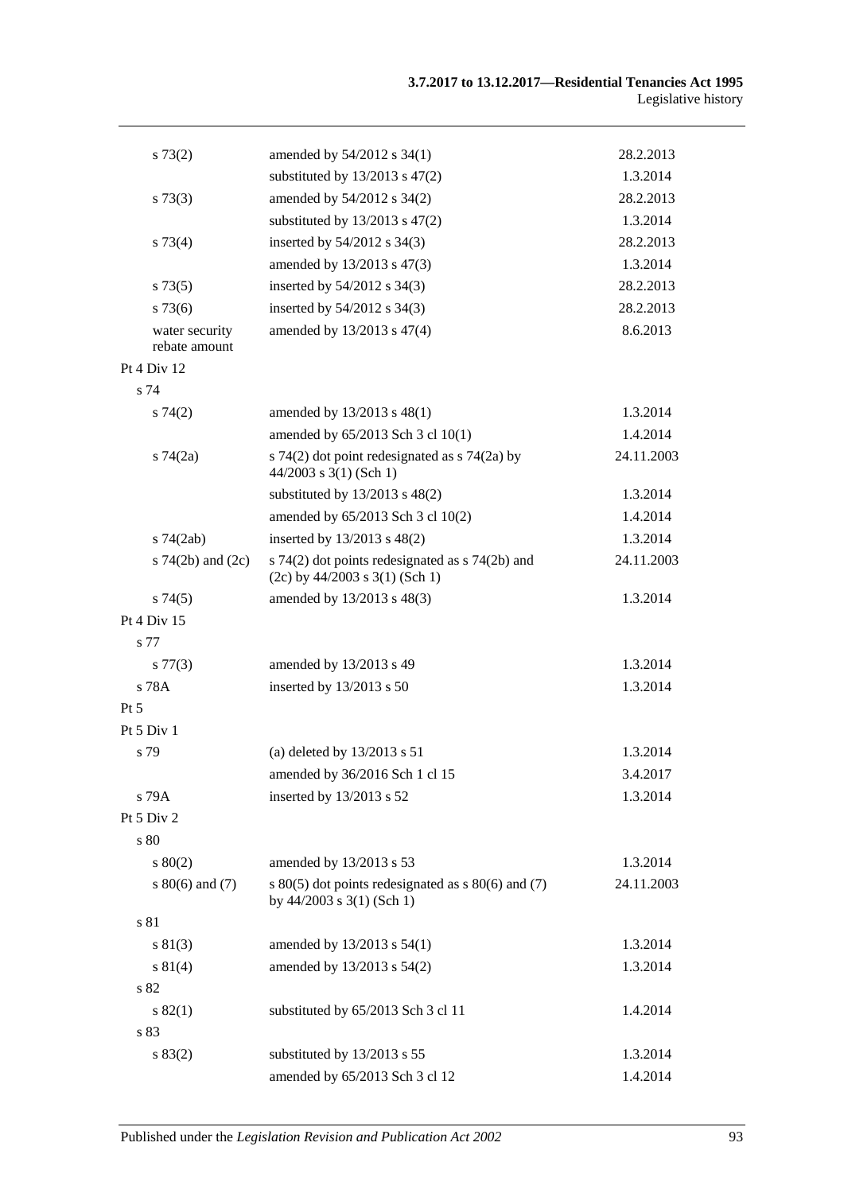| | | |
|---|---|---|
| s 73(2) | amended by 54/2012 s 34(1) | 28.2.2013 |
| | substituted by 13/2013 s 47(2) | 1.3.2014 |
| s 73(3) | amended by 54/2012 s 34(2) | 28.2.2013 |
| | substituted by 13/2013 s 47(2) | 1.3.2014 |
| s 73(4) | inserted by 54/2012 s 34(3) | 28.2.2013 |
| | amended by 13/2013 s 47(3) | 1.3.2014 |
| s 73(5) | inserted by 54/2012 s 34(3) | 28.2.2013 |
| s 73(6) | inserted by 54/2012 s 34(3) | 28.2.2013 |
| water security rebate amount | amended by 13/2013 s 47(4) | 8.6.2013 |
| Pt 4 Div 12 | | |
| s 74 | | |
| s 74(2) | amended by 13/2013 s 48(1) | 1.3.2014 |
| | amended by 65/2013 Sch 3 cl 10(1) | 1.4.2014 |
| s 74(2a) | s 74(2) dot point redesignated as s 74(2a) by 44/2003 s 3(1) (Sch 1) | 24.11.2003 |
| | substituted by 13/2013 s 48(2) | 1.3.2014 |
| | amended by 65/2013 Sch 3 cl 10(2) | 1.4.2014 |
| s 74(2ab) | inserted by 13/2013 s 48(2) | 1.3.2014 |
| s 74(2b) and (2c) | s 74(2) dot points redesignated as s 74(2b) and (2c) by 44/2003 s 3(1) (Sch 1) | 24.11.2003 |
| s 74(5) | amended by 13/2013 s 48(3) | 1.3.2014 |
| Pt 4 Div 15 | | |
| s 77 | | |
| s 77(3) | amended by 13/2013 s 49 | 1.3.2014 |
| s 78A | inserted by 13/2013 s 50 | 1.3.2014 |
| Pt 5 | | |
| Pt 5 Div 1 | | |
| s 79 | (a) deleted by 13/2013 s 51 | 1.3.2014 |
| | amended by 36/2016 Sch 1 cl 15 | 3.4.2017 |
| s 79A | inserted by 13/2013 s 52 | 1.3.2014 |
| Pt 5 Div 2 | | |
| s 80 | | |
| s 80(2) | amended by 13/2013 s 53 | 1.3.2014 |
| s 80(6) and (7) | s 80(5) dot points redesignated as s 80(6) and (7) by 44/2003 s 3(1) (Sch 1) | 24.11.2003 |
| s 81 | | |
| s 81(3) | amended by 13/2013 s 54(1) | 1.3.2014 |
| s 81(4) | amended by 13/2013 s 54(2) | 1.3.2014 |
| s 82 | | |
| s 82(1) | substituted by 65/2013 Sch 3 cl 11 | 1.4.2014 |
| s 83 | | |
| s 83(2) | substituted by 13/2013 s 55 | 1.3.2014 |
| | amended by 65/2013 Sch 3 cl 12 | 1.4.2014 |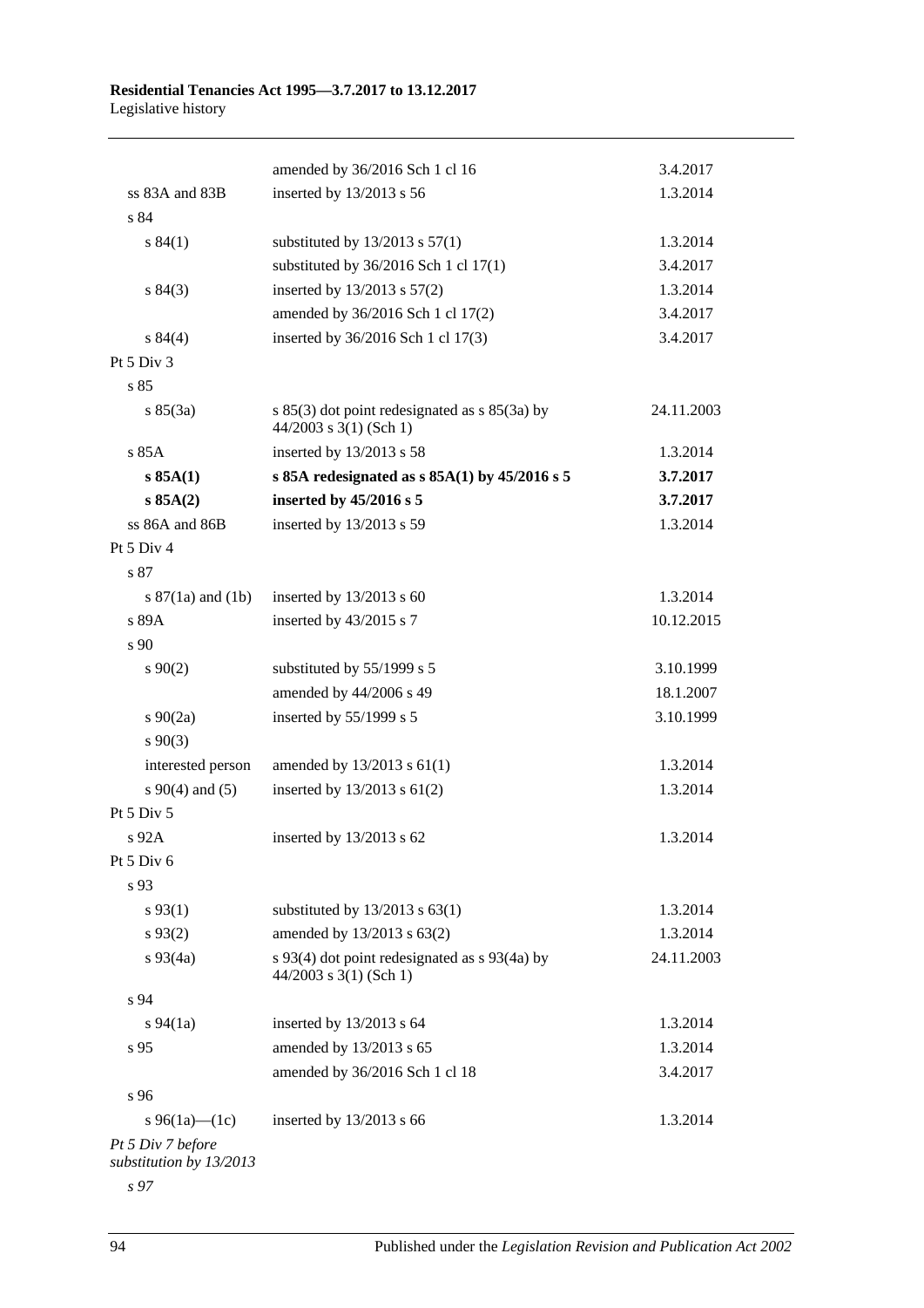| | | |
|---|---|---|
| | amended by 36/2016 Sch 1 cl 16 | 3.4.2017 |
| ss 83A and 83B | inserted by 13/2013 s 56 | 1.3.2014 |
| s 84 | | |
| s 84(1) | substituted by 13/2013 s 57(1) | 1.3.2014 |
| | substituted by 36/2016 Sch 1 cl 17(1) | 3.4.2017 |
| s 84(3) | inserted by 13/2013 s 57(2) | 1.3.2014 |
| | amended by 36/2016 Sch 1 cl 17(2) | 3.4.2017 |
| s 84(4) | inserted by 36/2016 Sch 1 cl 17(3) | 3.4.2017 |
| Pt 5 Div 3 | | |
| s 85 | | |
| s 85(3a) | s 85(3) dot point redesignated as s 85(3a) by 44/2003 s 3(1) (Sch 1) | 24.11.2003 |
| s 85A | inserted by 13/2013 s 58 | 1.3.2014 |
| **s 85A(1)** | **s 85A redesignated as s 85A(1) by 45/2016 s 5** | **3.7.2017** |
| **s 85A(2)** | **inserted by 45/2016 s 5** | **3.7.2017** |
| ss 86A and 86B | inserted by 13/2013 s 59 | 1.3.2014 |
| Pt 5 Div 4 | | |
| s 87 | | |
| s 87(1a) and (1b) | inserted by 13/2013 s 60 | 1.3.2014 |
| s 89A | inserted by 43/2015 s 7 | 10.12.2015 |
| s 90 | | |
| s 90(2) | substituted by 55/1999 s 5 | 3.10.1999 |
| | amended by 44/2006 s 49 | 18.1.2007 |
| s 90(2a) | inserted by 55/1999 s 5 | 3.10.1999 |
| s 90(3) | | |
| interested person | amended by 13/2013 s 61(1) | 1.3.2014 |
| s 90(4) and (5) | inserted by 13/2013 s 61(2) | 1.3.2014 |
| Pt 5 Div 5 | | |
| s 92A | inserted by 13/2013 s 62 | 1.3.2014 |
| Pt 5 Div 6 | | |
| s 93 | | |
| s 93(1) | substituted by 13/2013 s 63(1) | 1.3.2014 |
| s 93(2) | amended by 13/2013 s 63(2) | 1.3.2014 |
| s 93(4a) | s 93(4) dot point redesignated as s 93(4a) by 44/2003 s 3(1) (Sch 1) | 24.11.2003 |
| s 94 | | |
| s 94(1a) | inserted by 13/2013 s 64 | 1.3.2014 |
| s 95 | amended by 13/2013 s 65 | 1.3.2014 |
| | amended by 36/2016 Sch 1 cl 18 | 3.4.2017 |
| s 96 | | |
| s 96(1a)—(1c) | inserted by 13/2013 s 66 | 1.3.2014 |
| *Pt 5 Div 7 before substitution by 13/2013* | | |
| *s 97* | | |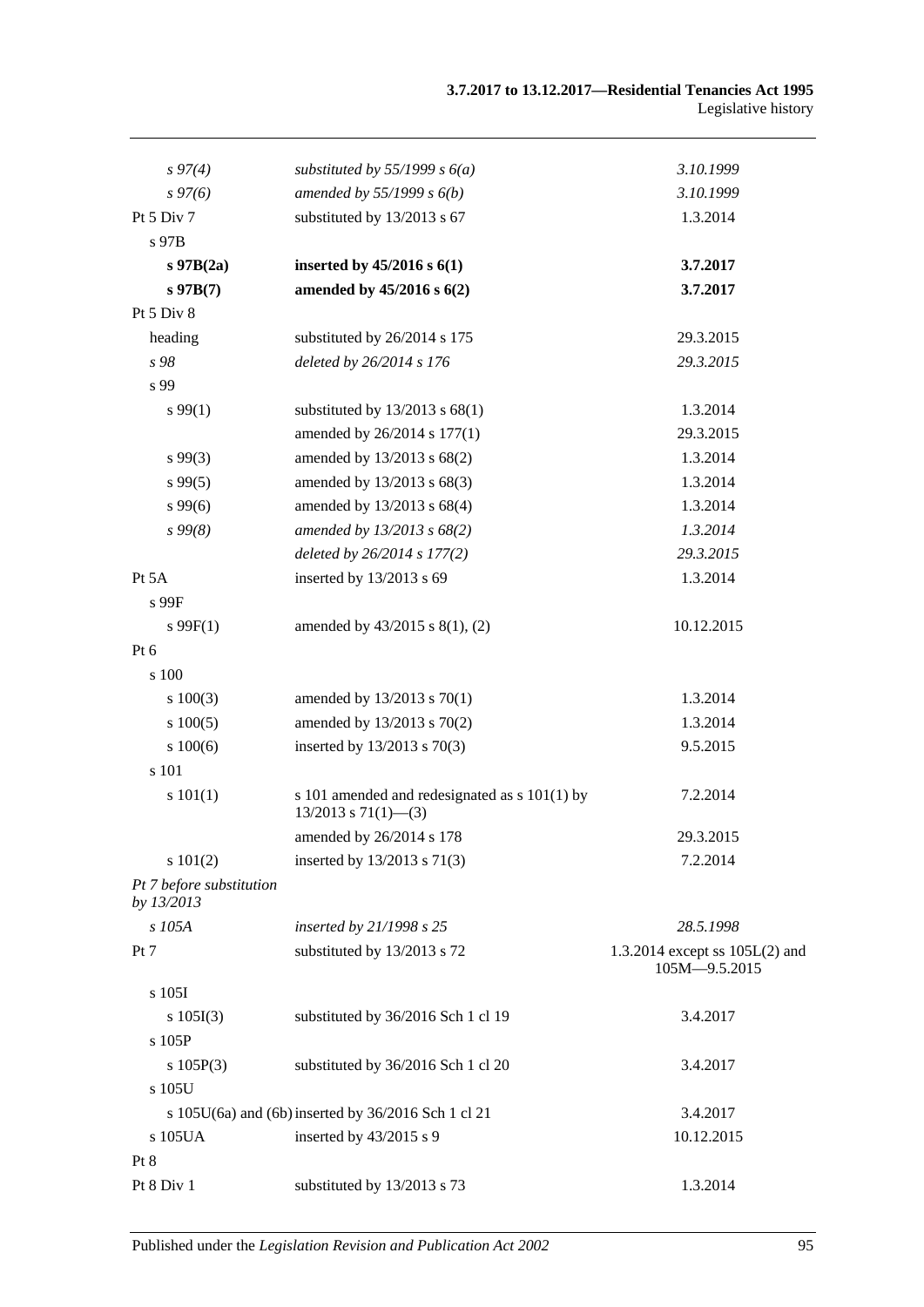| | | |
|---|---|---|
| *s 97(4)* | *substituted by 55/1999 s 6(a)* | *3.10.1999* |
| *s 97(6)* | *amended by 55/1999 s 6(b)* | *3.10.1999* |
| Pt 5 Div 7 | substituted by 13/2013 s 67 | 1.3.2014 |
| s 97B | | |
| **s 97B(2a)** | **inserted by 45/2016 s 6(1)** | **3.7.2017** |
| **s 97B(7)** | **amended by 45/2016 s 6(2)** | **3.7.2017** |
| Pt 5 Div 8 | | |
| heading | substituted by 26/2014 s 175 | 29.3.2015 |
| *s 98* | *deleted by 26/2014 s 176* | *29.3.2015* |
| s 99 | | |
| s 99(1) | substituted by 13/2013 s 68(1) | 1.3.2014 |
| | amended by 26/2014 s 177(1) | 29.3.2015 |
| s 99(3) | amended by 13/2013 s 68(2) | 1.3.2014 |
| s 99(5) | amended by 13/2013 s 68(3) | 1.3.2014 |
| s 99(6) | amended by 13/2013 s 68(4) | 1.3.2014 |
| *s 99(8)* | *amended by 13/2013 s 68(2)* | *1.3.2014* |
| | *deleted by 26/2014 s 177(2)* | *29.3.2015* |
| Pt 5A | inserted by 13/2013 s 69 | 1.3.2014 |
| s 99F | | |
| s 99F(1) | amended by 43/2015 s 8(1), (2) | 10.12.2015 |
| Pt 6 | | |
| s 100 | | |
| s 100(3) | amended by 13/2013 s 70(1) | 1.3.2014 |
| s 100(5) | amended by 13/2013 s 70(2) | 1.3.2014 |
| s 100(6) | inserted by 13/2013 s 70(3) | 9.5.2015 |
| s 101 | | |
| s 101(1) | s 101 amended and redesignated as s 101(1) by 13/2013 s 71(1)—(3) | 7.2.2014 |
| | amended by 26/2014 s 178 | 29.3.2015 |
| s 101(2) | inserted by 13/2013 s 71(3) | 7.2.2014 |
| *Pt 7 before substitution by 13/2013* | | |
| *s 105A* | *inserted by 21/1998 s 25* | *28.5.1998* |
| Pt 7 | substituted by 13/2013 s 72 | 1.3.2014 except ss 105L(2) and 105M—9.5.2015 |
| s 105I | | |
| s 105I(3) | substituted by 36/2016 Sch 1 cl 19 | 3.4.2017 |
| s 105P | | |
| s 105P(3) | substituted by 36/2016 Sch 1 cl 20 | 3.4.2017 |
| s 105U | | |
| s 105U(6a) and (6b) | inserted by 36/2016 Sch 1 cl 21 | 3.4.2017 |
| s 105UA | inserted by 43/2015 s 9 | 10.12.2015 |
| Pt 8 | | |
| Pt 8 Div 1 | substituted by 13/2013 s 73 | 1.3.2014 |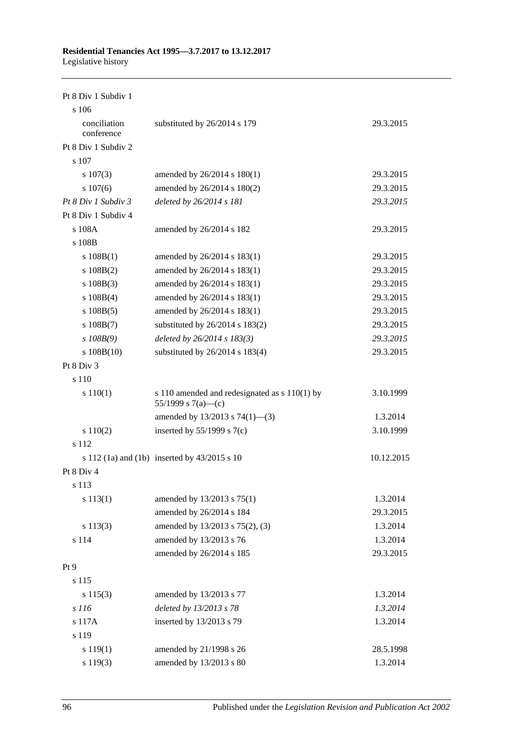| | | |
|---|---|---|
| Pt 8 Div 1 Subdiv 1 | | |
| s 106 | | |
| conciliation conference | substituted by 26/2014 s 179 | 29.3.2015 |
| Pt 8 Div 1 Subdiv 2 | | |
| s 107 | | |
| s 107(3) | amended by 26/2014 s 180(1) | 29.3.2015 |
| s 107(6) | amended by 26/2014 s 180(2) | 29.3.2015 |
| *Pt 8 Div 1 Subdiv 3* | *deleted by 26/2014 s 181* | *29.3.2015* |
| Pt 8 Div 1 Subdiv 4 | | |
| s 108A | amended by 26/2014 s 182 | 29.3.2015 |
| s 108B | | |
| s 108B(1) | amended by 26/2014 s 183(1) | 29.3.2015 |
| s 108B(2) | amended by 26/2014 s 183(1) | 29.3.2015 |
| s 108B(3) | amended by 26/2014 s 183(1) | 29.3.2015 |
| s 108B(4) | amended by 26/2014 s 183(1) | 29.3.2015 |
| s 108B(5) | amended by 26/2014 s 183(1) | 29.3.2015 |
| s 108B(7) | substituted by 26/2014 s 183(2) | 29.3.2015 |
| *s 108B(9)* | *deleted by 26/2014 s 183(3)* | *29.3.2015* |
| s 108B(10) | substituted by 26/2014 s 183(4) | 29.3.2015 |
| Pt 8 Div 3 | | |
| s 110 | | |
| s 110(1) | s 110 amended and redesignated as s 110(1) by 55/1999 s 7(a)—(c) | 3.10.1999 |
| | amended by 13/2013 s 74(1)—(3) | 1.3.2014 |
| s 110(2) | inserted by 55/1999 s 7(c) | 3.10.1999 |
| s 112 | | |
| s 112 (1a) and (1b) | inserted by 43/2015 s 10 | 10.12.2015 |
| Pt 8 Div 4 | | |
| s 113 | | |
| s 113(1) | amended by 13/2013 s 75(1) | 1.3.2014 |
| | amended by 26/2014 s 184 | 29.3.2015 |
| s 113(3) | amended by 13/2013 s 75(2), (3) | 1.3.2014 |
| s 114 | amended by 13/2013 s 76 | 1.3.2014 |
| | amended by 26/2014 s 185 | 29.3.2015 |
| Pt 9 | | |
| s 115 | | |
| s 115(3) | amended by 13/2013 s 77 | 1.3.2014 |
| *s 116* | *deleted by 13/2013 s 78* | *1.3.2014* |
| s 117A | inserted by 13/2013 s 79 | 1.3.2014 |
| s 119 | | |
| s 119(1) | amended by 21/1998 s 26 | 28.5.1998 |
| s 119(3) | amended by 13/2013 s 80 | 1.3.2014 |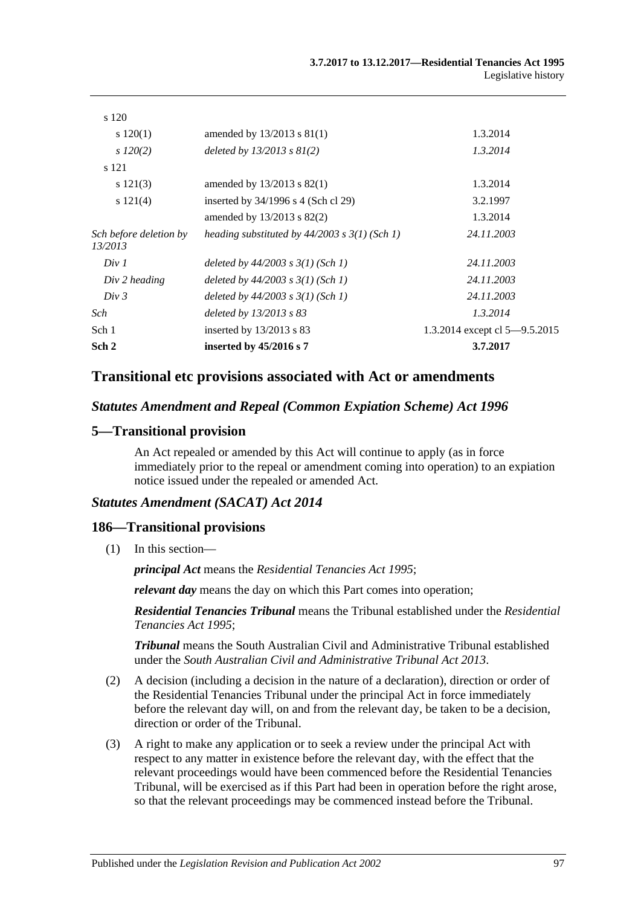| | | |
|---|---|---|
| s 120 | | |
| s 120(1) | amended by 13/2013 s 81(1) | 1.3.2014 |
| *s 120(2)* | *deleted by 13/2013 s 81(2)* | *1.3.2014* |
| s 121 | | |
| s 121(3) | amended by 13/2013 s 82(1) | 1.3.2014 |
| s 121(4) | inserted by 34/1996 s 4 (Sch cl 29) | 3.2.1997 |
| | amended by 13/2013 s 82(2) | 1.3.2014 |
| *Sch before deletion by 13/2013* | *heading substituted by 44/2003 s 3(1) (Sch 1)* | *24.11.2003* |
| *Div 1* | *deleted by 44/2003 s 3(1) (Sch 1)* | *24.11.2003* |
| *Div 2 heading* | *deleted by 44/2003 s 3(1) (Sch 1)* | *24.11.2003* |
| *Div 3* | *deleted by 44/2003 s 3(1) (Sch 1)* | *24.11.2003* |
| *Sch* | *deleted by 13/2013 s 83* | *1.3.2014* |
| Sch 1 | inserted by 13/2013 s 83 | 1.3.2014 except cl 5—9.5.2015 |
| **Sch 2** | **inserted by 45/2016 s 7** | **3.7.2017** |

## Transitional etc provisions associated with Act or amendments

### *Statutes Amendment and Repeal (Common Expiation Scheme) Act 1996*

### 5—Transitional provision

An Act repealed or amended by this Act will continue to apply (as in force immediately prior to the repeal or amendment coming into operation) to an expiation notice issued under the repealed or amended Act.

### *Statutes Amendment (SACAT) Act 2014*

### 186—Transitional provisions

(1) In this section—

***principal Act*** means the *Residential Tenancies Act 1995*;

***relevant day*** means the day on which this Part comes into operation;

***Residential Tenancies Tribunal*** means the Tribunal established under the *Residential Tenancies Act 1995*;

***Tribunal*** means the South Australian Civil and Administrative Tribunal established under the *South Australian Civil and Administrative Tribunal Act 2013*.

(2) A decision (including a decision in the nature of a declaration), direction or order of the Residential Tenancies Tribunal under the principal Act in force immediately before the relevant day will, on and from the relevant day, be taken to be a decision, direction or order of the Tribunal.

(3) A right to make any application or to seek a review under the principal Act with respect to any matter in existence before the relevant day, with the effect that the relevant proceedings would have been commenced before the Residential Tenancies Tribunal, will be exercised as if this Part had been in operation before the right arose, so that the relevant proceedings may be commenced instead before the Tribunal.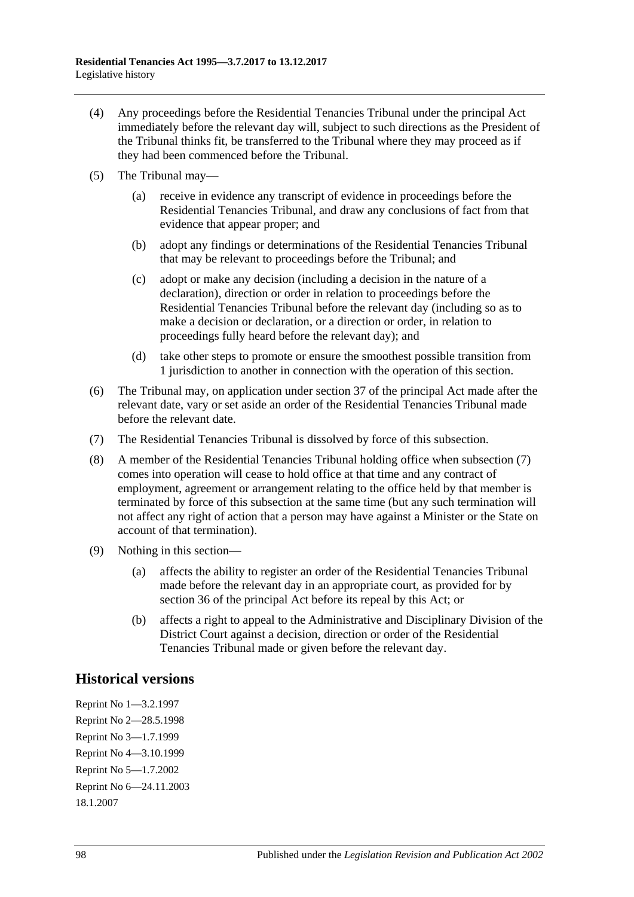(4) Any proceedings before the Residential Tenancies Tribunal under the principal Act immediately before the relevant day will, subject to such directions as the President of the Tribunal thinks fit, be transferred to the Tribunal where they may proceed as if they had been commenced before the Tribunal.

(5) The Tribunal may—

(a) receive in evidence any transcript of evidence in proceedings before the Residential Tenancies Tribunal, and draw any conclusions of fact from that evidence that appear proper; and

(b) adopt any findings or determinations of the Residential Tenancies Tribunal that may be relevant to proceedings before the Tribunal; and

(c) adopt or make any decision (including a decision in the nature of a declaration), direction or order in relation to proceedings before the Residential Tenancies Tribunal before the relevant day (including so as to make a decision or declaration, or a direction or order, in relation to proceedings fully heard before the relevant day); and

(d) take other steps to promote or ensure the smoothest possible transition from 1 jurisdiction to another in connection with the operation of this section.

(6) The Tribunal may, on application under section 37 of the principal Act made after the relevant date, vary or set aside an order of the Residential Tenancies Tribunal made before the relevant date.

(7) The Residential Tenancies Tribunal is dissolved by force of this subsection.

(8) A member of the Residential Tenancies Tribunal holding office when subsection (7) comes into operation will cease to hold office at that time and any contract of employment, agreement or arrangement relating to the office held by that member is terminated by force of this subsection at the same time (but any such termination will not affect any right of action that a person may have against a Minister or the State on account of that termination).

(9) Nothing in this section—

(a) affects the ability to register an order of the Residential Tenancies Tribunal made before the relevant day in an appropriate court, as provided for by section 36 of the principal Act before its repeal by this Act; or

(b) affects a right to appeal to the Administrative and Disciplinary Division of the District Court against a decision, direction or order of the Residential Tenancies Tribunal made or given before the relevant day.

## Historical versions

Reprint No 1—3.2.1997

Reprint No 2—28.5.1998

Reprint No 3—1.7.1999

Reprint No 4—3.10.1999

Reprint No 5—1.7.2002

Reprint No 6—24.11.2003

18.1.2007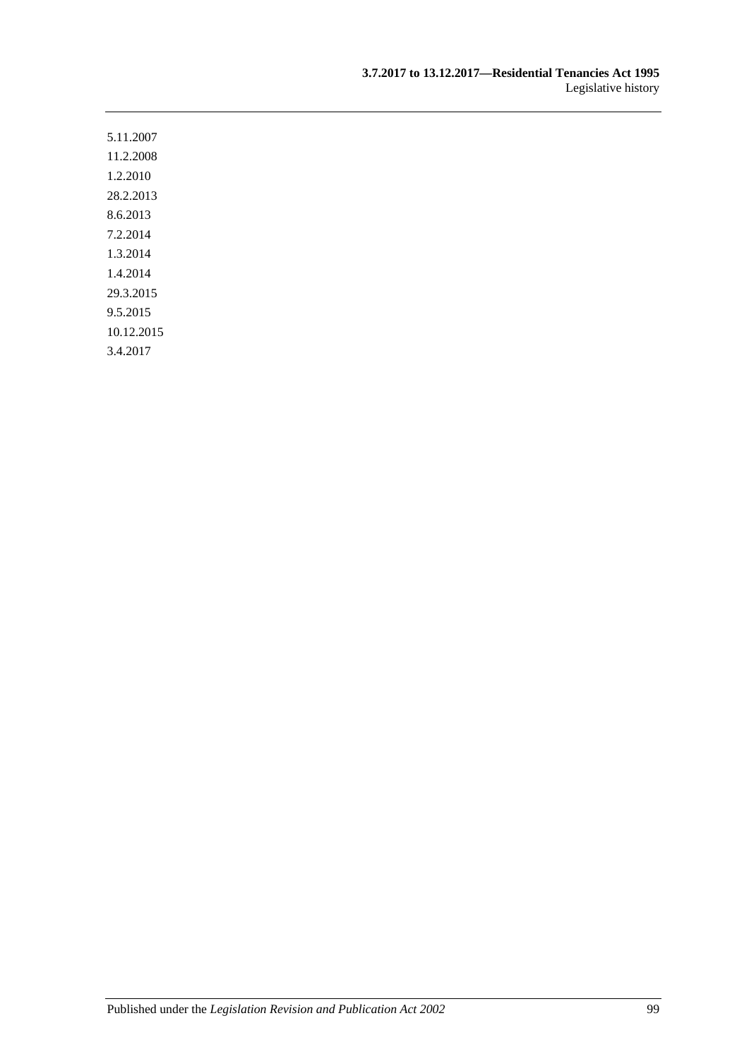5.11.2007

11.2.2008

1.2.2010

28.2.2013

8.6.2013

7.2.2014

1.3.2014

1.4.2014

29.3.2015

9.5.2015

10.12.2015

3.4.2017